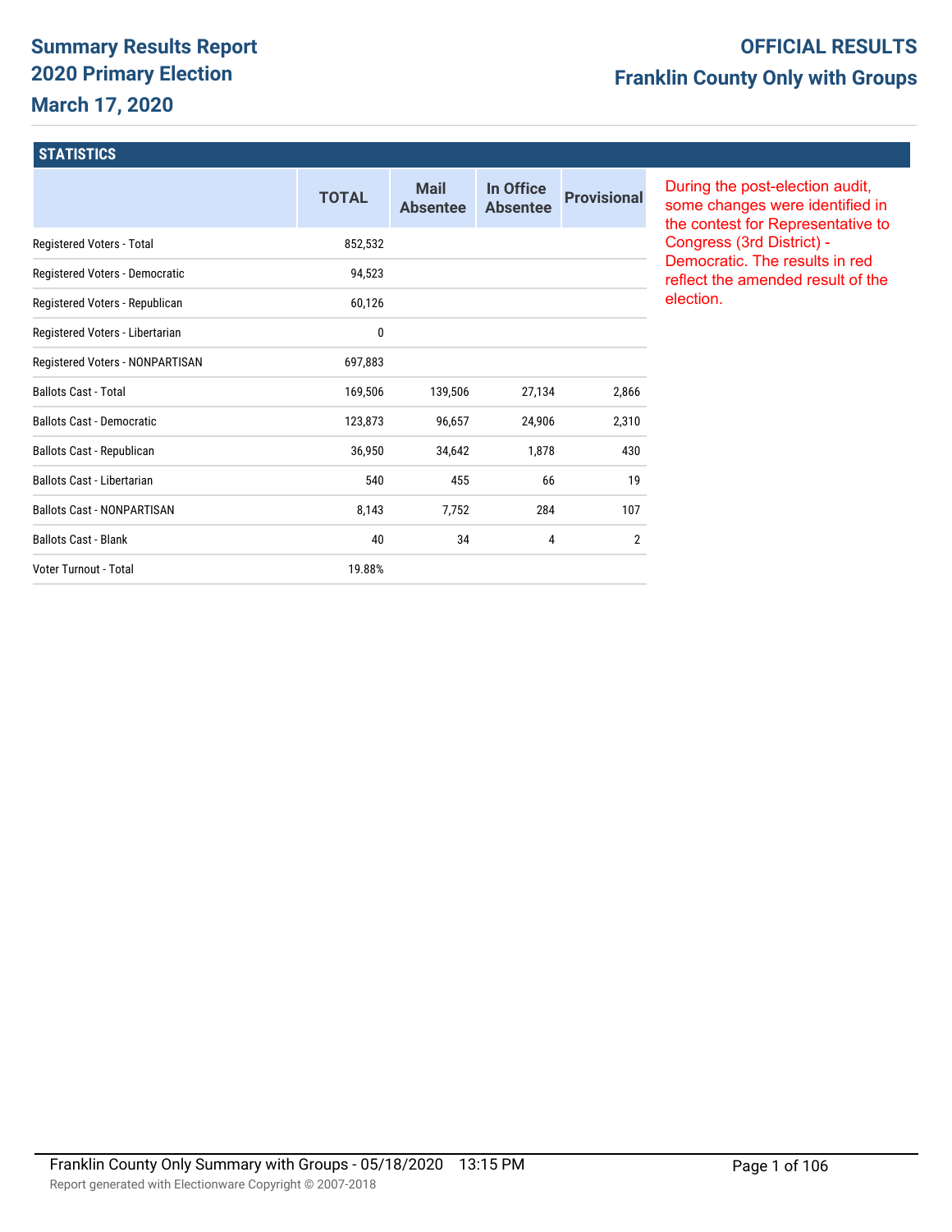# Summary Results Report
## 2020 Primary Election
## March 17, 2020

**OFFICIAL RESULTS**

**Franklin County Only with Groups**

### STATISTICS

| | TOTAL | Mail Absentee | In Office Absentee | Provisional |
|---|---|---|---|---|
| Registered Voters - Total | 852,532 | | | |
| Registered Voters - Democratic | 94,523 | | | |
| Registered Voters - Republican | 60,126 | | | |
| Registered Voters - Libertarian | 0 | | | |
| Registered Voters - NONPARTISAN | 697,883 | | | |
| Ballots Cast - Total | 169,506 | 139,506 | 27,134 | 2,866 |
| Ballots Cast - Democratic | 123,873 | 96,657 | 24,906 | 2,310 |
| Ballots Cast - Republican | 36,950 | 34,642 | 1,878 | 430 |
| Ballots Cast - Libertarian | 540 | 455 | 66 | 19 |
| Ballots Cast - NONPARTISAN | 8,143 | 7,752 | 284 | 107 |
| Ballots Cast - Blank | 40 | 34 | 4 | 2 |
| Voter Turnout - Total | 19.88% | | | |

During the post-election audit, some changes were identified in the contest for Representative to Congress (3rd District) - Democratic. The results in red reflect the amended result of the election.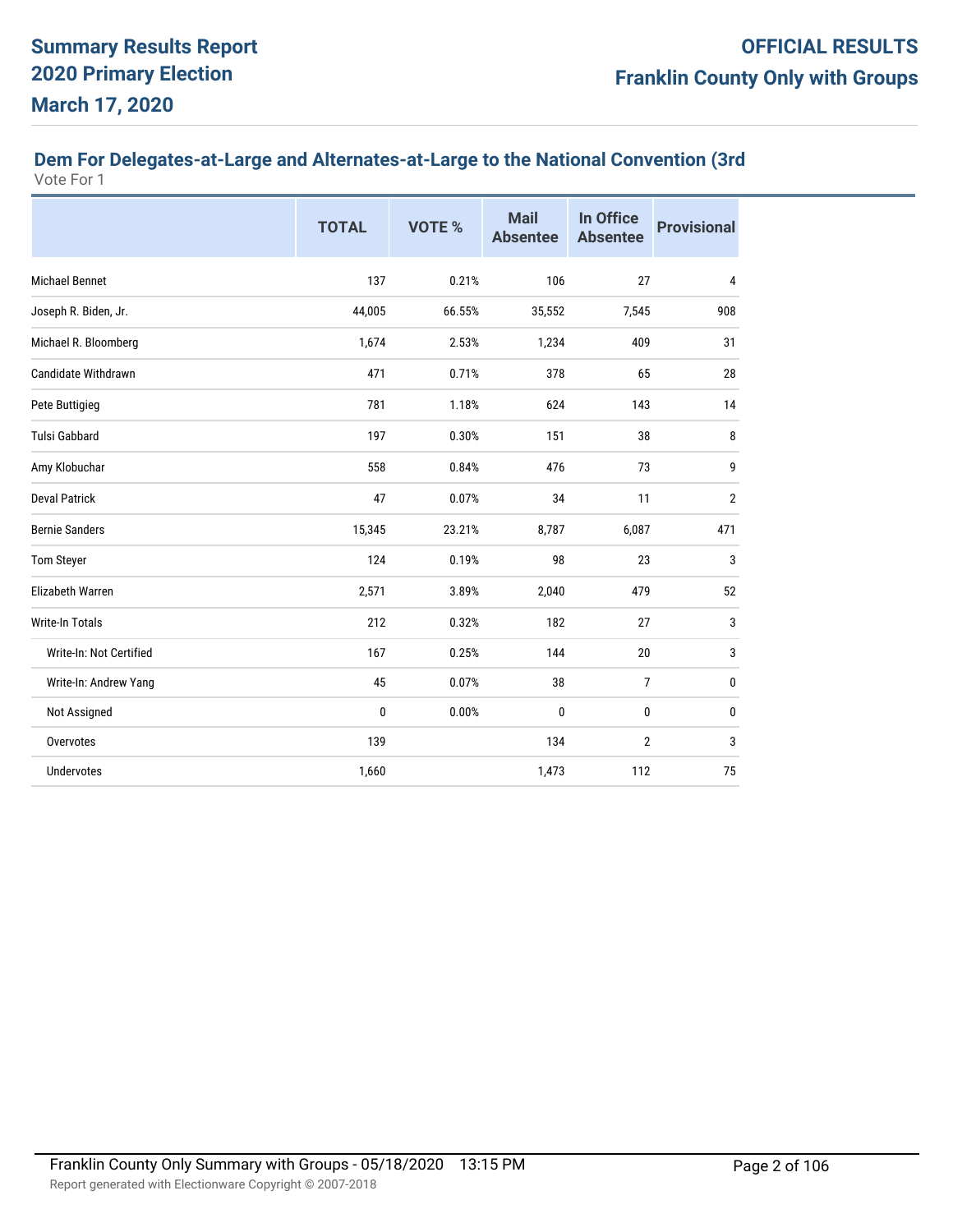# Summary Results Report
# 2020 Primary Election
# March 17, 2020

**OFFICIAL RESULTS**
**Franklin County Only with Groups**

## Dem For Delegates-at-Large and Alternates-at-Large to the National Convention (3rd

Vote For 1

| | TOTAL | VOTE % | Mail Absentee | In Office Absentee | Provisional |
|---|---|---|---|---|---|
| Michael Bennet | 137 | 0.21% | 106 | 27 | 4 |
| Joseph R. Biden, Jr. | 44,005 | 66.55% | 35,552 | 7,545 | 908 |
| Michael R. Bloomberg | 1,674 | 2.53% | 1,234 | 409 | 31 |
| Candidate Withdrawn | 471 | 0.71% | 378 | 65 | 28 |
| Pete Buttigieg | 781 | 1.18% | 624 | 143 | 14 |
| Tulsi Gabbard | 197 | 0.30% | 151 | 38 | 8 |
| Amy Klobuchar | 558 | 0.84% | 476 | 73 | 9 |
| Deval Patrick | 47 | 0.07% | 34 | 11 | 2 |
| Bernie Sanders | 15,345 | 23.21% | 8,787 | 6,087 | 471 |
| Tom Steyer | 124 | 0.19% | 98 | 23 | 3 |
| Elizabeth Warren | 2,571 | 3.89% | 2,040 | 479 | 52 |
| Write-In Totals | 212 | 0.32% | 182 | 27 | 3 |
| Write-In: Not Certified | 167 | 0.25% | 144 | 20 | 3 |
| Write-In: Andrew Yang | 45 | 0.07% | 38 | 7 | 0 |
| Not Assigned | 0 | 0.00% | 0 | 0 | 0 |
| Overvotes | 139 | | 134 | 2 | 3 |
| Undervotes | 1,660 | | 1,473 | 112 | 75 |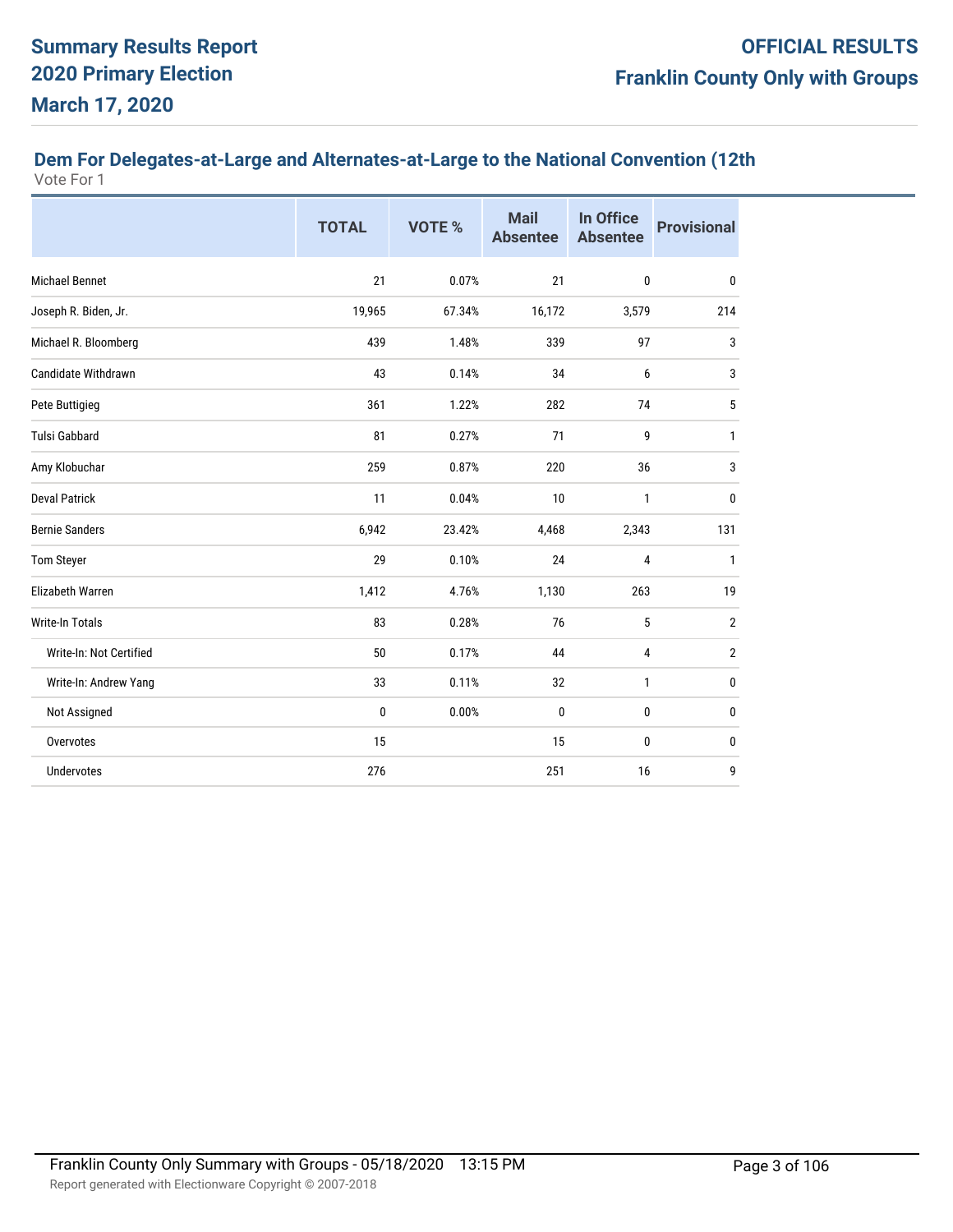## Dem For Delegates-at-Large and Alternates-at-Large to the National Convention (12th

Vote For 1

| | TOTAL | VOTE % | Mail Absentee | In Office Absentee | Provisional |
|---|---|---|---|---|---|
| Michael Bennet | 21 | 0.07% | 21 | 0 | 0 |
| Joseph R. Biden, Jr. | 19,965 | 67.34% | 16,172 | 3,579 | 214 |
| Michael R. Bloomberg | 439 | 1.48% | 339 | 97 | 3 |
| Candidate Withdrawn | 43 | 0.14% | 34 | 6 | 3 |
| Pete Buttigieg | 361 | 1.22% | 282 | 74 | 5 |
| Tulsi Gabbard | 81 | 0.27% | 71 | 9 | 1 |
| Amy Klobuchar | 259 | 0.87% | 220 | 36 | 3 |
| Deval Patrick | 11 | 0.04% | 10 | 1 | 0 |
| Bernie Sanders | 6,942 | 23.42% | 4,468 | 2,343 | 131 |
| Tom Steyer | 29 | 0.10% | 24 | 4 | 1 |
| Elizabeth Warren | 1,412 | 4.76% | 1,130 | 263 | 19 |
| Write-In Totals | 83 | 0.28% | 76 | 5 | 2 |
| Write-In: Not Certified | 50 | 0.17% | 44 | 4 | 2 |
| Write-In: Andrew Yang | 33 | 0.11% | 32 | 1 | 0 |
| Not Assigned | 0 | 0.00% | 0 | 0 | 0 |
| Overvotes | 15 | | 15 | 0 | 0 |
| Undervotes | 276 | | 251 | 16 | 9 |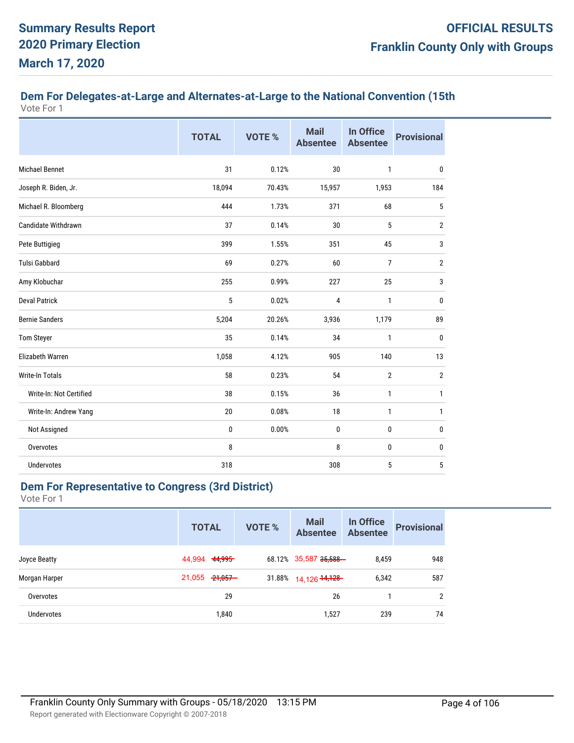**Summary Results Report**
**2020 Primary Election**
**March 17, 2020**

**OFFICIAL RESULTS**
**Franklin County Only with Groups**

## Dem For Delegates-at-Large and Alternates-at-Large to the National Convention (15th

Vote For 1

| | TOTAL | VOTE % | Mail Absentee | In Office Absentee | Provisional |
|---|---|---|---|---|---|
| Michael Bennet | 31 | 0.12% | 30 | 1 | 0 |
| Joseph R. Biden, Jr. | 18,094 | 70.43% | 15,957 | 1,953 | 184 |
| Michael R. Bloomberg | 444 | 1.73% | 371 | 68 | 5 |
| Candidate Withdrawn | 37 | 0.14% | 30 | 5 | 2 |
| Pete Buttigieg | 399 | 1.55% | 351 | 45 | 3 |
| Tulsi Gabbard | 69 | 0.27% | 60 | 7 | 2 |
| Amy Klobuchar | 255 | 0.99% | 227 | 25 | 3 |
| Deval Patrick | 5 | 0.02% | 4 | 1 | 0 |
| Bernie Sanders | 5,204 | 20.26% | 3,936 | 1,179 | 89 |
| Tom Steyer | 35 | 0.14% | 34 | 1 | 0 |
| Elizabeth Warren | 1,058 | 4.12% | 905 | 140 | 13 |
| Write-In Totals | 58 | 0.23% | 54 | 2 | 2 |
| Write-In: Not Certified | 38 | 0.15% | 36 | 1 | 1 |
| Write-In: Andrew Yang | 20 | 0.08% | 18 | 1 | 1 |
| Not Assigned | 0 | 0.00% | 0 | 0 | 0 |
| Overvotes | 8 | | 8 | 0 | 0 |
| Undervotes | 318 | | 308 | 5 | 5 |

## Dem For Representative to Congress (3rd District)

Vote For 1

| | TOTAL | VOTE % | Mail Absentee | In Office Absentee | Provisional |
|---|---|---|---|---|---|
| Joyce Beatty | 44,994 ~~44,995~~ | 68.12% | 35,587 ~~35,588~~ | 8,459 | 948 |
| Morgan Harper | 21,055 ~~21,057~~ | 31.88% | 14,126 ~~14,128~~ | 6,342 | 587 |
| Overvotes | 29 | | 26 | 1 | 2 |
| Undervotes | 1,840 | | 1,527 | 239 | 74 |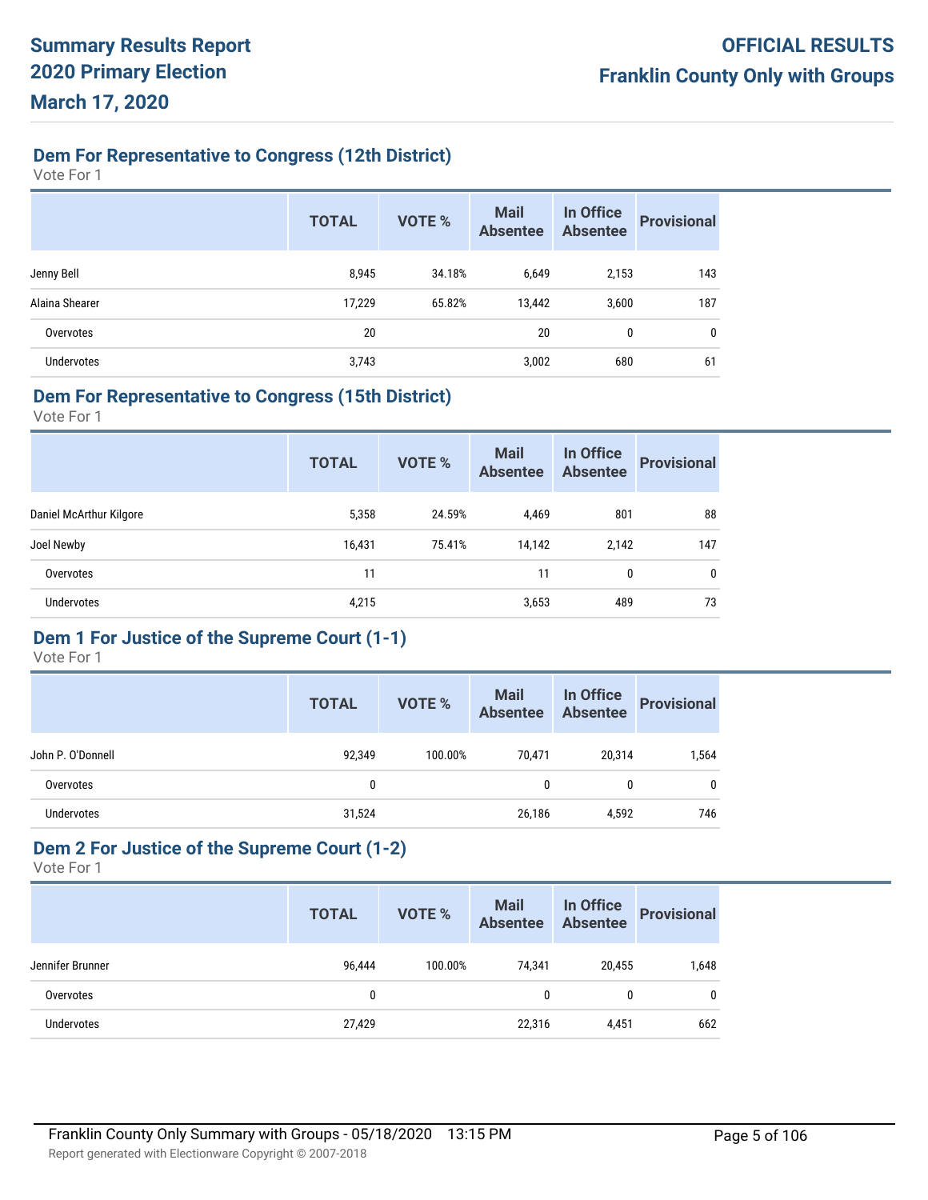## Dem For Representative to Congress (12th District)

Vote For 1

| | TOTAL | VOTE % | Mail Absentee | In Office Absentee | Provisional |
|---|---|---|---|---|---|
| Jenny Bell | 8,945 | 34.18% | 6,649 | 2,153 | 143 |
| Alaina Shearer | 17,229 | 65.82% | 13,442 | 3,600 | 187 |
| Overvotes | 20 | | 20 | 0 | 0 |
| Undervotes | 3,743 | | 3,002 | 680 | 61 |

## Dem For Representative to Congress (15th District)

Vote For 1

| | TOTAL | VOTE % | Mail Absentee | In Office Absentee | Provisional |
|---|---|---|---|---|---|
| Daniel McArthur Kilgore | 5,358 | 24.59% | 4,469 | 801 | 88 |
| Joel Newby | 16,431 | 75.41% | 14,142 | 2,142 | 147 |
| Overvotes | 11 | | 11 | 0 | 0 |
| Undervotes | 4,215 | | 3,653 | 489 | 73 |

## Dem 1 For Justice of the Supreme Court (1-1)

Vote For 1

| | TOTAL | VOTE % | Mail Absentee | In Office Absentee | Provisional |
|---|---|---|---|---|---|
| John P. O'Donnell | 92,349 | 100.00% | 70,471 | 20,314 | 1,564 |
| Overvotes | 0 | | 0 | 0 | 0 |
| Undervotes | 31,524 | | 26,186 | 4,592 | 746 |

## Dem 2 For Justice of the Supreme Court (1-2)

Vote For 1

| | TOTAL | VOTE % | Mail Absentee | In Office Absentee | Provisional |
|---|---|---|---|---|---|
| Jennifer Brunner | 96,444 | 100.00% | 74,341 | 20,455 | 1,648 |
| Overvotes | 0 | | 0 | 0 | 0 |
| Undervotes | 27,429 | | 22,316 | 4,451 | 662 |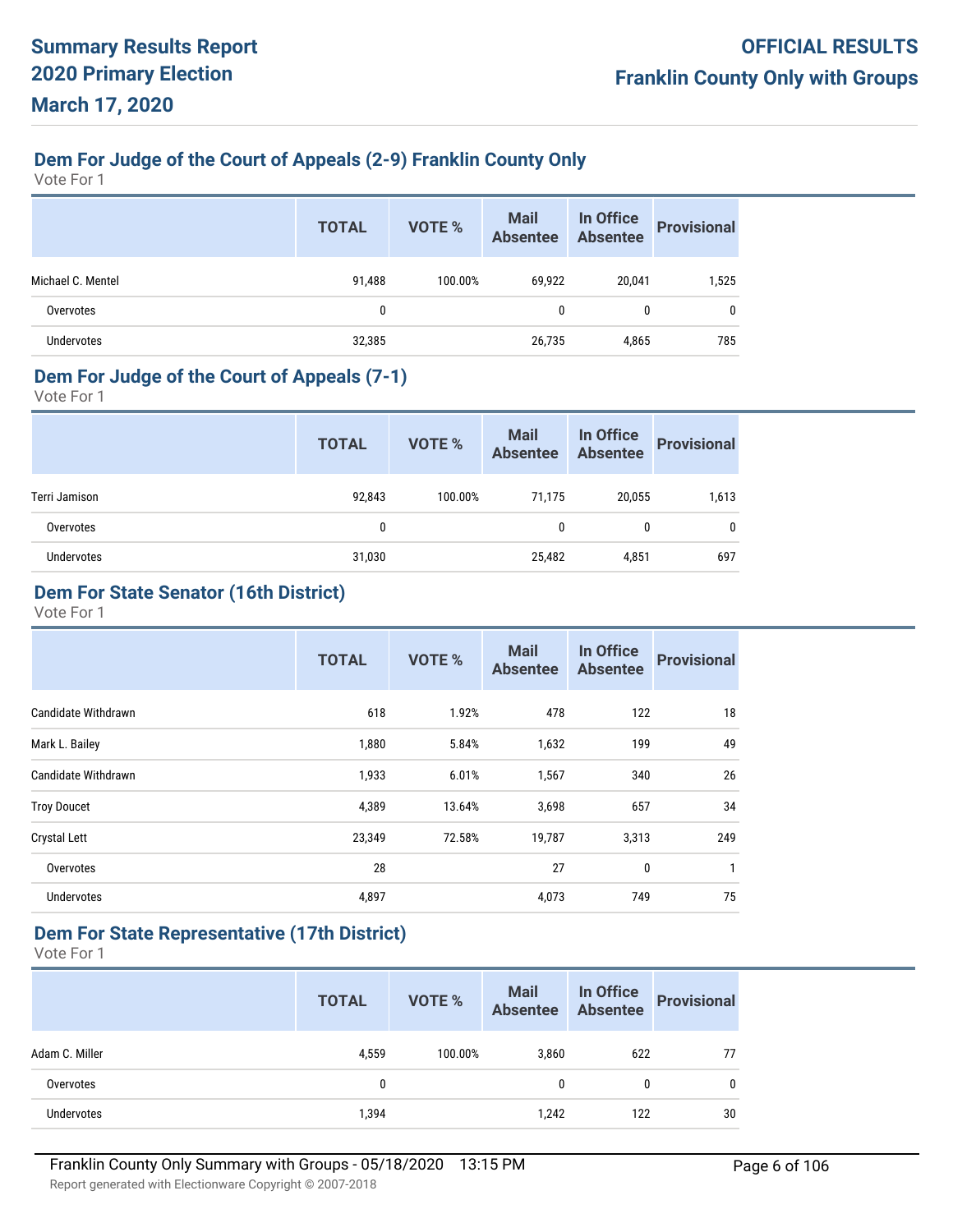## Dem For Judge of the Court of Appeals (2-9) Franklin County Only

Vote For 1

| | TOTAL | VOTE % | Mail Absentee | In Office Absentee | Provisional |
|---|---|---|---|---|---|
| Michael C. Mentel | 91,488 | 100.00% | 69,922 | 20,041 | 1,525 |
| Overvotes | 0 | | 0 | 0 | 0 |
| Undervotes | 32,385 | | 26,735 | 4,865 | 785 |

## Dem For Judge of the Court of Appeals (7-1)

Vote For 1

| | TOTAL | VOTE % | Mail Absentee | In Office Absentee | Provisional |
|---|---|---|---|---|---|
| Terri Jamison | 92,843 | 100.00% | 71,175 | 20,055 | 1,613 |
| Overvotes | 0 | | 0 | 0 | 0 |
| Undervotes | 31,030 | | 25,482 | 4,851 | 697 |

## Dem For State Senator (16th District)

Vote For 1

| | TOTAL | VOTE % | Mail Absentee | In Office Absentee | Provisional |
|---|---|---|---|---|---|
| Candidate Withdrawn | 618 | 1.92% | 478 | 122 | 18 |
| Mark L. Bailey | 1,880 | 5.84% | 1,632 | 199 | 49 |
| Candidate Withdrawn | 1,933 | 6.01% | 1,567 | 340 | 26 |
| Troy Doucet | 4,389 | 13.64% | 3,698 | 657 | 34 |
| Crystal Lett | 23,349 | 72.58% | 19,787 | 3,313 | 249 |
| Overvotes | 28 | | 27 | 0 | 1 |
| Undervotes | 4,897 | | 4,073 | 749 | 75 |

## Dem For State Representative (17th District)

Vote For 1

| | TOTAL | VOTE % | Mail Absentee | In Office Absentee | Provisional |
|---|---|---|---|---|---|
| Adam C. Miller | 4,559 | 100.00% | 3,860 | 622 | 77 |
| Overvotes | 0 | | 0 | 0 | 0 |
| Undervotes | 1,394 | | 1,242 | 122 | 30 |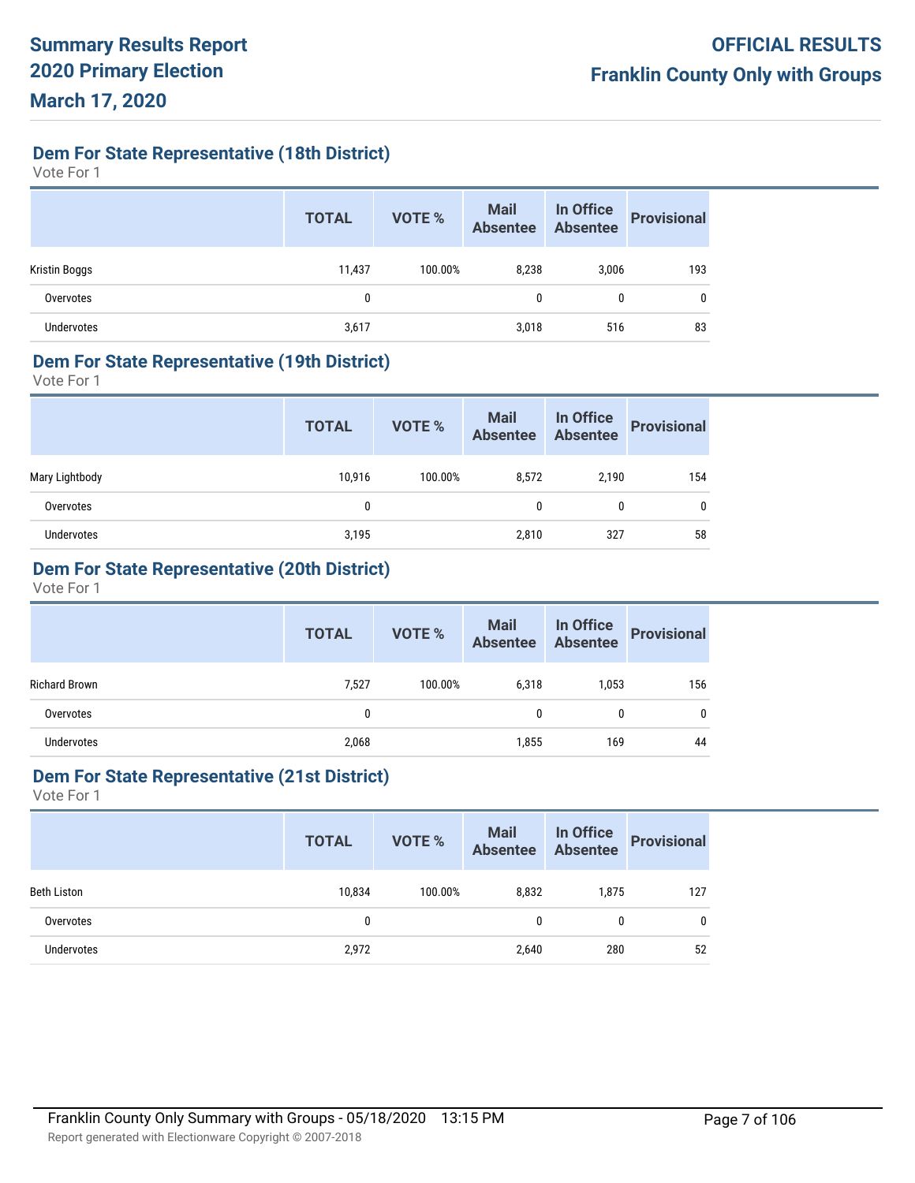# Summary Results Report
# 2020 Primary Election
# March 17, 2020

**OFFICIAL RESULTS**
**Franklin County Only with Groups**

## Dem For State Representative (18th District)

Vote For 1

| | TOTAL | VOTE % | Mail Absentee | In Office Absentee | Provisional |
|---|---|---|---|---|---|
| Kristin Boggs | 11,437 | 100.00% | 8,238 | 3,006 | 193 |
| Overvotes | 0 | | 0 | 0 | 0 |
| Undervotes | 3,617 | | 3,018 | 516 | 83 |

## Dem For State Representative (19th District)

Vote For 1

| | TOTAL | VOTE % | Mail Absentee | In Office Absentee | Provisional |
|---|---|---|---|---|---|
| Mary Lightbody | 10,916 | 100.00% | 8,572 | 2,190 | 154 |
| Overvotes | 0 | | 0 | 0 | 0 |
| Undervotes | 3,195 | | 2,810 | 327 | 58 |

## Dem For State Representative (20th District)

Vote For 1

| | TOTAL | VOTE % | Mail Absentee | In Office Absentee | Provisional |
|---|---|---|---|---|---|
| Richard Brown | 7,527 | 100.00% | 6,318 | 1,053 | 156 |
| Overvotes | 0 | | 0 | 0 | 0 |
| Undervotes | 2,068 | | 1,855 | 169 | 44 |

## Dem For State Representative (21st District)

Vote For 1

| | TOTAL | VOTE % | Mail Absentee | In Office Absentee | Provisional |
|---|---|---|---|---|---|
| Beth Liston | 10,834 | 100.00% | 8,832 | 1,875 | 127 |
| Overvotes | 0 | | 0 | 0 | 0 |
| Undervotes | 2,972 | | 2,640 | 280 | 52 |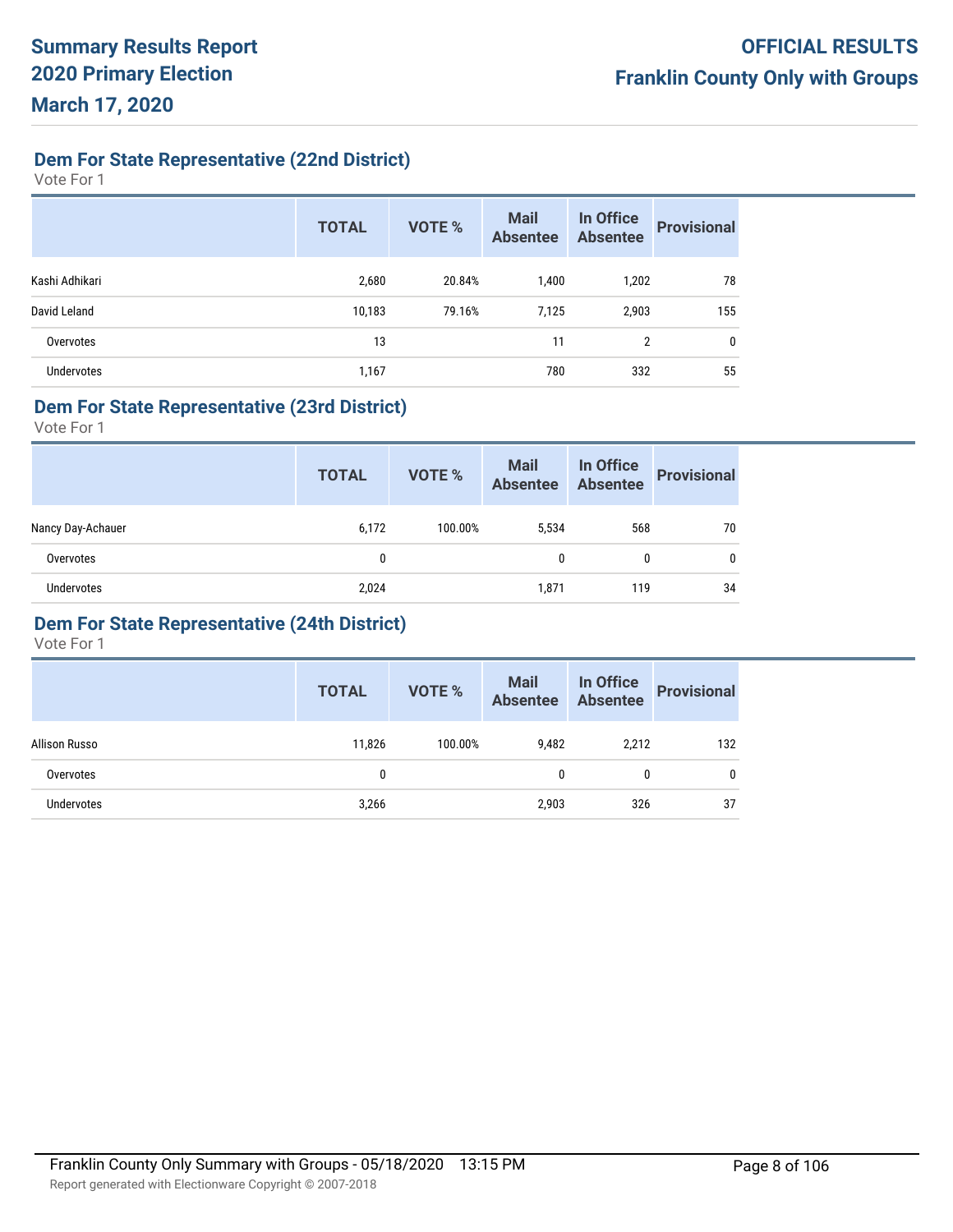### Dem For State Representative (22nd District)

Vote For 1

| | TOTAL | VOTE % | Mail Absentee | In Office Absentee | Provisional |
|---|---|---|---|---|---|
| Kashi Adhikari | 2,680 | 20.84% | 1,400 | 1,202 | 78 |
| David Leland | 10,183 | 79.16% | 7,125 | 2,903 | 155 |
| Overvotes | 13 | | 11 | 2 | 0 |
| Undervotes | 1,167 | | 780 | 332 | 55 |

### Dem For State Representative (23rd District)

Vote For 1

| | TOTAL | VOTE % | Mail Absentee | In Office Absentee | Provisional |
|---|---|---|---|---|---|
| Nancy Day-Achauer | 6,172 | 100.00% | 5,534 | 568 | 70 |
| Overvotes | 0 | | 0 | 0 | 0 |
| Undervotes | 2,024 | | 1,871 | 119 | 34 |

### Dem For State Representative (24th District)

Vote For 1

| | TOTAL | VOTE % | Mail Absentee | In Office Absentee | Provisional |
|---|---|---|---|---|---|
| Allison Russo | 11,826 | 100.00% | 9,482 | 2,212 | 132 |
| Overvotes | 0 | | 0 | 0 | 0 |
| Undervotes | 3,266 | | 2,903 | 326 | 37 |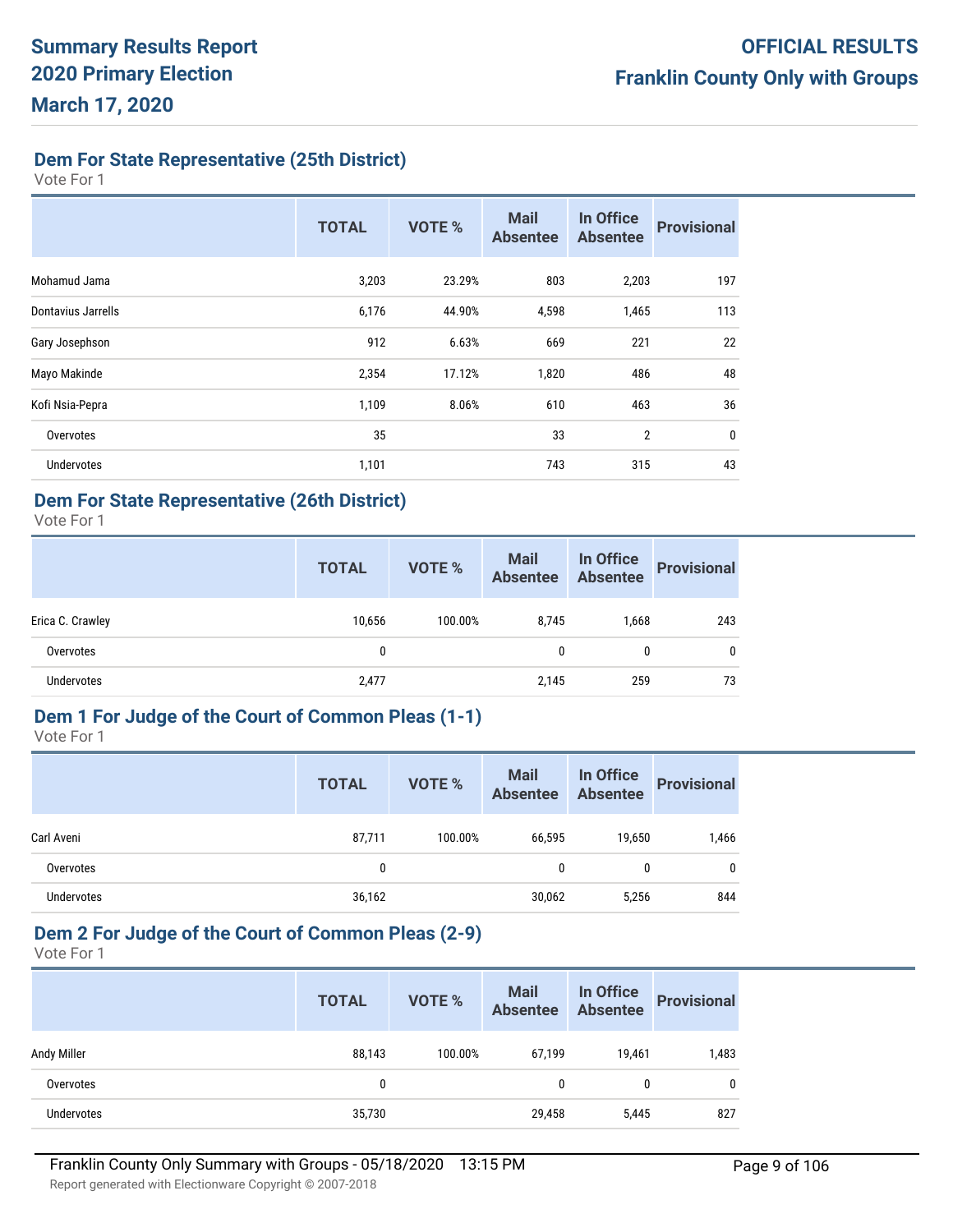## Dem For State Representative (25th District)

Vote For 1

| | TOTAL | VOTE % | Mail Absentee | In Office Absentee | Provisional |
|---|---|---|---|---|---|
| Mohamud Jama | 3,203 | 23.29% | 803 | 2,203 | 197 |
| Dontavius Jarrells | 6,176 | 44.90% | 4,598 | 1,465 | 113 |
| Gary Josephson | 912 | 6.63% | 669 | 221 | 22 |
| Mayo Makinde | 2,354 | 17.12% | 1,820 | 486 | 48 |
| Kofi Nsia-Pepra | 1,109 | 8.06% | 610 | 463 | 36 |
| Overvotes | 35 | | 33 | 2 | 0 |
| Undervotes | 1,101 | | 743 | 315 | 43 |

## Dem For State Representative (26th District)

Vote For 1

| | TOTAL | VOTE % | Mail Absentee | In Office Absentee | Provisional |
|---|---|---|---|---|---|
| Erica C. Crawley | 10,656 | 100.00% | 8,745 | 1,668 | 243 |
| Overvotes | 0 | | 0 | 0 | 0 |
| Undervotes | 2,477 | | 2,145 | 259 | 73 |

## Dem 1 For Judge of the Court of Common Pleas (1-1)

Vote For 1

| | TOTAL | VOTE % | Mail Absentee | In Office Absentee | Provisional |
|---|---|---|---|---|---|
| Carl Aveni | 87,711 | 100.00% | 66,595 | 19,650 | 1,466 |
| Overvotes | 0 | | 0 | 0 | 0 |
| Undervotes | 36,162 | | 30,062 | 5,256 | 844 |

## Dem 2 For Judge of the Court of Common Pleas (2-9)

Vote For 1

| | TOTAL | VOTE % | Mail Absentee | In Office Absentee | Provisional |
|---|---|---|---|---|---|
| Andy Miller | 88,143 | 100.00% | 67,199 | 19,461 | 1,483 |
| Overvotes | 0 | | 0 | 0 | 0 |
| Undervotes | 35,730 | | 29,458 | 5,445 | 827 |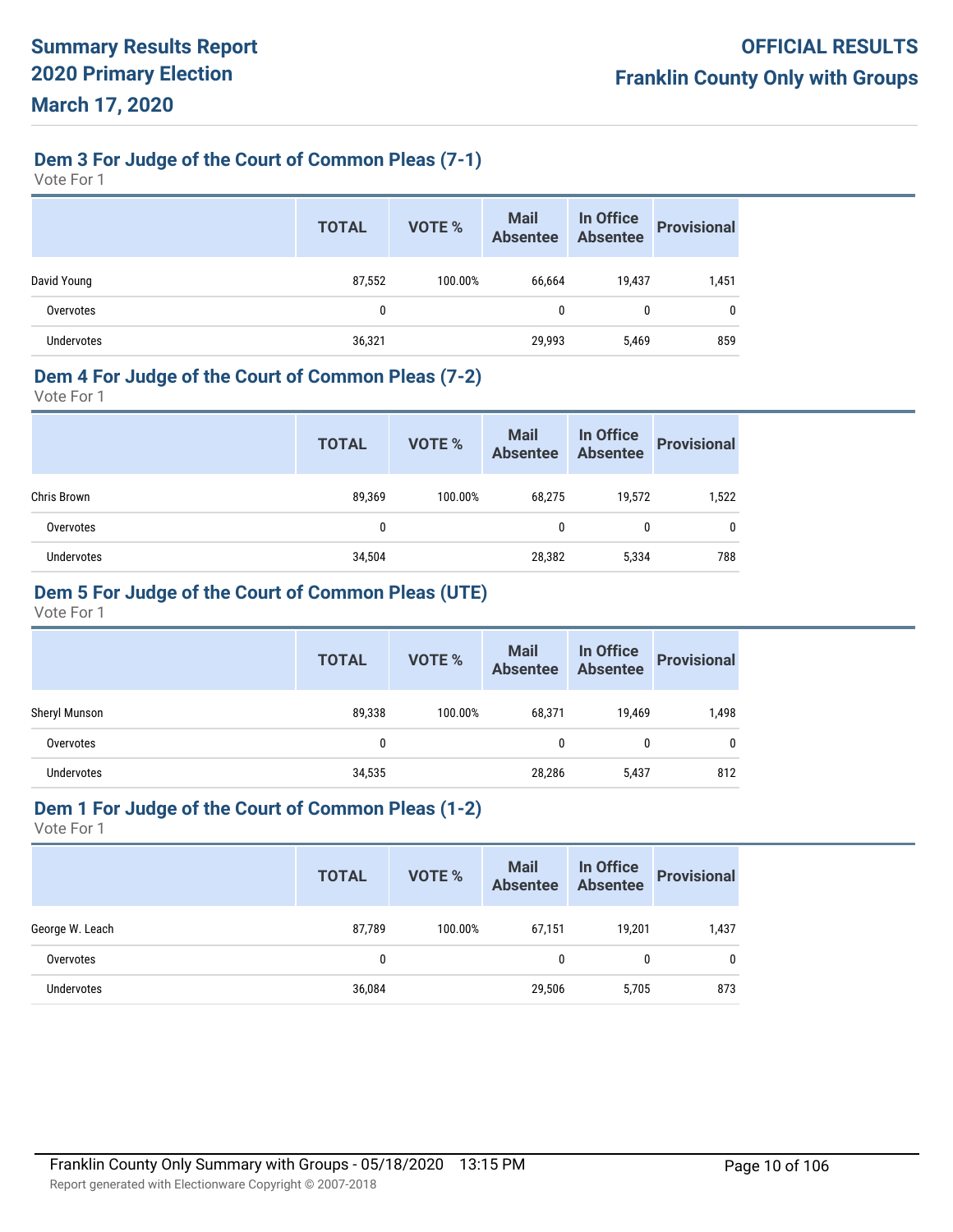## Dem 3 For Judge of the Court of Common Pleas (7-1)

Vote For 1

| | TOTAL | VOTE % | Mail Absentee | In Office Absentee | Provisional |
|---|---|---|---|---|---|
| David Young | 87,552 | 100.00% | 66,664 | 19,437 | 1,451 |
| Overvotes | 0 | | 0 | 0 | 0 |
| Undervotes | 36,321 | | 29,993 | 5,469 | 859 |

## Dem 4 For Judge of the Court of Common Pleas (7-2)

Vote For 1

| | TOTAL | VOTE % | Mail Absentee | In Office Absentee | Provisional |
|---|---|---|---|---|---|
| Chris Brown | 89,369 | 100.00% | 68,275 | 19,572 | 1,522 |
| Overvotes | 0 | | 0 | 0 | 0 |
| Undervotes | 34,504 | | 28,382 | 5,334 | 788 |

## Dem 5 For Judge of the Court of Common Pleas (UTE)

Vote For 1

| | TOTAL | VOTE % | Mail Absentee | In Office Absentee | Provisional |
|---|---|---|---|---|---|
| Sheryl Munson | 89,338 | 100.00% | 68,371 | 19,469 | 1,498 |
| Overvotes | 0 | | 0 | 0 | 0 |
| Undervotes | 34,535 | | 28,286 | 5,437 | 812 |

## Dem 1 For Judge of the Court of Common Pleas (1-2)

Vote For 1

| | TOTAL | VOTE % | Mail Absentee | In Office Absentee | Provisional |
|---|---|---|---|---|---|
| George W. Leach | 87,789 | 100.00% | 67,151 | 19,201 | 1,437 |
| Overvotes | 0 | | 0 | 0 | 0 |
| Undervotes | 36,084 | | 29,506 | 5,705 | 873 |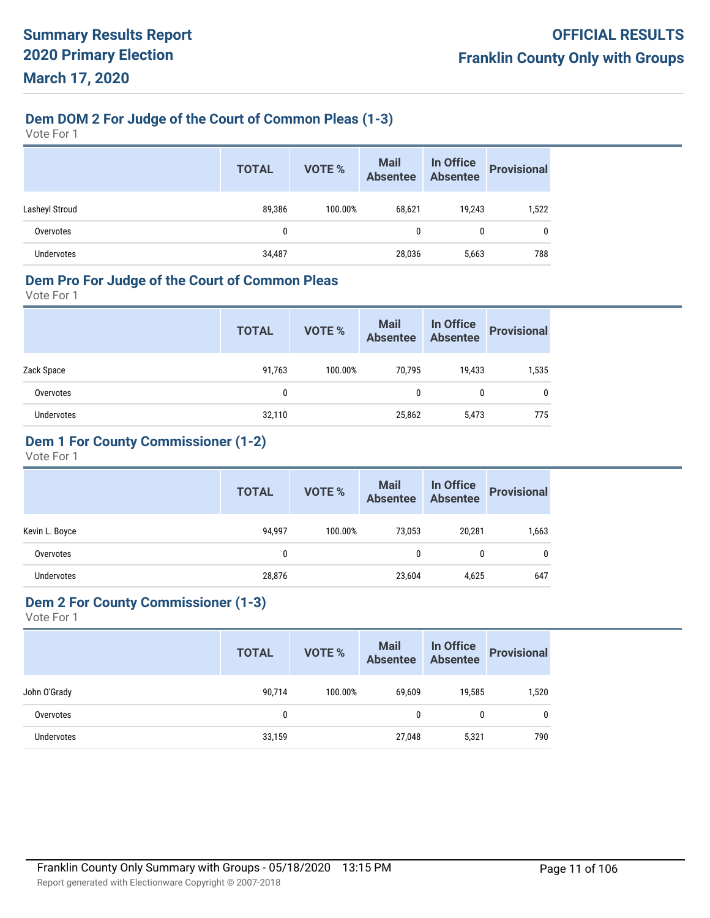## Dem DOM 2 For Judge of the Court of Common Pleas (1-3)

Vote For 1

| | TOTAL | VOTE % | Mail Absentee | In Office Absentee | Provisional |
|---|---|---|---|---|---|
| Lasheyl Stroud | 89,386 | 100.00% | 68,621 | 19,243 | 1,522 |
| Overvotes | 0 | | 0 | 0 | 0 |
| Undervotes | 34,487 | | 28,036 | 5,663 | 788 |

## Dem Pro For Judge of the Court of Common Pleas

Vote For 1

| | TOTAL | VOTE % | Mail Absentee | In Office Absentee | Provisional |
|---|---|---|---|---|---|
| Zack Space | 91,763 | 100.00% | 70,795 | 19,433 | 1,535 |
| Overvotes | 0 | | 0 | 0 | 0 |
| Undervotes | 32,110 | | 25,862 | 5,473 | 775 |

## Dem 1 For County Commissioner (1-2)

Vote For 1

| | TOTAL | VOTE % | Mail Absentee | In Office Absentee | Provisional |
|---|---|---|---|---|---|
| Kevin L. Boyce | 94,997 | 100.00% | 73,053 | 20,281 | 1,663 |
| Overvotes | 0 | | 0 | 0 | 0 |
| Undervotes | 28,876 | | 23,604 | 4,625 | 647 |

## Dem 2 For County Commissioner (1-3)

Vote For 1

| | TOTAL | VOTE % | Mail Absentee | In Office Absentee | Provisional |
|---|---|---|---|---|---|
| John O'Grady | 90,714 | 100.00% | 69,609 | 19,585 | 1,520 |
| Overvotes | 0 | | 0 | 0 | 0 |
| Undervotes | 33,159 | | 27,048 | 5,321 | 790 |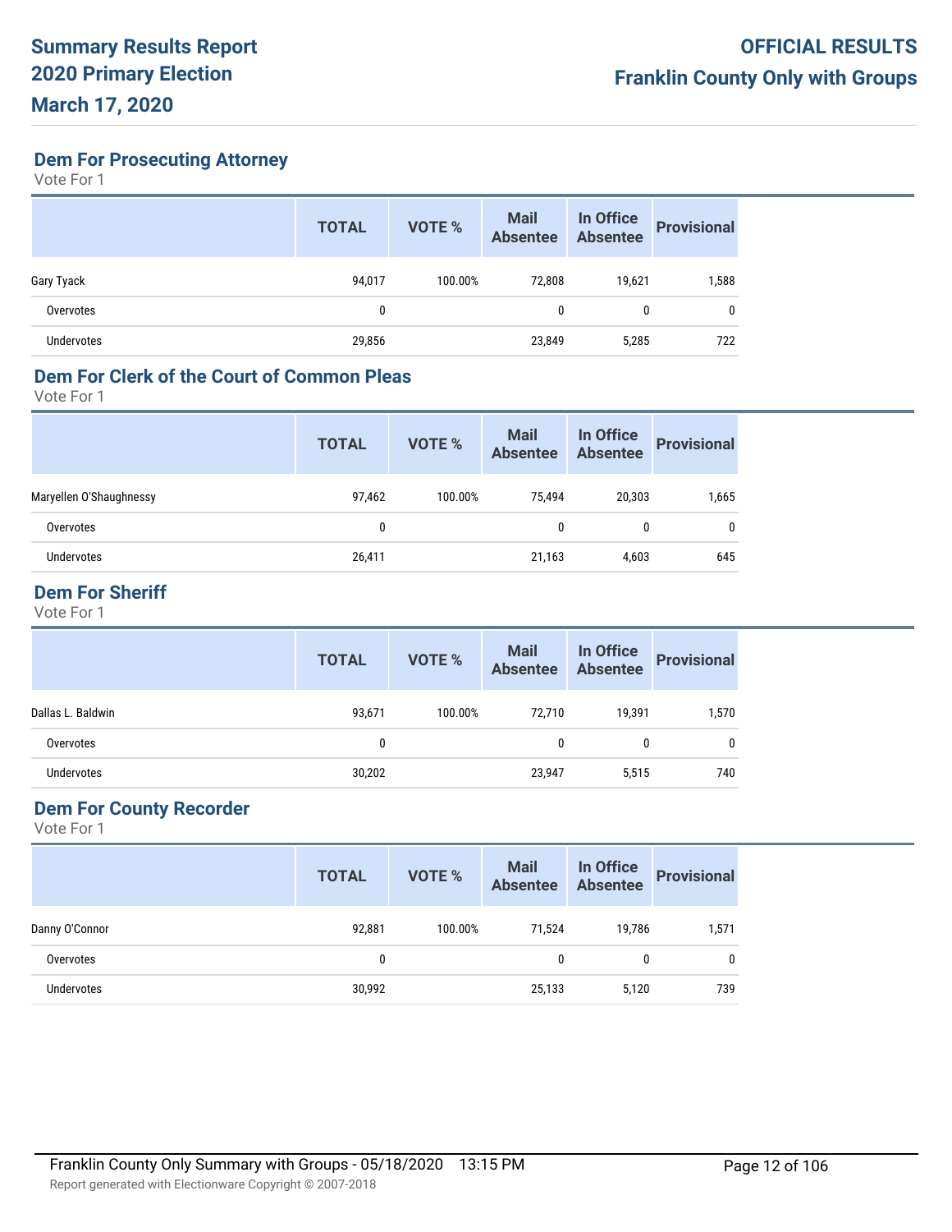## Dem For Prosecuting Attorney

Vote For 1

| | TOTAL | VOTE % | Mail Absentee | In Office Absentee | Provisional |
|---|---|---|---|---|---|
| Gary Tyack | 94,017 | 100.00% | 72,808 | 19,621 | 1,588 |
| Overvotes | 0 | | 0 | 0 | 0 |
| Undervotes | 29,856 | | 23,849 | 5,285 | 722 |

## Dem For Clerk of the Court of Common Pleas

Vote For 1

| | TOTAL | VOTE % | Mail Absentee | In Office Absentee | Provisional |
|---|---|---|---|---|---|
| Maryellen O'Shaughnessy | 97,462 | 100.00% | 75,494 | 20,303 | 1,665 |
| Overvotes | 0 | | 0 | 0 | 0 |
| Undervotes | 26,411 | | 21,163 | 4,603 | 645 |

## Dem For Sheriff

Vote For 1

| | TOTAL | VOTE % | Mail Absentee | In Office Absentee | Provisional |
|---|---|---|---|---|---|
| Dallas L. Baldwin | 93,671 | 100.00% | 72,710 | 19,391 | 1,570 |
| Overvotes | 0 | | 0 | 0 | 0 |
| Undervotes | 30,202 | | 23,947 | 5,515 | 740 |

## Dem For County Recorder

Vote For 1

| | TOTAL | VOTE % | Mail Absentee | In Office Absentee | Provisional |
|---|---|---|---|---|---|
| Danny O'Connor | 92,881 | 100.00% | 71,524 | 19,786 | 1,571 |
| Overvotes | 0 | | 0 | 0 | 0 |
| Undervotes | 30,992 | | 25,133 | 5,120 | 739 |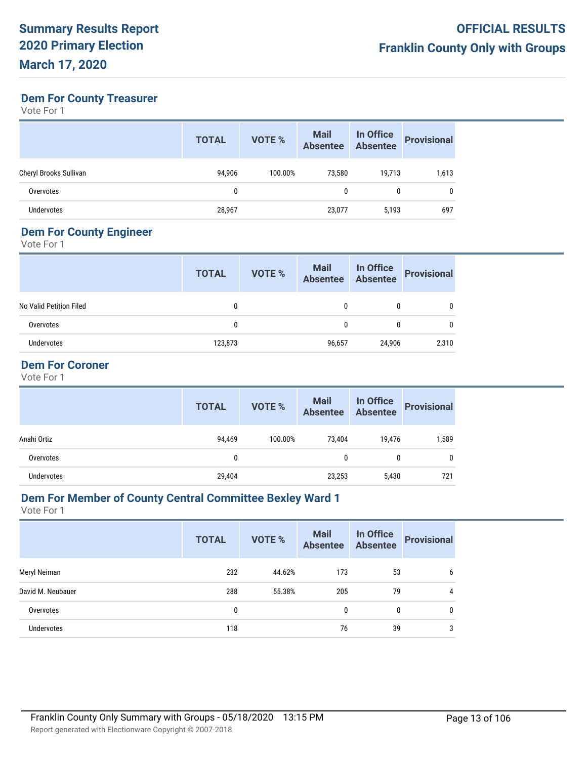## Dem For County Treasurer

Vote For 1

| | TOTAL | VOTE % | Mail Absentee | In Office Absentee | Provisional |
|---|---|---|---|---|---|
| Cheryl Brooks Sullivan | 94,906 | 100.00% | 73,580 | 19,713 | 1,613 |
| Overvotes | 0 | | 0 | 0 | 0 |
| Undervotes | 28,967 | | 23,077 | 5,193 | 697 |

## Dem For County Engineer

Vote For 1

| | TOTAL | VOTE % | Mail Absentee | In Office Absentee | Provisional |
|---|---|---|---|---|---|
| No Valid Petition Filed | 0 | | 0 | 0 | 0 |
| Overvotes | 0 | | 0 | 0 | 0 |
| Undervotes | 123,873 | | 96,657 | 24,906 | 2,310 |

## Dem For Coroner

Vote For 1

| | TOTAL | VOTE % | Mail Absentee | In Office Absentee | Provisional |
|---|---|---|---|---|---|
| Anahi Ortiz | 94,469 | 100.00% | 73,404 | 19,476 | 1,589 |
| Overvotes | 0 | | 0 | 0 | 0 |
| Undervotes | 29,404 | | 23,253 | 5,430 | 721 |

## Dem For Member of County Central Committee Bexley Ward 1

Vote For 1

| | TOTAL | VOTE % | Mail Absentee | In Office Absentee | Provisional |
|---|---|---|---|---|---|
| Meryl Neiman | 232 | 44.62% | 173 | 53 | 6 |
| David M. Neubauer | 288 | 55.38% | 205 | 79 | 4 |
| Overvotes | 0 | | 0 | 0 | 0 |
| Undervotes | 118 | | 76 | 39 | 3 |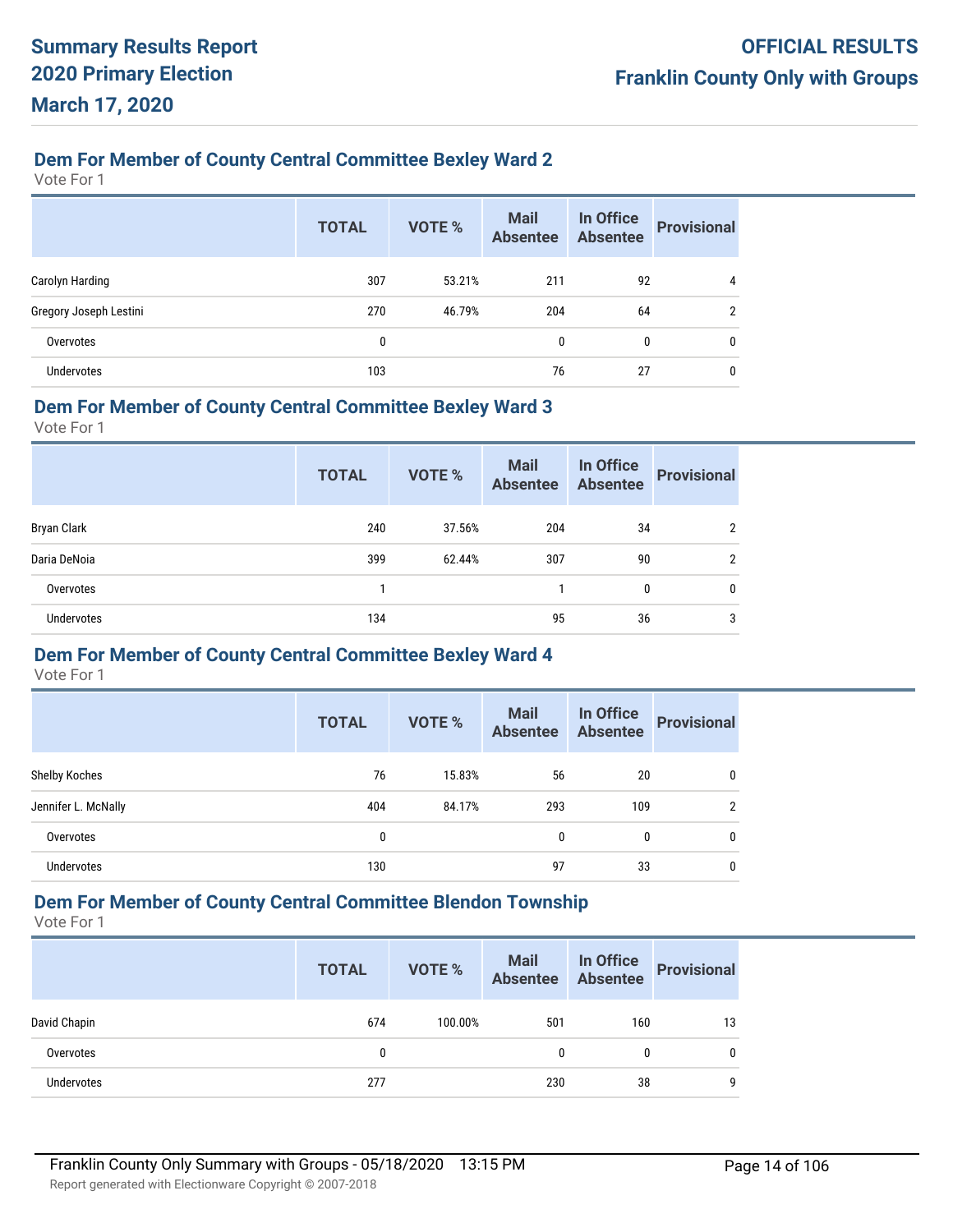## Dem For Member of County Central Committee Bexley Ward 2

Vote For 1

| | TOTAL | VOTE % | Mail Absentee | In Office Absentee | Provisional |
|---|---|---|---|---|---|
| Carolyn Harding | 307 | 53.21% | 211 | 92 | 4 |
| Gregory Joseph Lestini | 270 | 46.79% | 204 | 64 | 2 |
| Overvotes | 0 | | 0 | 0 | 0 |
| Undervotes | 103 | | 76 | 27 | 0 |

## Dem For Member of County Central Committee Bexley Ward 3

Vote For 1

| | TOTAL | VOTE % | Mail Absentee | In Office Absentee | Provisional |
|---|---|---|---|---|---|
| Bryan Clark | 240 | 37.56% | 204 | 34 | 2 |
| Daria DeNoia | 399 | 62.44% | 307 | 90 | 2 |
| Overvotes | 1 | | 1 | 0 | 0 |
| Undervotes | 134 | | 95 | 36 | 3 |

## Dem For Member of County Central Committee Bexley Ward 4

Vote For 1

| | TOTAL | VOTE % | Mail Absentee | In Office Absentee | Provisional |
|---|---|---|---|---|---|
| Shelby Koches | 76 | 15.83% | 56 | 20 | 0 |
| Jennifer L. McNally | 404 | 84.17% | 293 | 109 | 2 |
| Overvotes | 0 | | 0 | 0 | 0 |
| Undervotes | 130 | | 97 | 33 | 0 |

## Dem For Member of County Central Committee Blendon Township

Vote For 1

| | TOTAL | VOTE % | Mail Absentee | In Office Absentee | Provisional |
|---|---|---|---|---|---|
| David Chapin | 674 | 100.00% | 501 | 160 | 13 |
| Overvotes | 0 | | 0 | 0 | 0 |
| Undervotes | 277 | | 230 | 38 | 9 |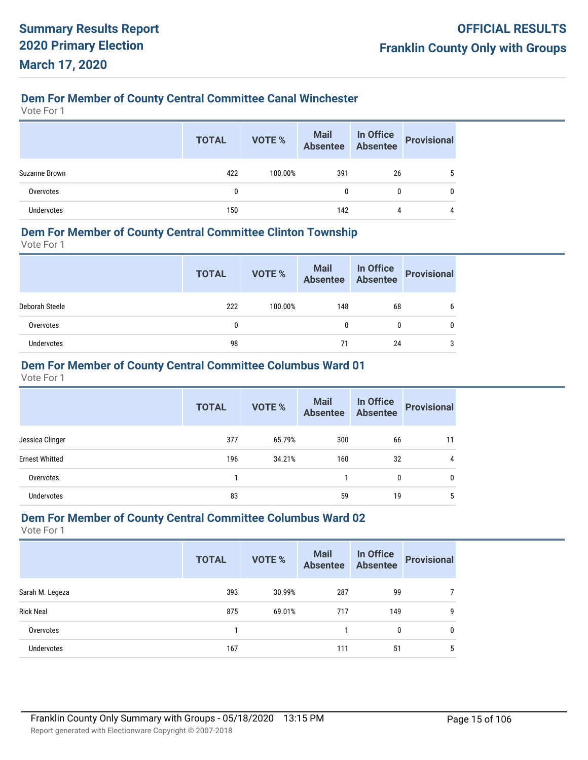### Dem For Member of County Central Committee Canal Winchester

Vote For 1

| | TOTAL | VOTE % | Mail Absentee | In Office Absentee | Provisional |
|---|---|---|---|---|---|
| Suzanne Brown | 422 | 100.00% | 391 | 26 | 5 |
| Overvotes | 0 | | 0 | 0 | 0 |
| Undervotes | 150 | | 142 | 4 | 4 |

### Dem For Member of County Central Committee Clinton Township

Vote For 1

| | TOTAL | VOTE % | Mail Absentee | In Office Absentee | Provisional |
|---|---|---|---|---|---|
| Deborah Steele | 222 | 100.00% | 148 | 68 | 6 |
| Overvotes | 0 | | 0 | 0 | 0 |
| Undervotes | 98 | | 71 | 24 | 3 |

### Dem For Member of County Central Committee Columbus Ward 01

Vote For 1

| | TOTAL | VOTE % | Mail Absentee | In Office Absentee | Provisional |
|---|---|---|---|---|---|
| Jessica Clinger | 377 | 65.79% | 300 | 66 | 11 |
| Ernest Whitted | 196 | 34.21% | 160 | 32 | 4 |
| Overvotes | 1 | | 1 | 0 | 0 |
| Undervotes | 83 | | 59 | 19 | 5 |

### Dem For Member of County Central Committee Columbus Ward 02

Vote For 1

| | TOTAL | VOTE % | Mail Absentee | In Office Absentee | Provisional |
|---|---|---|---|---|---|
| Sarah M. Legeza | 393 | 30.99% | 287 | 99 | 7 |
| Rick Neal | 875 | 69.01% | 717 | 149 | 9 |
| Overvotes | 1 | | 1 | 0 | 0 |
| Undervotes | 167 | | 111 | 51 | 5 |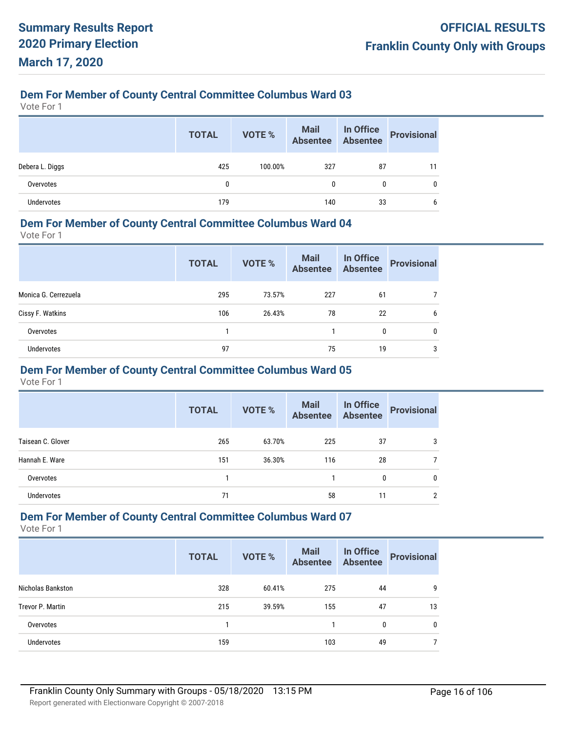## Dem For Member of County Central Committee Columbus Ward 03

Vote For 1

| | TOTAL | VOTE % | Mail Absentee | In Office Absentee | Provisional |
|---|---|---|---|---|---|
| Debera L. Diggs | 425 | 100.00% | 327 | 87 | 11 |
| Overvotes | 0 | | 0 | 0 | 0 |
| Undervotes | 179 | | 140 | 33 | 6 |

## Dem For Member of County Central Committee Columbus Ward 04

Vote For 1

| | TOTAL | VOTE % | Mail Absentee | In Office Absentee | Provisional |
|---|---|---|---|---|---|
| Monica G. Cerrezuela | 295 | 73.57% | 227 | 61 | 7 |
| Cissy F. Watkins | 106 | 26.43% | 78 | 22 | 6 |
| Overvotes | 1 | | 1 | 0 | 0 |
| Undervotes | 97 | | 75 | 19 | 3 |

## Dem For Member of County Central Committee Columbus Ward 05

Vote For 1

| | TOTAL | VOTE % | Mail Absentee | In Office Absentee | Provisional |
|---|---|---|---|---|---|
| Taisean C. Glover | 265 | 63.70% | 225 | 37 | 3 |
| Hannah E. Ware | 151 | 36.30% | 116 | 28 | 7 |
| Overvotes | 1 | | 1 | 0 | 0 |
| Undervotes | 71 | | 58 | 11 | 2 |

## Dem For Member of County Central Committee Columbus Ward 07

Vote For 1

| | TOTAL | VOTE % | Mail Absentee | In Office Absentee | Provisional |
|---|---|---|---|---|---|
| Nicholas Bankston | 328 | 60.41% | 275 | 44 | 9 |
| Trevor P. Martin | 215 | 39.59% | 155 | 47 | 13 |
| Overvotes | 1 | | 1 | 0 | 0 |
| Undervotes | 159 | | 103 | 49 | 7 |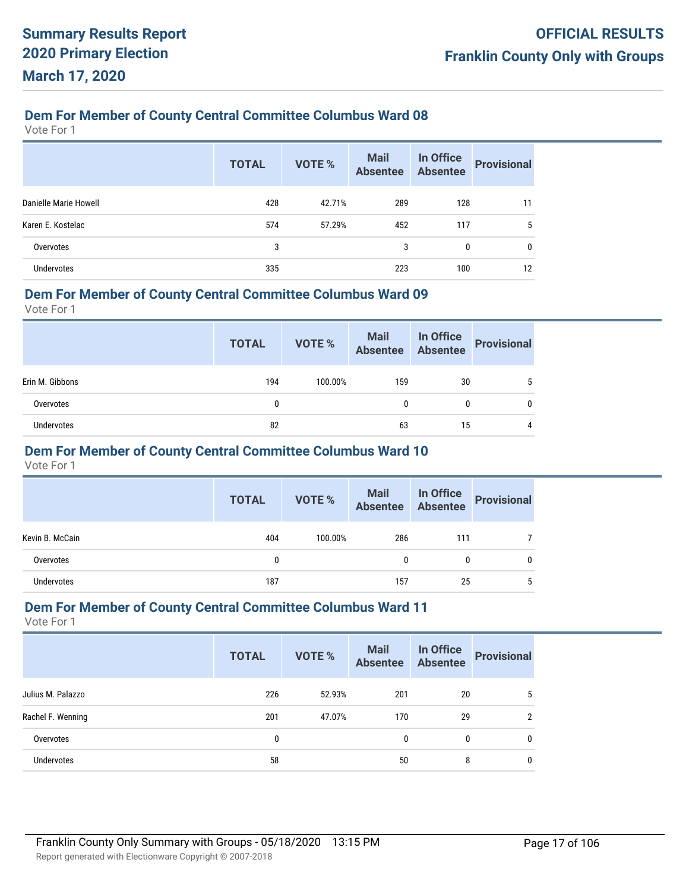## Dem For Member of County Central Committee Columbus Ward 08

Vote For 1

| | TOTAL | VOTE % | Mail Absentee | In Office Absentee | Provisional |
|---|---|---|---|---|---|
| Danielle Marie Howell | 428 | 42.71% | 289 | 128 | 11 |
| Karen E. Kostelac | 574 | 57.29% | 452 | 117 | 5 |
| Overvotes | 3 | | 3 | 0 | 0 |
| Undervotes | 335 | | 223 | 100 | 12 |

## Dem For Member of County Central Committee Columbus Ward 09

Vote For 1

| | TOTAL | VOTE % | Mail Absentee | In Office Absentee | Provisional |
|---|---|---|---|---|---|
| Erin M. Gibbons | 194 | 100.00% | 159 | 30 | 5 |
| Overvotes | 0 | | 0 | 0 | 0 |
| Undervotes | 82 | | 63 | 15 | 4 |

## Dem For Member of County Central Committee Columbus Ward 10

Vote For 1

| | TOTAL | VOTE % | Mail Absentee | In Office Absentee | Provisional |
|---|---|---|---|---|---|
| Kevin B. McCain | 404 | 100.00% | 286 | 111 | 7 |
| Overvotes | 0 | | 0 | 0 | 0 |
| Undervotes | 187 | | 157 | 25 | 5 |

## Dem For Member of County Central Committee Columbus Ward 11

Vote For 1

| | TOTAL | VOTE % | Mail Absentee | In Office Absentee | Provisional |
|---|---|---|---|---|---|
| Julius M. Palazzo | 226 | 52.93% | 201 | 20 | 5 |
| Rachel F. Wenning | 201 | 47.07% | 170 | 29 | 2 |
| Overvotes | 0 | | 0 | 0 | 0 |
| Undervotes | 58 | | 50 | 8 | 0 |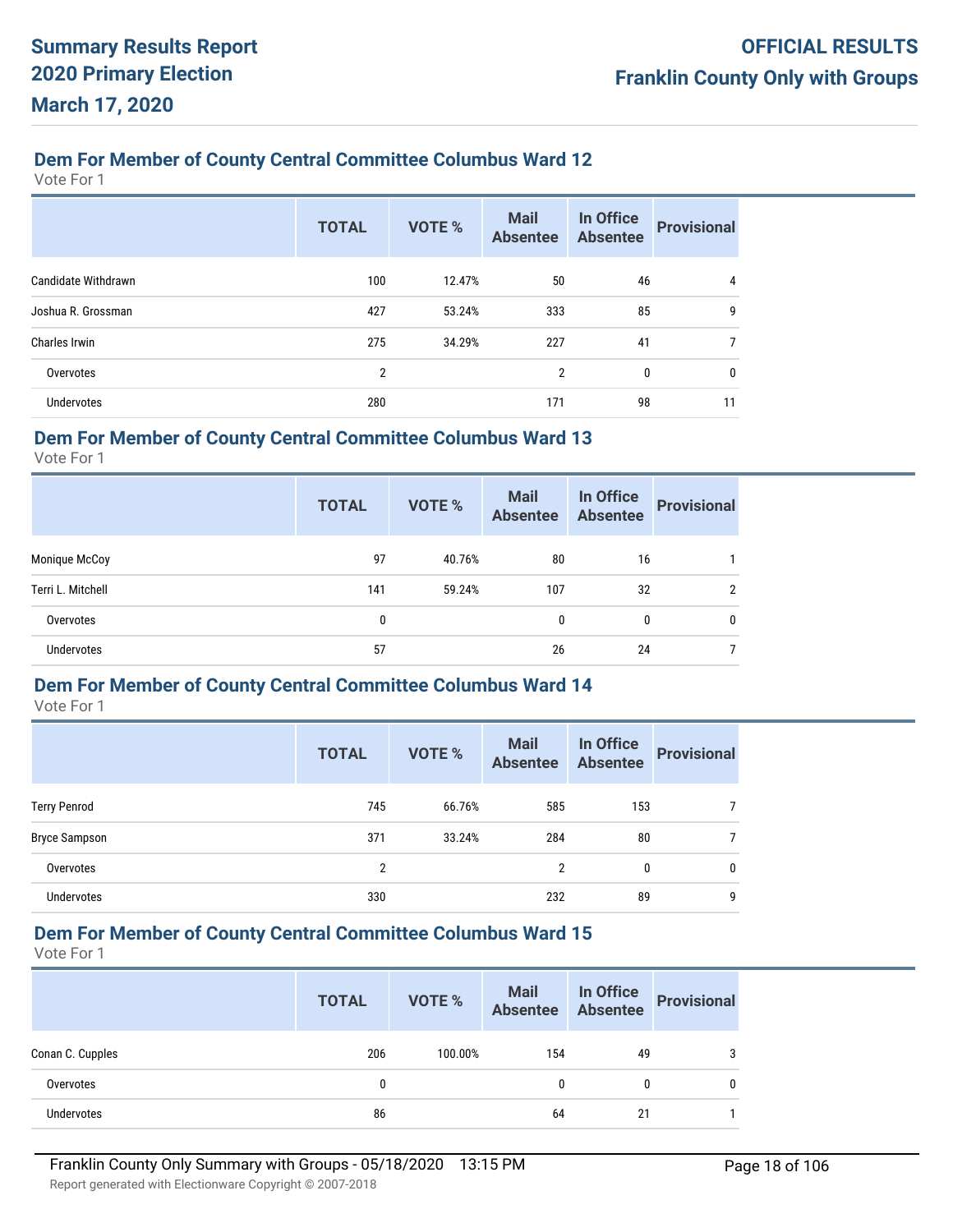## Dem For Member of County Central Committee Columbus Ward 12

Vote For 1

| | TOTAL | VOTE % | Mail Absentee | In Office Absentee | Provisional |
|---|---|---|---|---|---|
| Candidate Withdrawn | 100 | 12.47% | 50 | 46 | 4 |
| Joshua R. Grossman | 427 | 53.24% | 333 | 85 | 9 |
| Charles Irwin | 275 | 34.29% | 227 | 41 | 7 |
| Overvotes | 2 | | 2 | 0 | 0 |
| Undervotes | 280 | | 171 | 98 | 11 |

## Dem For Member of County Central Committee Columbus Ward 13

Vote For 1

| | TOTAL | VOTE % | Mail Absentee | In Office Absentee | Provisional |
|---|---|---|---|---|---|
| Monique McCoy | 97 | 40.76% | 80 | 16 | 1 |
| Terri L. Mitchell | 141 | 59.24% | 107 | 32 | 2 |
| Overvotes | 0 | | 0 | 0 | 0 |
| Undervotes | 57 | | 26 | 24 | 7 |

## Dem For Member of County Central Committee Columbus Ward 14

Vote For 1

| | TOTAL | VOTE % | Mail Absentee | In Office Absentee | Provisional |
|---|---|---|---|---|---|
| Terry Penrod | 745 | 66.76% | 585 | 153 | 7 |
| Bryce Sampson | 371 | 33.24% | 284 | 80 | 7 |
| Overvotes | 2 | | 2 | 0 | 0 |
| Undervotes | 330 | | 232 | 89 | 9 |

## Dem For Member of County Central Committee Columbus Ward 15

Vote For 1

| | TOTAL | VOTE % | Mail Absentee | In Office Absentee | Provisional |
|---|---|---|---|---|---|
| Conan C. Cupples | 206 | 100.00% | 154 | 49 | 3 |
| Overvotes | 0 | | 0 | 0 | 0 |
| Undervotes | 86 | | 64 | 21 | 1 |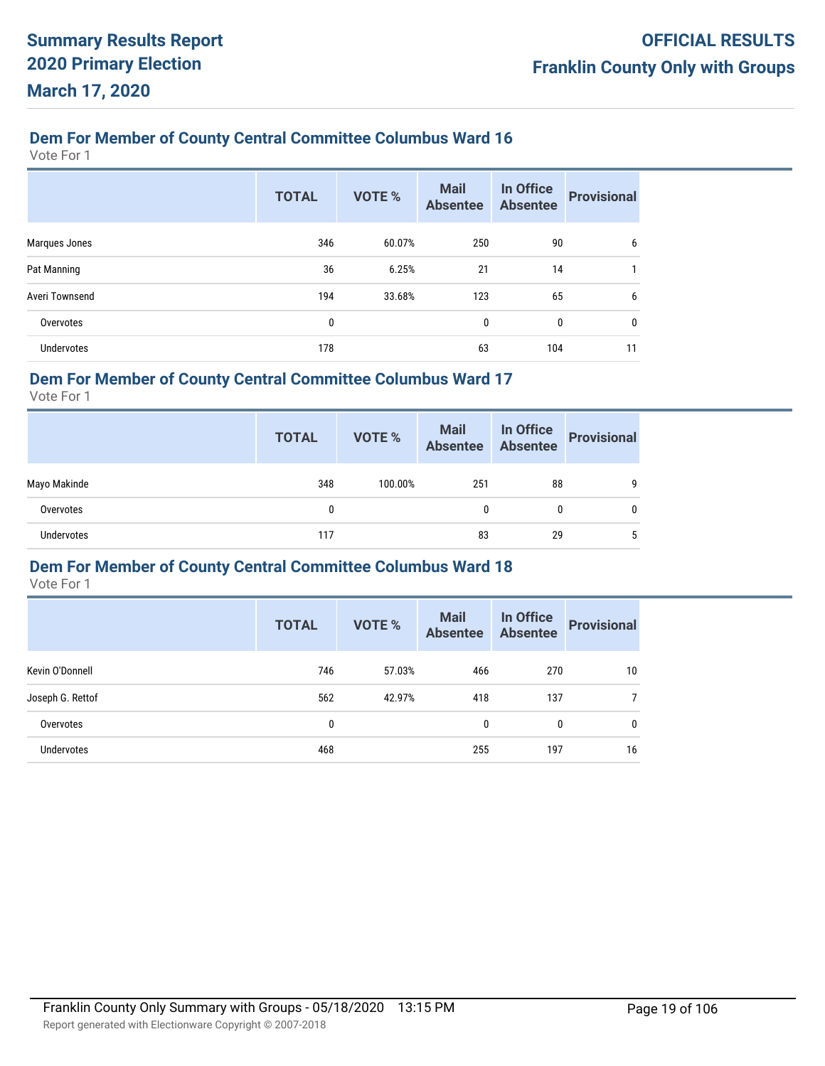## Dem For Member of County Central Committee Columbus Ward 16

Vote For 1

| | TOTAL | VOTE % | Mail Absentee | In Office Absentee | Provisional |
|---|---|---|---|---|---|
| Marques Jones | 346 | 60.07% | 250 | 90 | 6 |
| Pat Manning | 36 | 6.25% | 21 | 14 | 1 |
| Averi Townsend | 194 | 33.68% | 123 | 65 | 6 |
| Overvotes | 0 | | 0 | 0 | 0 |
| Undervotes | 178 | | 63 | 104 | 11 |

## Dem For Member of County Central Committee Columbus Ward 17

Vote For 1

| | TOTAL | VOTE % | Mail Absentee | In Office Absentee | Provisional |
|---|---|---|---|---|---|
| Mayo Makinde | 348 | 100.00% | 251 | 88 | 9 |
| Overvotes | 0 | | 0 | 0 | 0 |
| Undervotes | 117 | | 83 | 29 | 5 |

## Dem For Member of County Central Committee Columbus Ward 18

Vote For 1

| | TOTAL | VOTE % | Mail Absentee | In Office Absentee | Provisional |
|---|---|---|---|---|---|
| Kevin O'Donnell | 746 | 57.03% | 466 | 270 | 10 |
| Joseph G. Rettof | 562 | 42.97% | 418 | 137 | 7 |
| Overvotes | 0 | | 0 | 0 | 0 |
| Undervotes | 468 | | 255 | 197 | 16 |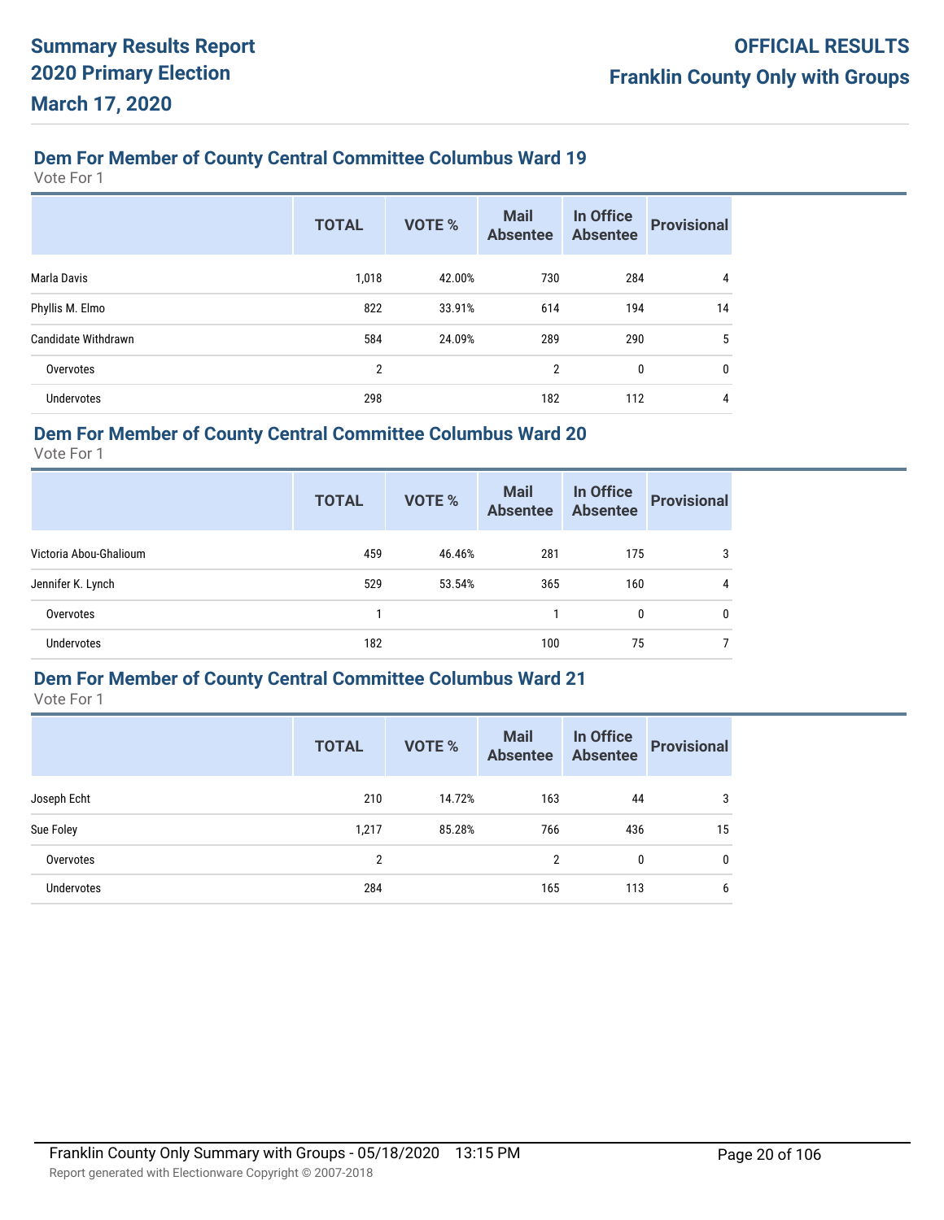## Dem For Member of County Central Committee Columbus Ward 19

Vote For 1

| | TOTAL | VOTE % | Mail Absentee | In Office Absentee | Provisional |
|---|---|---|---|---|---|
| Marla Davis | 1,018 | 42.00% | 730 | 284 | 4 |
| Phyllis M. Elmo | 822 | 33.91% | 614 | 194 | 14 |
| Candidate Withdrawn | 584 | 24.09% | 289 | 290 | 5 |
| Overvotes | 2 | | 2 | 0 | 0 |
| Undervotes | 298 | | 182 | 112 | 4 |

## Dem For Member of County Central Committee Columbus Ward 20

Vote For 1

| | TOTAL | VOTE % | Mail Absentee | In Office Absentee | Provisional |
|---|---|---|---|---|---|
| Victoria Abou-Ghalioum | 459 | 46.46% | 281 | 175 | 3 |
| Jennifer K. Lynch | 529 | 53.54% | 365 | 160 | 4 |
| Overvotes | 1 | | 1 | 0 | 0 |
| Undervotes | 182 | | 100 | 75 | 7 |

## Dem For Member of County Central Committee Columbus Ward 21

Vote For 1

| | TOTAL | VOTE % | Mail Absentee | In Office Absentee | Provisional |
|---|---|---|---|---|---|
| Joseph Echt | 210 | 14.72% | 163 | 44 | 3 |
| Sue Foley | 1,217 | 85.28% | 766 | 436 | 15 |
| Overvotes | 2 | | 2 | 0 | 0 |
| Undervotes | 284 | | 165 | 113 | 6 |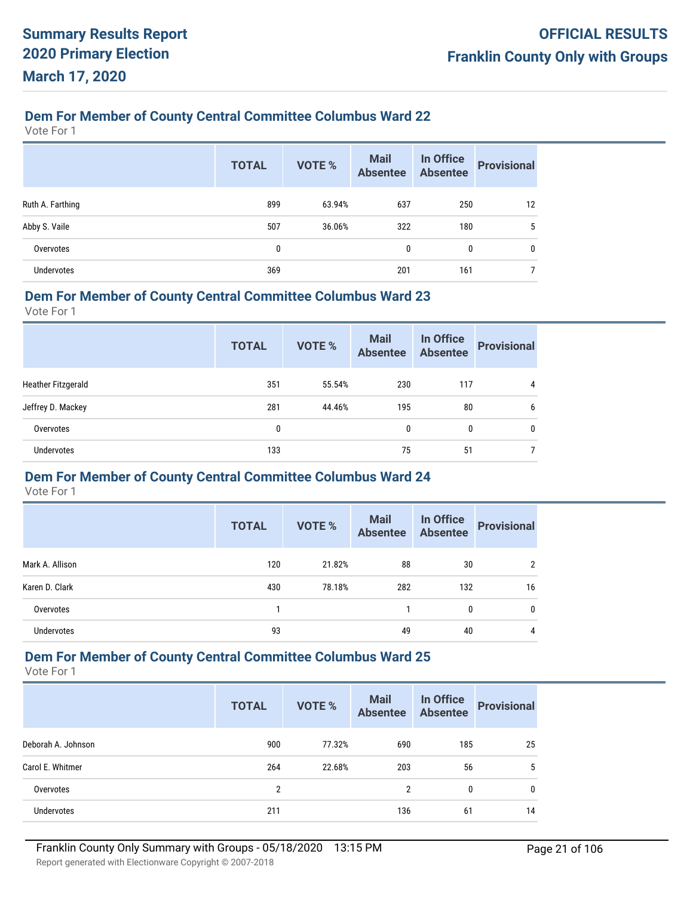# Summary Results Report
## 2020 Primary Election
## March 17, 2020

**OFFICIAL RESULTS**
**Franklin County Only with Groups**

### Dem For Member of County Central Committee Columbus Ward 22

Vote For 1

| | TOTAL | VOTE % | Mail Absentee | In Office Absentee | Provisional |
|---|---|---|---|---|---|
| Ruth A. Farthing | 899 | 63.94% | 637 | 250 | 12 |
| Abby S. Vaile | 507 | 36.06% | 322 | 180 | 5 |
| Overvotes | 0 | | 0 | 0 | 0 |
| Undervotes | 369 | | 201 | 161 | 7 |

### Dem For Member of County Central Committee Columbus Ward 23

Vote For 1

| | TOTAL | VOTE % | Mail Absentee | In Office Absentee | Provisional |
|---|---|---|---|---|---|
| Heather Fitzgerald | 351 | 55.54% | 230 | 117 | 4 |
| Jeffrey D. Mackey | 281 | 44.46% | 195 | 80 | 6 |
| Overvotes | 0 | | 0 | 0 | 0 |
| Undervotes | 133 | | 75 | 51 | 7 |

### Dem For Member of County Central Committee Columbus Ward 24

Vote For 1

| | TOTAL | VOTE % | Mail Absentee | In Office Absentee | Provisional |
|---|---|---|---|---|---|
| Mark A. Allison | 120 | 21.82% | 88 | 30 | 2 |
| Karen D. Clark | 430 | 78.18% | 282 | 132 | 16 |
| Overvotes | 1 | | 1 | 0 | 0 |
| Undervotes | 93 | | 49 | 40 | 4 |

### Dem For Member of County Central Committee Columbus Ward 25

Vote For 1

| | TOTAL | VOTE % | Mail Absentee | In Office Absentee | Provisional |
|---|---|---|---|---|---|
| Deborah A. Johnson | 900 | 77.32% | 690 | 185 | 25 |
| Carol E. Whitmer | 264 | 22.68% | 203 | 56 | 5 |
| Overvotes | 2 | | 2 | 0 | 0 |
| Undervotes | 211 | | 136 | 61 | 14 |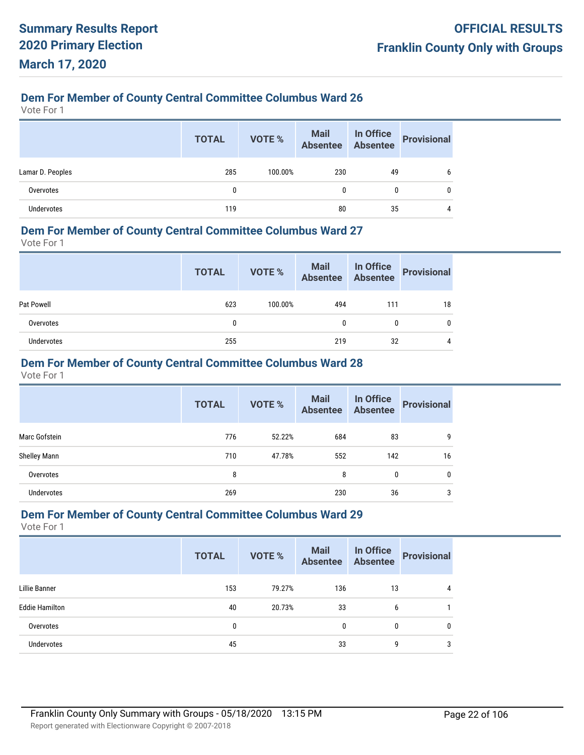# Summary Results Report
# 2020 Primary Election
# March 17, 2020

**OFFICIAL RESULTS**
**Franklin County Only with Groups**

## Dem For Member of County Central Committee Columbus Ward 26

Vote For 1

| | TOTAL | VOTE % | Mail Absentee | In Office Absentee | Provisional |
|---|---|---|---|---|---|
| Lamar D. Peoples | 285 | 100.00% | 230 | 49 | 6 |
| Overvotes | 0 | | 0 | 0 | 0 |
| Undervotes | 119 | | 80 | 35 | 4 |

## Dem For Member of County Central Committee Columbus Ward 27

Vote For 1

| | TOTAL | VOTE % | Mail Absentee | In Office Absentee | Provisional |
|---|---|---|---|---|---|
| Pat Powell | 623 | 100.00% | 494 | 111 | 18 |
| Overvotes | 0 | | 0 | 0 | 0 |
| Undervotes | 255 | | 219 | 32 | 4 |

## Dem For Member of County Central Committee Columbus Ward 28

Vote For 1

| | TOTAL | VOTE % | Mail Absentee | In Office Absentee | Provisional |
|---|---|---|---|---|---|
| Marc Gofstein | 776 | 52.22% | 684 | 83 | 9 |
| Shelley Mann | 710 | 47.78% | 552 | 142 | 16 |
| Overvotes | 8 | | 8 | 0 | 0 |
| Undervotes | 269 | | 230 | 36 | 3 |

## Dem For Member of County Central Committee Columbus Ward 29

Vote For 1

| | TOTAL | VOTE % | Mail Absentee | In Office Absentee | Provisional |
|---|---|---|---|---|---|
| Lillie Banner | 153 | 79.27% | 136 | 13 | 4 |
| Eddie Hamilton | 40 | 20.73% | 33 | 6 | 1 |
| Overvotes | 0 | | 0 | 0 | 0 |
| Undervotes | 45 | | 33 | 9 | 3 |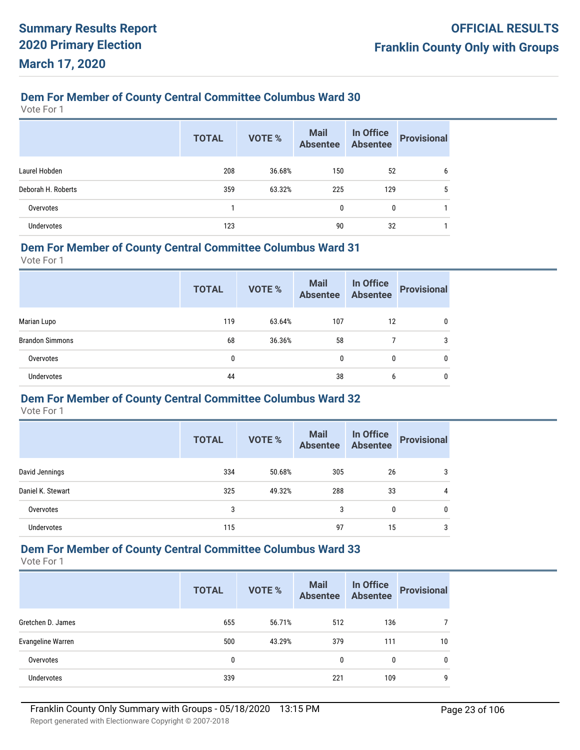## Dem For Member of County Central Committee Columbus Ward 30

Vote For 1

| | TOTAL | VOTE % | Mail Absentee | In Office Absentee | Provisional |
|---|---|---|---|---|---|
| Laurel Hobden | 208 | 36.68% | 150 | 52 | 6 |
| Deborah H. Roberts | 359 | 63.32% | 225 | 129 | 5 |
| Overvotes | 1 | | 0 | 0 | 1 |
| Undervotes | 123 | | 90 | 32 | 1 |

## Dem For Member of County Central Committee Columbus Ward 31

Vote For 1

| | TOTAL | VOTE % | Mail Absentee | In Office Absentee | Provisional |
|---|---|---|---|---|---|
| Marian Lupo | 119 | 63.64% | 107 | 12 | 0 |
| Brandon Simmons | 68 | 36.36% | 58 | 7 | 3 |
| Overvotes | 0 | | 0 | 0 | 0 |
| Undervotes | 44 | | 38 | 6 | 0 |

## Dem For Member of County Central Committee Columbus Ward 32

Vote For 1

| | TOTAL | VOTE % | Mail Absentee | In Office Absentee | Provisional |
|---|---|---|---|---|---|
| David Jennings | 334 | 50.68% | 305 | 26 | 3 |
| Daniel K. Stewart | 325 | 49.32% | 288 | 33 | 4 |
| Overvotes | 3 | | 3 | 0 | 0 |
| Undervotes | 115 | | 97 | 15 | 3 |

## Dem For Member of County Central Committee Columbus Ward 33

Vote For 1

| | TOTAL | VOTE % | Mail Absentee | In Office Absentee | Provisional |
|---|---|---|---|---|---|
| Gretchen D. James | 655 | 56.71% | 512 | 136 | 7 |
| Evangeline Warren | 500 | 43.29% | 379 | 111 | 10 |
| Overvotes | 0 | | 0 | 0 | 0 |
| Undervotes | 339 | | 221 | 109 | 9 |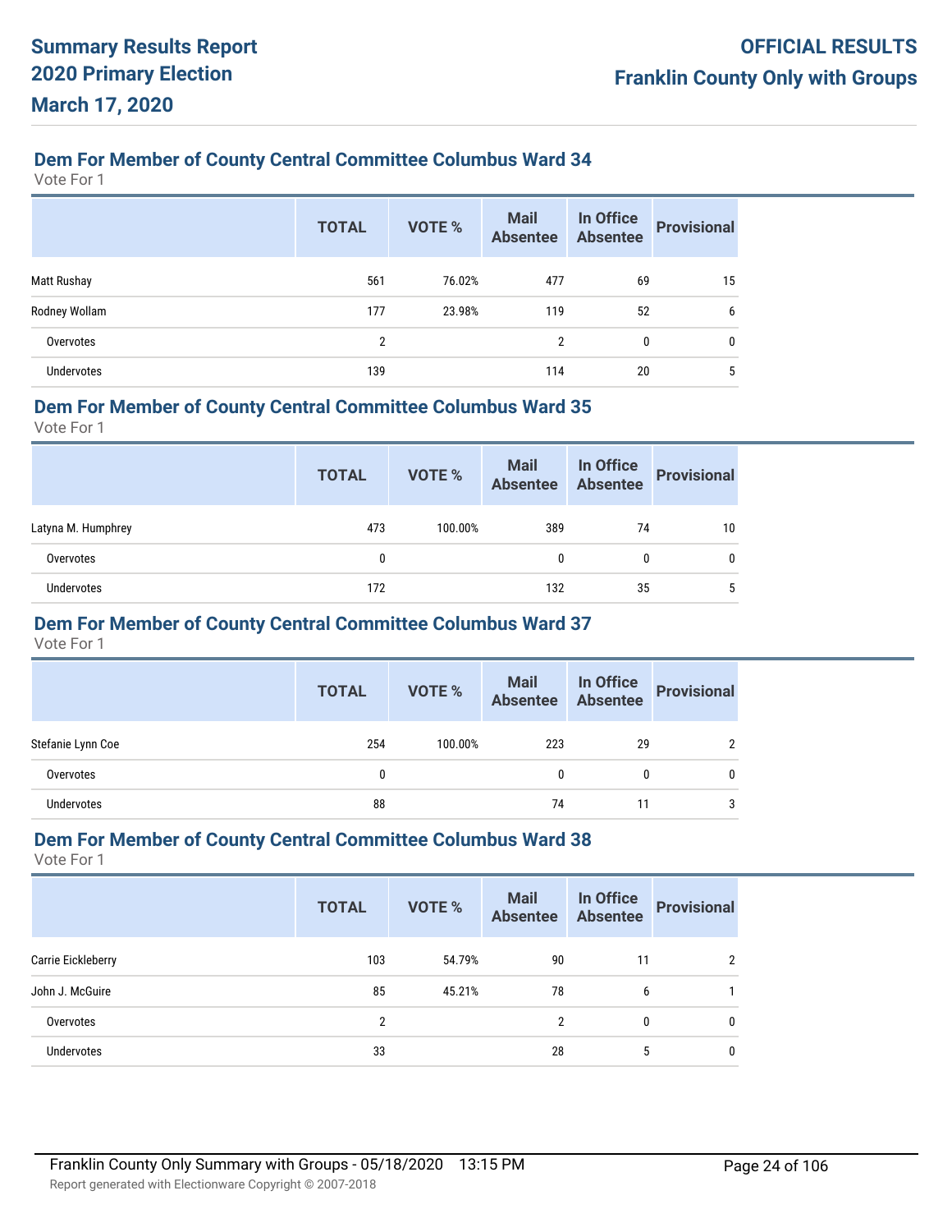## Dem For Member of County Central Committee Columbus Ward 34

Vote For 1

| | TOTAL | VOTE % | Mail Absentee | In Office Absentee | Provisional |
|---|---|---|---|---|---|
| Matt Rushay | 561 | 76.02% | 477 | 69 | 15 |
| Rodney Wollam | 177 | 23.98% | 119 | 52 | 6 |
| Overvotes | 2 | | 2 | 0 | 0 |
| Undervotes | 139 | | 114 | 20 | 5 |

## Dem For Member of County Central Committee Columbus Ward 35

Vote For 1

| | TOTAL | VOTE % | Mail Absentee | In Office Absentee | Provisional |
|---|---|---|---|---|---|
| Latyna M. Humphrey | 473 | 100.00% | 389 | 74 | 10 |
| Overvotes | 0 | | 0 | 0 | 0 |
| Undervotes | 172 | | 132 | 35 | 5 |

## Dem For Member of County Central Committee Columbus Ward 37

Vote For 1

| | TOTAL | VOTE % | Mail Absentee | In Office Absentee | Provisional |
|---|---|---|---|---|---|
| Stefanie Lynn Coe | 254 | 100.00% | 223 | 29 | 2 |
| Overvotes | 0 | | 0 | 0 | 0 |
| Undervotes | 88 | | 74 | 11 | 3 |

## Dem For Member of County Central Committee Columbus Ward 38

Vote For 1

| | TOTAL | VOTE % | Mail Absentee | In Office Absentee | Provisional |
|---|---|---|---|---|---|
| Carrie Eickleberry | 103 | 54.79% | 90 | 11 | 2 |
| John J. McGuire | 85 | 45.21% | 78 | 6 | 1 |
| Overvotes | 2 | | 2 | 0 | 0 |
| Undervotes | 33 | | 28 | 5 | 0 |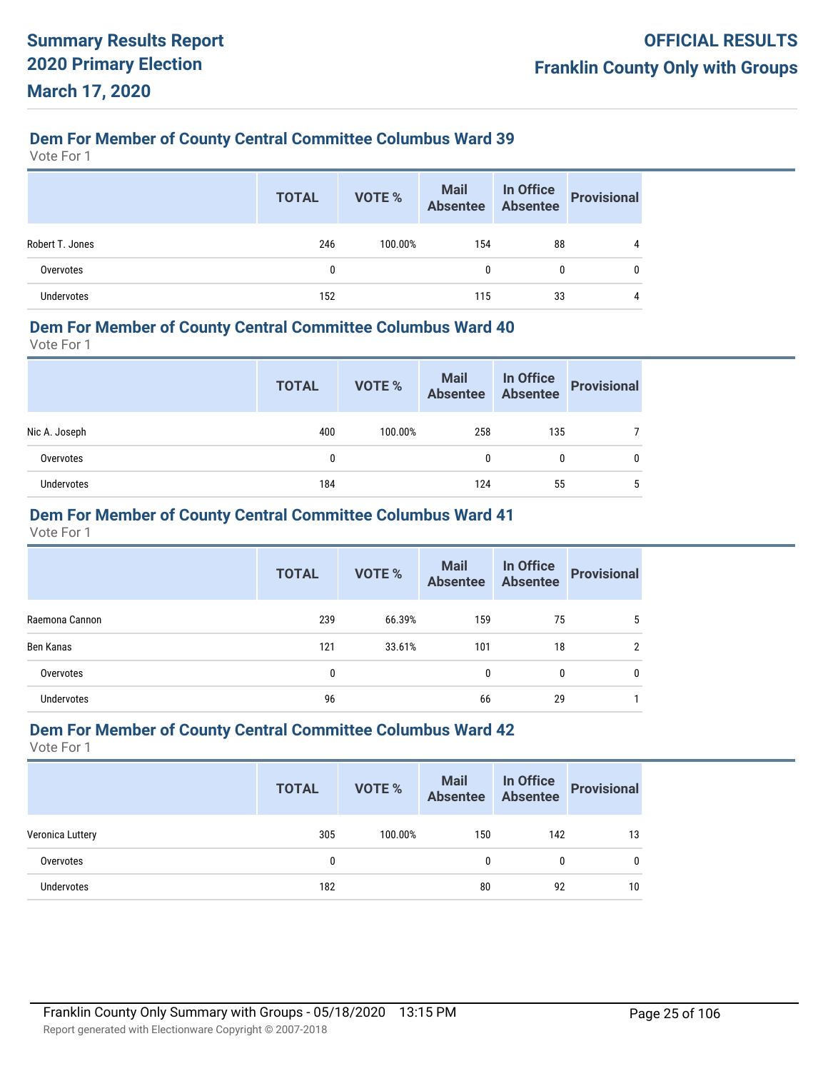## Dem For Member of County Central Committee Columbus Ward 39

Vote For 1

| | TOTAL | VOTE % | Mail Absentee | In Office Absentee | Provisional |
|---|---|---|---|---|---|
| Robert T. Jones | 246 | 100.00% | 154 | 88 | 4 |
| Overvotes | 0 | | 0 | 0 | 0 |
| Undervotes | 152 | | 115 | 33 | 4 |

## Dem For Member of County Central Committee Columbus Ward 40

Vote For 1

| | TOTAL | VOTE % | Mail Absentee | In Office Absentee | Provisional |
|---|---|---|---|---|---|
| Nic A. Joseph | 400 | 100.00% | 258 | 135 | 7 |
| Overvotes | 0 | | 0 | 0 | 0 |
| Undervotes | 184 | | 124 | 55 | 5 |

## Dem For Member of County Central Committee Columbus Ward 41

Vote For 1

| | TOTAL | VOTE % | Mail Absentee | In Office Absentee | Provisional |
|---|---|---|---|---|---|
| Raemona Cannon | 239 | 66.39% | 159 | 75 | 5 |
| Ben Kanas | 121 | 33.61% | 101 | 18 | 2 |
| Overvotes | 0 | | 0 | 0 | 0 |
| Undervotes | 96 | | 66 | 29 | 1 |

## Dem For Member of County Central Committee Columbus Ward 42

Vote For 1

| | TOTAL | VOTE % | Mail Absentee | In Office Absentee | Provisional |
|---|---|---|---|---|---|
| Veronica Luttery | 305 | 100.00% | 150 | 142 | 13 |
| Overvotes | 0 | | 0 | 0 | 0 |
| Undervotes | 182 | | 80 | 92 | 10 |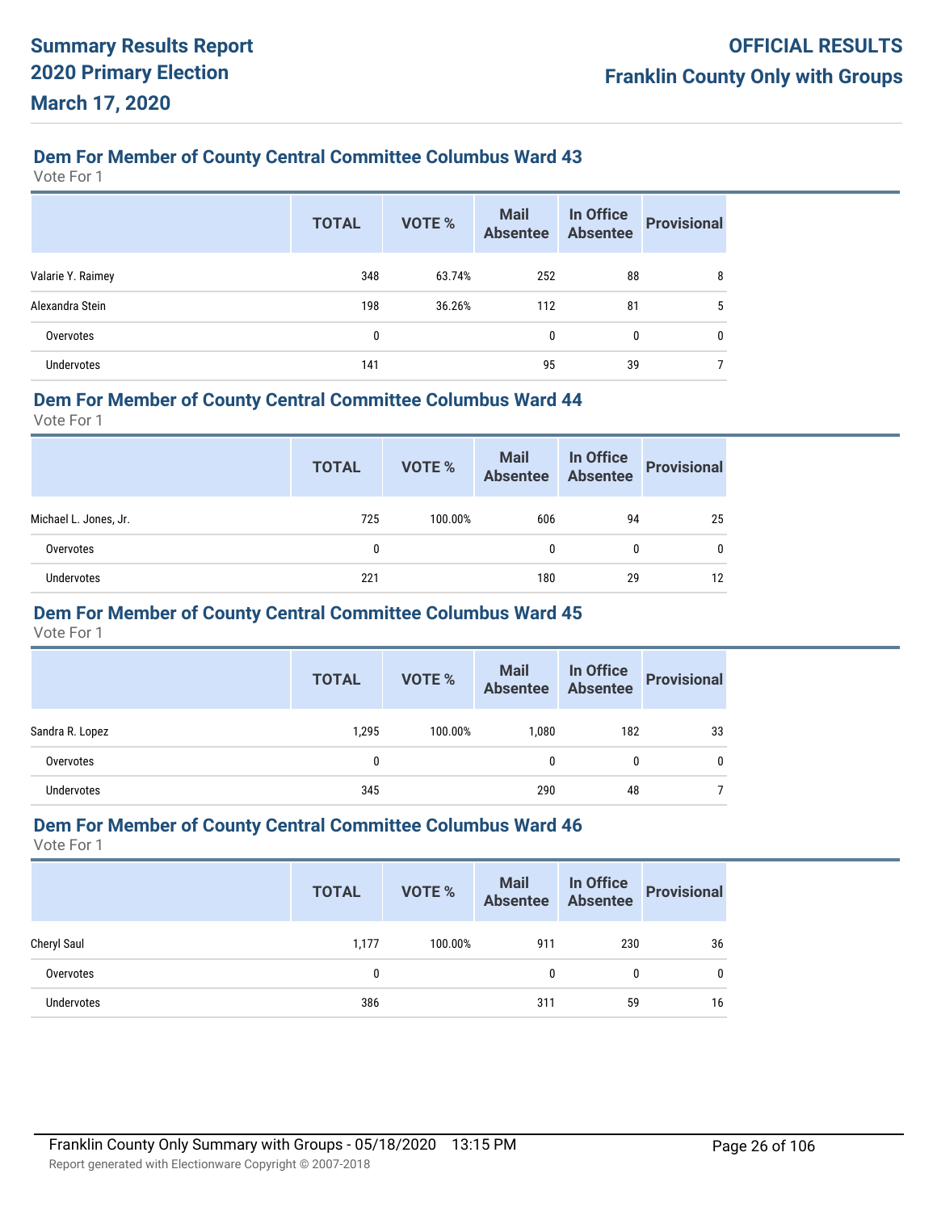### Dem For Member of County Central Committee Columbus Ward 43

Vote For 1

| | TOTAL | VOTE % | Mail Absentee | In Office Absentee | Provisional |
|---|---|---|---|---|---|
| Valarie Y. Raimey | 348 | 63.74% | 252 | 88 | 8 |
| Alexandra Stein | 198 | 36.26% | 112 | 81 | 5 |
| Overvotes | 0 | | 0 | 0 | 0 |
| Undervotes | 141 | | 95 | 39 | 7 |

### Dem For Member of County Central Committee Columbus Ward 44

Vote For 1

| | TOTAL | VOTE % | Mail Absentee | In Office Absentee | Provisional |
|---|---|---|---|---|---|
| Michael L. Jones, Jr. | 725 | 100.00% | 606 | 94 | 25 |
| Overvotes | 0 | | 0 | 0 | 0 |
| Undervotes | 221 | | 180 | 29 | 12 |

### Dem For Member of County Central Committee Columbus Ward 45

Vote For 1

| | TOTAL | VOTE % | Mail Absentee | In Office Absentee | Provisional |
|---|---|---|---|---|---|
| Sandra R. Lopez | 1,295 | 100.00% | 1,080 | 182 | 33 |
| Overvotes | 0 | | 0 | 0 | 0 |
| Undervotes | 345 | | 290 | 48 | 7 |

### Dem For Member of County Central Committee Columbus Ward 46

Vote For 1

| | TOTAL | VOTE % | Mail Absentee | In Office Absentee | Provisional |
|---|---|---|---|---|---|
| Cheryl Saul | 1,177 | 100.00% | 911 | 230 | 36 |
| Overvotes | 0 | | 0 | 0 | 0 |
| Undervotes | 386 | | 311 | 59 | 16 |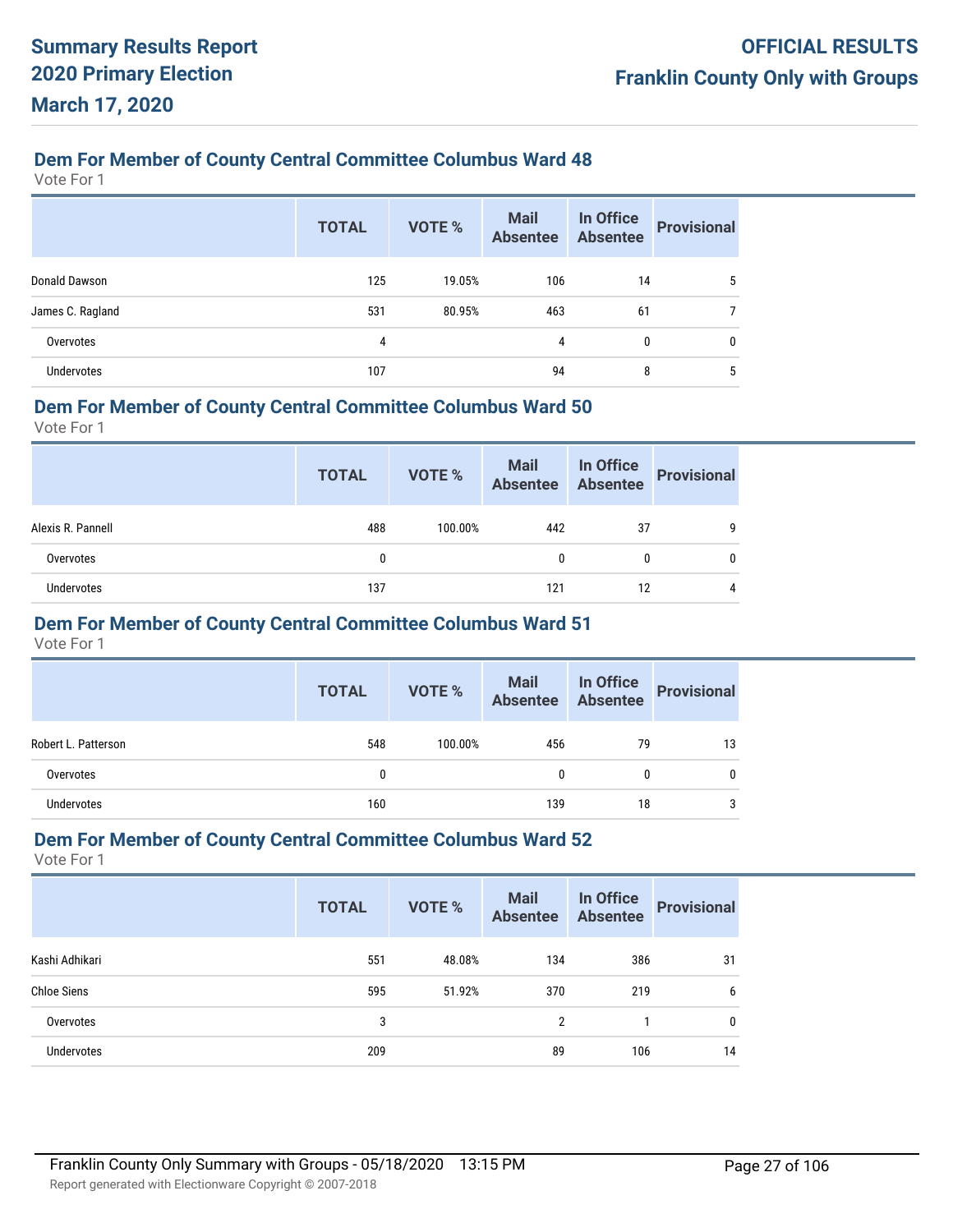## Dem For Member of County Central Committee Columbus Ward 48

Vote For 1

| | TOTAL | VOTE % | Mail Absentee | In Office Absentee | Provisional |
|---|---|---|---|---|---|
| Donald Dawson | 125 | 19.05% | 106 | 14 | 5 |
| James C. Ragland | 531 | 80.95% | 463 | 61 | 7 |
| Overvotes | 4 | | 4 | 0 | 0 |
| Undervotes | 107 | | 94 | 8 | 5 |

## Dem For Member of County Central Committee Columbus Ward 50

Vote For 1

| | TOTAL | VOTE % | Mail Absentee | In Office Absentee | Provisional |
|---|---|---|---|---|---|
| Alexis R. Pannell | 488 | 100.00% | 442 | 37 | 9 |
| Overvotes | 0 | | 0 | 0 | 0 |
| Undervotes | 137 | | 121 | 12 | 4 |

## Dem For Member of County Central Committee Columbus Ward 51

Vote For 1

| | TOTAL | VOTE % | Mail Absentee | In Office Absentee | Provisional |
|---|---|---|---|---|---|
| Robert L. Patterson | 548 | 100.00% | 456 | 79 | 13 |
| Overvotes | 0 | | 0 | 0 | 0 |
| Undervotes | 160 | | 139 | 18 | 3 |

## Dem For Member of County Central Committee Columbus Ward 52

Vote For 1

| | TOTAL | VOTE % | Mail Absentee | In Office Absentee | Provisional |
|---|---|---|---|---|---|
| Kashi Adhikari | 551 | 48.08% | 134 | 386 | 31 |
| Chloe Siens | 595 | 51.92% | 370 | 219 | 6 |
| Overvotes | 3 | | 2 | 1 | 0 |
| Undervotes | 209 | | 89 | 106 | 14 |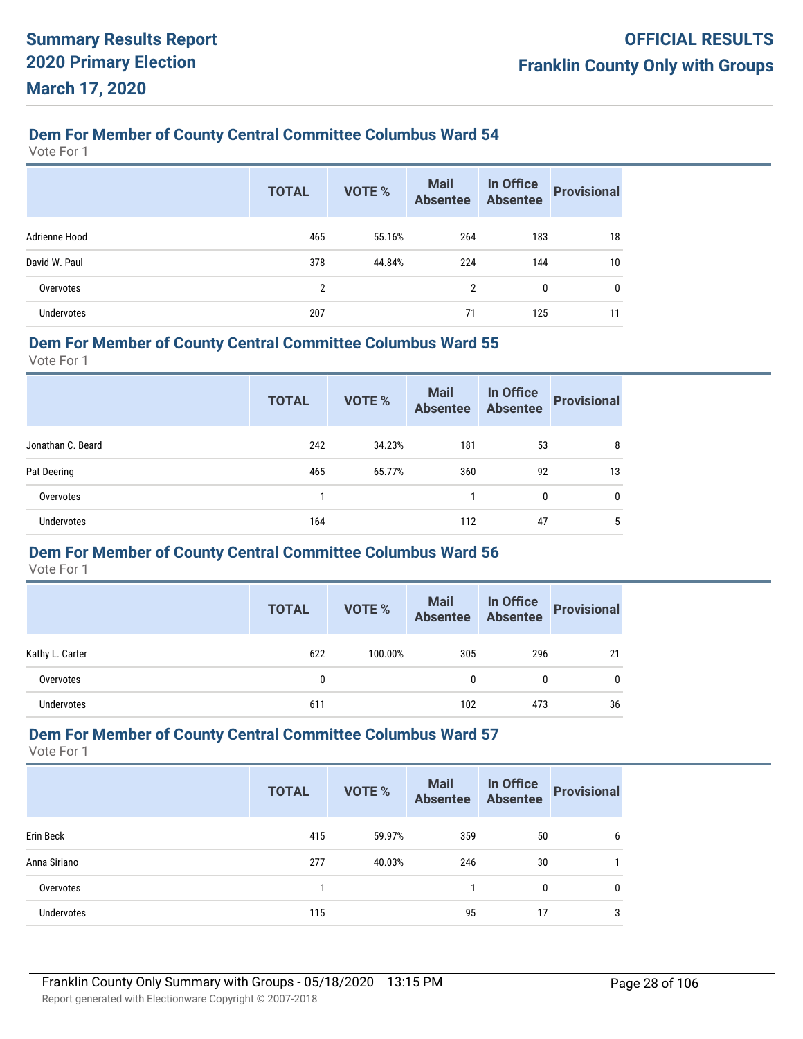## Dem For Member of County Central Committee Columbus Ward 54

Vote For 1

| | TOTAL | VOTE % | Mail Absentee | In Office Absentee | Provisional |
|---|---|---|---|---|---|
| Adrienne Hood | 465 | 55.16% | 264 | 183 | 18 |
| David W. Paul | 378 | 44.84% | 224 | 144 | 10 |
| Overvotes | 2 | | 2 | 0 | 0 |
| Undervotes | 207 | | 71 | 125 | 11 |

## Dem For Member of County Central Committee Columbus Ward 55

Vote For 1

| | TOTAL | VOTE % | Mail Absentee | In Office Absentee | Provisional |
|---|---|---|---|---|---|
| Jonathan C. Beard | 242 | 34.23% | 181 | 53 | 8 |
| Pat Deering | 465 | 65.77% | 360 | 92 | 13 |
| Overvotes | 1 | | 1 | 0 | 0 |
| Undervotes | 164 | | 112 | 47 | 5 |

## Dem For Member of County Central Committee Columbus Ward 56

Vote For 1

| | TOTAL | VOTE % | Mail Absentee | In Office Absentee | Provisional |
|---|---|---|---|---|---|
| Kathy L. Carter | 622 | 100.00% | 305 | 296 | 21 |
| Overvotes | 0 | | 0 | 0 | 0 |
| Undervotes | 611 | | 102 | 473 | 36 |

## Dem For Member of County Central Committee Columbus Ward 57

Vote For 1

| | TOTAL | VOTE % | Mail Absentee | In Office Absentee | Provisional |
|---|---|---|---|---|---|
| Erin Beck | 415 | 59.97% | 359 | 50 | 6 |
| Anna Siriano | 277 | 40.03% | 246 | 30 | 1 |
| Overvotes | 1 | | 1 | 0 | 0 |
| Undervotes | 115 | | 95 | 17 | 3 |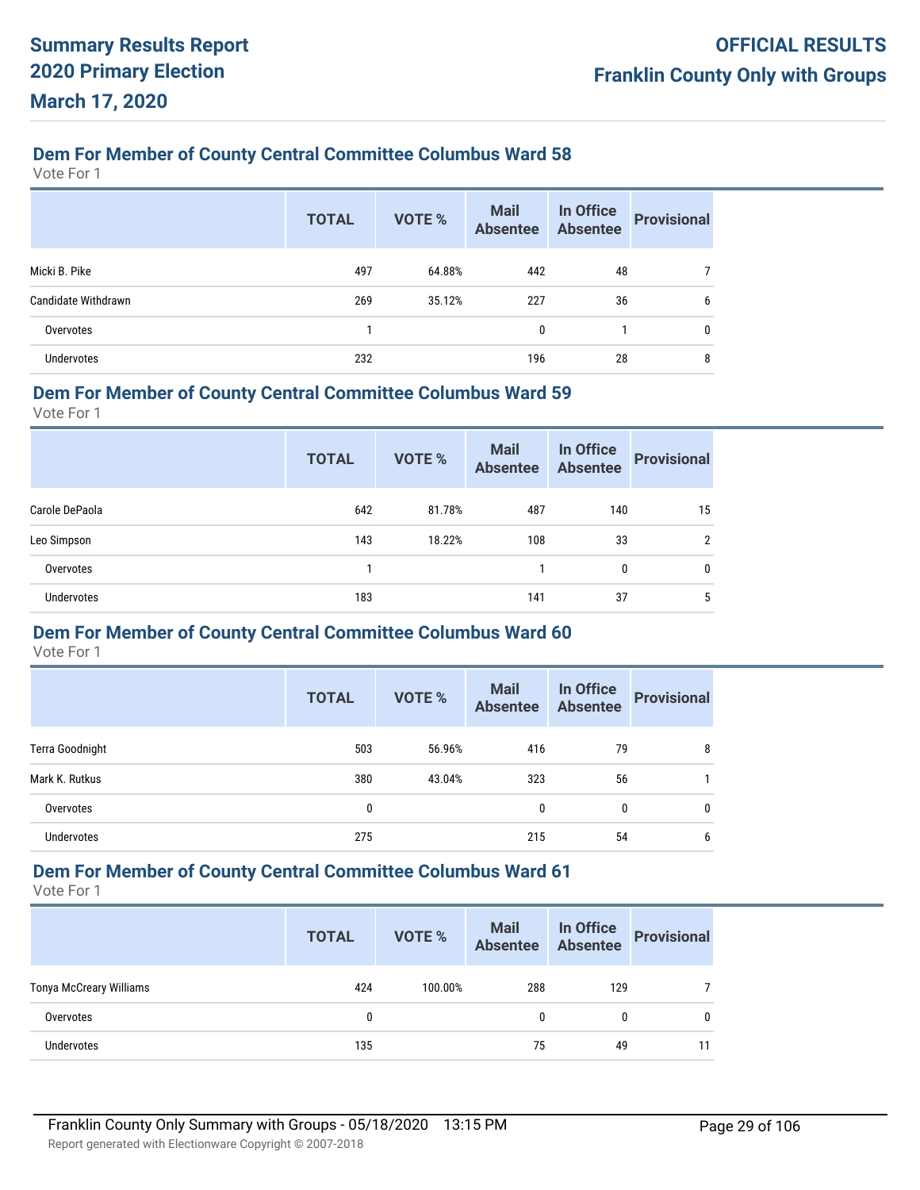## Dem For Member of County Central Committee Columbus Ward 58

Vote For 1

| | TOTAL | VOTE % | Mail Absentee | In Office Absentee | Provisional |
|---|---|---|---|---|---|
| Micki B. Pike | 497 | 64.88% | 442 | 48 | 7 |
| Candidate Withdrawn | 269 | 35.12% | 227 | 36 | 6 |
| Overvotes | 1 | | 0 | 1 | 0 |
| Undervotes | 232 | | 196 | 28 | 8 |

## Dem For Member of County Central Committee Columbus Ward 59

Vote For 1

| | TOTAL | VOTE % | Mail Absentee | In Office Absentee | Provisional |
|---|---|---|---|---|---|
| Carole DePaola | 642 | 81.78% | 487 | 140 | 15 |
| Leo Simpson | 143 | 18.22% | 108 | 33 | 2 |
| Overvotes | 1 | | 1 | 0 | 0 |
| Undervotes | 183 | | 141 | 37 | 5 |

## Dem For Member of County Central Committee Columbus Ward 60

Vote For 1

| | TOTAL | VOTE % | Mail Absentee | In Office Absentee | Provisional |
|---|---|---|---|---|---|
| Terra Goodnight | 503 | 56.96% | 416 | 79 | 8 |
| Mark K. Rutkus | 380 | 43.04% | 323 | 56 | 1 |
| Overvotes | 0 | | 0 | 0 | 0 |
| Undervotes | 275 | | 215 | 54 | 6 |

## Dem For Member of County Central Committee Columbus Ward 61

Vote For 1

| | TOTAL | VOTE % | Mail Absentee | In Office Absentee | Provisional |
|---|---|---|---|---|---|
| Tonya McCreary Williams | 424 | 100.00% | 288 | 129 | 7 |
| Overvotes | 0 | | 0 | 0 | 0 |
| Undervotes | 135 | | 75 | 49 | 11 |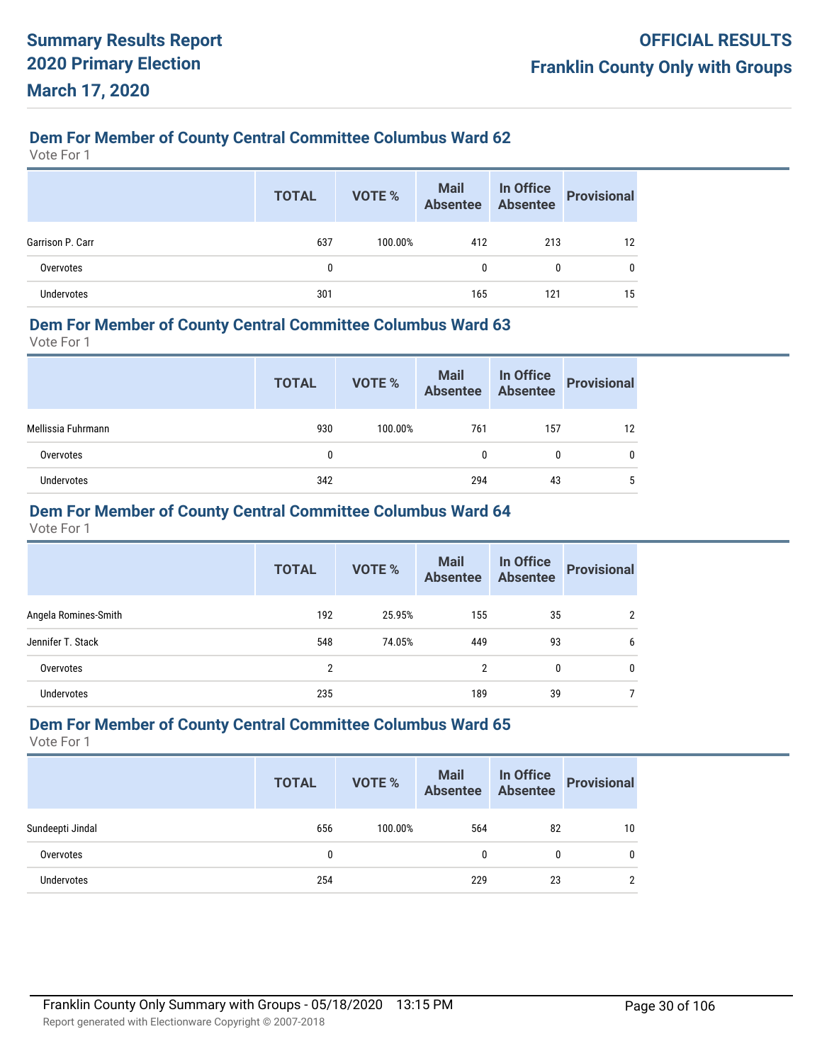## Dem For Member of County Central Committee Columbus Ward 62

Vote For 1

| | TOTAL | VOTE % | Mail Absentee | In Office Absentee | Provisional |
|---|---|---|---|---|---|
| Garrison P. Carr | 637 | 100.00% | 412 | 213 | 12 |
| Overvotes | 0 | | 0 | 0 | 0 |
| Undervotes | 301 | | 165 | 121 | 15 |

## Dem For Member of County Central Committee Columbus Ward 63

Vote For 1

| | TOTAL | VOTE % | Mail Absentee | In Office Absentee | Provisional |
|---|---|---|---|---|---|
| Mellissia Fuhrmann | 930 | 100.00% | 761 | 157 | 12 |
| Overvotes | 0 | | 0 | 0 | 0 |
| Undervotes | 342 | | 294 | 43 | 5 |

## Dem For Member of County Central Committee Columbus Ward 64

Vote For 1

| | TOTAL | VOTE % | Mail Absentee | In Office Absentee | Provisional |
|---|---|---|---|---|---|
| Angela Romines-Smith | 192 | 25.95% | 155 | 35 | 2 |
| Jennifer T. Stack | 548 | 74.05% | 449 | 93 | 6 |
| Overvotes | 2 | | 2 | 0 | 0 |
| Undervotes | 235 | | 189 | 39 | 7 |

## Dem For Member of County Central Committee Columbus Ward 65

Vote For 1

| | TOTAL | VOTE % | Mail Absentee | In Office Absentee | Provisional |
|---|---|---|---|---|---|
| Sundeepti Jindal | 656 | 100.00% | 564 | 82 | 10 |
| Overvotes | 0 | | 0 | 0 | 0 |
| Undervotes | 254 | | 229 | 23 | 2 |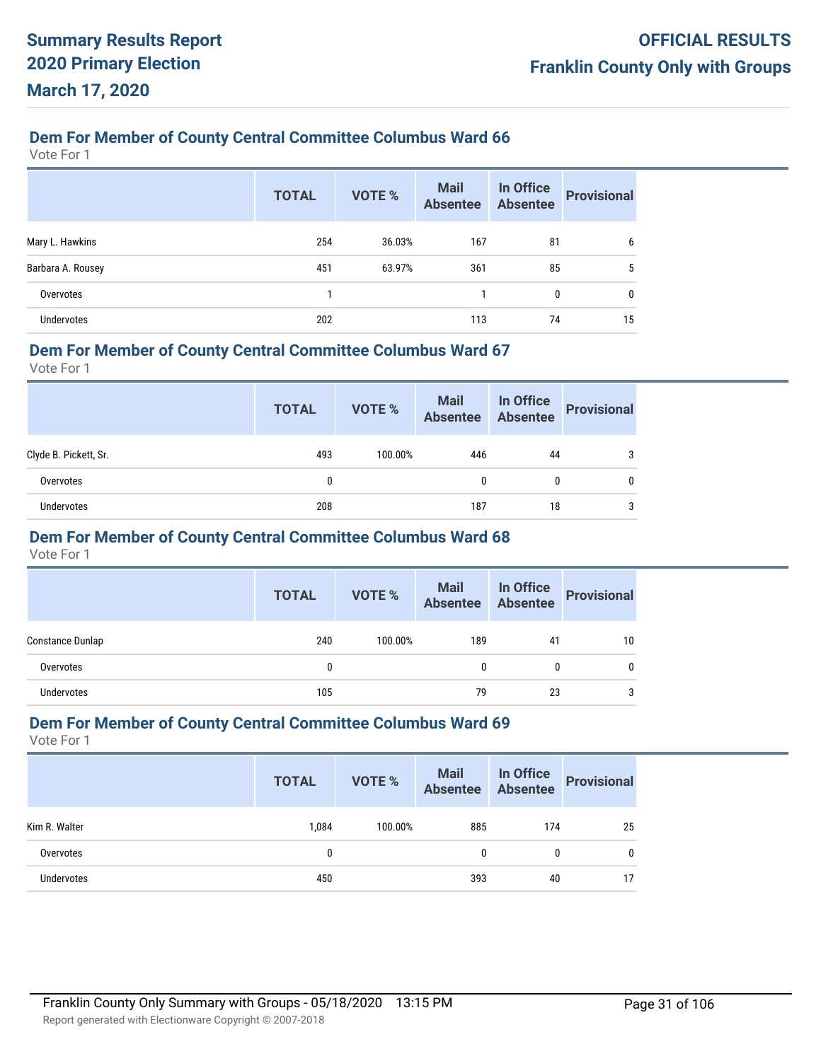## Dem For Member of County Central Committee Columbus Ward 66

Vote For 1

| | TOTAL | VOTE % | Mail Absentee | In Office Absentee | Provisional |
|---|---|---|---|---|---|
| Mary L. Hawkins | 254 | 36.03% | 167 | 81 | 6 |
| Barbara A. Rousey | 451 | 63.97% | 361 | 85 | 5 |
| Overvotes | 1 | | 1 | 0 | 0 |
| Undervotes | 202 | | 113 | 74 | 15 |

## Dem For Member of County Central Committee Columbus Ward 67

Vote For 1

| | TOTAL | VOTE % | Mail Absentee | In Office Absentee | Provisional |
|---|---|---|---|---|---|
| Clyde B. Pickett, Sr. | 493 | 100.00% | 446 | 44 | 3 |
| Overvotes | 0 | | 0 | 0 | 0 |
| Undervotes | 208 | | 187 | 18 | 3 |

## Dem For Member of County Central Committee Columbus Ward 68

Vote For 1

| | TOTAL | VOTE % | Mail Absentee | In Office Absentee | Provisional |
|---|---|---|---|---|---|
| Constance Dunlap | 240 | 100.00% | 189 | 41 | 10 |
| Overvotes | 0 | | 0 | 0 | 0 |
| Undervotes | 105 | | 79 | 23 | 3 |

## Dem For Member of County Central Committee Columbus Ward 69

Vote For 1

| | TOTAL | VOTE % | Mail Absentee | In Office Absentee | Provisional |
|---|---|---|---|---|---|
| Kim R. Walter | 1,084 | 100.00% | 885 | 174 | 25 |
| Overvotes | 0 | | 0 | 0 | 0 |
| Undervotes | 450 | | 393 | 40 | 17 |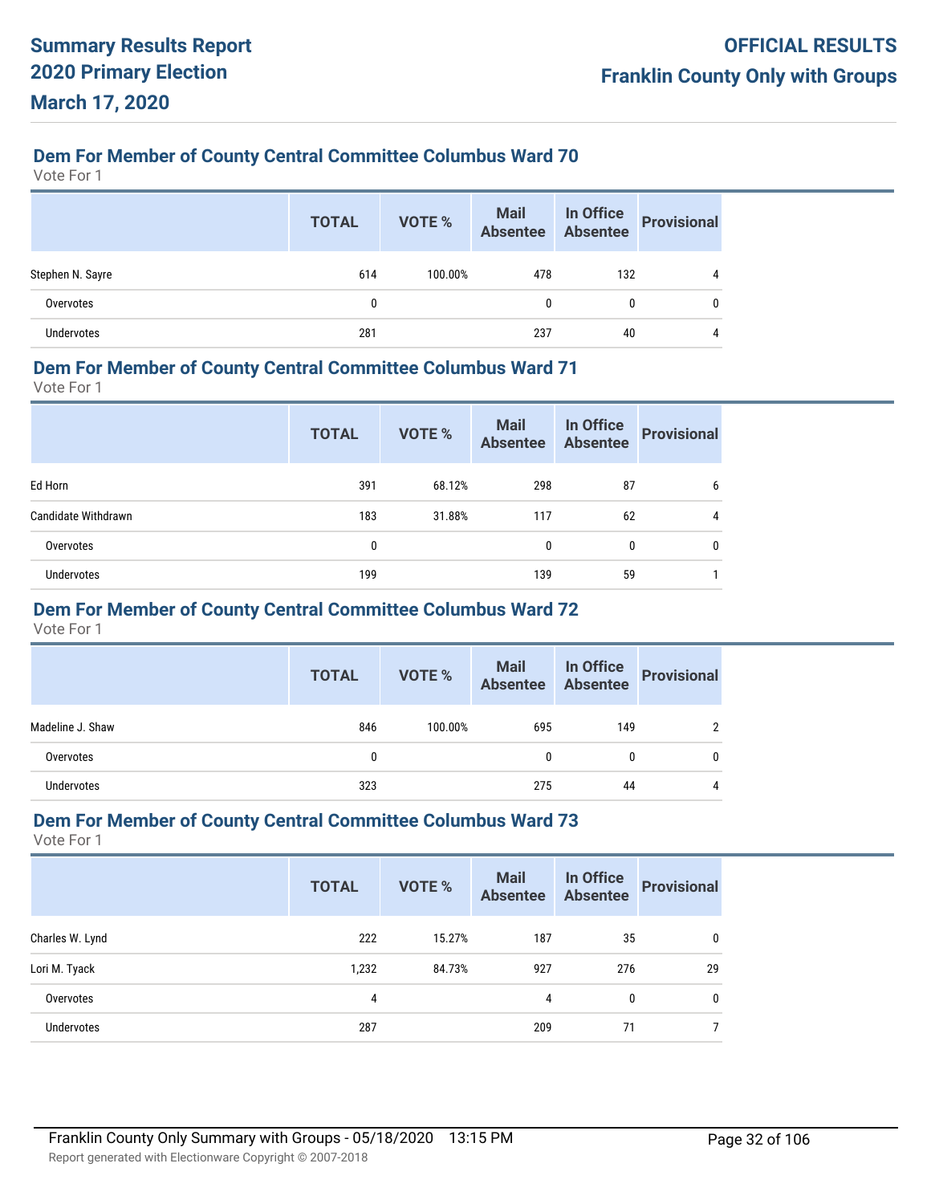## Dem For Member of County Central Committee Columbus Ward 70

Vote For 1

| | TOTAL | VOTE % | Mail Absentee | In Office Absentee | Provisional |
|---|---|---|---|---|---|
| Stephen N. Sayre | 614 | 100.00% | 478 | 132 | 4 |
| Overvotes | 0 | | 0 | 0 | 0 |
| Undervotes | 281 | | 237 | 40 | 4 |

## Dem For Member of County Central Committee Columbus Ward 71

Vote For 1

| | TOTAL | VOTE % | Mail Absentee | In Office Absentee | Provisional |
|---|---|---|---|---|---|
| Ed Horn | 391 | 68.12% | 298 | 87 | 6 |
| Candidate Withdrawn | 183 | 31.88% | 117 | 62 | 4 |
| Overvotes | 0 | | 0 | 0 | 0 |
| Undervotes | 199 | | 139 | 59 | 1 |

## Dem For Member of County Central Committee Columbus Ward 72

Vote For 1

| | TOTAL | VOTE % | Mail Absentee | In Office Absentee | Provisional |
|---|---|---|---|---|---|
| Madeline J. Shaw | 846 | 100.00% | 695 | 149 | 2 |
| Overvotes | 0 | | 0 | 0 | 0 |
| Undervotes | 323 | | 275 | 44 | 4 |

## Dem For Member of County Central Committee Columbus Ward 73

Vote For 1

| | TOTAL | VOTE % | Mail Absentee | In Office Absentee | Provisional |
|---|---|---|---|---|---|
| Charles W. Lynd | 222 | 15.27% | 187 | 35 | 0 |
| Lori M. Tyack | 1,232 | 84.73% | 927 | 276 | 29 |
| Overvotes | 4 | | 4 | 0 | 0 |
| Undervotes | 287 | | 209 | 71 | 7 |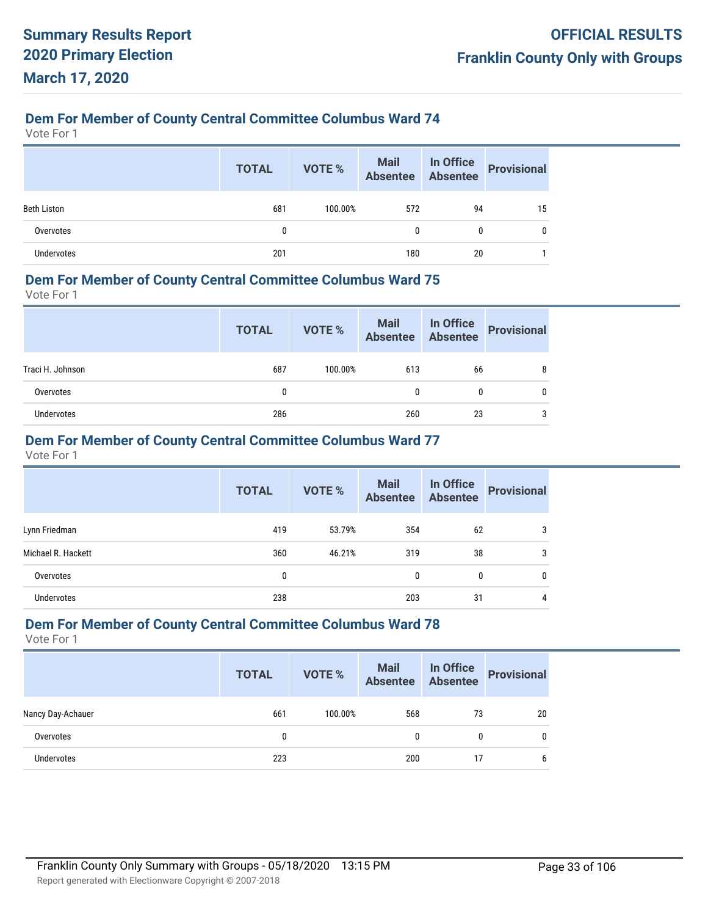**Summary Results Report**
**2020 Primary Election**
**March 17, 2020**

**OFFICIAL RESULTS**
**Franklin County Only with Groups**

## Dem For Member of County Central Committee Columbus Ward 74

Vote For 1

| | TOTAL | VOTE % | Mail Absentee | In Office Absentee | Provisional |
|---|---|---|---|---|---|
| Beth Liston | 681 | 100.00% | 572 | 94 | 15 |
| Overvotes | 0 | | 0 | 0 | 0 |
| Undervotes | 201 | | 180 | 20 | 1 |

## Dem For Member of County Central Committee Columbus Ward 75

Vote For 1

| | TOTAL | VOTE % | Mail Absentee | In Office Absentee | Provisional |
|---|---|---|---|---|---|
| Traci H. Johnson | 687 | 100.00% | 613 | 66 | 8 |
| Overvotes | 0 | | 0 | 0 | 0 |
| Undervotes | 286 | | 260 | 23 | 3 |

## Dem For Member of County Central Committee Columbus Ward 77

Vote For 1

| | TOTAL | VOTE % | Mail Absentee | In Office Absentee | Provisional |
|---|---|---|---|---|---|
| Lynn Friedman | 419 | 53.79% | 354 | 62 | 3 |
| Michael R. Hackett | 360 | 46.21% | 319 | 38 | 3 |
| Overvotes | 0 | | 0 | 0 | 0 |
| Undervotes | 238 | | 203 | 31 | 4 |

## Dem For Member of County Central Committee Columbus Ward 78

Vote For 1

| | TOTAL | VOTE % | Mail Absentee | In Office Absentee | Provisional |
|---|---|---|---|---|---|
| Nancy Day-Achauer | 661 | 100.00% | 568 | 73 | 20 |
| Overvotes | 0 | | 0 | 0 | 0 |
| Undervotes | 223 | | 200 | 17 | 6 |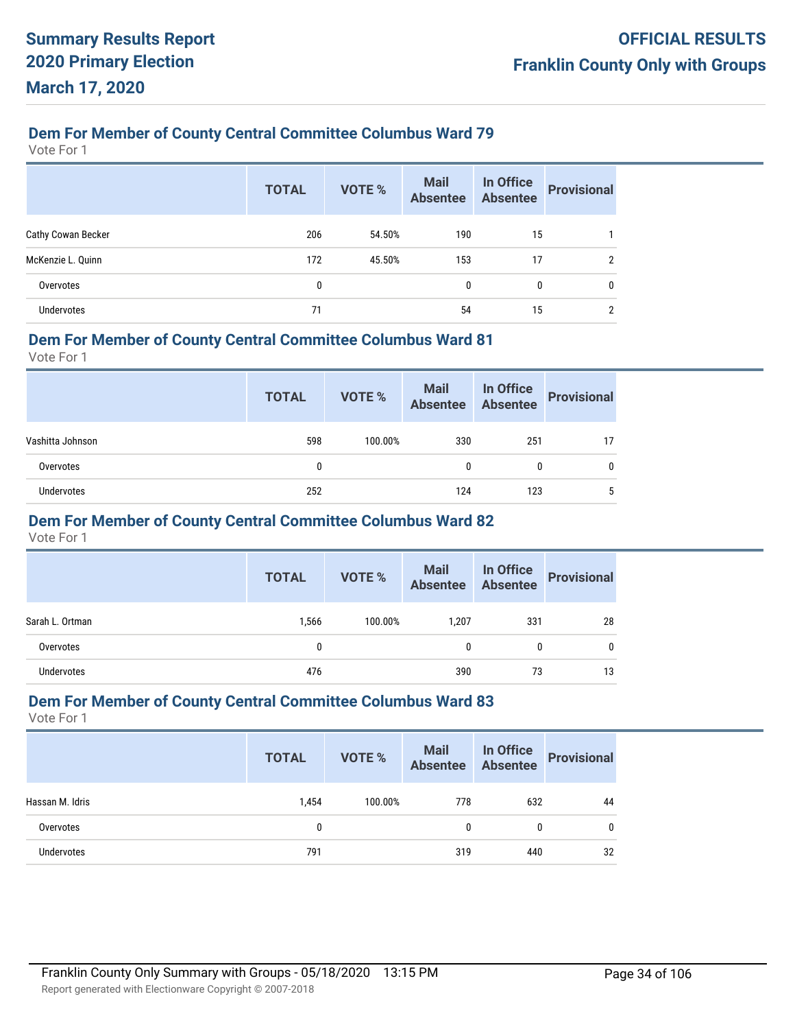### Dem For Member of County Central Committee Columbus Ward 79

Vote For 1

| | TOTAL | VOTE % | Mail Absentee | In Office Absentee | Provisional |
|---|---|---|---|---|---|
| Cathy Cowan Becker | 206 | 54.50% | 190 | 15 | 1 |
| McKenzie L. Quinn | 172 | 45.50% | 153 | 17 | 2 |
| Overvotes | 0 | | 0 | 0 | 0 |
| Undervotes | 71 | | 54 | 15 | 2 |

### Dem For Member of County Central Committee Columbus Ward 81

Vote For 1

| | TOTAL | VOTE % | Mail Absentee | In Office Absentee | Provisional |
|---|---|---|---|---|---|
| Vashitta Johnson | 598 | 100.00% | 330 | 251 | 17 |
| Overvotes | 0 | | 0 | 0 | 0 |
| Undervotes | 252 | | 124 | 123 | 5 |

### Dem For Member of County Central Committee Columbus Ward 82

Vote For 1

| | TOTAL | VOTE % | Mail Absentee | In Office Absentee | Provisional |
|---|---|---|---|---|---|
| Sarah L. Ortman | 1,566 | 100.00% | 1,207 | 331 | 28 |
| Overvotes | 0 | | 0 | 0 | 0 |
| Undervotes | 476 | | 390 | 73 | 13 |

### Dem For Member of County Central Committee Columbus Ward 83

Vote For 1

| | TOTAL | VOTE % | Mail Absentee | In Office Absentee | Provisional |
|---|---|---|---|---|---|
| Hassan M. Idris | 1,454 | 100.00% | 778 | 632 | 44 |
| Overvotes | 0 | | 0 | 0 | 0 |
| Undervotes | 791 | | 319 | 440 | 32 |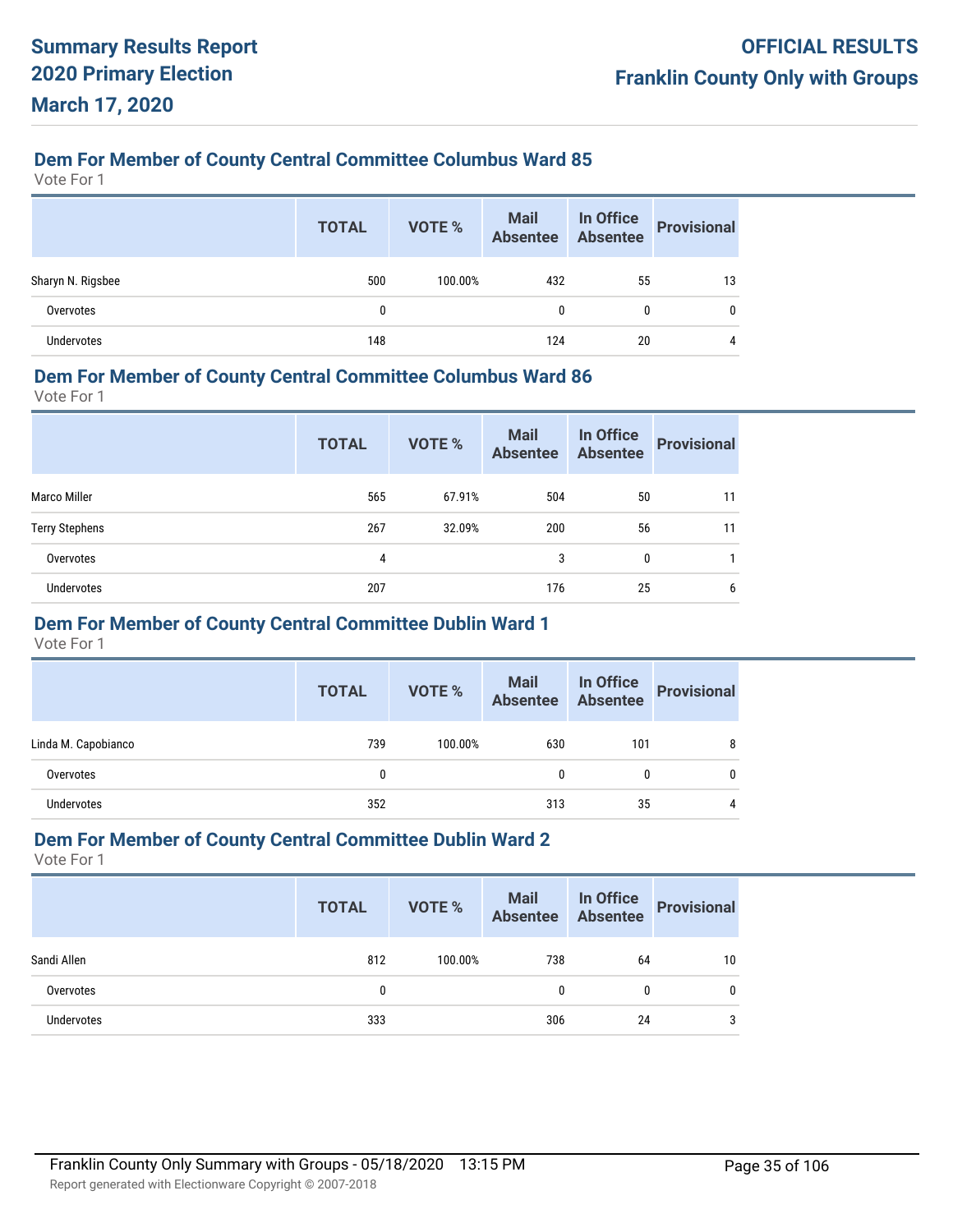### Dem For Member of County Central Committee Columbus Ward 85

Vote For 1

| | TOTAL | VOTE % | Mail Absentee | In Office Absentee | Provisional |
|---|---|---|---|---|---|
| Sharyn N. Rigsbee | 500 | 100.00% | 432 | 55 | 13 |
| Overvotes | 0 | | 0 | 0 | 0 |
| Undervotes | 148 | | 124 | 20 | 4 |

### Dem For Member of County Central Committee Columbus Ward 86

Vote For 1

| | TOTAL | VOTE % | Mail Absentee | In Office Absentee | Provisional |
|---|---|---|---|---|---|
| Marco Miller | 565 | 67.91% | 504 | 50 | 11 |
| Terry Stephens | 267 | 32.09% | 200 | 56 | 11 |
| Overvotes | 4 | | 3 | 0 | 1 |
| Undervotes | 207 | | 176 | 25 | 6 |

### Dem For Member of County Central Committee Dublin Ward 1

Vote For 1

| | TOTAL | VOTE % | Mail Absentee | In Office Absentee | Provisional |
|---|---|---|---|---|---|
| Linda M. Capobianco | 739 | 100.00% | 630 | 101 | 8 |
| Overvotes | 0 | | 0 | 0 | 0 |
| Undervotes | 352 | | 313 | 35 | 4 |

### Dem For Member of County Central Committee Dublin Ward 2

Vote For 1

| | TOTAL | VOTE % | Mail Absentee | In Office Absentee | Provisional |
|---|---|---|---|---|---|
| Sandi Allen | 812 | 100.00% | 738 | 64 | 10 |
| Overvotes | 0 | | 0 | 0 | 0 |
| Undervotes | 333 | | 306 | 24 | 3 |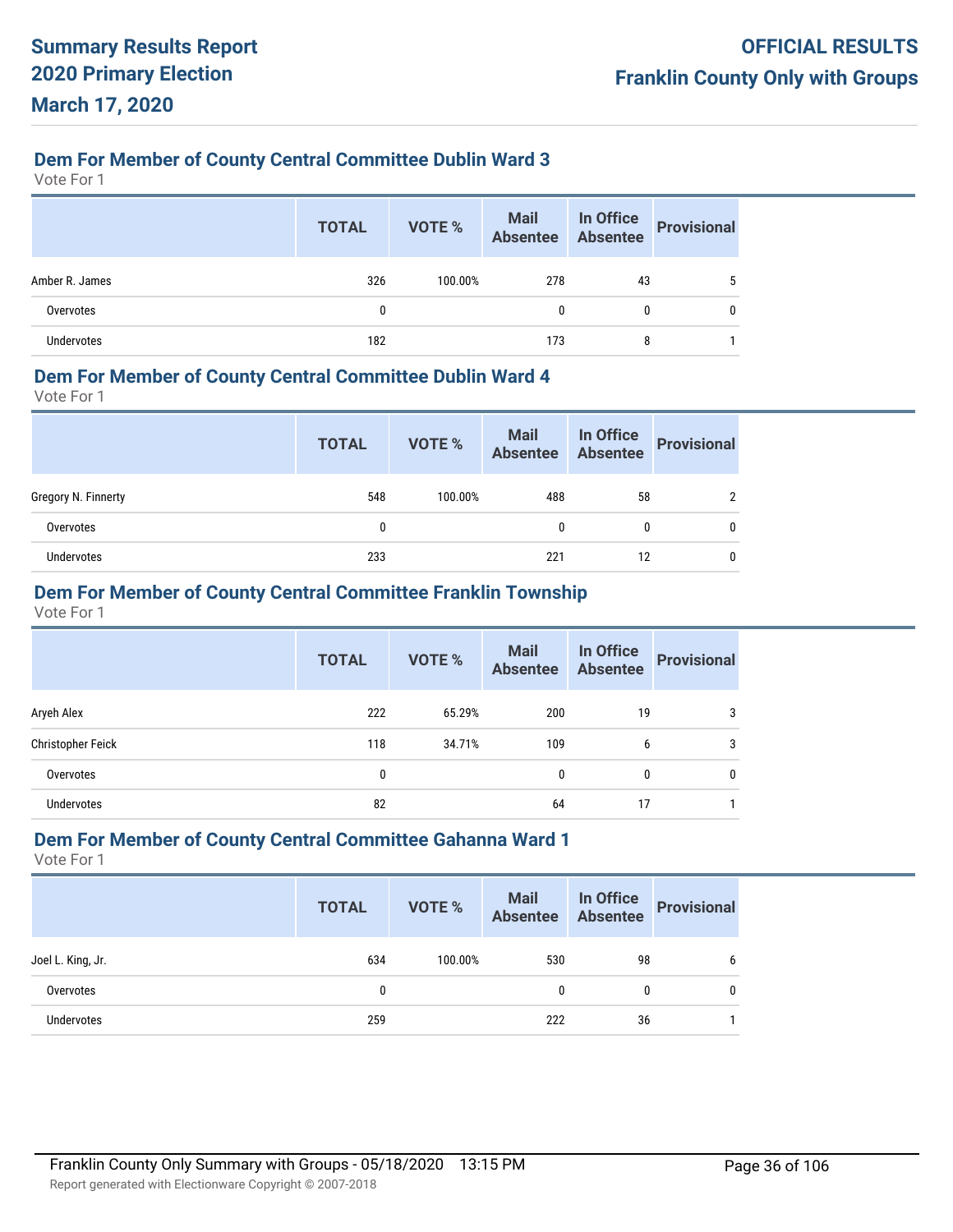### Dem For Member of County Central Committee Dublin Ward 3

Vote For 1

| | TOTAL | VOTE % | Mail Absentee | In Office Absentee | Provisional |
|---|---|---|---|---|---|
| Amber R. James | 326 | 100.00% | 278 | 43 | 5 |
| Overvotes | 0 | | 0 | 0 | 0 |
| Undervotes | 182 | | 173 | 8 | 1 |

### Dem For Member of County Central Committee Dublin Ward 4

Vote For 1

| | TOTAL | VOTE % | Mail Absentee | In Office Absentee | Provisional |
|---|---|---|---|---|---|
| Gregory N. Finnerty | 548 | 100.00% | 488 | 58 | 2 |
| Overvotes | 0 | | 0 | 0 | 0 |
| Undervotes | 233 | | 221 | 12 | 0 |

### Dem For Member of County Central Committee Franklin Township

Vote For 1

| | TOTAL | VOTE % | Mail Absentee | In Office Absentee | Provisional |
|---|---|---|---|---|---|
| Aryeh Alex | 222 | 65.29% | 200 | 19 | 3 |
| Christopher Feick | 118 | 34.71% | 109 | 6 | 3 |
| Overvotes | 0 | | 0 | 0 | 0 |
| Undervotes | 82 | | 64 | 17 | 1 |

### Dem For Member of County Central Committee Gahanna Ward 1

Vote For 1

| | TOTAL | VOTE % | Mail Absentee | In Office Absentee | Provisional |
|---|---|---|---|---|---|
| Joel L. King, Jr. | 634 | 100.00% | 530 | 98 | 6 |
| Overvotes | 0 | | 0 | 0 | 0 |
| Undervotes | 259 | | 222 | 36 | 1 |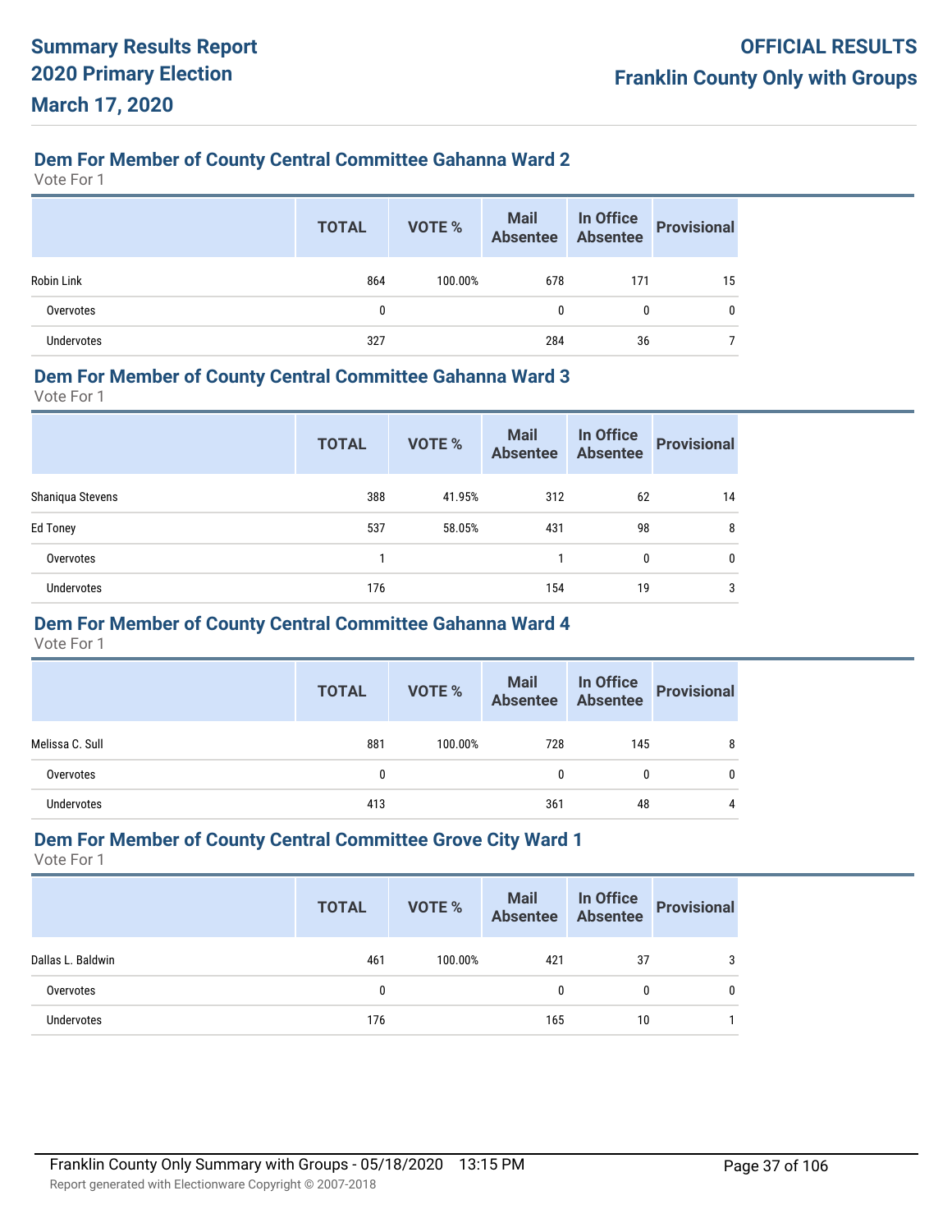### Dem For Member of County Central Committee Gahanna Ward 2

Vote For 1

| | TOTAL | VOTE % | Mail Absentee | In Office Absentee | Provisional |
|---|---|---|---|---|---|
| Robin Link | 864 | 100.00% | 678 | 171 | 15 |
| Overvotes | 0 | | 0 | 0 | 0 |
| Undervotes | 327 | | 284 | 36 | 7 |

### Dem For Member of County Central Committee Gahanna Ward 3

Vote For 1

| | TOTAL | VOTE % | Mail Absentee | In Office Absentee | Provisional |
|---|---|---|---|---|---|
| Shaniqua Stevens | 388 | 41.95% | 312 | 62 | 14 |
| Ed Toney | 537 | 58.05% | 431 | 98 | 8 |
| Overvotes | 1 | | 1 | 0 | 0 |
| Undervotes | 176 | | 154 | 19 | 3 |

### Dem For Member of County Central Committee Gahanna Ward 4

Vote For 1

| | TOTAL | VOTE % | Mail Absentee | In Office Absentee | Provisional |
|---|---|---|---|---|---|
| Melissa C. Sull | 881 | 100.00% | 728 | 145 | 8 |
| Overvotes | 0 | | 0 | 0 | 0 |
| Undervotes | 413 | | 361 | 48 | 4 |

### Dem For Member of County Central Committee Grove City Ward 1

Vote For 1

| | TOTAL | VOTE % | Mail Absentee | In Office Absentee | Provisional |
|---|---|---|---|---|---|
| Dallas L. Baldwin | 461 | 100.00% | 421 | 37 | 3 |
| Overvotes | 0 | | 0 | 0 | 0 |
| Undervotes | 176 | | 165 | 10 | 1 |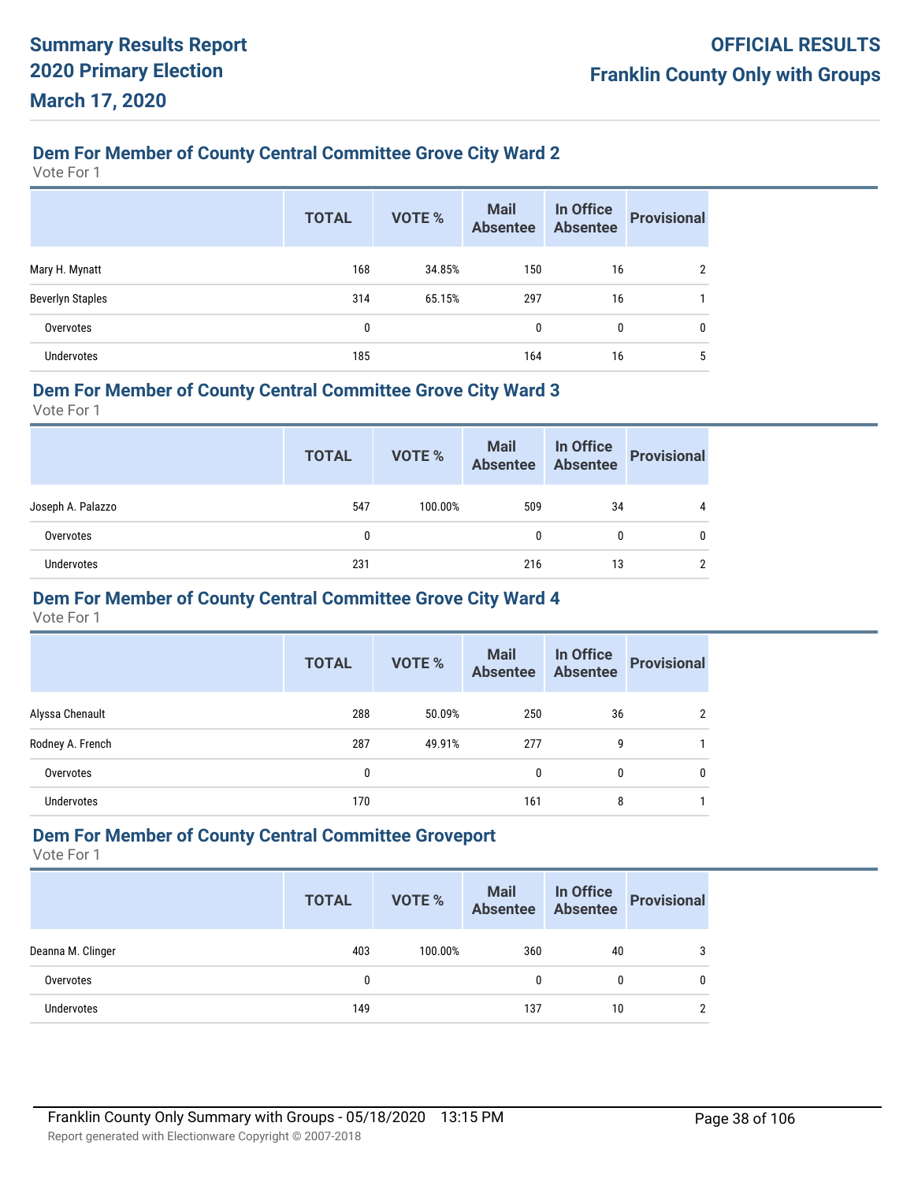### Dem For Member of County Central Committee Grove City Ward 2

Vote For 1

| | TOTAL | VOTE % | Mail Absentee | In Office Absentee | Provisional |
|---|---|---|---|---|---|
| Mary H. Mynatt | 168 | 34.85% | 150 | 16 | 2 |
| Beverlyn Staples | 314 | 65.15% | 297 | 16 | 1 |
| Overvotes | 0 | | 0 | 0 | 0 |
| Undervotes | 185 | | 164 | 16 | 5 |

### Dem For Member of County Central Committee Grove City Ward 3

Vote For 1

| | TOTAL | VOTE % | Mail Absentee | In Office Absentee | Provisional |
|---|---|---|---|---|---|
| Joseph A. Palazzo | 547 | 100.00% | 509 | 34 | 4 |
| Overvotes | 0 | | 0 | 0 | 0 |
| Undervotes | 231 | | 216 | 13 | 2 |

### Dem For Member of County Central Committee Grove City Ward 4

Vote For 1

| | TOTAL | VOTE % | Mail Absentee | In Office Absentee | Provisional |
|---|---|---|---|---|---|
| Alyssa Chenault | 288 | 50.09% | 250 | 36 | 2 |
| Rodney A. French | 287 | 49.91% | 277 | 9 | 1 |
| Overvotes | 0 | | 0 | 0 | 0 |
| Undervotes | 170 | | 161 | 8 | 1 |

### Dem For Member of County Central Committee Groveport

Vote For 1

| | TOTAL | VOTE % | Mail Absentee | In Office Absentee | Provisional |
|---|---|---|---|---|---|
| Deanna M. Clinger | 403 | 100.00% | 360 | 40 | 3 |
| Overvotes | 0 | | 0 | 0 | 0 |
| Undervotes | 149 | | 137 | 10 | 2 |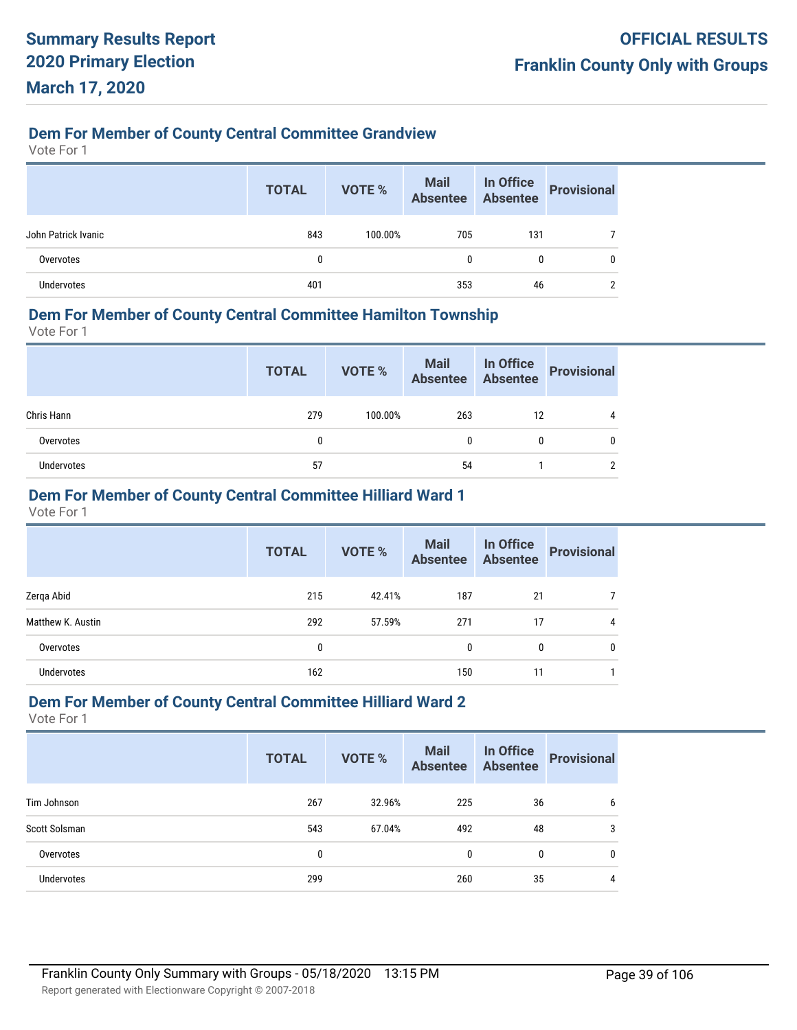### Dem For Member of County Central Committee Grandview

Vote For 1

| | TOTAL | VOTE % | Mail Absentee | In Office Absentee | Provisional |
|---|---|---|---|---|---|
| John Patrick Ivanic | 843 | 100.00% | 705 | 131 | 7 |
| Overvotes | 0 | | 0 | 0 | 0 |
| Undervotes | 401 | | 353 | 46 | 2 |

### Dem For Member of County Central Committee Hamilton Township

Vote For 1

| | TOTAL | VOTE % | Mail Absentee | In Office Absentee | Provisional |
|---|---|---|---|---|---|
| Chris Hann | 279 | 100.00% | 263 | 12 | 4 |
| Overvotes | 0 | | 0 | 0 | 0 |
| Undervotes | 57 | | 54 | 1 | 2 |

### Dem For Member of County Central Committee Hilliard Ward 1

Vote For 1

| | TOTAL | VOTE % | Mail Absentee | In Office Absentee | Provisional |
|---|---|---|---|---|---|
| Zerqa Abid | 215 | 42.41% | 187 | 21 | 7 |
| Matthew K. Austin | 292 | 57.59% | 271 | 17 | 4 |
| Overvotes | 0 | | 0 | 0 | 0 |
| Undervotes | 162 | | 150 | 11 | 1 |

### Dem For Member of County Central Committee Hilliard Ward 2

Vote For 1

| | TOTAL | VOTE % | Mail Absentee | In Office Absentee | Provisional |
|---|---|---|---|---|---|
| Tim Johnson | 267 | 32.96% | 225 | 36 | 6 |
| Scott Solsman | 543 | 67.04% | 492 | 48 | 3 |
| Overvotes | 0 | | 0 | 0 | 0 |
| Undervotes | 299 | | 260 | 35 | 4 |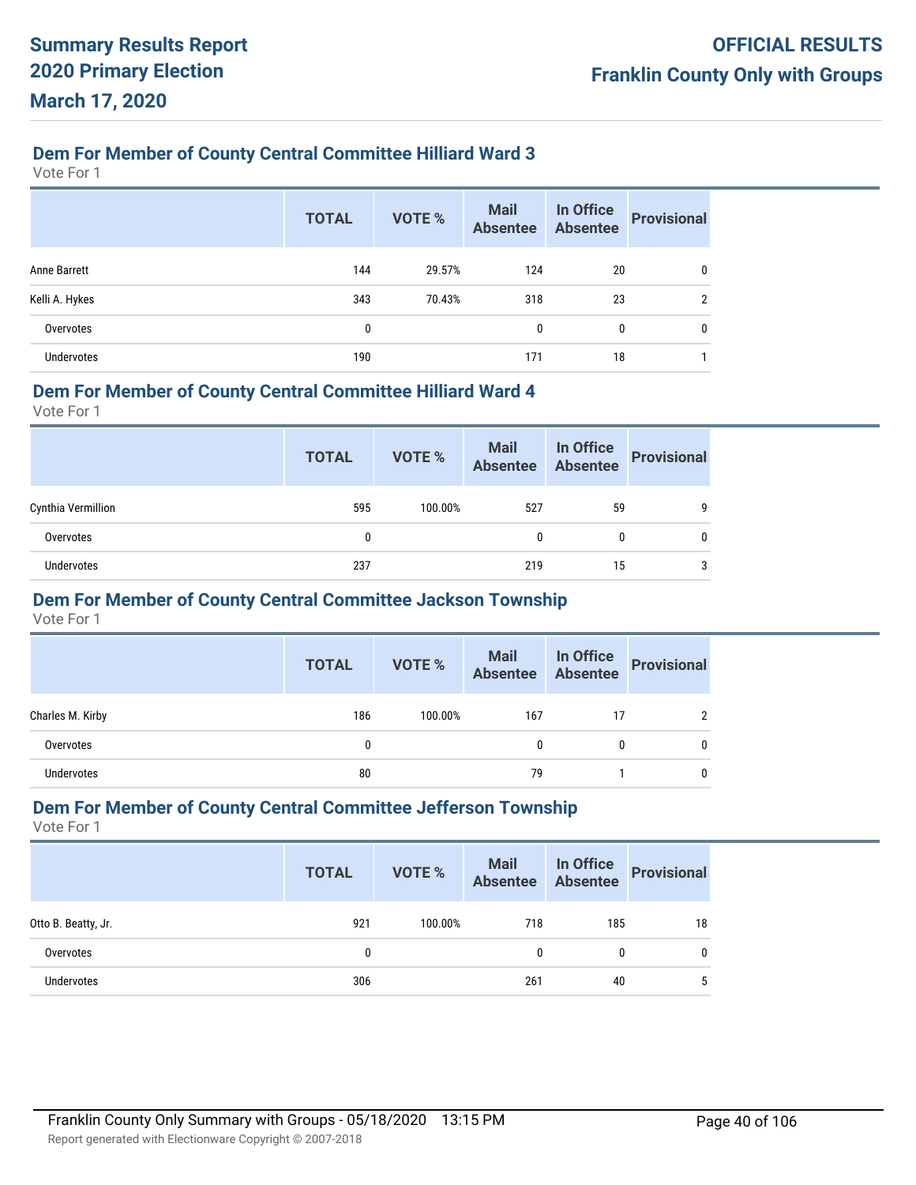## Dem For Member of County Central Committee Hilliard Ward 3

Vote For 1

| | TOTAL | VOTE % | Mail Absentee | In Office Absentee | Provisional |
|---|---|---|---|---|---|
| Anne Barrett | 144 | 29.57% | 124 | 20 | 0 |
| Kelli A. Hykes | 343 | 70.43% | 318 | 23 | 2 |
| Overvotes | 0 | | 0 | 0 | 0 |
| Undervotes | 190 | | 171 | 18 | 1 |

## Dem For Member of County Central Committee Hilliard Ward 4

Vote For 1

| | TOTAL | VOTE % | Mail Absentee | In Office Absentee | Provisional |
|---|---|---|---|---|---|
| Cynthia Vermillion | 595 | 100.00% | 527 | 59 | 9 |
| Overvotes | 0 | | 0 | 0 | 0 |
| Undervotes | 237 | | 219 | 15 | 3 |

## Dem For Member of County Central Committee Jackson Township

Vote For 1

| | TOTAL | VOTE % | Mail Absentee | In Office Absentee | Provisional |
|---|---|---|---|---|---|
| Charles M. Kirby | 186 | 100.00% | 167 | 17 | 2 |
| Overvotes | 0 | | 0 | 0 | 0 |
| Undervotes | 80 | | 79 | 1 | 0 |

## Dem For Member of County Central Committee Jefferson Township

Vote For 1

| | TOTAL | VOTE % | Mail Absentee | In Office Absentee | Provisional |
|---|---|---|---|---|---|
| Otto B. Beatty, Jr. | 921 | 100.00% | 718 | 185 | 18 |
| Overvotes | 0 | | 0 | 0 | 0 |
| Undervotes | 306 | | 261 | 40 | 5 |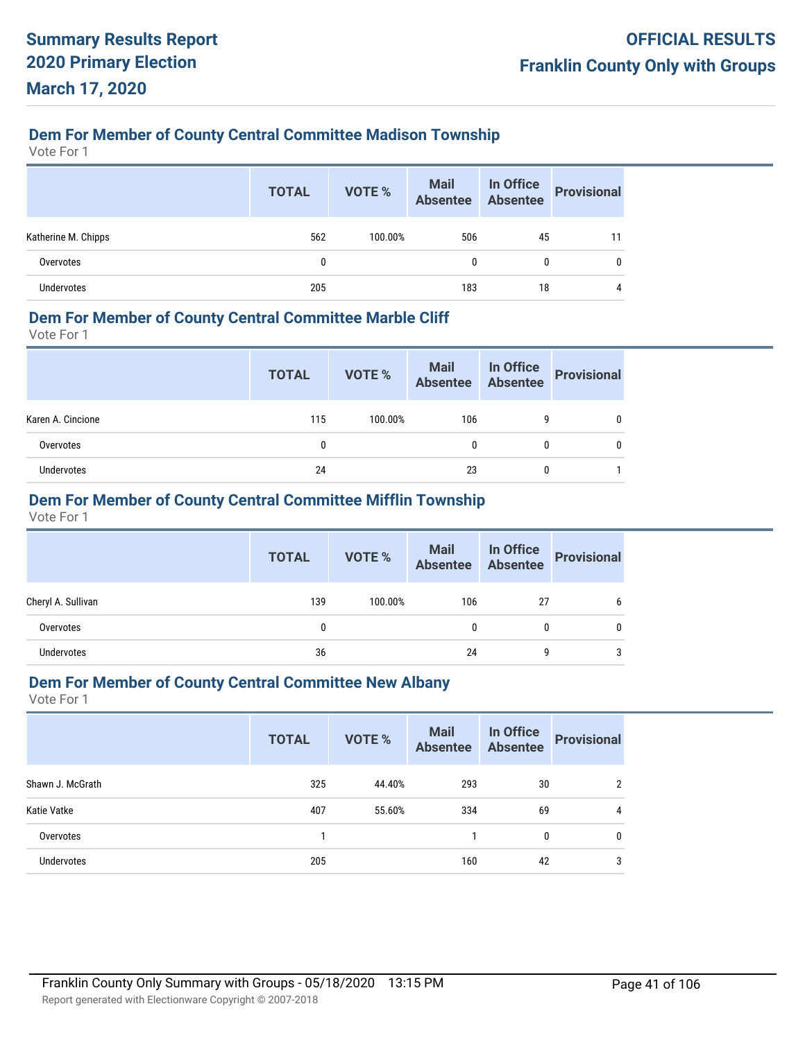## Dem For Member of County Central Committee Madison Township

Vote For 1

| | TOTAL | VOTE % | Mail Absentee | In Office Absentee | Provisional |
|---|---|---|---|---|---|
| Katherine M. Chipps | 562 | 100.00% | 506 | 45 | 11 |
| Overvotes | 0 | | 0 | 0 | 0 |
| Undervotes | 205 | | 183 | 18 | 4 |

## Dem For Member of County Central Committee Marble Cliff

Vote For 1

| | TOTAL | VOTE % | Mail Absentee | In Office Absentee | Provisional |
|---|---|---|---|---|---|
| Karen A. Cincione | 115 | 100.00% | 106 | 9 | 0 |
| Overvotes | 0 | | 0 | 0 | 0 |
| Undervotes | 24 | | 23 | 0 | 1 |

## Dem For Member of County Central Committee Mifflin Township

Vote For 1

| | TOTAL | VOTE % | Mail Absentee | In Office Absentee | Provisional |
|---|---|---|---|---|---|
| Cheryl A. Sullivan | 139 | 100.00% | 106 | 27 | 6 |
| Overvotes | 0 | | 0 | 0 | 0 |
| Undervotes | 36 | | 24 | 9 | 3 |

## Dem For Member of County Central Committee New Albany

Vote For 1

| | TOTAL | VOTE % | Mail Absentee | In Office Absentee | Provisional |
|---|---|---|---|---|---|
| Shawn J. McGrath | 325 | 44.40% | 293 | 30 | 2 |
| Katie Vatke | 407 | 55.60% | 334 | 69 | 4 |
| Overvotes | 1 | | 1 | 0 | 0 |
| Undervotes | 205 | | 160 | 42 | 3 |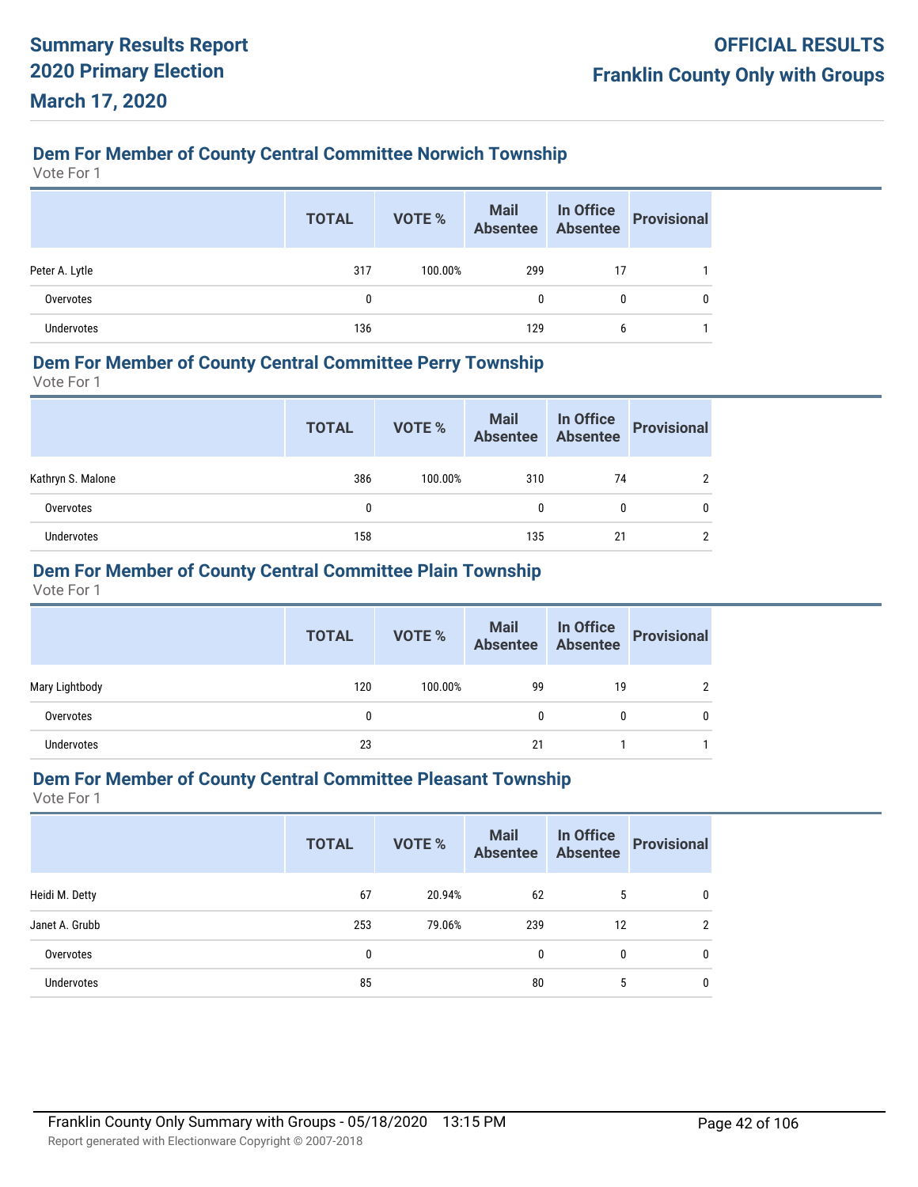## Dem For Member of County Central Committee Norwich Township

Vote For 1

| | TOTAL | VOTE % | Mail Absentee | In Office Absentee | Provisional |
|---|---|---|---|---|---|
| Peter A. Lytle | 317 | 100.00% | 299 | 17 | 1 |
| Overvotes | 0 | | 0 | 0 | 0 |
| Undervotes | 136 | | 129 | 6 | 1 |

## Dem For Member of County Central Committee Perry Township

Vote For 1

| | TOTAL | VOTE % | Mail Absentee | In Office Absentee | Provisional |
|---|---|---|---|---|---|
| Kathryn S. Malone | 386 | 100.00% | 310 | 74 | 2 |
| Overvotes | 0 | | 0 | 0 | 0 |
| Undervotes | 158 | | 135 | 21 | 2 |

## Dem For Member of County Central Committee Plain Township

Vote For 1

| | TOTAL | VOTE % | Mail Absentee | In Office Absentee | Provisional |
|---|---|---|---|---|---|
| Mary Lightbody | 120 | 100.00% | 99 | 19 | 2 |
| Overvotes | 0 | | 0 | 0 | 0 |
| Undervotes | 23 | | 21 | 1 | 1 |

## Dem For Member of County Central Committee Pleasant Township

Vote For 1

| | TOTAL | VOTE % | Mail Absentee | In Office Absentee | Provisional |
|---|---|---|---|---|---|
| Heidi M. Detty | 67 | 20.94% | 62 | 5 | 0 |
| Janet A. Grubb | 253 | 79.06% | 239 | 12 | 2 |
| Overvotes | 0 | | 0 | 0 | 0 |
| Undervotes | 85 | | 80 | 5 | 0 |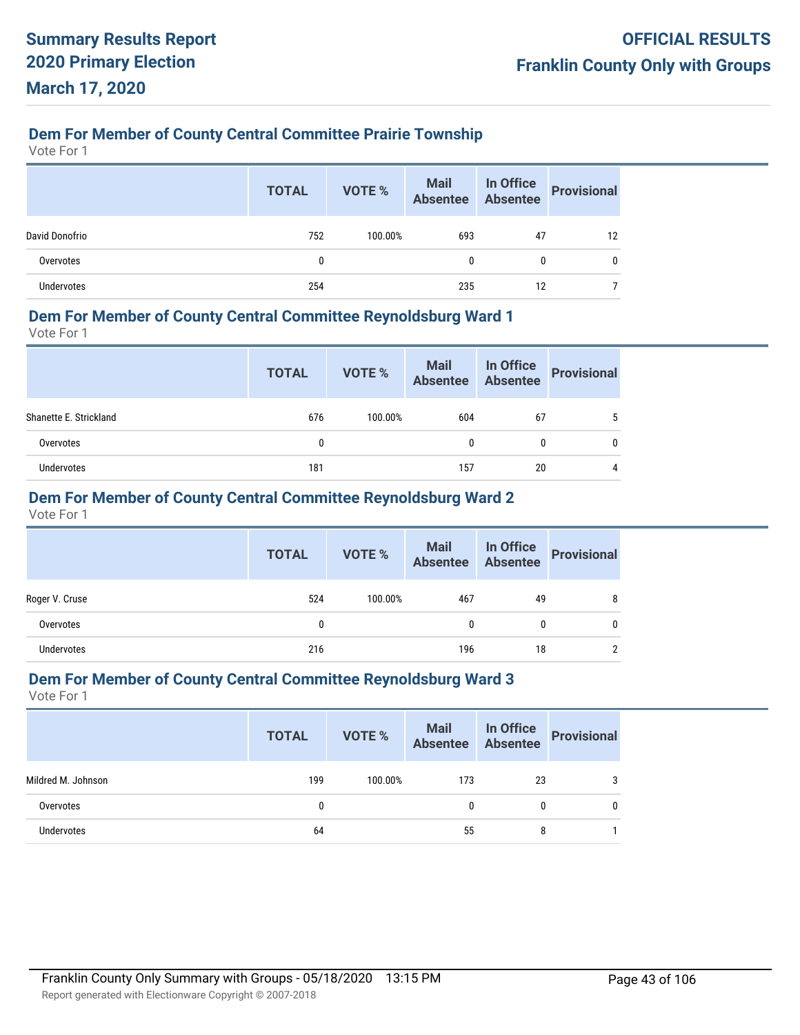## Dem For Member of County Central Committee Prairie Township

Vote For 1

| | TOTAL | VOTE % | Mail Absentee | In Office Absentee | Provisional |
|---|---|---|---|---|---|
| David Donofrio | 752 | 100.00% | 693 | 47 | 12 |
| Overvotes | 0 | | 0 | 0 | 0 |
| Undervotes | 254 | | 235 | 12 | 7 |

## Dem For Member of County Central Committee Reynoldsburg Ward 1

Vote For 1

| | TOTAL | VOTE % | Mail Absentee | In Office Absentee | Provisional |
|---|---|---|---|---|---|
| Shanette E. Strickland | 676 | 100.00% | 604 | 67 | 5 |
| Overvotes | 0 | | 0 | 0 | 0 |
| Undervotes | 181 | | 157 | 20 | 4 |

## Dem For Member of County Central Committee Reynoldsburg Ward 2

Vote For 1

| | TOTAL | VOTE % | Mail Absentee | In Office Absentee | Provisional |
|---|---|---|---|---|---|
| Roger V. Cruse | 524 | 100.00% | 467 | 49 | 8 |
| Overvotes | 0 | | 0 | 0 | 0 |
| Undervotes | 216 | | 196 | 18 | 2 |

## Dem For Member of County Central Committee Reynoldsburg Ward 3

Vote For 1

| | TOTAL | VOTE % | Mail Absentee | In Office Absentee | Provisional |
|---|---|---|---|---|---|
| Mildred M. Johnson | 199 | 100.00% | 173 | 23 | 3 |
| Overvotes | 0 | | 0 | 0 | 0 |
| Undervotes | 64 | | 55 | 8 | 1 |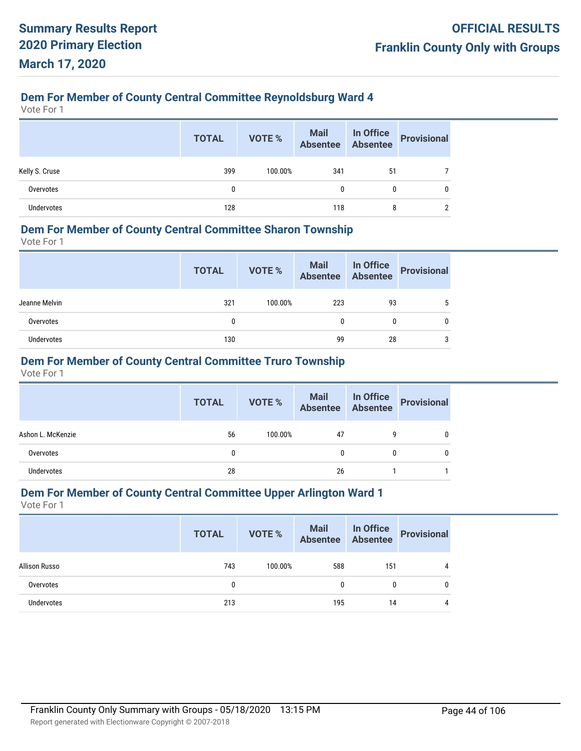### Dem For Member of County Central Committee Reynoldsburg Ward 4

Vote For 1

| | TOTAL | VOTE % | Mail Absentee | In Office Absentee | Provisional |
|---|---|---|---|---|---|
| Kelly S. Cruse | 399 | 100.00% | 341 | 51 | 7 |
| Overvotes | 0 | | 0 | 0 | 0 |
| Undervotes | 128 | | 118 | 8 | 2 |

### Dem For Member of County Central Committee Sharon Township

Vote For 1

| | TOTAL | VOTE % | Mail Absentee | In Office Absentee | Provisional |
|---|---|---|---|---|---|
| Jeanne Melvin | 321 | 100.00% | 223 | 93 | 5 |
| Overvotes | 0 | | 0 | 0 | 0 |
| Undervotes | 130 | | 99 | 28 | 3 |

### Dem For Member of County Central Committee Truro Township

Vote For 1

| | TOTAL | VOTE % | Mail Absentee | In Office Absentee | Provisional |
|---|---|---|---|---|---|
| Ashon L. McKenzie | 56 | 100.00% | 47 | 9 | 0 |
| Overvotes | 0 | | 0 | 0 | 0 |
| Undervotes | 28 | | 26 | 1 | 1 |

### Dem For Member of County Central Committee Upper Arlington Ward 1

Vote For 1

| | TOTAL | VOTE % | Mail Absentee | In Office Absentee | Provisional |
|---|---|---|---|---|---|
| Allison Russo | 743 | 100.00% | 588 | 151 | 4 |
| Overvotes | 0 | | 0 | 0 | 0 |
| Undervotes | 213 | | 195 | 14 | 4 |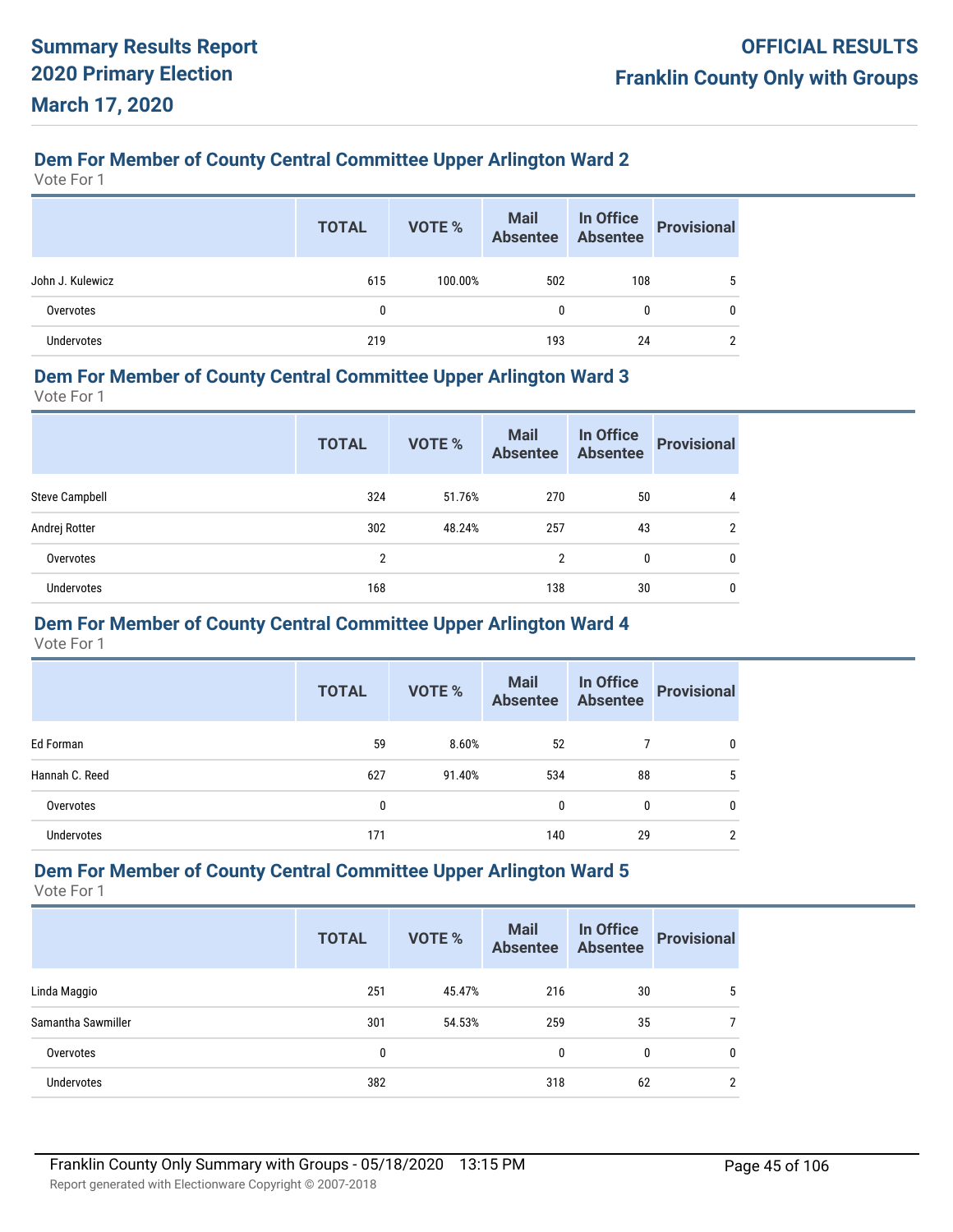## Dem For Member of County Central Committee Upper Arlington Ward 2

Vote For 1

| | TOTAL | VOTE % | Mail Absentee | In Office Absentee | Provisional |
|---|---|---|---|---|---|
| John J. Kulewicz | 615 | 100.00% | 502 | 108 | 5 |
| Overvotes | 0 | | 0 | 0 | 0 |
| Undervotes | 219 | | 193 | 24 | 2 |

## Dem For Member of County Central Committee Upper Arlington Ward 3

Vote For 1

| | TOTAL | VOTE % | Mail Absentee | In Office Absentee | Provisional |
|---|---|---|---|---|---|
| Steve Campbell | 324 | 51.76% | 270 | 50 | 4 |
| Andrej Rotter | 302 | 48.24% | 257 | 43 | 2 |
| Overvotes | 2 | | 2 | 0 | 0 |
| Undervotes | 168 | | 138 | 30 | 0 |

## Dem For Member of County Central Committee Upper Arlington Ward 4

Vote For 1

| | TOTAL | VOTE % | Mail Absentee | In Office Absentee | Provisional |
|---|---|---|---|---|---|
| Ed Forman | 59 | 8.60% | 52 | 7 | 0 |
| Hannah C. Reed | 627 | 91.40% | 534 | 88 | 5 |
| Overvotes | 0 | | 0 | 0 | 0 |
| Undervotes | 171 | | 140 | 29 | 2 |

## Dem For Member of County Central Committee Upper Arlington Ward 5

Vote For 1

| | TOTAL | VOTE % | Mail Absentee | In Office Absentee | Provisional |
|---|---|---|---|---|---|
| Linda Maggio | 251 | 45.47% | 216 | 30 | 5 |
| Samantha Sawmiller | 301 | 54.53% | 259 | 35 | 7 |
| Overvotes | 0 | | 0 | 0 | 0 |
| Undervotes | 382 | | 318 | 62 | 2 |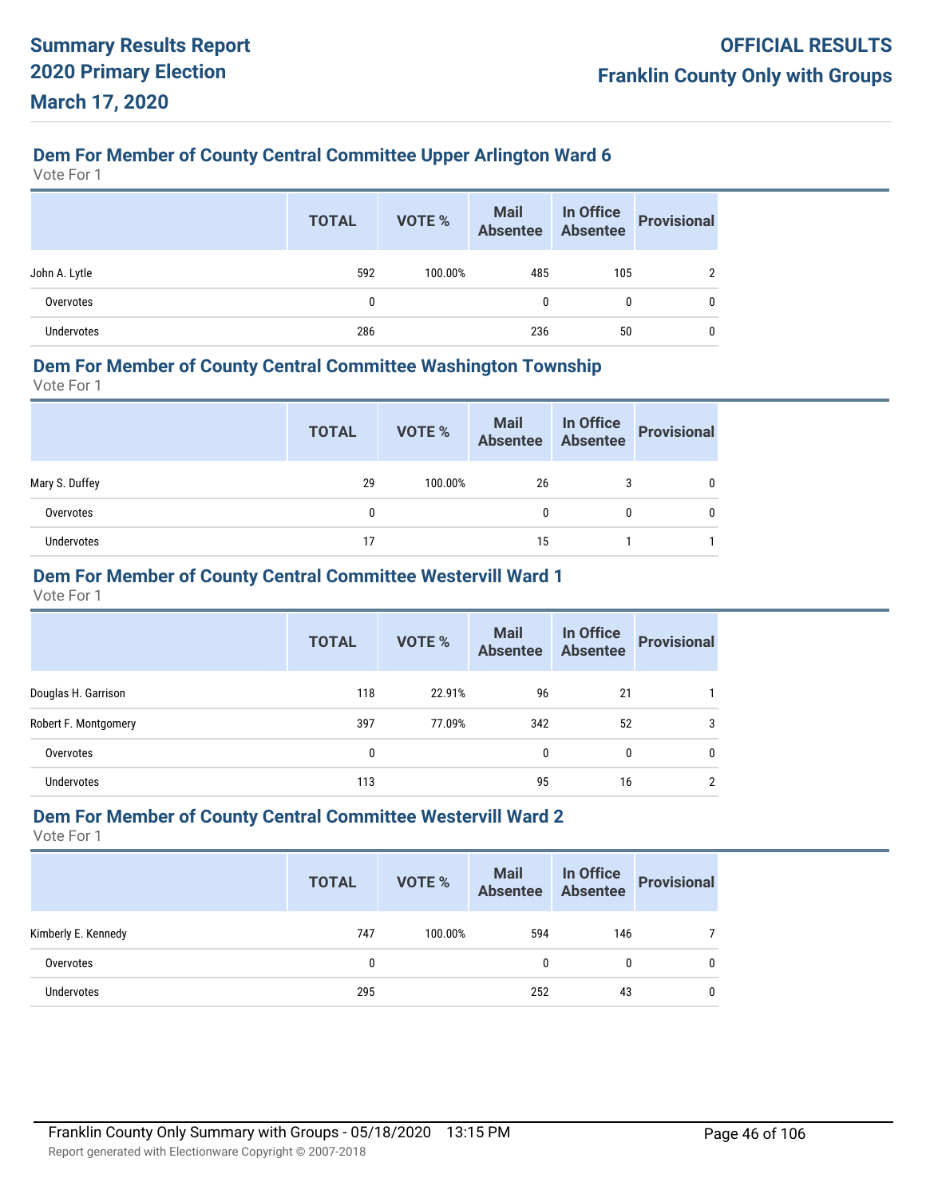## Dem For Member of County Central Committee Upper Arlington Ward 6

Vote For 1

| | TOTAL | VOTE % | Mail Absentee | In Office Absentee | Provisional |
|---|---|---|---|---|---|
| John A. Lytle | 592 | 100.00% | 485 | 105 | 2 |
| Overvotes | 0 | | 0 | 0 | 0 |
| Undervotes | 286 | | 236 | 50 | 0 |

## Dem For Member of County Central Committee Washington Township

Vote For 1

| | TOTAL | VOTE % | Mail Absentee | In Office Absentee | Provisional |
|---|---|---|---|---|---|
| Mary S. Duffey | 29 | 100.00% | 26 | 3 | 0 |
| Overvotes | 0 | | 0 | 0 | 0 |
| Undervotes | 17 | | 15 | 1 | 1 |

## Dem For Member of County Central Committee Westervill Ward 1

Vote For 1

| | TOTAL | VOTE % | Mail Absentee | In Office Absentee | Provisional |
|---|---|---|---|---|---|
| Douglas H. Garrison | 118 | 22.91% | 96 | 21 | 1 |
| Robert F. Montgomery | 397 | 77.09% | 342 | 52 | 3 |
| Overvotes | 0 | | 0 | 0 | 0 |
| Undervotes | 113 | | 95 | 16 | 2 |

## Dem For Member of County Central Committee Westervill Ward 2

Vote For 1

| | TOTAL | VOTE % | Mail Absentee | In Office Absentee | Provisional |
|---|---|---|---|---|---|
| Kimberly E. Kennedy | 747 | 100.00% | 594 | 146 | 7 |
| Overvotes | 0 | | 0 | 0 | 0 |
| Undervotes | 295 | | 252 | 43 | 0 |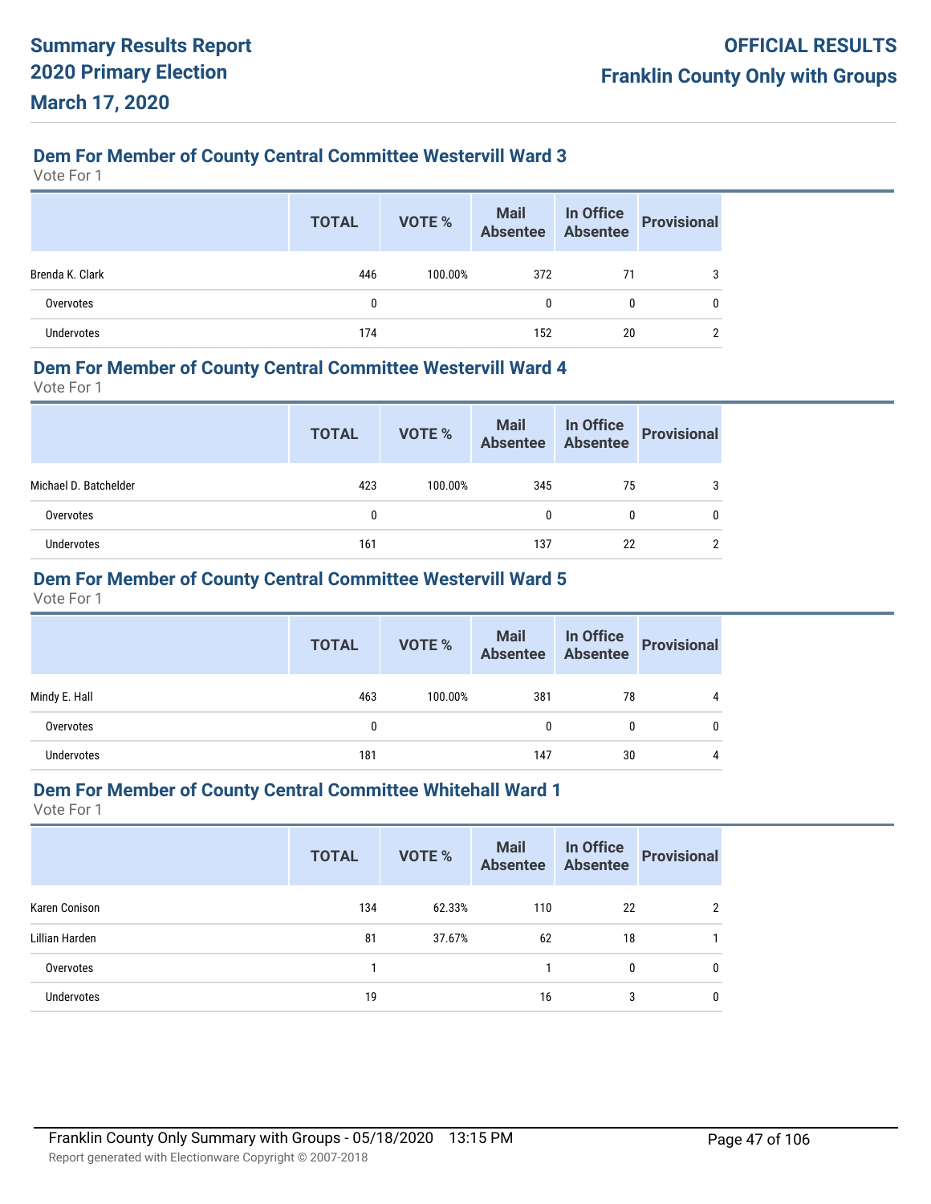## Dem For Member of County Central Committee Westervill Ward 3

Vote For 1

| | TOTAL | VOTE % | Mail Absentee | In Office Absentee | Provisional |
|---|---|---|---|---|---|
| Brenda K. Clark | 446 | 100.00% | 372 | 71 | 3 |
| Overvotes | 0 | | 0 | 0 | 0 |
| Undervotes | 174 | | 152 | 20 | 2 |

## Dem For Member of County Central Committee Westervill Ward 4

Vote For 1

| | TOTAL | VOTE % | Mail Absentee | In Office Absentee | Provisional |
|---|---|---|---|---|---|
| Michael D. Batchelder | 423 | 100.00% | 345 | 75 | 3 |
| Overvotes | 0 | | 0 | 0 | 0 |
| Undervotes | 161 | | 137 | 22 | 2 |

## Dem For Member of County Central Committee Westervill Ward 5

Vote For 1

| | TOTAL | VOTE % | Mail Absentee | In Office Absentee | Provisional |
|---|---|---|---|---|---|
| Mindy E. Hall | 463 | 100.00% | 381 | 78 | 4 |
| Overvotes | 0 | | 0 | 0 | 0 |
| Undervotes | 181 | | 147 | 30 | 4 |

## Dem For Member of County Central Committee Whitehall Ward 1

Vote For 1

| | TOTAL | VOTE % | Mail Absentee | In Office Absentee | Provisional |
|---|---|---|---|---|---|
| Karen Conison | 134 | 62.33% | 110 | 22 | 2 |
| Lillian Harden | 81 | 37.67% | 62 | 18 | 1 |
| Overvotes | 1 | | 1 | 0 | 0 |
| Undervotes | 19 | | 16 | 3 | 0 |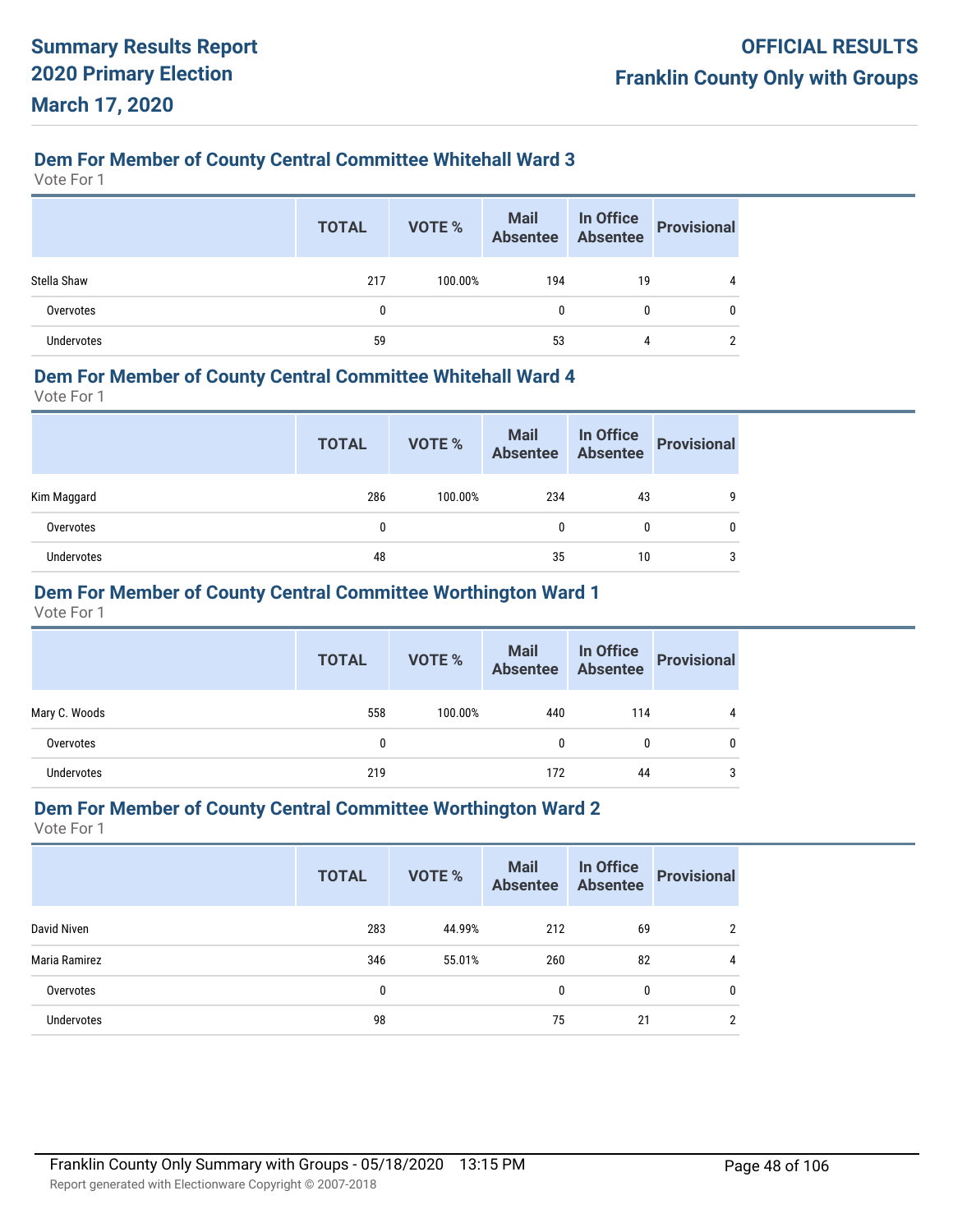### Dem For Member of County Central Committee Whitehall Ward 3

Vote For 1

| | TOTAL | VOTE % | Mail Absentee | In Office Absentee | Provisional |
|---|---|---|---|---|---|
| Stella Shaw | 217 | 100.00% | 194 | 19 | 4 |
| Overvotes | 0 | | 0 | 0 | 0 |
| Undervotes | 59 | | 53 | 4 | 2 |

### Dem For Member of County Central Committee Whitehall Ward 4

Vote For 1

| | TOTAL | VOTE % | Mail Absentee | In Office Absentee | Provisional |
|---|---|---|---|---|---|
| Kim Maggard | 286 | 100.00% | 234 | 43 | 9 |
| Overvotes | 0 | | 0 | 0 | 0 |
| Undervotes | 48 | | 35 | 10 | 3 |

### Dem For Member of County Central Committee Worthington Ward 1

Vote For 1

| | TOTAL | VOTE % | Mail Absentee | In Office Absentee | Provisional |
|---|---|---|---|---|---|
| Mary C. Woods | 558 | 100.00% | 440 | 114 | 4 |
| Overvotes | 0 | | 0 | 0 | 0 |
| Undervotes | 219 | | 172 | 44 | 3 |

### Dem For Member of County Central Committee Worthington Ward 2

Vote For 1

| | TOTAL | VOTE % | Mail Absentee | In Office Absentee | Provisional |
|---|---|---|---|---|---|
| David Niven | 283 | 44.99% | 212 | 69 | 2 |
| Maria Ramirez | 346 | 55.01% | 260 | 82 | 4 |
| Overvotes | 0 | | 0 | 0 | 0 |
| Undervotes | 98 | | 75 | 21 | 2 |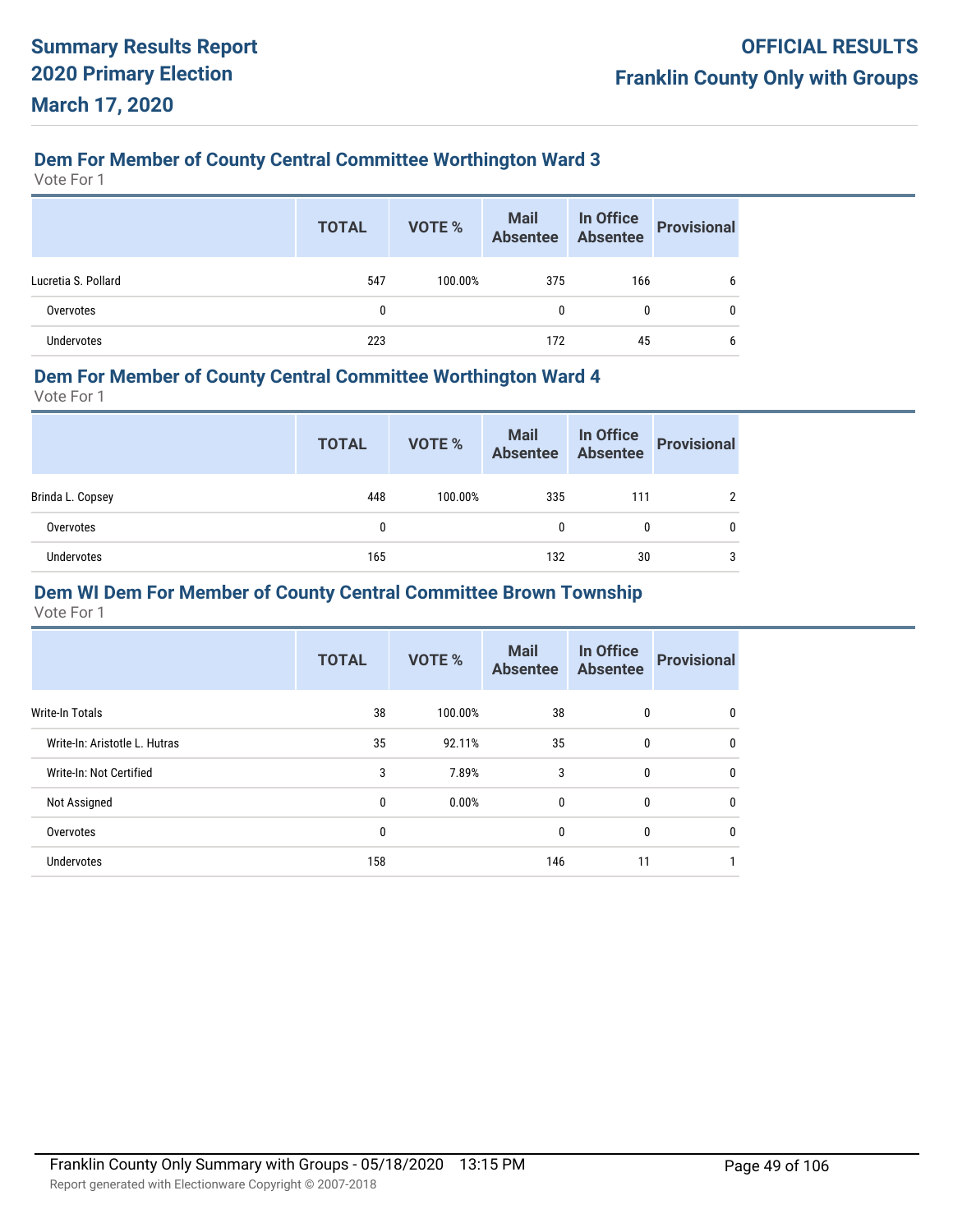### Dem For Member of County Central Committee Worthington Ward 3

Vote For 1

| | TOTAL | VOTE % | Mail Absentee | In Office Absentee | Provisional |
|---|---|---|---|---|---|
| Lucretia S. Pollard | 547 | 100.00% | 375 | 166 | 6 |
| Overvotes | 0 | | 0 | 0 | 0 |
| Undervotes | 223 | | 172 | 45 | 6 |

### Dem For Member of County Central Committee Worthington Ward 4

Vote For 1

| | TOTAL | VOTE % | Mail Absentee | In Office Absentee | Provisional |
|---|---|---|---|---|---|
| Brinda L. Copsey | 448 | 100.00% | 335 | 111 | 2 |
| Overvotes | 0 | | 0 | 0 | 0 |
| Undervotes | 165 | | 132 | 30 | 3 |

### Dem WI Dem For Member of County Central Committee Brown Township

Vote For 1

| | TOTAL | VOTE % | Mail Absentee | In Office Absentee | Provisional |
|---|---|---|---|---|---|
| Write-In Totals | 38 | 100.00% | 38 | 0 | 0 |
| Write-In: Aristotle L. Hutras | 35 | 92.11% | 35 | 0 | 0 |
| Write-In: Not Certified | 3 | 7.89% | 3 | 0 | 0 |
| Not Assigned | 0 | 0.00% | 0 | 0 | 0 |
| Overvotes | 0 | | 0 | 0 | 0 |
| Undervotes | 158 | | 146 | 11 | 1 |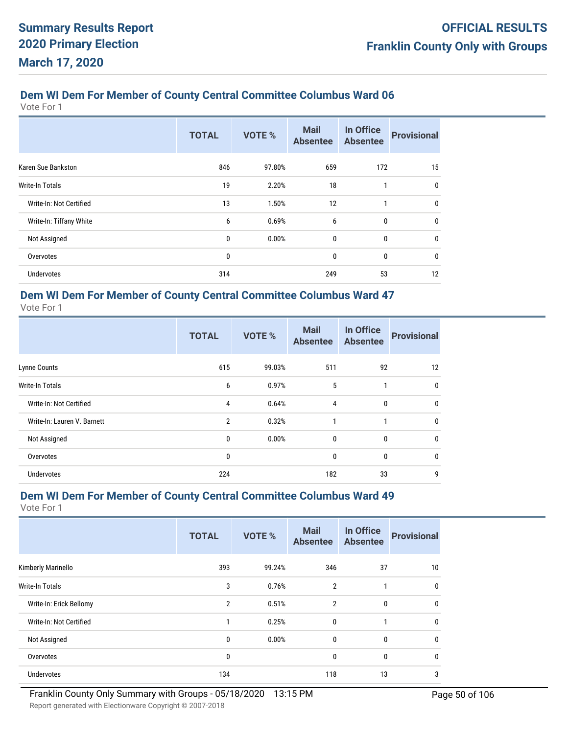**Summary Results Report**
**2020 Primary Election**
**March 17, 2020**

**OFFICIAL RESULTS**
**Franklin County Only with Groups**

### Dem WI Dem For Member of County Central Committee Columbus Ward 06

Vote For 1

| | TOTAL | VOTE % | Mail Absentee | In Office Absentee | Provisional |
|---|---|---|---|---|---|
| Karen Sue Bankston | 846 | 97.80% | 659 | 172 | 15 |
| Write-In Totals | 19 | 2.20% | 18 | 1 | 0 |
| Write-In: Not Certified | 13 | 1.50% | 12 | 1 | 0 |
| Write-In: Tiffany White | 6 | 0.69% | 6 | 0 | 0 |
| Not Assigned | 0 | 0.00% | 0 | 0 | 0 |
| Overvotes | 0 | | 0 | 0 | 0 |
| Undervotes | 314 | | 249 | 53 | 12 |

### Dem WI Dem For Member of County Central Committee Columbus Ward 47

Vote For 1

| | TOTAL | VOTE % | Mail Absentee | In Office Absentee | Provisional |
|---|---|---|---|---|---|
| Lynne Counts | 615 | 99.03% | 511 | 92 | 12 |
| Write-In Totals | 6 | 0.97% | 5 | 1 | 0 |
| Write-In: Not Certified | 4 | 0.64% | 4 | 0 | 0 |
| Write-In: Lauren V. Barnett | 2 | 0.32% | 1 | 1 | 0 |
| Not Assigned | 0 | 0.00% | 0 | 0 | 0 |
| Overvotes | 0 | | 0 | 0 | 0 |
| Undervotes | 224 | | 182 | 33 | 9 |

### Dem WI Dem For Member of County Central Committee Columbus Ward 49

Vote For 1

| | TOTAL | VOTE % | Mail Absentee | In Office Absentee | Provisional |
|---|---|---|---|---|---|
| Kimberly Marinello | 393 | 99.24% | 346 | 37 | 10 |
| Write-In Totals | 3 | 0.76% | 2 | 1 | 0 |
| Write-In: Erick Bellomy | 2 | 0.51% | 2 | 0 | 0 |
| Write-In: Not Certified | 1 | 0.25% | 0 | 1 | 0 |
| Not Assigned | 0 | 0.00% | 0 | 0 | 0 |
| Overvotes | 0 | | 0 | 0 | 0 |
| Undervotes | 134 | | 118 | 13 | 3 |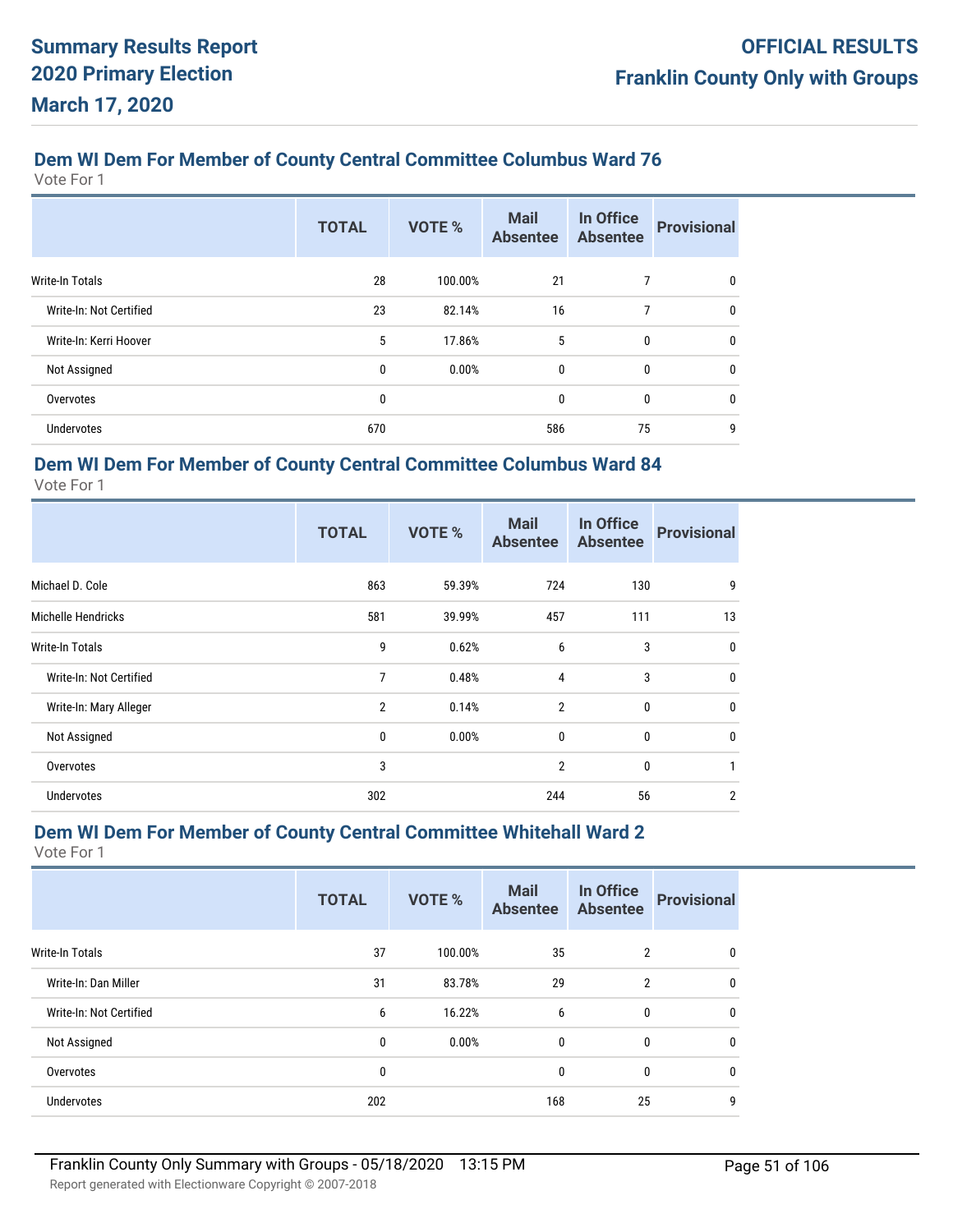## Dem WI Dem For Member of County Central Committee Columbus Ward 76

Vote For 1

| | TOTAL | VOTE % | Mail Absentee | In Office Absentee | Provisional |
|---|---|---|---|---|---|
| Write-In Totals | 28 | 100.00% | 21 | 7 | 0 |
| Write-In: Not Certified | 23 | 82.14% | 16 | 7 | 0 |
| Write-In: Kerri Hoover | 5 | 17.86% | 5 | 0 | 0 |
| Not Assigned | 0 | 0.00% | 0 | 0 | 0 |
| Overvotes | 0 | | 0 | 0 | 0 |
| Undervotes | 670 | | 586 | 75 | 9 |

## Dem WI Dem For Member of County Central Committee Columbus Ward 84

Vote For 1

| | TOTAL | VOTE % | Mail Absentee | In Office Absentee | Provisional |
|---|---|---|---|---|---|
| Michael D. Cole | 863 | 59.39% | 724 | 130 | 9 |
| Michelle Hendricks | 581 | 39.99% | 457 | 111 | 13 |
| Write-In Totals | 9 | 0.62% | 6 | 3 | 0 |
| Write-In: Not Certified | 7 | 0.48% | 4 | 3 | 0 |
| Write-In: Mary Alleger | 2 | 0.14% | 2 | 0 | 0 |
| Not Assigned | 0 | 0.00% | 0 | 0 | 0 |
| Overvotes | 3 | | 2 | 0 | 1 |
| Undervotes | 302 | | 244 | 56 | 2 |

## Dem WI Dem For Member of County Central Committee Whitehall Ward 2

Vote For 1

| | TOTAL | VOTE % | Mail Absentee | In Office Absentee | Provisional |
|---|---|---|---|---|---|
| Write-In Totals | 37 | 100.00% | 35 | 2 | 0 |
| Write-In: Dan Miller | 31 | 83.78% | 29 | 2 | 0 |
| Write-In: Not Certified | 6 | 16.22% | 6 | 0 | 0 |
| Not Assigned | 0 | 0.00% | 0 | 0 | 0 |
| Overvotes | 0 | | 0 | 0 | 0 |
| Undervotes | 202 | | 168 | 25 | 9 |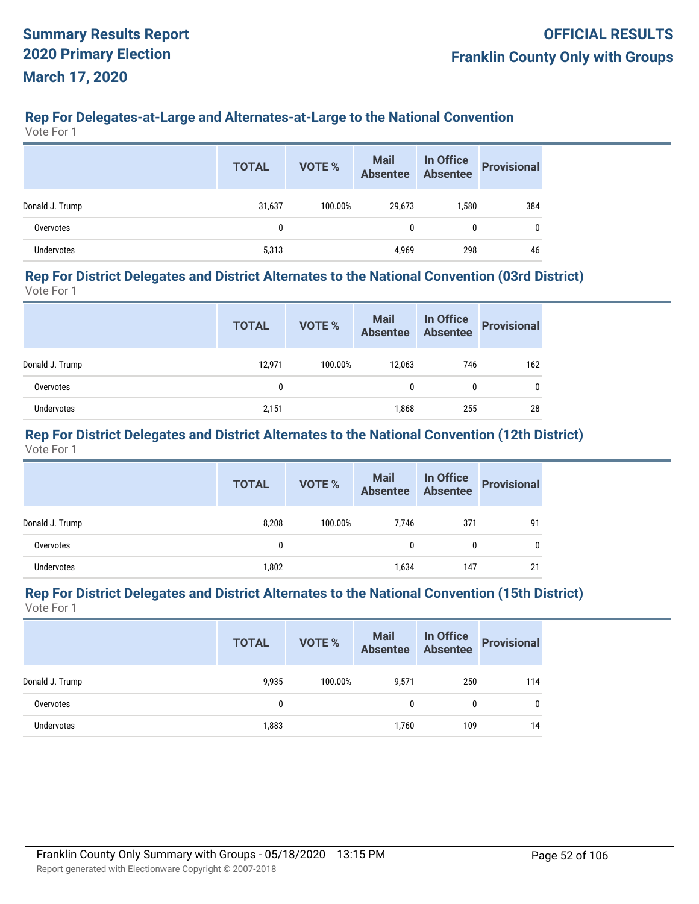## Rep For Delegates-at-Large and Alternates-at-Large to the National Convention

Vote For 1

| | TOTAL | VOTE % | Mail Absentee | In Office Absentee | Provisional |
|---|---|---|---|---|---|
| Donald J. Trump | 31,637 | 100.00% | 29,673 | 1,580 | 384 |
| Overvotes | 0 | | 0 | 0 | 0 |
| Undervotes | 5,313 | | 4,969 | 298 | 46 |

## Rep For District Delegates and District Alternates to the National Convention (03rd District)

Vote For 1

| | TOTAL | VOTE % | Mail Absentee | In Office Absentee | Provisional |
|---|---|---|---|---|---|
| Donald J. Trump | 12,971 | 100.00% | 12,063 | 746 | 162 |
| Overvotes | 0 | | 0 | 0 | 0 |
| Undervotes | 2,151 | | 1,868 | 255 | 28 |

## Rep For District Delegates and District Alternates to the National Convention (12th District)

Vote For 1

| | TOTAL | VOTE % | Mail Absentee | In Office Absentee | Provisional |
|---|---|---|---|---|---|
| Donald J. Trump | 8,208 | 100.00% | 7,746 | 371 | 91 |
| Overvotes | 0 | | 0 | 0 | 0 |
| Undervotes | 1,802 | | 1,634 | 147 | 21 |

## Rep For District Delegates and District Alternates to the National Convention (15th District)

Vote For 1

| | TOTAL | VOTE % | Mail Absentee | In Office Absentee | Provisional |
|---|---|---|---|---|---|
| Donald J. Trump | 9,935 | 100.00% | 9,571 | 250 | 114 |
| Overvotes | 0 | | 0 | 0 | 0 |
| Undervotes | 1,883 | | 1,760 | 109 | 14 |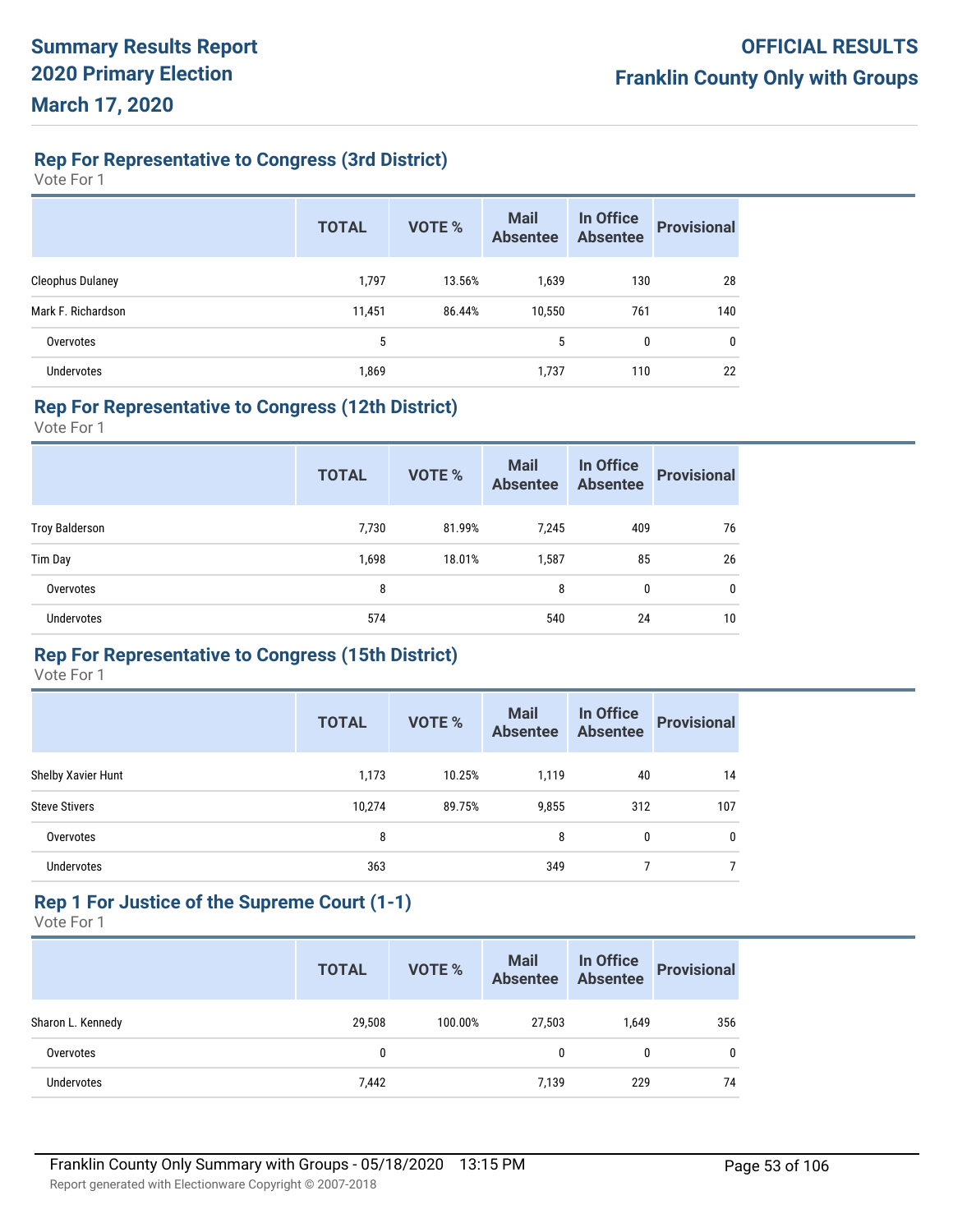# Summary Results Report
# 2020 Primary Election
# March 17, 2020

**OFFICIAL RESULTS**
**Franklin County Only with Groups**

## Rep For Representative to Congress (3rd District)

Vote For 1

| | TOTAL | VOTE % | Mail Absentee | In Office Absentee | Provisional |
|---|---|---|---|---|---|
| Cleophus Dulaney | 1,797 | 13.56% | 1,639 | 130 | 28 |
| Mark F. Richardson | 11,451 | 86.44% | 10,550 | 761 | 140 |
| Overvotes | 5 | | 5 | 0 | 0 |
| Undervotes | 1,869 | | 1,737 | 110 | 22 |

## Rep For Representative to Congress (12th District)

Vote For 1

| | TOTAL | VOTE % | Mail Absentee | In Office Absentee | Provisional |
|---|---|---|---|---|---|
| Troy Balderson | 7,730 | 81.99% | 7,245 | 409 | 76 |
| Tim Day | 1,698 | 18.01% | 1,587 | 85 | 26 |
| Overvotes | 8 | | 8 | 0 | 0 |
| Undervotes | 574 | | 540 | 24 | 10 |

## Rep For Representative to Congress (15th District)

Vote For 1

| | TOTAL | VOTE % | Mail Absentee | In Office Absentee | Provisional |
|---|---|---|---|---|---|
| Shelby Xavier Hunt | 1,173 | 10.25% | 1,119 | 40 | 14 |
| Steve Stivers | 10,274 | 89.75% | 9,855 | 312 | 107 |
| Overvotes | 8 | | 8 | 0 | 0 |
| Undervotes | 363 | | 349 | 7 | 7 |

## Rep 1 For Justice of the Supreme Court (1-1)

Vote For 1

| | TOTAL | VOTE % | Mail Absentee | In Office Absentee | Provisional |
|---|---|---|---|---|---|
| Sharon L. Kennedy | 29,508 | 100.00% | 27,503 | 1,649 | 356 |
| Overvotes | 0 | | 0 | 0 | 0 |
| Undervotes | 7,442 | | 7,139 | 229 | 74 |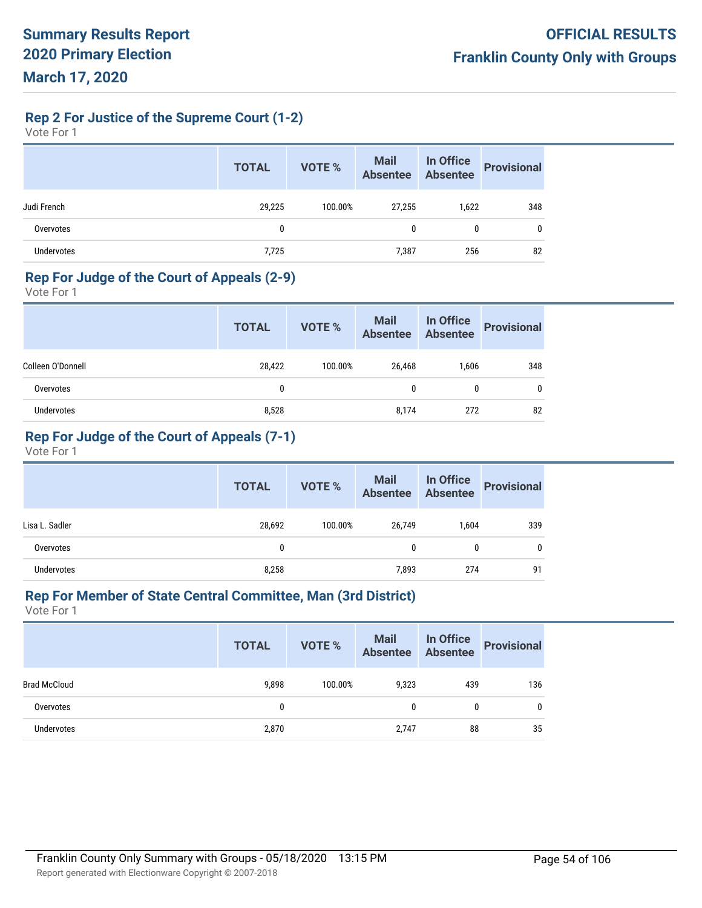# Summary Results Report
# 2020 Primary Election
# March 17, 2020

**OFFICIAL RESULTS**
**Franklin County Only with Groups**

## Rep 2 For Justice of the Supreme Court (1-2)

Vote For 1

| | TOTAL | VOTE % | Mail Absentee | In Office Absentee | Provisional |
|---|---|---|---|---|---|
| Judi French | 29,225 | 100.00% | 27,255 | 1,622 | 348 |
| Overvotes | 0 | | 0 | 0 | 0 |
| Undervotes | 7,725 | | 7,387 | 256 | 82 |

## Rep For Judge of the Court of Appeals (2-9)

Vote For 1

| | TOTAL | VOTE % | Mail Absentee | In Office Absentee | Provisional |
|---|---|---|---|---|---|
| Colleen O'Donnell | 28,422 | 100.00% | 26,468 | 1,606 | 348 |
| Overvotes | 0 | | 0 | 0 | 0 |
| Undervotes | 8,528 | | 8,174 | 272 | 82 |

## Rep For Judge of the Court of Appeals (7-1)

Vote For 1

| | TOTAL | VOTE % | Mail Absentee | In Office Absentee | Provisional |
|---|---|---|---|---|---|
| Lisa L. Sadler | 28,692 | 100.00% | 26,749 | 1,604 | 339 |
| Overvotes | 0 | | 0 | 0 | 0 |
| Undervotes | 8,258 | | 7,893 | 274 | 91 |

## Rep For Member of State Central Committee, Man (3rd District)

Vote For 1

| | TOTAL | VOTE % | Mail Absentee | In Office Absentee | Provisional |
|---|---|---|---|---|---|
| Brad McCloud | 9,898 | 100.00% | 9,323 | 439 | 136 |
| Overvotes | 0 | | 0 | 0 | 0 |
| Undervotes | 2,870 | | 2,747 | 88 | 35 |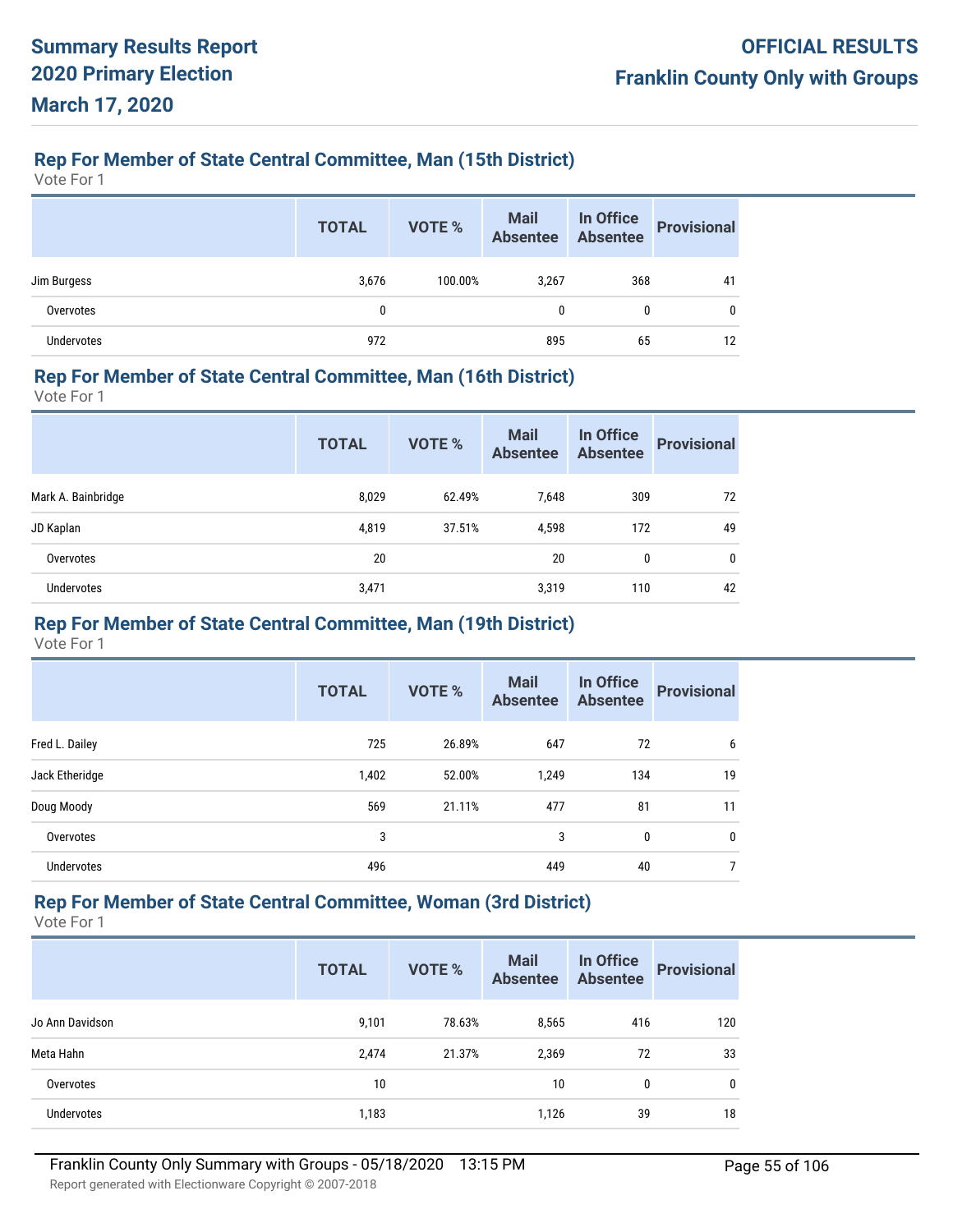# Summary Results Report
# 2020 Primary Election
# March 17, 2020

**OFFICIAL RESULTS**
**Franklin County Only with Groups**

## Rep For Member of State Central Committee, Man (15th District)

Vote For 1

| | TOTAL | VOTE % | Mail Absentee | In Office Absentee | Provisional |
|---|---|---|---|---|---|
| Jim Burgess | 3,676 | 100.00% | 3,267 | 368 | 41 |
| Overvotes | 0 | | 0 | 0 | 0 |
| Undervotes | 972 | | 895 | 65 | 12 |

## Rep For Member of State Central Committee, Man (16th District)

Vote For 1

| | TOTAL | VOTE % | Mail Absentee | In Office Absentee | Provisional |
|---|---|---|---|---|---|
| Mark A. Bainbridge | 8,029 | 62.49% | 7,648 | 309 | 72 |
| JD Kaplan | 4,819 | 37.51% | 4,598 | 172 | 49 |
| Overvotes | 20 | | 20 | 0 | 0 |
| Undervotes | 3,471 | | 3,319 | 110 | 42 |

## Rep For Member of State Central Committee, Man (19th District)

Vote For 1

| | TOTAL | VOTE % | Mail Absentee | In Office Absentee | Provisional |
|---|---|---|---|---|---|
| Fred L. Dailey | 725 | 26.89% | 647 | 72 | 6 |
| Jack Etheridge | 1,402 | 52.00% | 1,249 | 134 | 19 |
| Doug Moody | 569 | 21.11% | 477 | 81 | 11 |
| Overvotes | 3 | | 3 | 0 | 0 |
| Undervotes | 496 | | 449 | 40 | 7 |

## Rep For Member of State Central Committee, Woman (3rd District)

Vote For 1

| | TOTAL | VOTE % | Mail Absentee | In Office Absentee | Provisional |
|---|---|---|---|---|---|
| Jo Ann Davidson | 9,101 | 78.63% | 8,565 | 416 | 120 |
| Meta Hahn | 2,474 | 21.37% | 2,369 | 72 | 33 |
| Overvotes | 10 | | 10 | 0 | 0 |
| Undervotes | 1,183 | | 1,126 | 39 | 18 |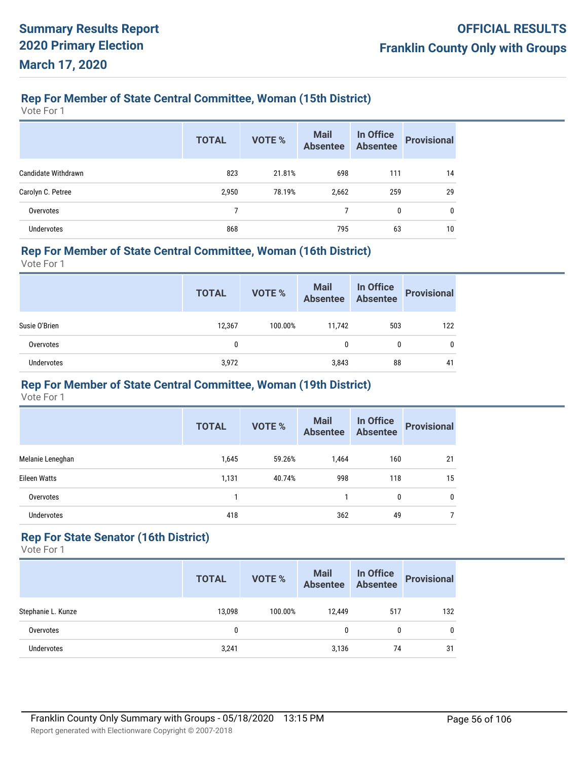## Rep For Member of State Central Committee, Woman (15th District)

Vote For 1

| | TOTAL | VOTE % | Mail Absentee | In Office Absentee | Provisional |
|---|---|---|---|---|---|
| Candidate Withdrawn | 823 | 21.81% | 698 | 111 | 14 |
| Carolyn C. Petree | 2,950 | 78.19% | 2,662 | 259 | 29 |
| Overvotes | 7 | | 7 | 0 | 0 |
| Undervotes | 868 | | 795 | 63 | 10 |

## Rep For Member of State Central Committee, Woman (16th District)

Vote For 1

| | TOTAL | VOTE % | Mail Absentee | In Office Absentee | Provisional |
|---|---|---|---|---|---|
| Susie O'Brien | 12,367 | 100.00% | 11,742 | 503 | 122 |
| Overvotes | 0 | | 0 | 0 | 0 |
| Undervotes | 3,972 | | 3,843 | 88 | 41 |

## Rep For Member of State Central Committee, Woman (19th District)

Vote For 1

| | TOTAL | VOTE % | Mail Absentee | In Office Absentee | Provisional |
|---|---|---|---|---|---|
| Melanie Leneghan | 1,645 | 59.26% | 1,464 | 160 | 21 |
| Eileen Watts | 1,131 | 40.74% | 998 | 118 | 15 |
| Overvotes | 1 | | 1 | 0 | 0 |
| Undervotes | 418 | | 362 | 49 | 7 |

## Rep For State Senator (16th District)

Vote For 1

| | TOTAL | VOTE % | Mail Absentee | In Office Absentee | Provisional |
|---|---|---|---|---|---|
| Stephanie L. Kunze | 13,098 | 100.00% | 12,449 | 517 | 132 |
| Overvotes | 0 | | 0 | 0 | 0 |
| Undervotes | 3,241 | | 3,136 | 74 | 31 |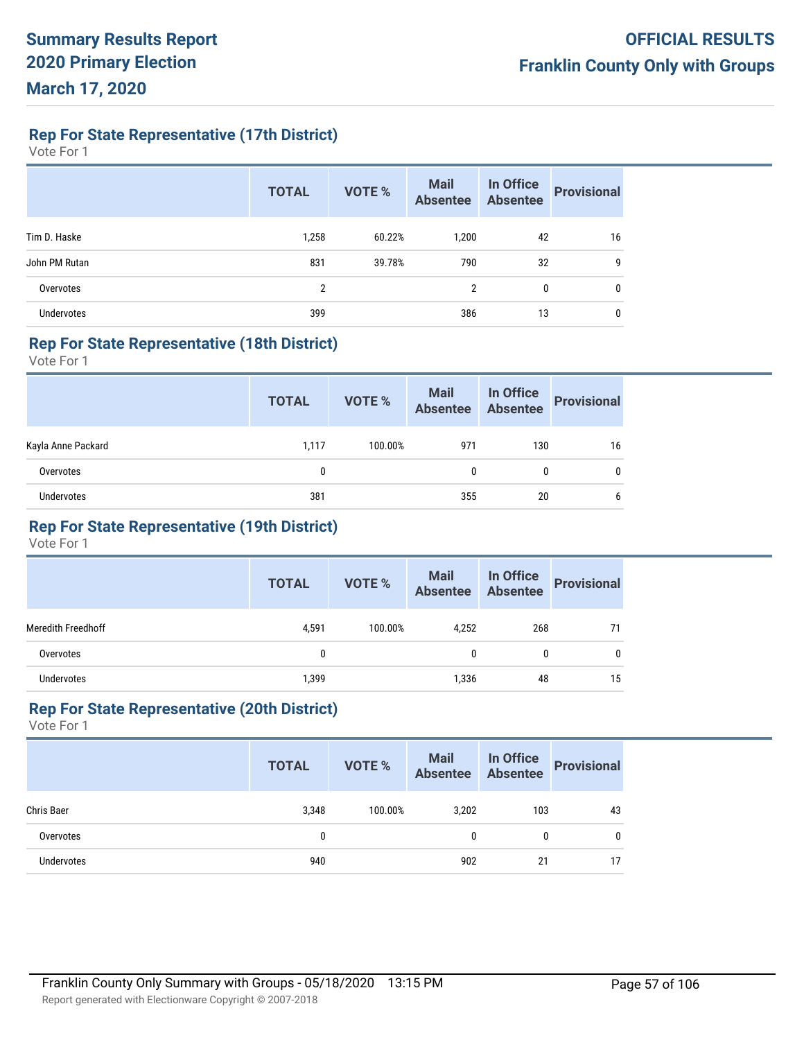# Summary Results Report
# 2020 Primary Election
# March 17, 2020

**OFFICIAL RESULTS**
**Franklin County Only with Groups**

## Rep For State Representative (17th District)

Vote For 1

| | TOTAL | VOTE % | Mail Absentee | In Office Absentee | Provisional |
|---|---|---|---|---|---|
| Tim D. Haske | 1,258 | 60.22% | 1,200 | 42 | 16 |
| John PM Rutan | 831 | 39.78% | 790 | 32 | 9 |
| Overvotes | 2 | | 2 | 0 | 0 |
| Undervotes | 399 | | 386 | 13 | 0 |

## Rep For State Representative (18th District)

Vote For 1

| | TOTAL | VOTE % | Mail Absentee | In Office Absentee | Provisional |
|---|---|---|---|---|---|
| Kayla Anne Packard | 1,117 | 100.00% | 971 | 130 | 16 |
| Overvotes | 0 | | 0 | 0 | 0 |
| Undervotes | 381 | | 355 | 20 | 6 |

## Rep For State Representative (19th District)

Vote For 1

| | TOTAL | VOTE % | Mail Absentee | In Office Absentee | Provisional |
|---|---|---|---|---|---|
| Meredith Freedhoff | 4,591 | 100.00% | 4,252 | 268 | 71 |
| Overvotes | 0 | | 0 | 0 | 0 |
| Undervotes | 1,399 | | 1,336 | 48 | 15 |

## Rep For State Representative (20th District)

Vote For 1

| | TOTAL | VOTE % | Mail Absentee | In Office Absentee | Provisional |
|---|---|---|---|---|---|
| Chris Baer | 3,348 | 100.00% | 3,202 | 103 | 43 |
| Overvotes | 0 | | 0 | 0 | 0 |
| Undervotes | 940 | | 902 | 21 | 17 |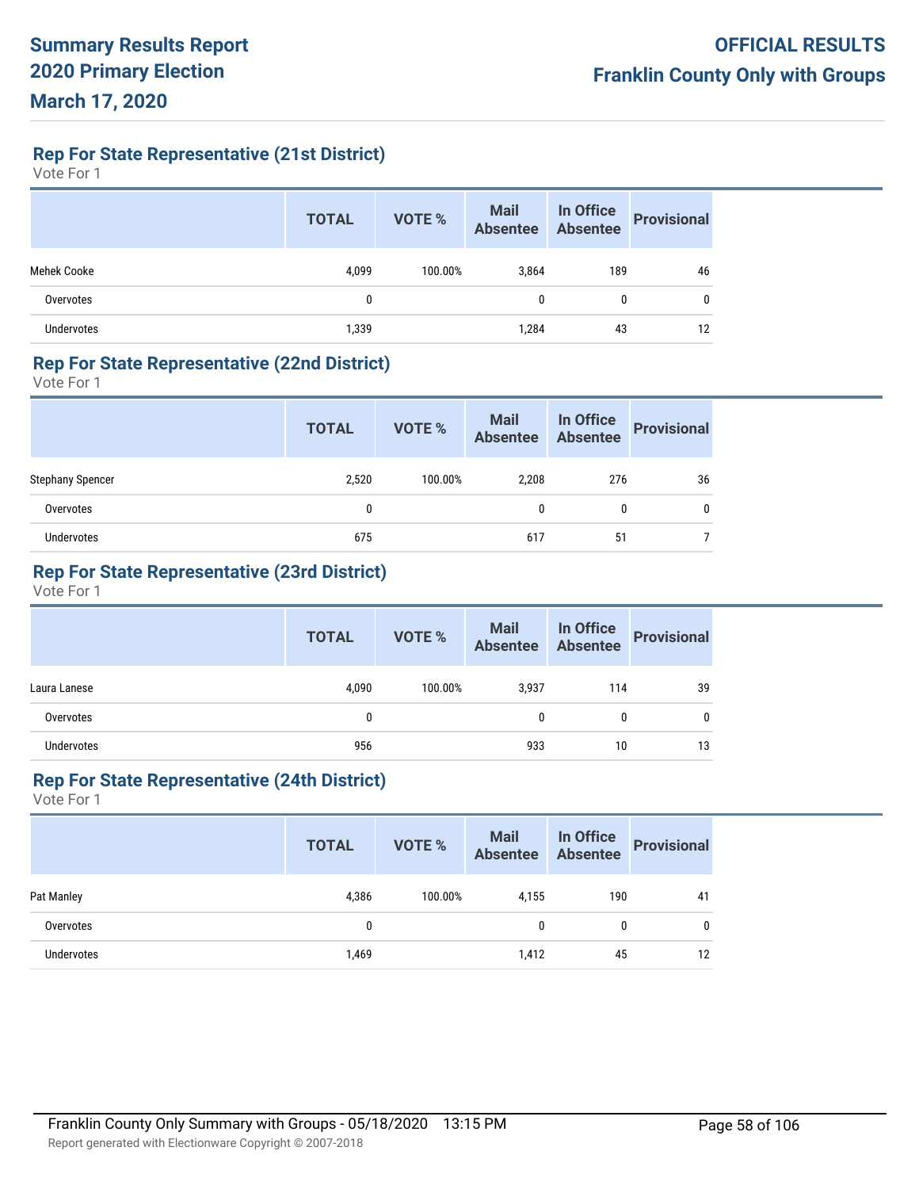## Rep For State Representative (21st District)

Vote For 1

| | TOTAL | VOTE % | Mail Absentee | In Office Absentee | Provisional |
|---|---|---|---|---|---|
| Mehek Cooke | 4,099 | 100.00% | 3,864 | 189 | 46 |
| Overvotes | 0 | | 0 | 0 | 0 |
| Undervotes | 1,339 | | 1,284 | 43 | 12 |

## Rep For State Representative (22nd District)

Vote For 1

| | TOTAL | VOTE % | Mail Absentee | In Office Absentee | Provisional |
|---|---|---|---|---|---|
| Stephany Spencer | 2,520 | 100.00% | 2,208 | 276 | 36 |
| Overvotes | 0 | | 0 | 0 | 0 |
| Undervotes | 675 | | 617 | 51 | 7 |

## Rep For State Representative (23rd District)

Vote For 1

| | TOTAL | VOTE % | Mail Absentee | In Office Absentee | Provisional |
|---|---|---|---|---|---|
| Laura Lanese | 4,090 | 100.00% | 3,937 | 114 | 39 |
| Overvotes | 0 | | 0 | 0 | 0 |
| Undervotes | 956 | | 933 | 10 | 13 |

## Rep For State Representative (24th District)

Vote For 1

| | TOTAL | VOTE % | Mail Absentee | In Office Absentee | Provisional |
|---|---|---|---|---|---|
| Pat Manley | 4,386 | 100.00% | 4,155 | 190 | 41 |
| Overvotes | 0 | | 0 | 0 | 0 |
| Undervotes | 1,469 | | 1,412 | 45 | 12 |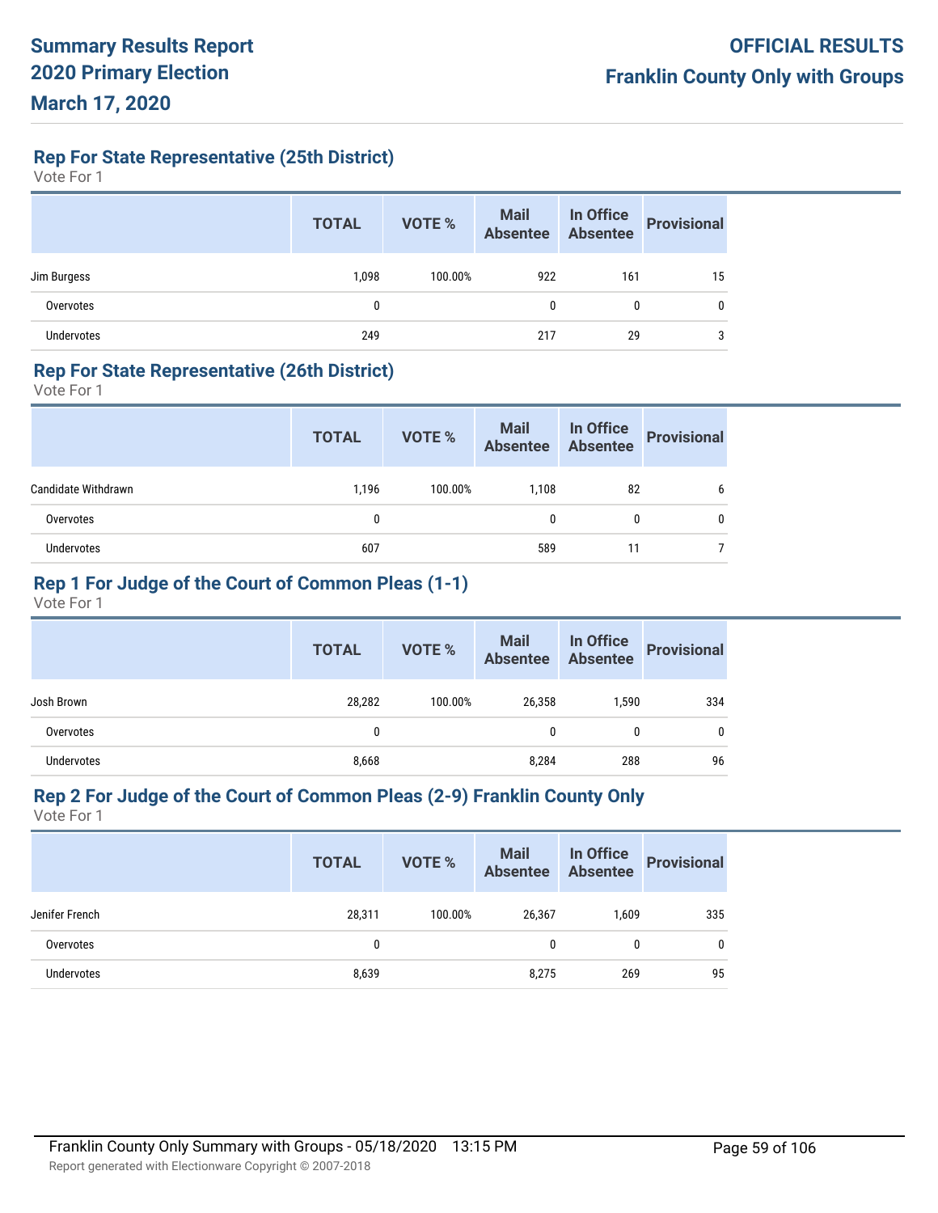# Summary Results Report
# 2020 Primary Election
# March 17, 2020

**OFFICIAL RESULTS**
**Franklin County Only with Groups**

## Rep For State Representative (25th District)

Vote For 1

| | TOTAL | VOTE % | Mail Absentee | In Office Absentee | Provisional |
|---|---|---|---|---|---|
| Jim Burgess | 1,098 | 100.00% | 922 | 161 | 15 |
| Overvotes | 0 | | 0 | 0 | 0 |
| Undervotes | 249 | | 217 | 29 | 3 |

## Rep For State Representative (26th District)

Vote For 1

| | TOTAL | VOTE % | Mail Absentee | In Office Absentee | Provisional |
|---|---|---|---|---|---|
| Candidate Withdrawn | 1,196 | 100.00% | 1,108 | 82 | 6 |
| Overvotes | 0 | | 0 | 0 | 0 |
| Undervotes | 607 | | 589 | 11 | 7 |

## Rep 1 For Judge of the Court of Common Pleas (1-1)

Vote For 1

| | TOTAL | VOTE % | Mail Absentee | In Office Absentee | Provisional |
|---|---|---|---|---|---|
| Josh Brown | 28,282 | 100.00% | 26,358 | 1,590 | 334 |
| Overvotes | 0 | | 0 | 0 | 0 |
| Undervotes | 8,668 | | 8,284 | 288 | 96 |

## Rep 2 For Judge of the Court of Common Pleas (2-9) Franklin County Only

Vote For 1

| | TOTAL | VOTE % | Mail Absentee | In Office Absentee | Provisional |
|---|---|---|---|---|---|
| Jenifer French | 28,311 | 100.00% | 26,367 | 1,609 | 335 |
| Overvotes | 0 | | 0 | 0 | 0 |
| Undervotes | 8,639 | | 8,275 | 269 | 95 |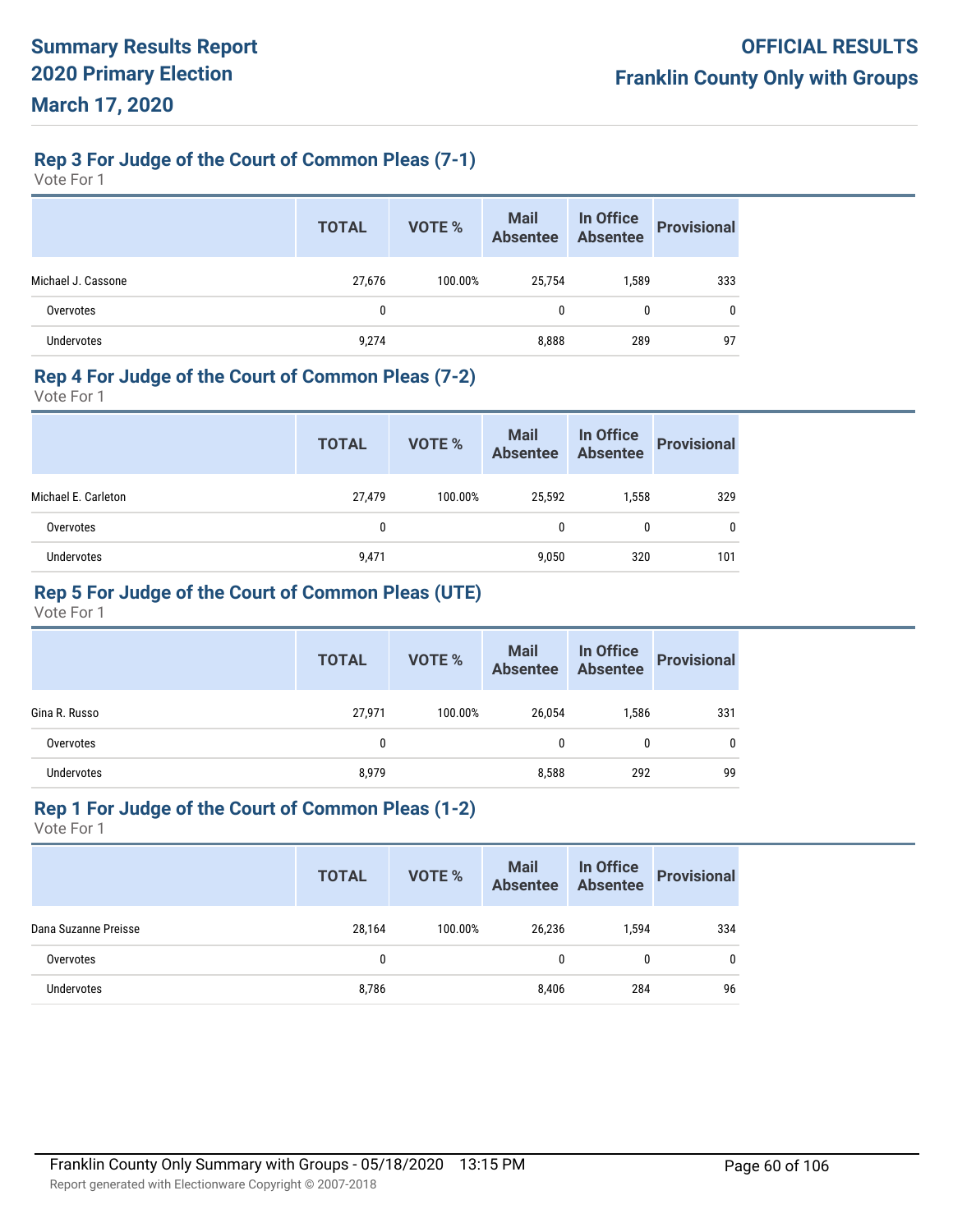## Rep 3 For Judge of the Court of Common Pleas (7-1)

Vote For 1

| | TOTAL | VOTE % | Mail Absentee | In Office Absentee | Provisional |
|---|---|---|---|---|---|
| Michael J. Cassone | 27,676 | 100.00% | 25,754 | 1,589 | 333 |
| Overvotes | 0 | | 0 | 0 | 0 |
| Undervotes | 9,274 | | 8,888 | 289 | 97 |

## Rep 4 For Judge of the Court of Common Pleas (7-2)

Vote For 1

| | TOTAL | VOTE % | Mail Absentee | In Office Absentee | Provisional |
|---|---|---|---|---|---|
| Michael E. Carleton | 27,479 | 100.00% | 25,592 | 1,558 | 329 |
| Overvotes | 0 | | 0 | 0 | 0 |
| Undervotes | 9,471 | | 9,050 | 320 | 101 |

## Rep 5 For Judge of the Court of Common Pleas (UTE)

Vote For 1

| | TOTAL | VOTE % | Mail Absentee | In Office Absentee | Provisional |
|---|---|---|---|---|---|
| Gina R. Russo | 27,971 | 100.00% | 26,054 | 1,586 | 331 |
| Overvotes | 0 | | 0 | 0 | 0 |
| Undervotes | 8,979 | | 8,588 | 292 | 99 |

## Rep 1 For Judge of the Court of Common Pleas (1-2)

Vote For 1

| | TOTAL | VOTE % | Mail Absentee | In Office Absentee | Provisional |
|---|---|---|---|---|---|
| Dana Suzanne Preisse | 28,164 | 100.00% | 26,236 | 1,594 | 334 |
| Overvotes | 0 | | 0 | 0 | 0 |
| Undervotes | 8,786 | | 8,406 | 284 | 96 |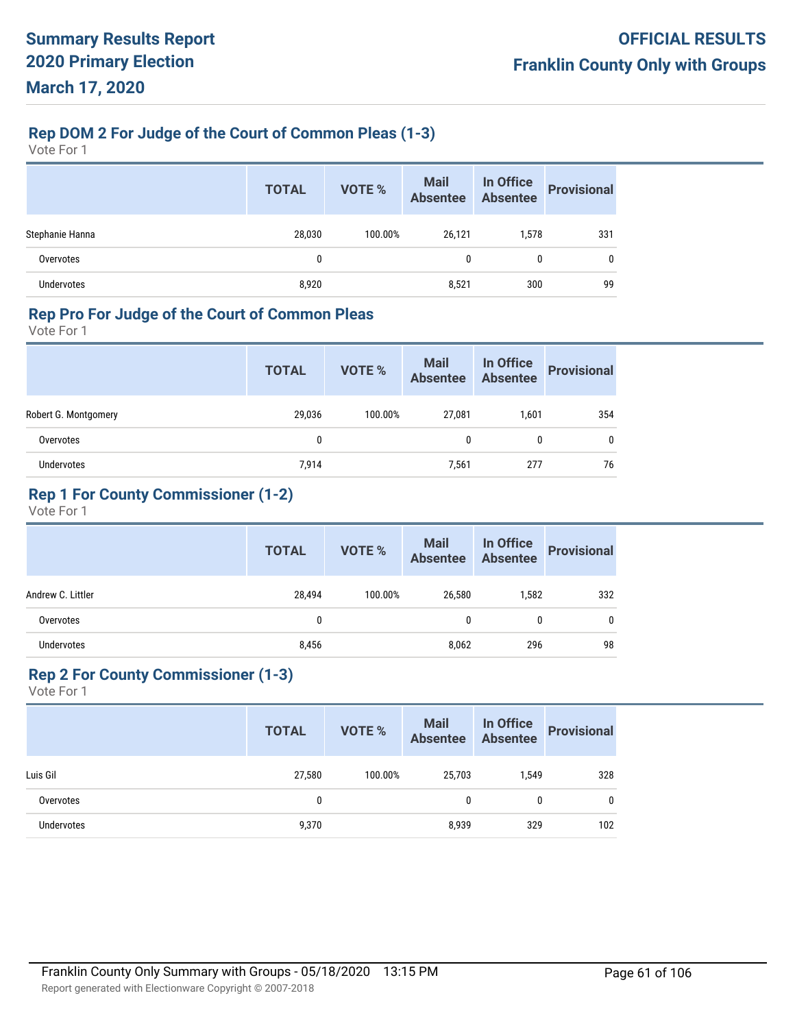## Rep DOM 2 For Judge of the Court of Common Pleas (1-3)

Vote For 1

| | TOTAL | VOTE % | Mail Absentee | In Office Absentee | Provisional |
|---|---|---|---|---|---|
| Stephanie Hanna | 28,030 | 100.00% | 26,121 | 1,578 | 331 |
| Overvotes | 0 | | 0 | 0 | 0 |
| Undervotes | 8,920 | | 8,521 | 300 | 99 |

## Rep Pro For Judge of the Court of Common Pleas

Vote For 1

| | TOTAL | VOTE % | Mail Absentee | In Office Absentee | Provisional |
|---|---|---|---|---|---|
| Robert G. Montgomery | 29,036 | 100.00% | 27,081 | 1,601 | 354 |
| Overvotes | 0 | | 0 | 0 | 0 |
| Undervotes | 7,914 | | 7,561 | 277 | 76 |

## Rep 1 For County Commissioner (1-2)

Vote For 1

| | TOTAL | VOTE % | Mail Absentee | In Office Absentee | Provisional |
|---|---|---|---|---|---|
| Andrew C. Littler | 28,494 | 100.00% | 26,580 | 1,582 | 332 |
| Overvotes | 0 | | 0 | 0 | 0 |
| Undervotes | 8,456 | | 8,062 | 296 | 98 |

## Rep 2 For County Commissioner (1-3)

Vote For 1

| | TOTAL | VOTE % | Mail Absentee | In Office Absentee | Provisional |
|---|---|---|---|---|---|
| Luis Gil | 27,580 | 100.00% | 25,703 | 1,549 | 328 |
| Overvotes | 0 | | 0 | 0 | 0 |
| Undervotes | 9,370 | | 8,939 | 329 | 102 |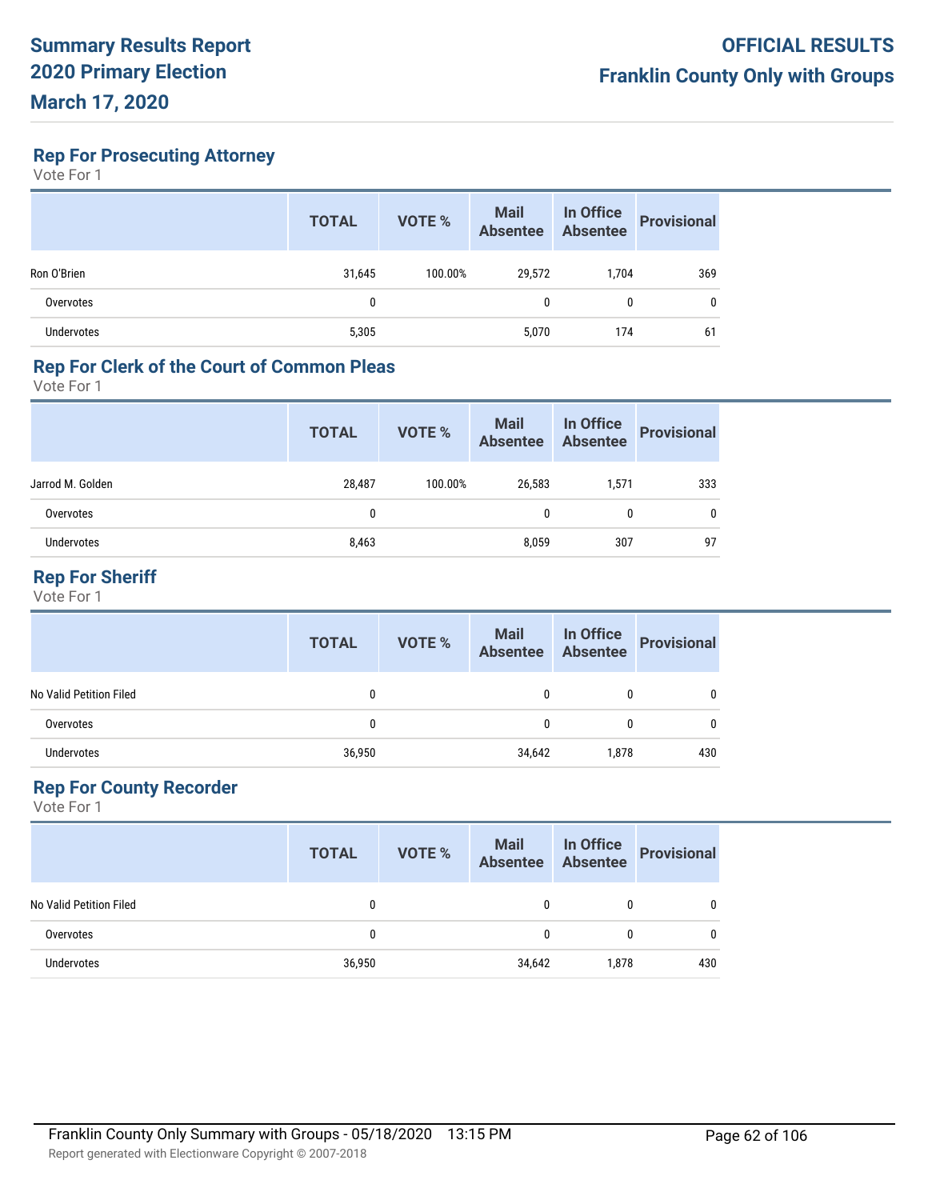# Summary Results Report
# 2020 Primary Election
# March 17, 2020

**OFFICIAL RESULTS**
**Franklin County Only with Groups**

## Rep For Prosecuting Attorney

Vote For 1

| | TOTAL | VOTE % | Mail Absentee | In Office Absentee | Provisional |
|---|---|---|---|---|---|
| Ron O'Brien | 31,645 | 100.00% | 29,572 | 1,704 | 369 |
| Overvotes | 0 | | 0 | 0 | 0 |
| Undervotes | 5,305 | | 5,070 | 174 | 61 |

## Rep For Clerk of the Court of Common Pleas

Vote For 1

| | TOTAL | VOTE % | Mail Absentee | In Office Absentee | Provisional |
|---|---|---|---|---|---|
| Jarrod M. Golden | 28,487 | 100.00% | 26,583 | 1,571 | 333 |
| Overvotes | 0 | | 0 | 0 | 0 |
| Undervotes | 8,463 | | 8,059 | 307 | 97 |

## Rep For Sheriff

Vote For 1

| | TOTAL | VOTE % | Mail Absentee | In Office Absentee | Provisional |
|---|---|---|---|---|---|
| No Valid Petition Filed | 0 | | 0 | 0 | 0 |
| Overvotes | 0 | | 0 | 0 | 0 |
| Undervotes | 36,950 | | 34,642 | 1,878 | 430 |

## Rep For County Recorder

Vote For 1

| | TOTAL | VOTE % | Mail Absentee | In Office Absentee | Provisional |
|---|---|---|---|---|---|
| No Valid Petition Filed | 0 | | 0 | 0 | 0 |
| Overvotes | 0 | | 0 | 0 | 0 |
| Undervotes | 36,950 | | 34,642 | 1,878 | 430 |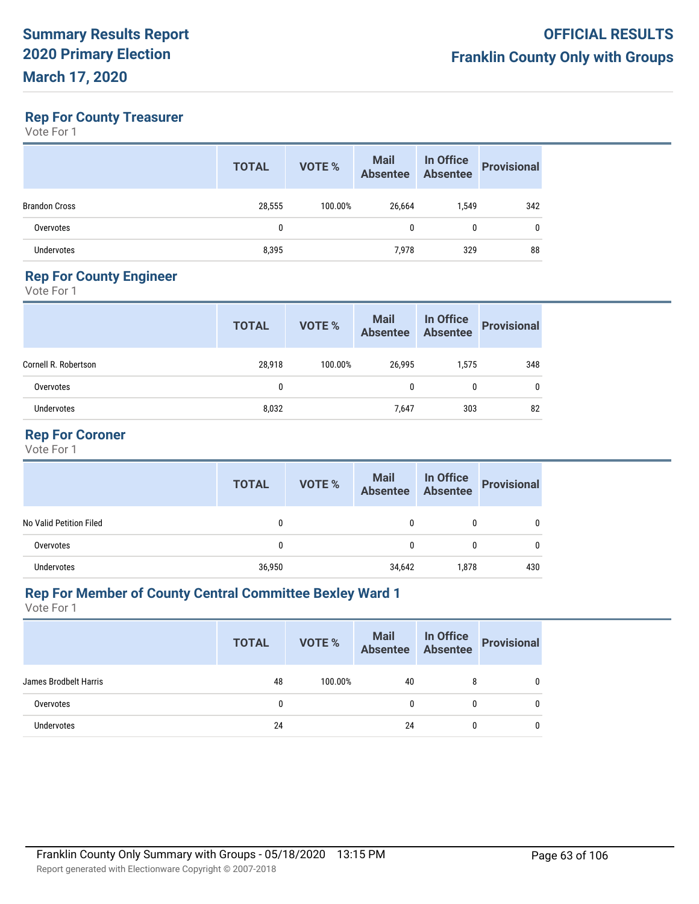## Rep For County Treasurer

Vote For 1

| | TOTAL | VOTE % | Mail Absentee | In Office Absentee | Provisional |
|---|---|---|---|---|---|
| Brandon Cross | 28,555 | 100.00% | 26,664 | 1,549 | 342 |
| Overvotes | 0 | | 0 | 0 | 0 |
| Undervotes | 8,395 | | 7,978 | 329 | 88 |

## Rep For County Engineer

Vote For 1

| | TOTAL | VOTE % | Mail Absentee | In Office Absentee | Provisional |
|---|---|---|---|---|---|
| Cornell R. Robertson | 28,918 | 100.00% | 26,995 | 1,575 | 348 |
| Overvotes | 0 | | 0 | 0 | 0 |
| Undervotes | 8,032 | | 7,647 | 303 | 82 |

## Rep For Coroner

Vote For 1

| | TOTAL | VOTE % | Mail Absentee | In Office Absentee | Provisional |
|---|---|---|---|---|---|
| No Valid Petition Filed | 0 | | 0 | 0 | 0 |
| Overvotes | 0 | | 0 | 0 | 0 |
| Undervotes | 36,950 | | 34,642 | 1,878 | 430 |

## Rep For Member of County Central Committee Bexley Ward 1

Vote For 1

| | TOTAL | VOTE % | Mail Absentee | In Office Absentee | Provisional |
|---|---|---|---|---|---|
| James Brodbelt Harris | 48 | 100.00% | 40 | 8 | 0 |
| Overvotes | 0 | | 0 | 0 | 0 |
| Undervotes | 24 | | 24 | 0 | 0 |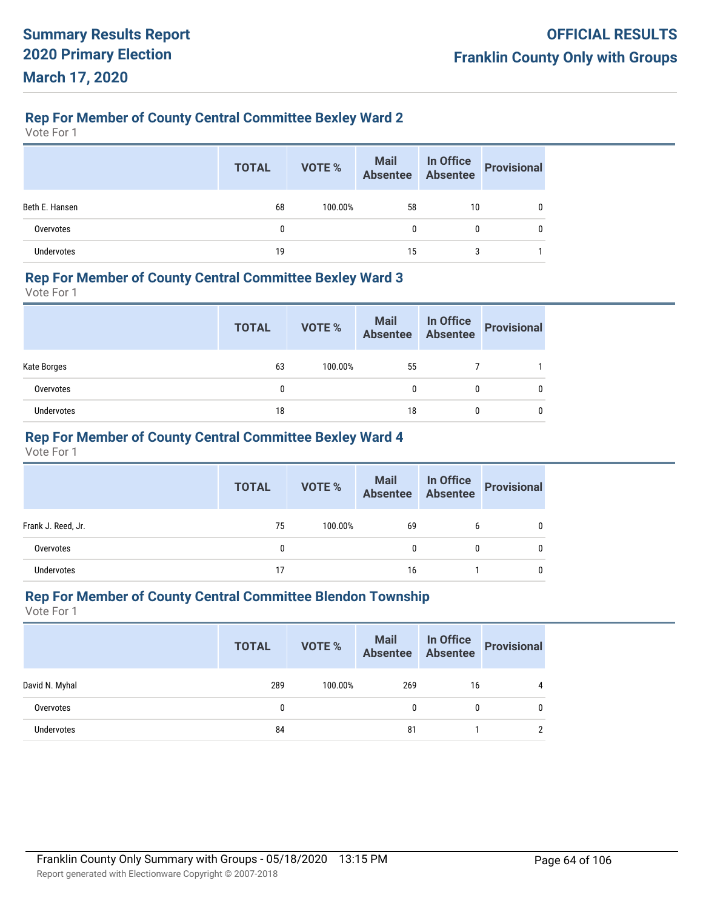## Rep For Member of County Central Committee Bexley Ward 2

Vote For 1

| | TOTAL | VOTE % | Mail Absentee | In Office Absentee | Provisional |
|---|---|---|---|---|---|
| Beth E. Hansen | 68 | 100.00% | 58 | 10 | 0 |
| Overvotes | 0 | | 0 | 0 | 0 |
| Undervotes | 19 | | 15 | 3 | 1 |

## Rep For Member of County Central Committee Bexley Ward 3

Vote For 1

| | TOTAL | VOTE % | Mail Absentee | In Office Absentee | Provisional |
|---|---|---|---|---|---|
| Kate Borges | 63 | 100.00% | 55 | 7 | 1 |
| Overvotes | 0 | | 0 | 0 | 0 |
| Undervotes | 18 | | 18 | 0 | 0 |

## Rep For Member of County Central Committee Bexley Ward 4

Vote For 1

| | TOTAL | VOTE % | Mail Absentee | In Office Absentee | Provisional |
|---|---|---|---|---|---|
| Frank J. Reed, Jr. | 75 | 100.00% | 69 | 6 | 0 |
| Overvotes | 0 | | 0 | 0 | 0 |
| Undervotes | 17 | | 16 | 1 | 0 |

## Rep For Member of County Central Committee Blendon Township

Vote For 1

| | TOTAL | VOTE % | Mail Absentee | In Office Absentee | Provisional |
|---|---|---|---|---|---|
| David N. Myhal | 289 | 100.00% | 269 | 16 | 4 |
| Overvotes | 0 | | 0 | 0 | 0 |
| Undervotes | 84 | | 81 | 1 | 2 |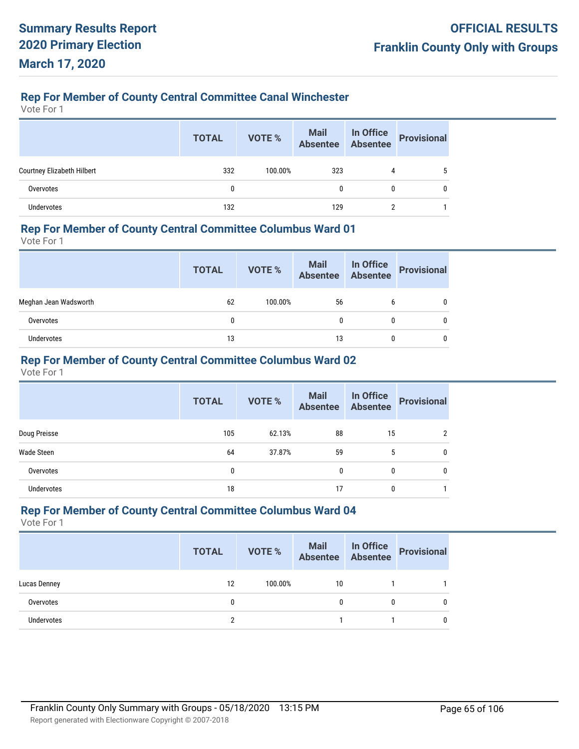## Rep For Member of County Central Committee Canal Winchester

Vote For 1

| | TOTAL | VOTE % | Mail Absentee | In Office Absentee | Provisional |
|---|---|---|---|---|---|
| Courtney Elizabeth Hilbert | 332 | 100.00% | 323 | 4 | 5 |
| Overvotes | 0 | | 0 | 0 | 0 |
| Undervotes | 132 | | 129 | 2 | 1 |

## Rep For Member of County Central Committee Columbus Ward 01

Vote For 1

| | TOTAL | VOTE % | Mail Absentee | In Office Absentee | Provisional |
|---|---|---|---|---|---|
| Meghan Jean Wadsworth | 62 | 100.00% | 56 | 6 | 0 |
| Overvotes | 0 | | 0 | 0 | 0 |
| Undervotes | 13 | | 13 | 0 | 0 |

## Rep For Member of County Central Committee Columbus Ward 02

Vote For 1

| | TOTAL | VOTE % | Mail Absentee | In Office Absentee | Provisional |
|---|---|---|---|---|---|
| Doug Preisse | 105 | 62.13% | 88 | 15 | 2 |
| Wade Steen | 64 | 37.87% | 59 | 5 | 0 |
| Overvotes | 0 | | 0 | 0 | 0 |
| Undervotes | 18 | | 17 | 0 | 1 |

## Rep For Member of County Central Committee Columbus Ward 04

Vote For 1

| | TOTAL | VOTE % | Mail Absentee | In Office Absentee | Provisional |
|---|---|---|---|---|---|
| Lucas Denney | 12 | 100.00% | 10 | 1 | 1 |
| Overvotes | 0 | | 0 | 0 | 0 |
| Undervotes | 2 | | 1 | 1 | 0 |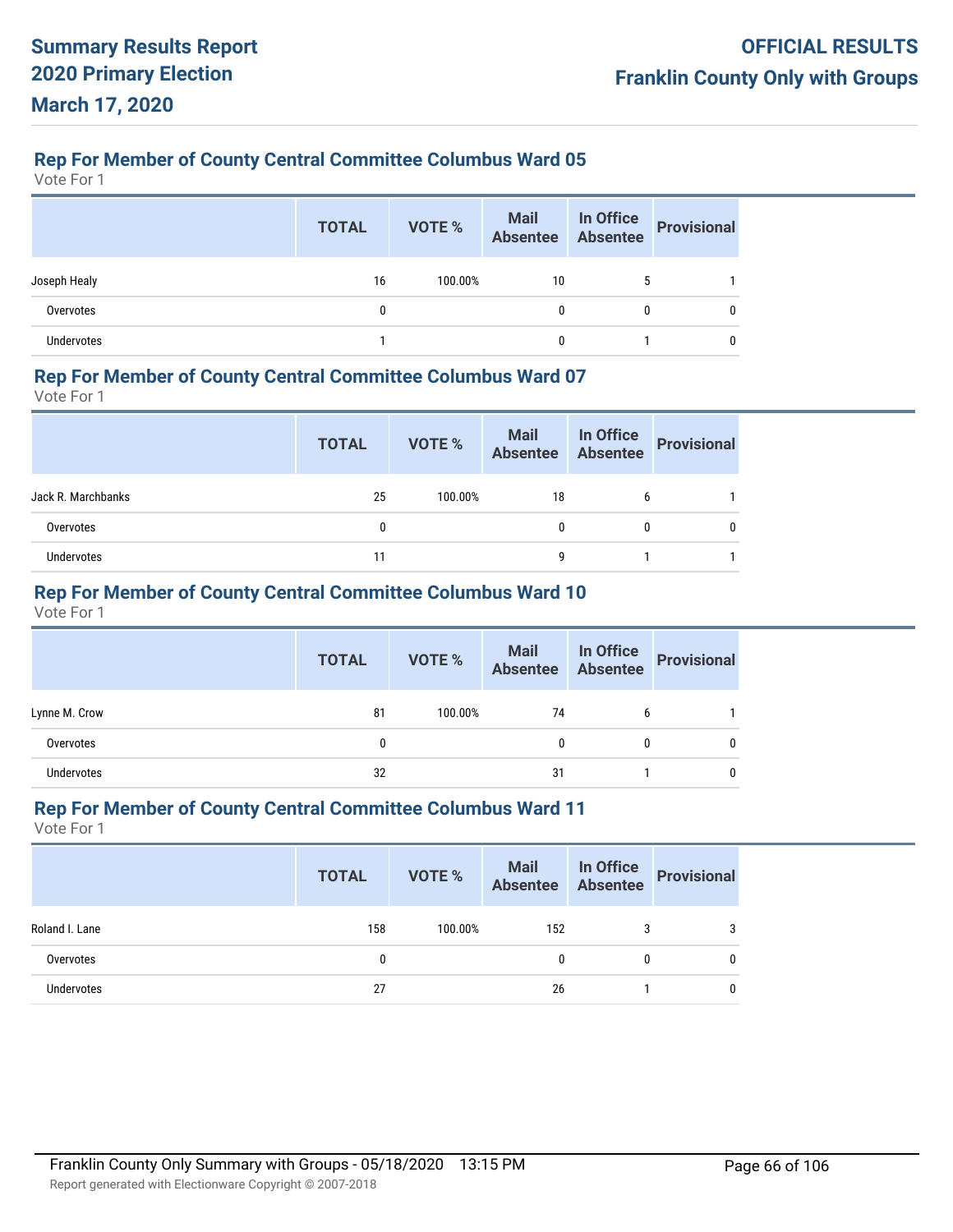## Rep For Member of County Central Committee Columbus Ward 05

Vote For 1

| | TOTAL | VOTE % | Mail Absentee | In Office Absentee | Provisional |
|---|---|---|---|---|---|
| Joseph Healy | 16 | 100.00% | 10 | 5 | 1 |
| Overvotes | 0 | | 0 | 0 | 0 |
| Undervotes | 1 | | 0 | 1 | 0 |

## Rep For Member of County Central Committee Columbus Ward 07

Vote For 1

| | TOTAL | VOTE % | Mail Absentee | In Office Absentee | Provisional |
|---|---|---|---|---|---|
| Jack R. Marchbanks | 25 | 100.00% | 18 | 6 | 1 |
| Overvotes | 0 | | 0 | 0 | 0 |
| Undervotes | 11 | | 9 | 1 | 1 |

## Rep For Member of County Central Committee Columbus Ward 10

Vote For 1

| | TOTAL | VOTE % | Mail Absentee | In Office Absentee | Provisional |
|---|---|---|---|---|---|
| Lynne M. Crow | 81 | 100.00% | 74 | 6 | 1 |
| Overvotes | 0 | | 0 | 0 | 0 |
| Undervotes | 32 | | 31 | 1 | 0 |

## Rep For Member of County Central Committee Columbus Ward 11

Vote For 1

| | TOTAL | VOTE % | Mail Absentee | In Office Absentee | Provisional |
|---|---|---|---|---|---|
| Roland I. Lane | 158 | 100.00% | 152 | 3 | 3 |
| Overvotes | 0 | | 0 | 0 | 0 |
| Undervotes | 27 | | 26 | 1 | 0 |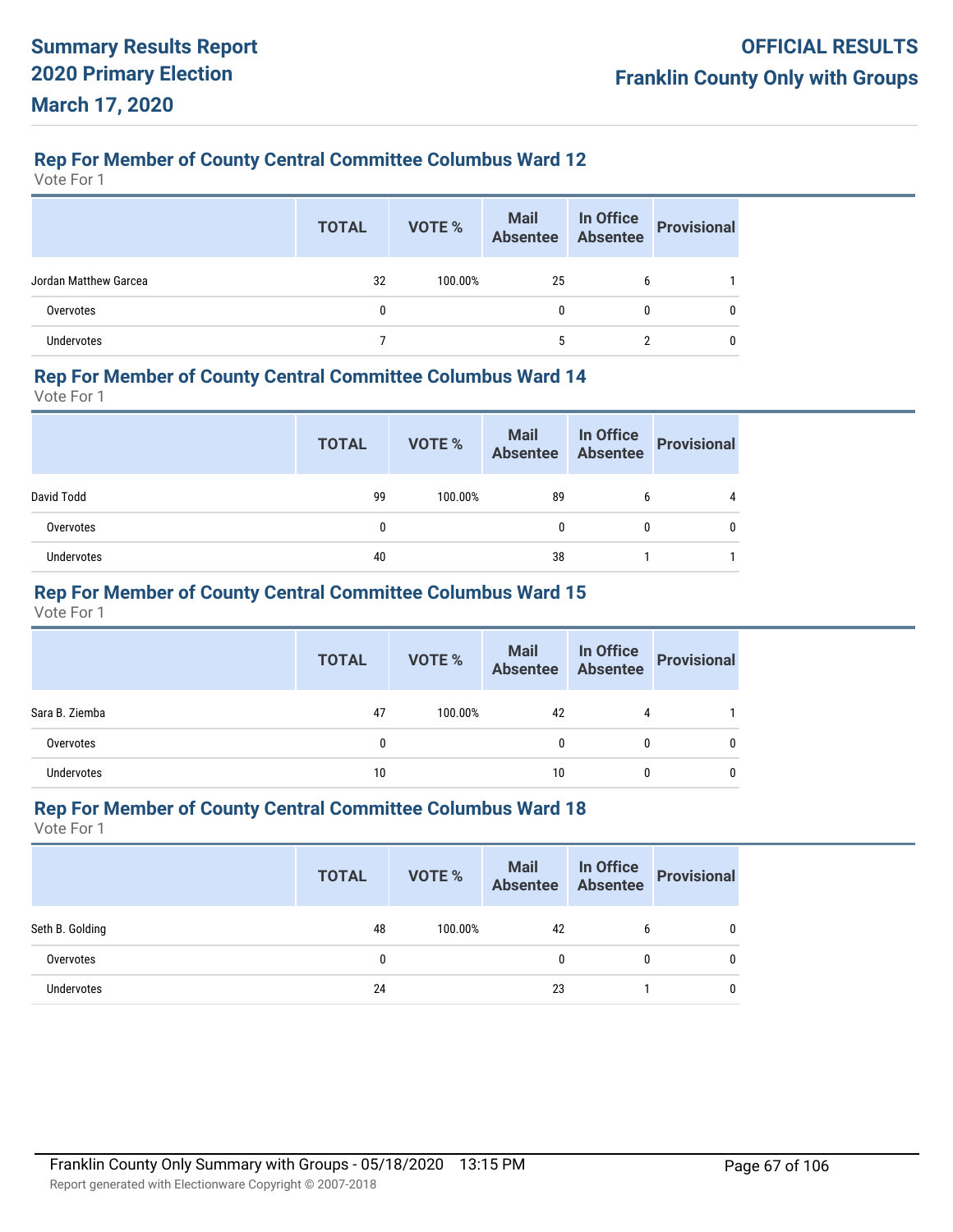## Rep For Member of County Central Committee Columbus Ward 12

Vote For 1

| | TOTAL | VOTE % | Mail Absentee | In Office Absentee | Provisional |
|---|---|---|---|---|---|
| Jordan Matthew Garcea | 32 | 100.00% | 25 | 6 | 1 |
| Overvotes | 0 | | 0 | 0 | 0 |
| Undervotes | 7 | | 5 | 2 | 0 |

## Rep For Member of County Central Committee Columbus Ward 14

Vote For 1

| | TOTAL | VOTE % | Mail Absentee | In Office Absentee | Provisional |
|---|---|---|---|---|---|
| David Todd | 99 | 100.00% | 89 | 6 | 4 |
| Overvotes | 0 | | 0 | 0 | 0 |
| Undervotes | 40 | | 38 | 1 | 1 |

## Rep For Member of County Central Committee Columbus Ward 15

Vote For 1

| | TOTAL | VOTE % | Mail Absentee | In Office Absentee | Provisional |
|---|---|---|---|---|---|
| Sara B. Ziemba | 47 | 100.00% | 42 | 4 | 1 |
| Overvotes | 0 | | 0 | 0 | 0 |
| Undervotes | 10 | | 10 | 0 | 0 |

## Rep For Member of County Central Committee Columbus Ward 18

Vote For 1

| | TOTAL | VOTE % | Mail Absentee | In Office Absentee | Provisional |
|---|---|---|---|---|---|
| Seth B. Golding | 48 | 100.00% | 42 | 6 | 0 |
| Overvotes | 0 | | 0 | 0 | 0 |
| Undervotes | 24 | | 23 | 1 | 0 |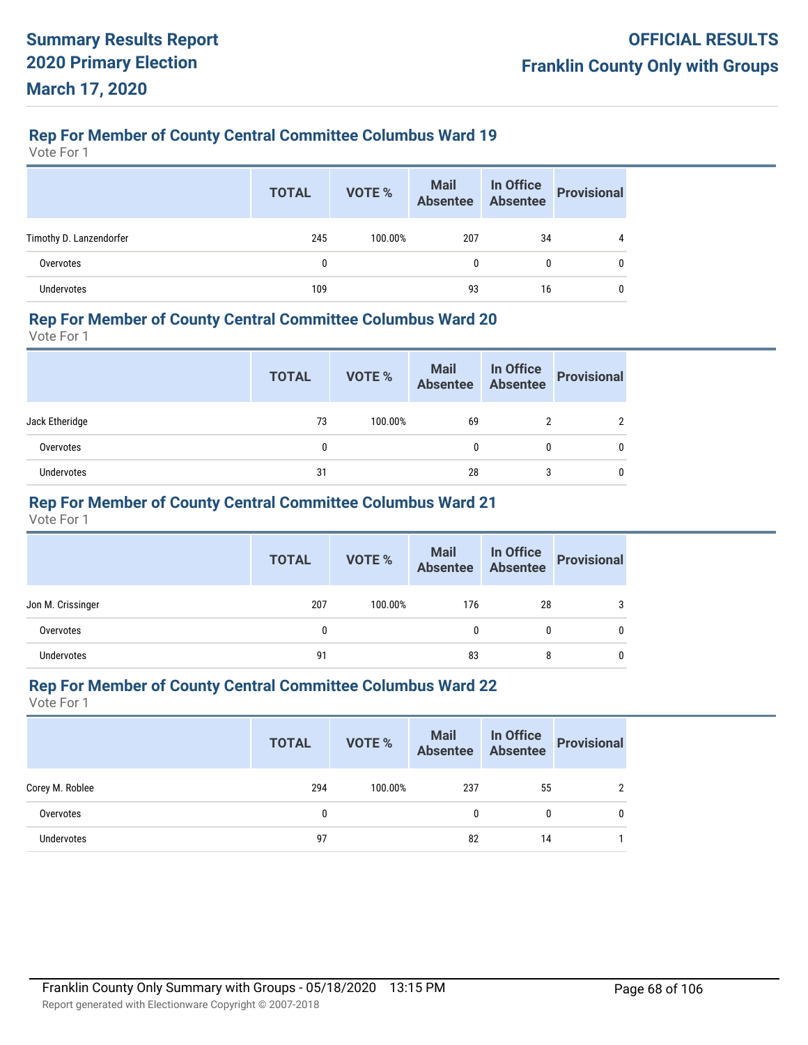## Rep For Member of County Central Committee Columbus Ward 19

Vote For 1

| | TOTAL | VOTE % | Mail Absentee | In Office Absentee | Provisional |
|---|---|---|---|---|---|
| Timothy D. Lanzendorfer | 245 | 100.00% | 207 | 34 | 4 |
| Overvotes | 0 | | 0 | 0 | 0 |
| Undervotes | 109 | | 93 | 16 | 0 |

## Rep For Member of County Central Committee Columbus Ward 20

Vote For 1

| | TOTAL | VOTE % | Mail Absentee | In Office Absentee | Provisional |
|---|---|---|---|---|---|
| Jack Etheridge | 73 | 100.00% | 69 | 2 | 2 |
| Overvotes | 0 | | 0 | 0 | 0 |
| Undervotes | 31 | | 28 | 3 | 0 |

## Rep For Member of County Central Committee Columbus Ward 21

Vote For 1

| | TOTAL | VOTE % | Mail Absentee | In Office Absentee | Provisional |
|---|---|---|---|---|---|
| Jon M. Crissinger | 207 | 100.00% | 176 | 28 | 3 |
| Overvotes | 0 | | 0 | 0 | 0 |
| Undervotes | 91 | | 83 | 8 | 0 |

## Rep For Member of County Central Committee Columbus Ward 22

Vote For 1

| | TOTAL | VOTE % | Mail Absentee | In Office Absentee | Provisional |
|---|---|---|---|---|---|
| Corey M. Roblee | 294 | 100.00% | 237 | 55 | 2 |
| Overvotes | 0 | | 0 | 0 | 0 |
| Undervotes | 97 | | 82 | 14 | 1 |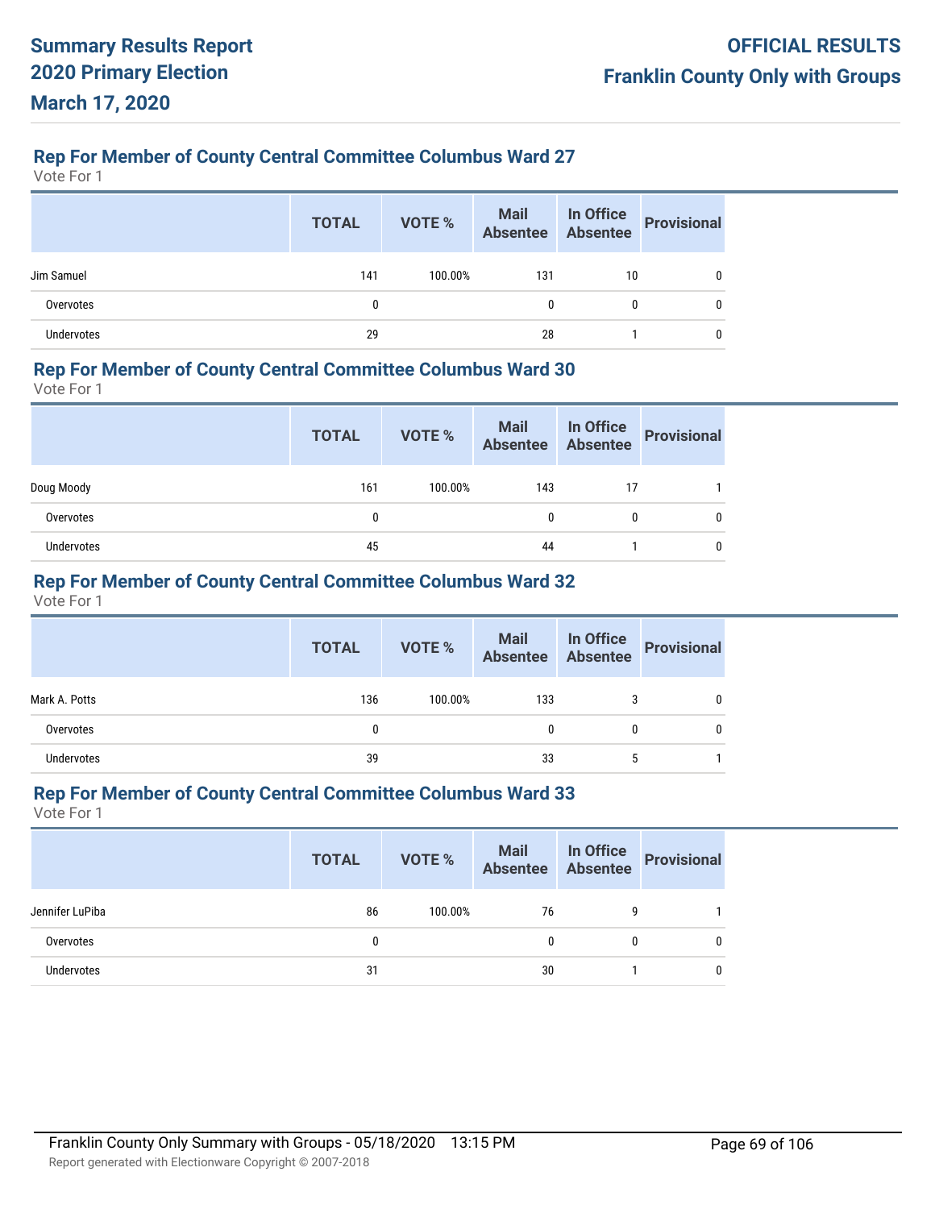### Rep For Member of County Central Committee Columbus Ward 27

Vote For 1

| | TOTAL | VOTE % | Mail Absentee | In Office Absentee | Provisional |
|---|---|---|---|---|---|
| Jim Samuel | 141 | 100.00% | 131 | 10 | 0 |
| Overvotes | 0 | | 0 | 0 | 0 |
| Undervotes | 29 | | 28 | 1 | 0 |

### Rep For Member of County Central Committee Columbus Ward 30

Vote For 1

| | TOTAL | VOTE % | Mail Absentee | In Office Absentee | Provisional |
|---|---|---|---|---|---|
| Doug Moody | 161 | 100.00% | 143 | 17 | 1 |
| Overvotes | 0 | | 0 | 0 | 0 |
| Undervotes | 45 | | 44 | 1 | 0 |

### Rep For Member of County Central Committee Columbus Ward 32

Vote For 1

| | TOTAL | VOTE % | Mail Absentee | In Office Absentee | Provisional |
|---|---|---|---|---|---|
| Mark A. Potts | 136 | 100.00% | 133 | 3 | 0 |
| Overvotes | 0 | | 0 | 0 | 0 |
| Undervotes | 39 | | 33 | 5 | 1 |

### Rep For Member of County Central Committee Columbus Ward 33

Vote For 1

| | TOTAL | VOTE % | Mail Absentee | In Office Absentee | Provisional |
|---|---|---|---|---|---|
| Jennifer LuPiba | 86 | 100.00% | 76 | 9 | 1 |
| Overvotes | 0 | | 0 | 0 | 0 |
| Undervotes | 31 | | 30 | 1 | 0 |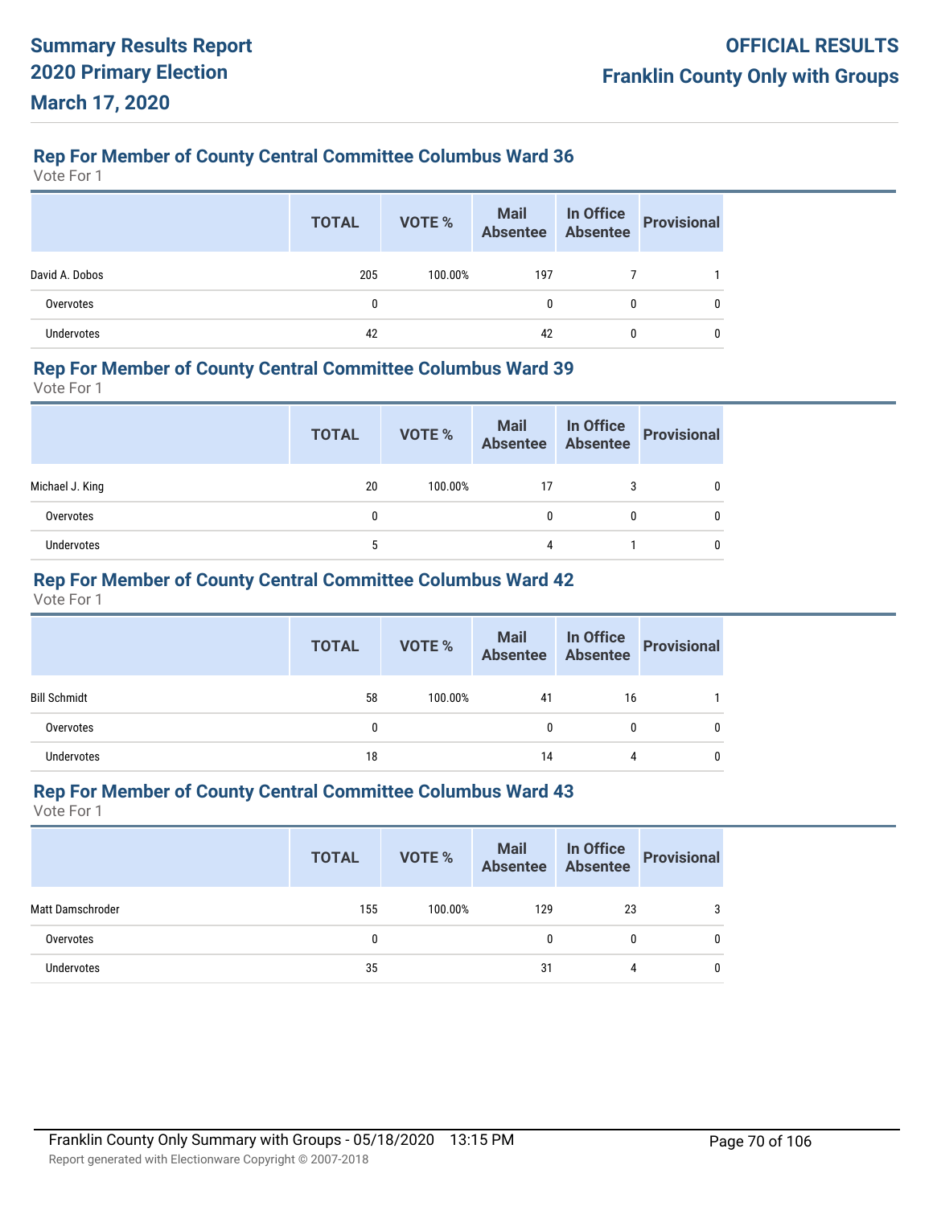### Rep For Member of County Central Committee Columbus Ward 36

Vote For 1

| | TOTAL | VOTE % | Mail Absentee | In Office Absentee | Provisional |
|---|---|---|---|---|---|
| David A. Dobos | 205 | 100.00% | 197 | 7 | 1 |
| Overvotes | 0 | | 0 | 0 | 0 |
| Undervotes | 42 | | 42 | 0 | 0 |

### Rep For Member of County Central Committee Columbus Ward 39

Vote For 1

| | TOTAL | VOTE % | Mail Absentee | In Office Absentee | Provisional |
|---|---|---|---|---|---|
| Michael J. King | 20 | 100.00% | 17 | 3 | 0 |
| Overvotes | 0 | | 0 | 0 | 0 |
| Undervotes | 5 | | 4 | 1 | 0 |

### Rep For Member of County Central Committee Columbus Ward 42

Vote For 1

| | TOTAL | VOTE % | Mail Absentee | In Office Absentee | Provisional |
|---|---|---|---|---|---|
| Bill Schmidt | 58 | 100.00% | 41 | 16 | 1 |
| Overvotes | 0 | | 0 | 0 | 0 |
| Undervotes | 18 | | 14 | 4 | 0 |

### Rep For Member of County Central Committee Columbus Ward 43

Vote For 1

| | TOTAL | VOTE % | Mail Absentee | In Office Absentee | Provisional |
|---|---|---|---|---|---|
| Matt Damschroder | 155 | 100.00% | 129 | 23 | 3 |
| Overvotes | 0 | | 0 | 0 | 0 |
| Undervotes | 35 | | 31 | 4 | 0 |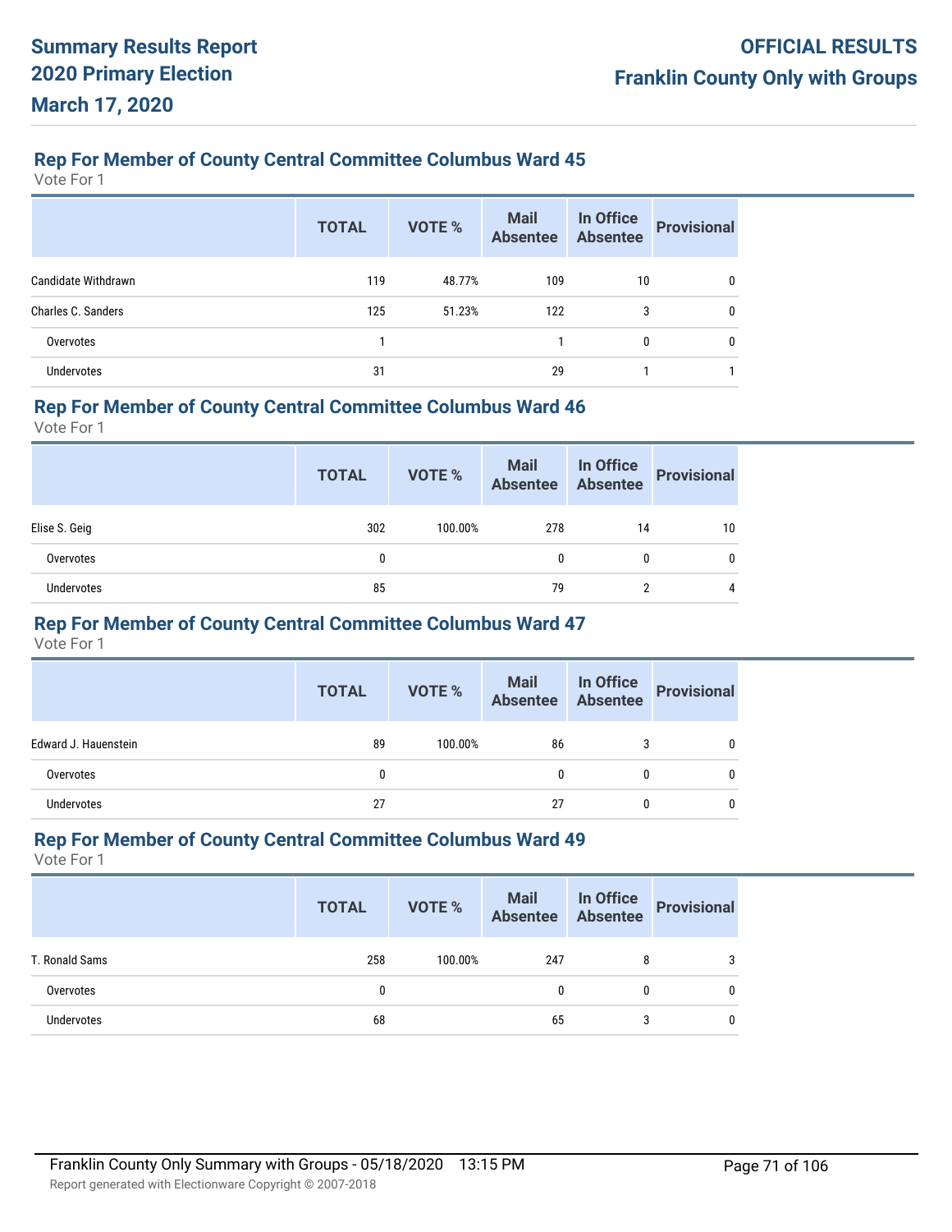## Rep For Member of County Central Committee Columbus Ward 45

Vote For 1

| | TOTAL | VOTE % | Mail Absentee | In Office Absentee | Provisional |
|---|---|---|---|---|---|
| Candidate Withdrawn | 119 | 48.77% | 109 | 10 | 0 |
| Charles C. Sanders | 125 | 51.23% | 122 | 3 | 0 |
| Overvotes | 1 | | 1 | 0 | 0 |
| Undervotes | 31 | | 29 | 1 | 1 |

## Rep For Member of County Central Committee Columbus Ward 46

Vote For 1

| | TOTAL | VOTE % | Mail Absentee | In Office Absentee | Provisional |
|---|---|---|---|---|---|
| Elise S. Geig | 302 | 100.00% | 278 | 14 | 10 |
| Overvotes | 0 | | 0 | 0 | 0 |
| Undervotes | 85 | | 79 | 2 | 4 |

## Rep For Member of County Central Committee Columbus Ward 47

Vote For 1

| | TOTAL | VOTE % | Mail Absentee | In Office Absentee | Provisional |
|---|---|---|---|---|---|
| Edward J. Hauenstein | 89 | 100.00% | 86 | 3 | 0 |
| Overvotes | 0 | | 0 | 0 | 0 |
| Undervotes | 27 | | 27 | 0 | 0 |

## Rep For Member of County Central Committee Columbus Ward 49

Vote For 1

| | TOTAL | VOTE % | Mail Absentee | In Office Absentee | Provisional |
|---|---|---|---|---|---|
| T. Ronald Sams | 258 | 100.00% | 247 | 8 | 3 |
| Overvotes | 0 | | 0 | 0 | 0 |
| Undervotes | 68 | | 65 | 3 | 0 |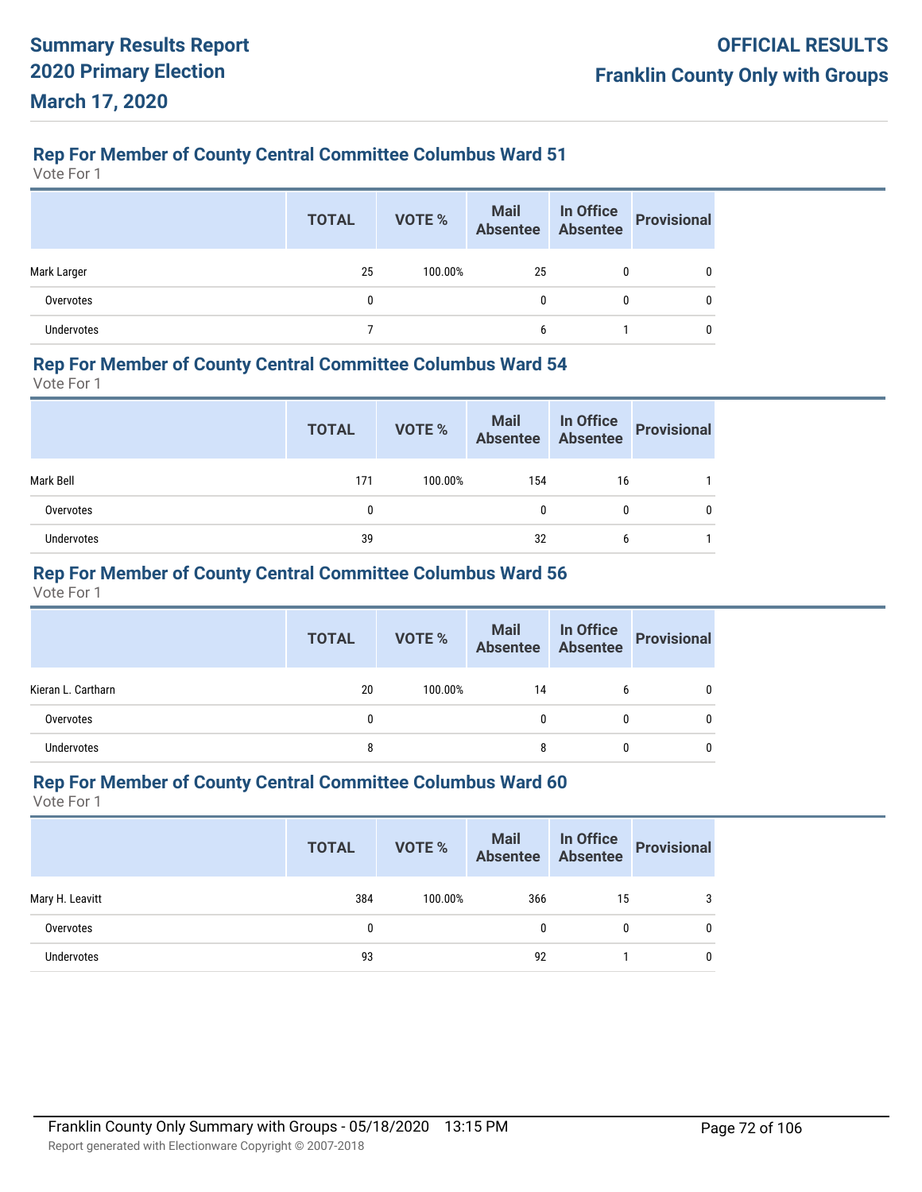# Summary Results Report
## 2020 Primary Election
## March 17, 2020

**OFFICIAL RESULTS**
**Franklin County Only with Groups**

### Rep For Member of County Central Committee Columbus Ward 51

Vote For 1

| | TOTAL | VOTE % | Mail Absentee | In Office Absentee | Provisional |
|---|---|---|---|---|---|
| Mark Larger | 25 | 100.00% | 25 | 0 | 0 |
| Overvotes | 0 | | 0 | 0 | 0 |
| Undervotes | 7 | | 6 | 1 | 0 |

### Rep For Member of County Central Committee Columbus Ward 54

Vote For 1

| | TOTAL | VOTE % | Mail Absentee | In Office Absentee | Provisional |
|---|---|---|---|---|---|
| Mark Bell | 171 | 100.00% | 154 | 16 | 1 |
| Overvotes | 0 | | 0 | 0 | 0 |
| Undervotes | 39 | | 32 | 6 | 1 |

### Rep For Member of County Central Committee Columbus Ward 56

Vote For 1

| | TOTAL | VOTE % | Mail Absentee | In Office Absentee | Provisional |
|---|---|---|---|---|---|
| Kieran L. Cartharn | 20 | 100.00% | 14 | 6 | 0 |
| Overvotes | 0 | | 0 | 0 | 0 |
| Undervotes | 8 | | 8 | 0 | 0 |

### Rep For Member of County Central Committee Columbus Ward 60

Vote For 1

| | TOTAL | VOTE % | Mail Absentee | In Office Absentee | Provisional |
|---|---|---|---|---|---|
| Mary H. Leavitt | 384 | 100.00% | 366 | 15 | 3 |
| Overvotes | 0 | | 0 | 0 | 0 |
| Undervotes | 93 | | 92 | 1 | 0 |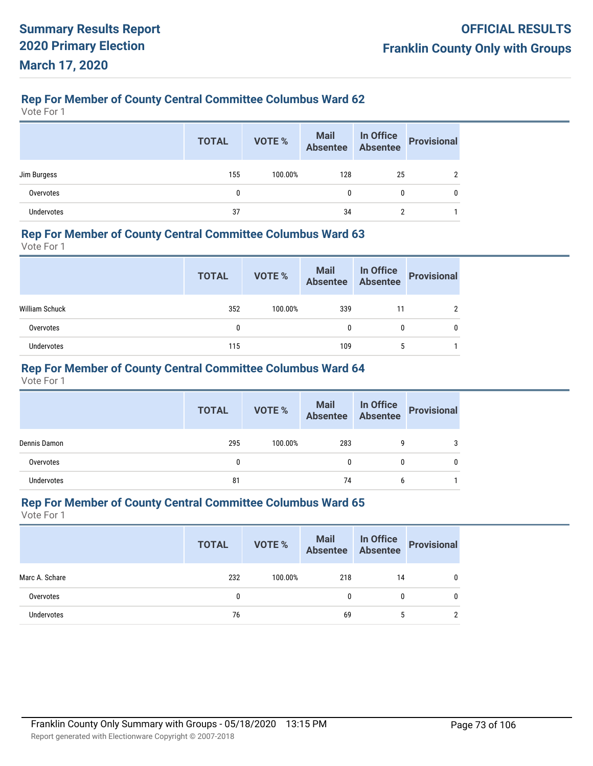### Rep For Member of County Central Committee Columbus Ward 62

Vote For 1

| | TOTAL | VOTE % | Mail Absentee | In Office Absentee | Provisional |
|---|---|---|---|---|---|
| Jim Burgess | 155 | 100.00% | 128 | 25 | 2 |
| Overvotes | 0 | | 0 | 0 | 0 |
| Undervotes | 37 | | 34 | 2 | 1 |

### Rep For Member of County Central Committee Columbus Ward 63

Vote For 1

| | TOTAL | VOTE % | Mail Absentee | In Office Absentee | Provisional |
|---|---|---|---|---|---|
| William Schuck | 352 | 100.00% | 339 | 11 | 2 |
| Overvotes | 0 | | 0 | 0 | 0 |
| Undervotes | 115 | | 109 | 5 | 1 |

### Rep For Member of County Central Committee Columbus Ward 64

Vote For 1

| | TOTAL | VOTE % | Mail Absentee | In Office Absentee | Provisional |
|---|---|---|---|---|---|
| Dennis Damon | 295 | 100.00% | 283 | 9 | 3 |
| Overvotes | 0 | | 0 | 0 | 0 |
| Undervotes | 81 | | 74 | 6 | 1 |

### Rep For Member of County Central Committee Columbus Ward 65

Vote For 1

| | TOTAL | VOTE % | Mail Absentee | In Office Absentee | Provisional |
|---|---|---|---|---|---|
| Marc A. Schare | 232 | 100.00% | 218 | 14 | 0 |
| Overvotes | 0 | | 0 | 0 | 0 |
| Undervotes | 76 | | 69 | 5 | 2 |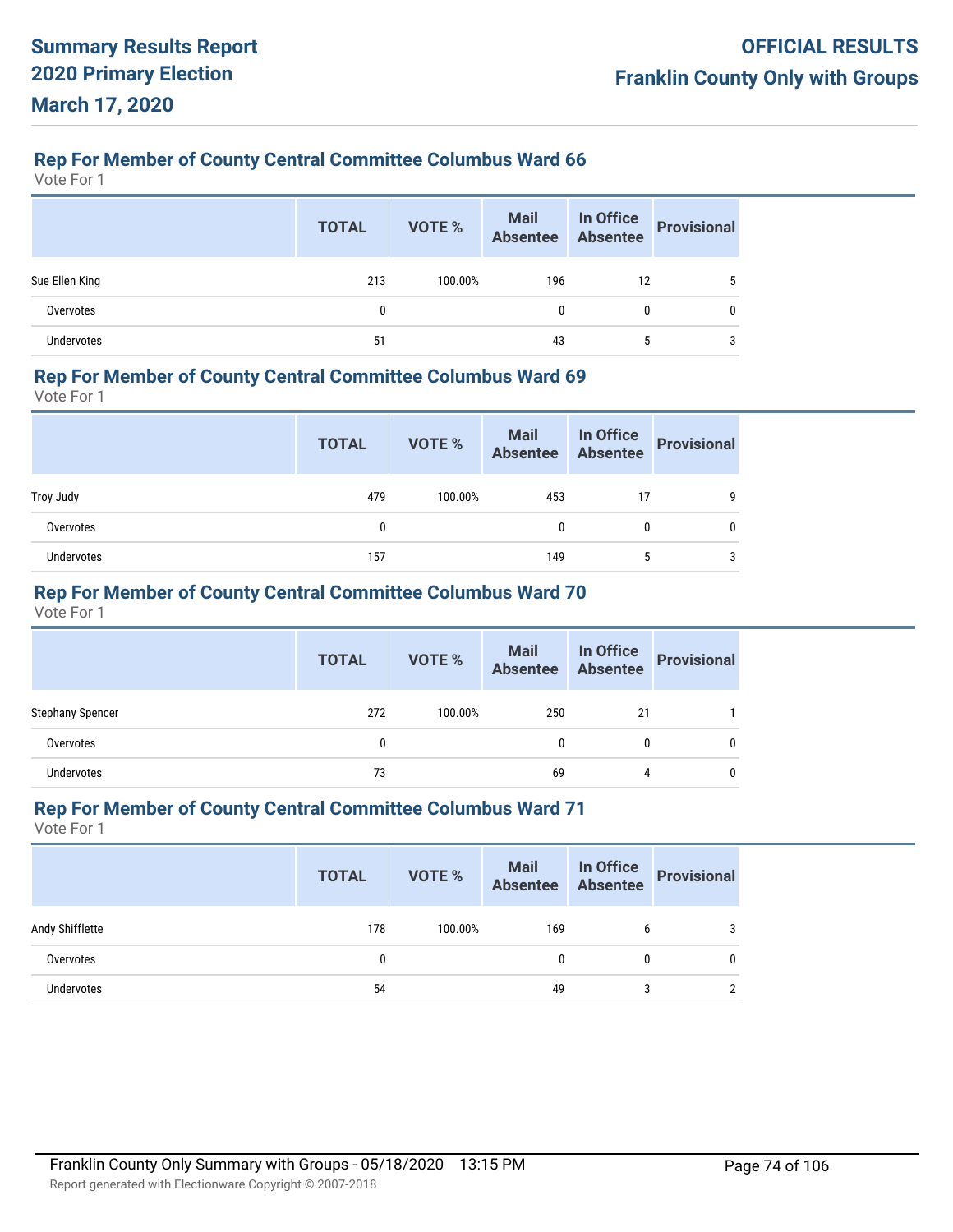### Rep For Member of County Central Committee Columbus Ward 66

Vote For 1

| | TOTAL | VOTE % | Mail Absentee | In Office Absentee | Provisional |
|---|---|---|---|---|---|
| Sue Ellen King | 213 | 100.00% | 196 | 12 | 5 |
| Overvotes | 0 | | 0 | 0 | 0 |
| Undervotes | 51 | | 43 | 5 | 3 |

### Rep For Member of County Central Committee Columbus Ward 69

Vote For 1

| | TOTAL | VOTE % | Mail Absentee | In Office Absentee | Provisional |
|---|---|---|---|---|---|
| Troy Judy | 479 | 100.00% | 453 | 17 | 9 |
| Overvotes | 0 | | 0 | 0 | 0 |
| Undervotes | 157 | | 149 | 5 | 3 |

### Rep For Member of County Central Committee Columbus Ward 70

Vote For 1

| | TOTAL | VOTE % | Mail Absentee | In Office Absentee | Provisional |
|---|---|---|---|---|---|
| Stephany Spencer | 272 | 100.00% | 250 | 21 | 1 |
| Overvotes | 0 | | 0 | 0 | 0 |
| Undervotes | 73 | | 69 | 4 | 0 |

### Rep For Member of County Central Committee Columbus Ward 71

Vote For 1

| | TOTAL | VOTE % | Mail Absentee | In Office Absentee | Provisional |
|---|---|---|---|---|---|
| Andy Shifflette | 178 | 100.00% | 169 | 6 | 3 |
| Overvotes | 0 | | 0 | 0 | 0 |
| Undervotes | 54 | | 49 | 3 | 2 |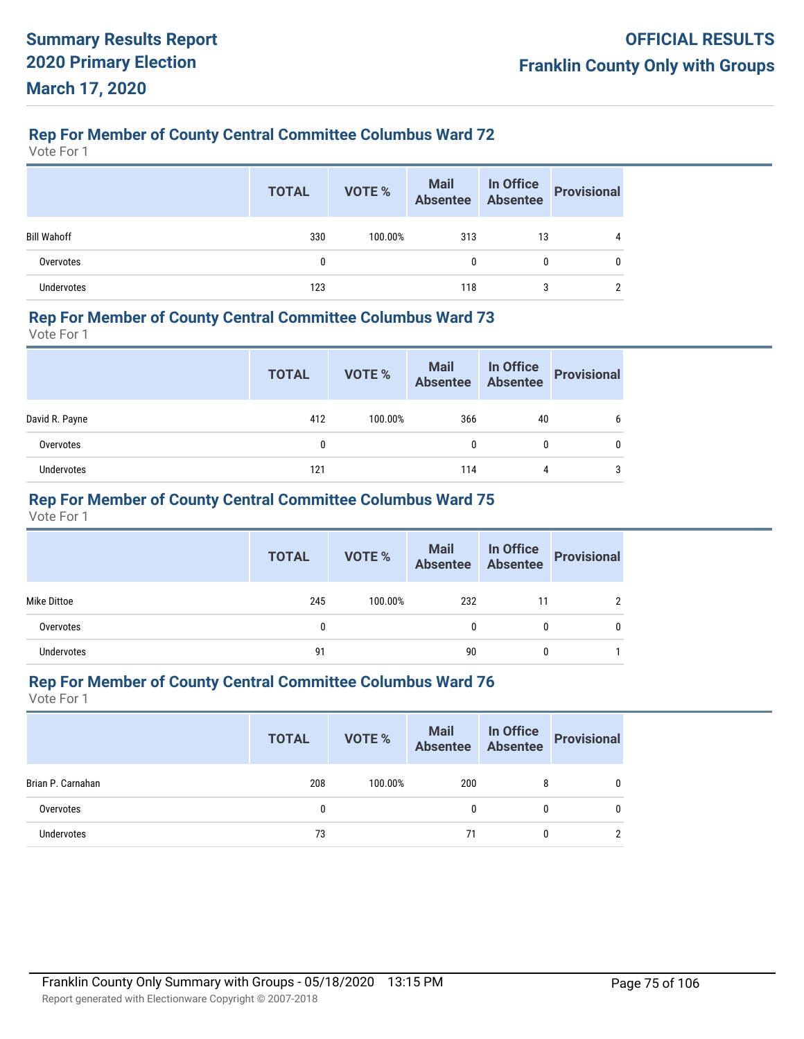## Rep For Member of County Central Committee Columbus Ward 72

Vote For 1

| | TOTAL | VOTE % | Mail Absentee | In Office Absentee | Provisional |
|---|---|---|---|---|---|
| Bill Wahoff | 330 | 100.00% | 313 | 13 | 4 |
| Overvotes | 0 | | 0 | 0 | 0 |
| Undervotes | 123 | | 118 | 3 | 2 |

## Rep For Member of County Central Committee Columbus Ward 73

Vote For 1

| | TOTAL | VOTE % | Mail Absentee | In Office Absentee | Provisional |
|---|---|---|---|---|---|
| David R. Payne | 412 | 100.00% | 366 | 40 | 6 |
| Overvotes | 0 | | 0 | 0 | 0 |
| Undervotes | 121 | | 114 | 4 | 3 |

## Rep For Member of County Central Committee Columbus Ward 75

Vote For 1

| | TOTAL | VOTE % | Mail Absentee | In Office Absentee | Provisional |
|---|---|---|---|---|---|
| Mike Dittoe | 245 | 100.00% | 232 | 11 | 2 |
| Overvotes | 0 | | 0 | 0 | 0 |
| Undervotes | 91 | | 90 | 0 | 1 |

## Rep For Member of County Central Committee Columbus Ward 76

Vote For 1

| | TOTAL | VOTE % | Mail Absentee | In Office Absentee | Provisional |
|---|---|---|---|---|---|
| Brian P. Carnahan | 208 | 100.00% | 200 | 8 | 0 |
| Overvotes | 0 | | 0 | 0 | 0 |
| Undervotes | 73 | | 71 | 0 | 2 |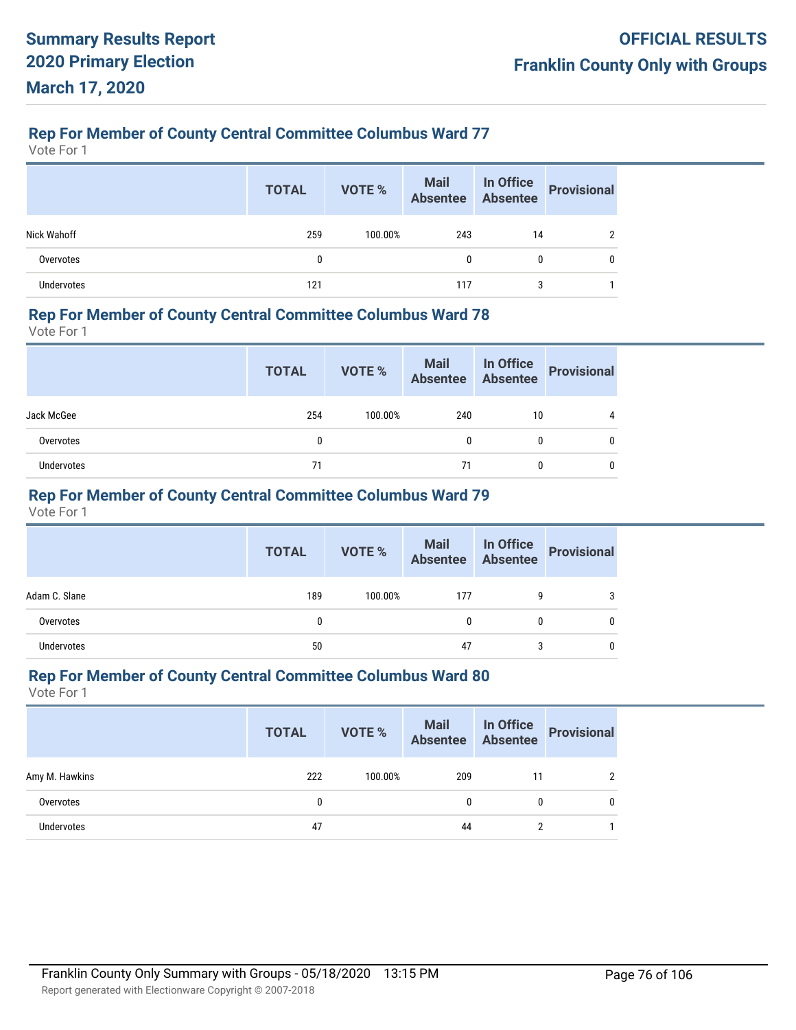## Rep For Member of County Central Committee Columbus Ward 77

Vote For 1

| | TOTAL | VOTE % | Mail Absentee | In Office Absentee | Provisional |
|---|---|---|---|---|---|
| Nick Wahoff | 259 | 100.00% | 243 | 14 | 2 |
| Overvotes | 0 | | 0 | 0 | 0 |
| Undervotes | 121 | | 117 | 3 | 1 |

## Rep For Member of County Central Committee Columbus Ward 78

Vote For 1

| | TOTAL | VOTE % | Mail Absentee | In Office Absentee | Provisional |
|---|---|---|---|---|---|
| Jack McGee | 254 | 100.00% | 240 | 10 | 4 |
| Overvotes | 0 | | 0 | 0 | 0 |
| Undervotes | 71 | | 71 | 0 | 0 |

## Rep For Member of County Central Committee Columbus Ward 79

Vote For 1

| | TOTAL | VOTE % | Mail Absentee | In Office Absentee | Provisional |
|---|---|---|---|---|---|
| Adam C. Slane | 189 | 100.00% | 177 | 9 | 3 |
| Overvotes | 0 | | 0 | 0 | 0 |
| Undervotes | 50 | | 47 | 3 | 0 |

## Rep For Member of County Central Committee Columbus Ward 80

Vote For 1

| | TOTAL | VOTE % | Mail Absentee | In Office Absentee | Provisional |
|---|---|---|---|---|---|
| Amy M. Hawkins | 222 | 100.00% | 209 | 11 | 2 |
| Overvotes | 0 | | 0 | 0 | 0 |
| Undervotes | 47 | | 44 | 2 | 1 |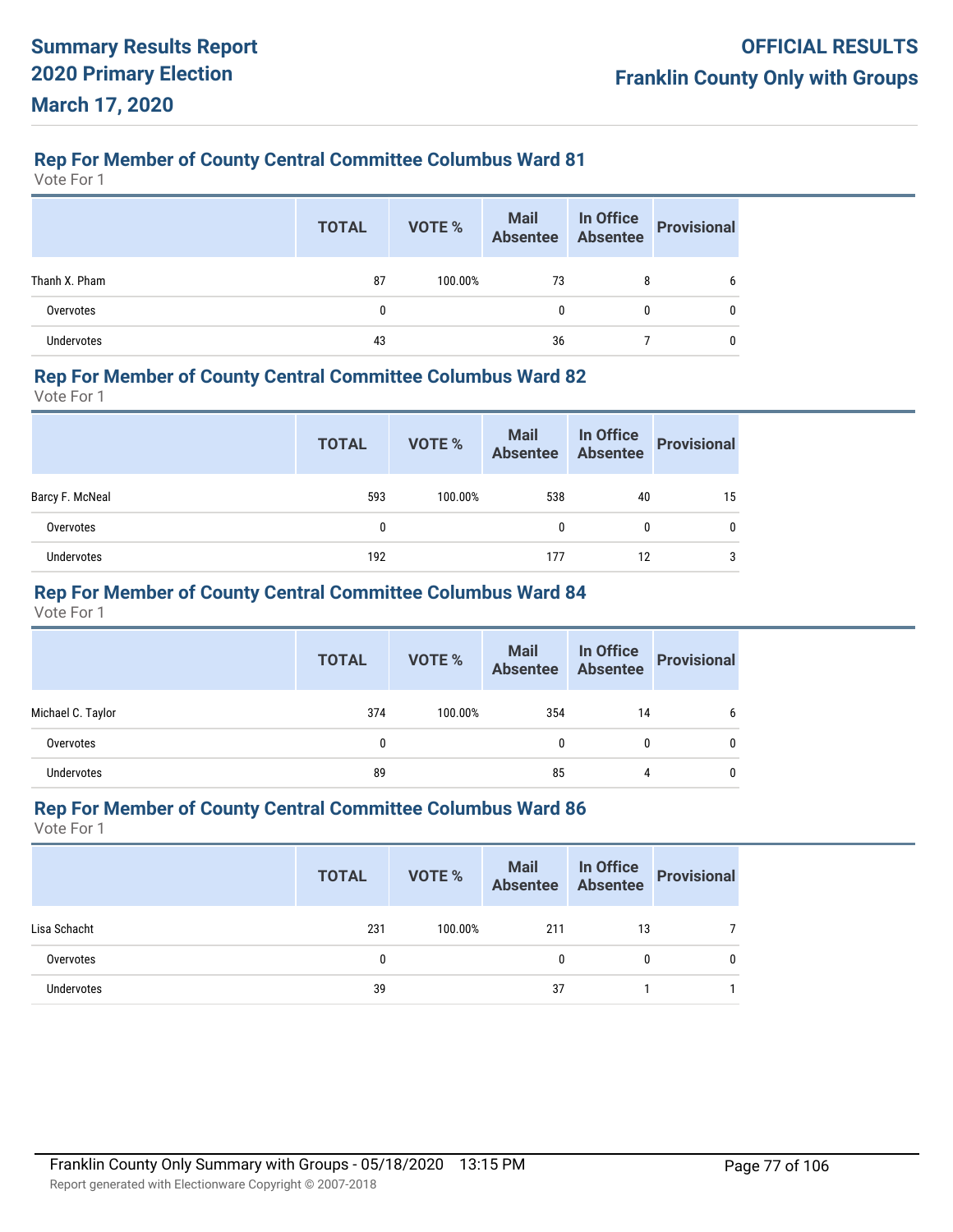## Rep For Member of County Central Committee Columbus Ward 81

Vote For 1

| | TOTAL | VOTE % | Mail Absentee | In Office Absentee | Provisional |
|---|---|---|---|---|---|
| Thanh X. Pham | 87 | 100.00% | 73 | 8 | 6 |
| Overvotes | 0 | | 0 | 0 | 0 |
| Undervotes | 43 | | 36 | 7 | 0 |

## Rep For Member of County Central Committee Columbus Ward 82

Vote For 1

| | TOTAL | VOTE % | Mail Absentee | In Office Absentee | Provisional |
|---|---|---|---|---|---|
| Barcy F. McNeal | 593 | 100.00% | 538 | 40 | 15 |
| Overvotes | 0 | | 0 | 0 | 0 |
| Undervotes | 192 | | 177 | 12 | 3 |

## Rep For Member of County Central Committee Columbus Ward 84

Vote For 1

| | TOTAL | VOTE % | Mail Absentee | In Office Absentee | Provisional |
|---|---|---|---|---|---|
| Michael C. Taylor | 374 | 100.00% | 354 | 14 | 6 |
| Overvotes | 0 | | 0 | 0 | 0 |
| Undervotes | 89 | | 85 | 4 | 0 |

## Rep For Member of County Central Committee Columbus Ward 86

Vote For 1

| | TOTAL | VOTE % | Mail Absentee | In Office Absentee | Provisional |
|---|---|---|---|---|---|
| Lisa Schacht | 231 | 100.00% | 211 | 13 | 7 |
| Overvotes | 0 | | 0 | 0 | 0 |
| Undervotes | 39 | | 37 | 1 | 1 |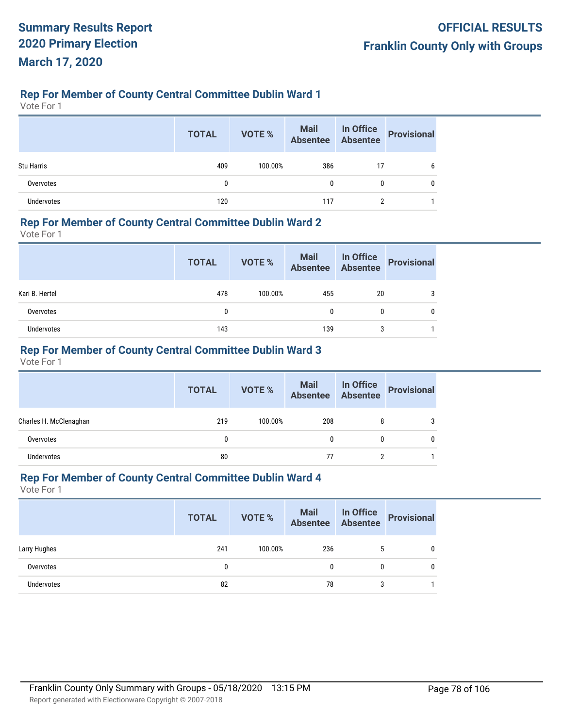## Rep For Member of County Central Committee Dublin Ward 1

Vote For 1

| | TOTAL | VOTE % | Mail Absentee | In Office Absentee | Provisional |
|---|---|---|---|---|---|
| Stu Harris | 409 | 100.00% | 386 | 17 | 6 |
| Overvotes | 0 | | 0 | 0 | 0 |
| Undervotes | 120 | | 117 | 2 | 1 |

## Rep For Member of County Central Committee Dublin Ward 2

Vote For 1

| | TOTAL | VOTE % | Mail Absentee | In Office Absentee | Provisional |
|---|---|---|---|---|---|
| Kari B. Hertel | 478 | 100.00% | 455 | 20 | 3 |
| Overvotes | 0 | | 0 | 0 | 0 |
| Undervotes | 143 | | 139 | 3 | 1 |

## Rep For Member of County Central Committee Dublin Ward 3

Vote For 1

| | TOTAL | VOTE % | Mail Absentee | In Office Absentee | Provisional |
|---|---|---|---|---|---|
| Charles H. McClenaghan | 219 | 100.00% | 208 | 8 | 3 |
| Overvotes | 0 | | 0 | 0 | 0 |
| Undervotes | 80 | | 77 | 2 | 1 |

## Rep For Member of County Central Committee Dublin Ward 4

Vote For 1

| | TOTAL | VOTE % | Mail Absentee | In Office Absentee | Provisional |
|---|---|---|---|---|---|
| Larry Hughes | 241 | 100.00% | 236 | 5 | 0 |
| Overvotes | 0 | | 0 | 0 | 0 |
| Undervotes | 82 | | 78 | 3 | 1 |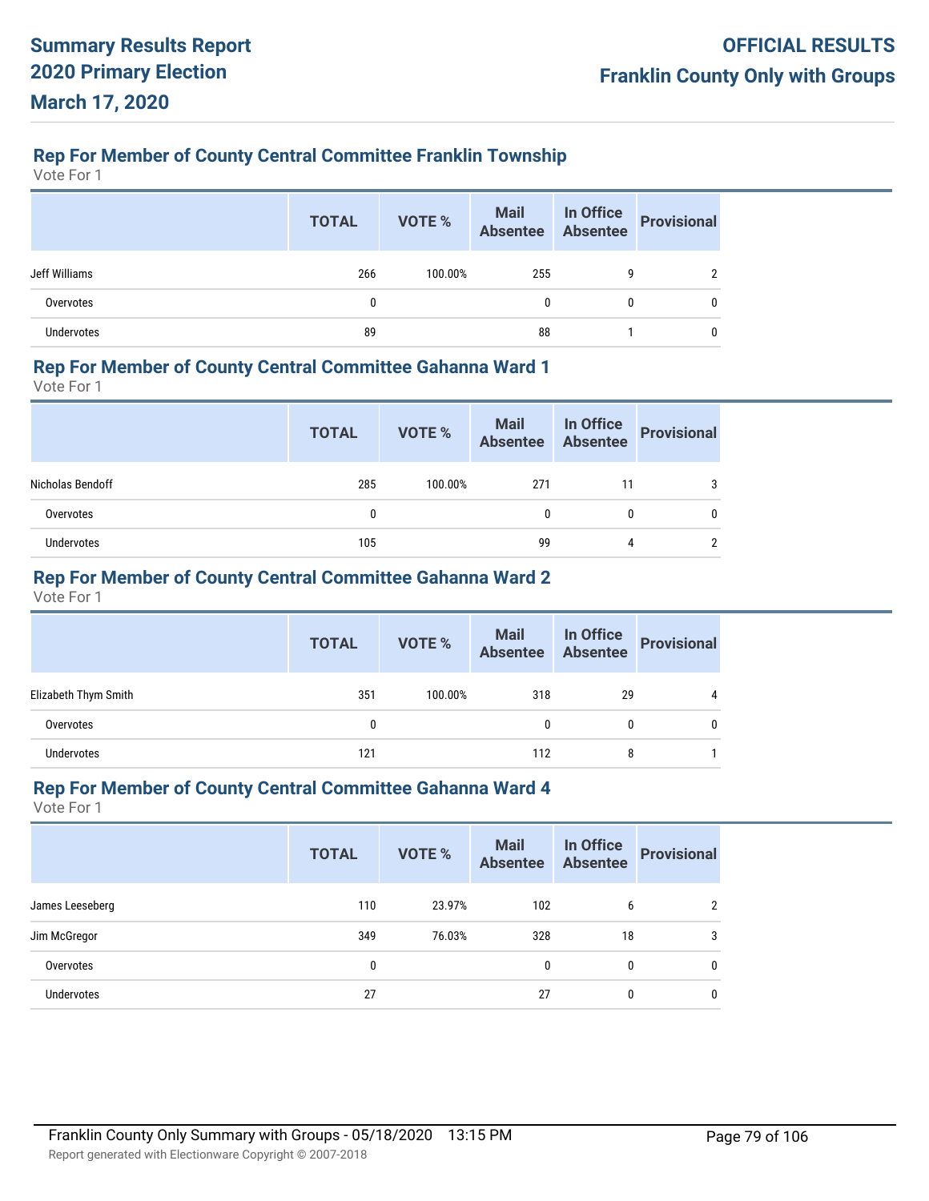### Rep For Member of County Central Committee Franklin Township

Vote For 1

| | TOTAL | VOTE % | Mail Absentee | In Office Absentee | Provisional |
|---|---|---|---|---|---|
| Jeff Williams | 266 | 100.00% | 255 | 9 | 2 |
| Overvotes | 0 | | 0 | 0 | 0 |
| Undervotes | 89 | | 88 | 1 | 0 |

### Rep For Member of County Central Committee Gahanna Ward 1

Vote For 1

| | TOTAL | VOTE % | Mail Absentee | In Office Absentee | Provisional |
|---|---|---|---|---|---|
| Nicholas Bendoff | 285 | 100.00% | 271 | 11 | 3 |
| Overvotes | 0 | | 0 | 0 | 0 |
| Undervotes | 105 | | 99 | 4 | 2 |

### Rep For Member of County Central Committee Gahanna Ward 2

Vote For 1

| | TOTAL | VOTE % | Mail Absentee | In Office Absentee | Provisional |
|---|---|---|---|---|---|
| Elizabeth Thym Smith | 351 | 100.00% | 318 | 29 | 4 |
| Overvotes | 0 | | 0 | 0 | 0 |
| Undervotes | 121 | | 112 | 8 | 1 |

### Rep For Member of County Central Committee Gahanna Ward 4

Vote For 1

| | TOTAL | VOTE % | Mail Absentee | In Office Absentee | Provisional |
|---|---|---|---|---|---|
| James Leeseberg | 110 | 23.97% | 102 | 6 | 2 |
| Jim McGregor | 349 | 76.03% | 328 | 18 | 3 |
| Overvotes | 0 | | 0 | 0 | 0 |
| Undervotes | 27 | | 27 | 0 | 0 |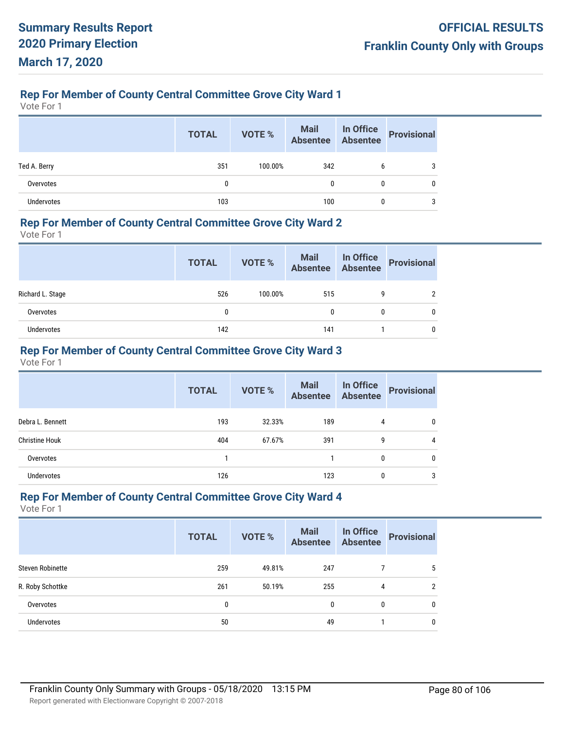# Summary Results Report 2020 Primary Election March 17, 2020

**OFFICIAL RESULTS**
**Franklin County Only with Groups**

## Rep For Member of County Central Committee Grove City Ward 1

Vote For 1

| | TOTAL | VOTE % | Mail Absentee | In Office Absentee | Provisional |
|---|---|---|---|---|---|
| Ted A. Berry | 351 | 100.00% | 342 | 6 | 3 |
| Overvotes | 0 | | 0 | 0 | 0 |
| Undervotes | 103 | | 100 | 0 | 3 |

## Rep For Member of County Central Committee Grove City Ward 2

Vote For 1

| | TOTAL | VOTE % | Mail Absentee | In Office Absentee | Provisional |
|---|---|---|---|---|---|
| Richard L. Stage | 526 | 100.00% | 515 | 9 | 2 |
| Overvotes | 0 | | 0 | 0 | 0 |
| Undervotes | 142 | | 141 | 1 | 0 |

## Rep For Member of County Central Committee Grove City Ward 3

Vote For 1

| | TOTAL | VOTE % | Mail Absentee | In Office Absentee | Provisional |
|---|---|---|---|---|---|
| Debra L. Bennett | 193 | 32.33% | 189 | 4 | 0 |
| Christine Houk | 404 | 67.67% | 391 | 9 | 4 |
| Overvotes | 1 | | 1 | 0 | 0 |
| Undervotes | 126 | | 123 | 0 | 3 |

## Rep For Member of County Central Committee Grove City Ward 4

Vote For 1

| | TOTAL | VOTE % | Mail Absentee | In Office Absentee | Provisional |
|---|---|---|---|---|---|
| Steven Robinette | 259 | 49.81% | 247 | 7 | 5 |
| R. Roby Schottke | 261 | 50.19% | 255 | 4 | 2 |
| Overvotes | 0 | | 0 | 0 | 0 |
| Undervotes | 50 | | 49 | 1 | 0 |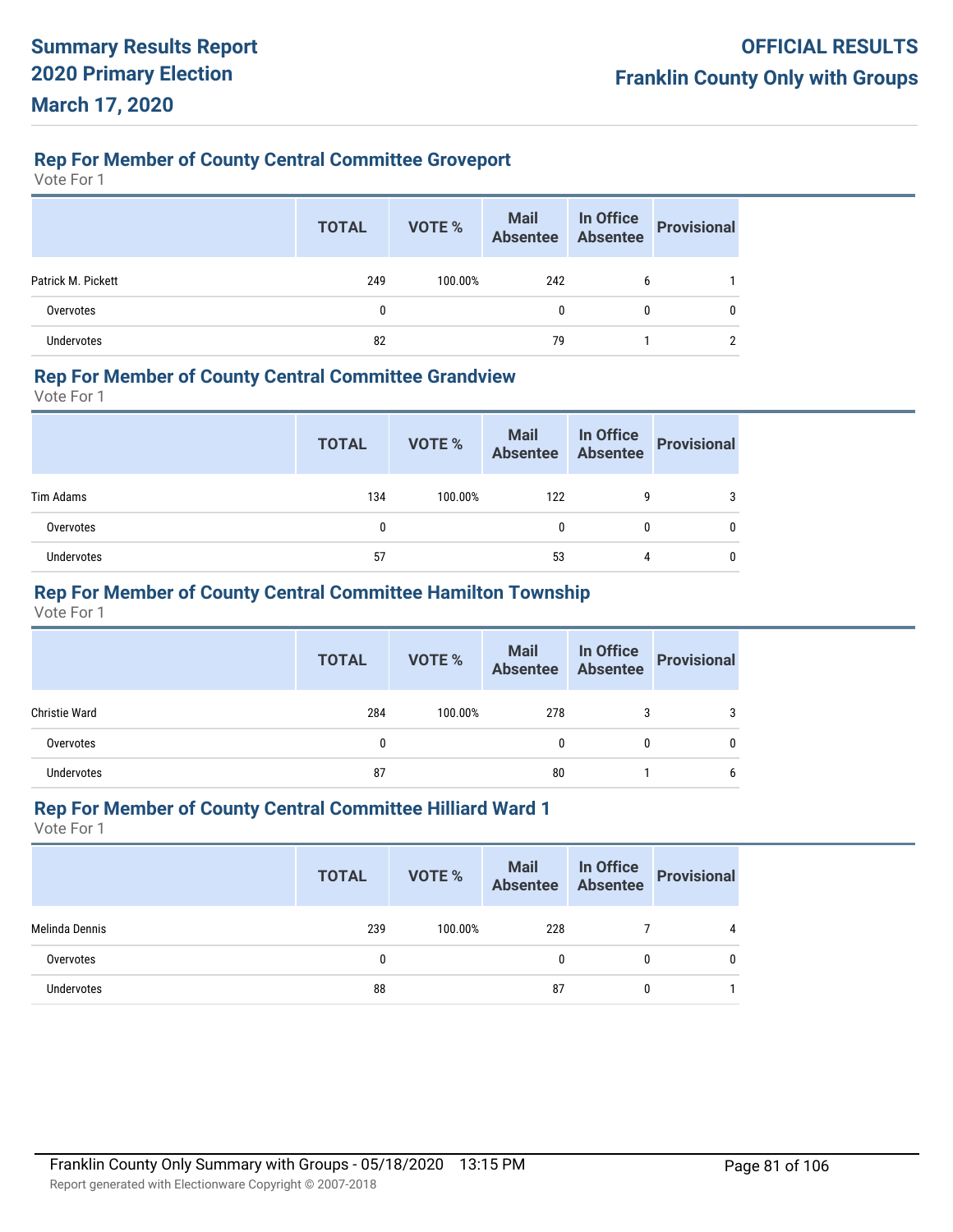# Summary Results Report
# 2020 Primary Election
# March 17, 2020

**OFFICIAL RESULTS**
**Franklin County Only with Groups**

## Rep For Member of County Central Committee Groveport

Vote For 1

| | TOTAL | VOTE % | Mail Absentee | In Office Absentee | Provisional |
|---|---|---|---|---|---|
| Patrick M. Pickett | 249 | 100.00% | 242 | 6 | 1 |
| Overvotes | 0 | | 0 | 0 | 0 |
| Undervotes | 82 | | 79 | 1 | 2 |

## Rep For Member of County Central Committee Grandview

Vote For 1

| | TOTAL | VOTE % | Mail Absentee | In Office Absentee | Provisional |
|---|---|---|---|---|---|
| Tim Adams | 134 | 100.00% | 122 | 9 | 3 |
| Overvotes | 0 | | 0 | 0 | 0 |
| Undervotes | 57 | | 53 | 4 | 0 |

## Rep For Member of County Central Committee Hamilton Township

Vote For 1

| | TOTAL | VOTE % | Mail Absentee | In Office Absentee | Provisional |
|---|---|---|---|---|---|
| Christie Ward | 284 | 100.00% | 278 | 3 | 3 |
| Overvotes | 0 | | 0 | 0 | 0 |
| Undervotes | 87 | | 80 | 1 | 6 |

## Rep For Member of County Central Committee Hilliard Ward 1

Vote For 1

| | TOTAL | VOTE % | Mail Absentee | In Office Absentee | Provisional |
|---|---|---|---|---|---|
| Melinda Dennis | 239 | 100.00% | 228 | 7 | 4 |
| Overvotes | 0 | | 0 | 0 | 0 |
| Undervotes | 88 | | 87 | 0 | 1 |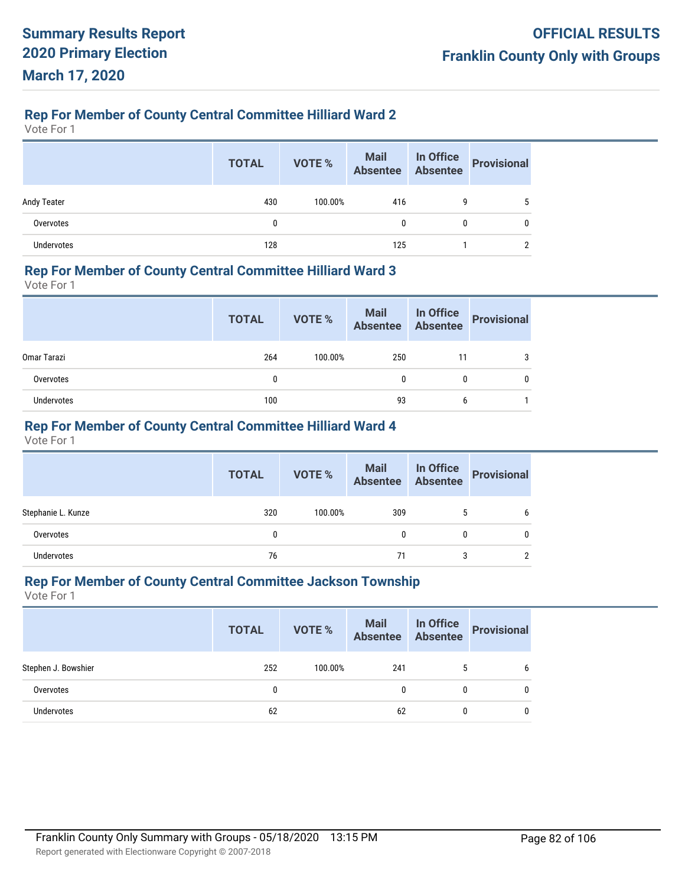## Rep For Member of County Central Committee Hilliard Ward 2

Vote For 1

| | TOTAL | VOTE % | Mail Absentee | In Office Absentee | Provisional |
|---|---|---|---|---|---|
| Andy Teater | 430 | 100.00% | 416 | 9 | 5 |
| Overvotes | 0 | | 0 | 0 | 0 |
| Undervotes | 128 | | 125 | 1 | 2 |

## Rep For Member of County Central Committee Hilliard Ward 3

Vote For 1

| | TOTAL | VOTE % | Mail Absentee | In Office Absentee | Provisional |
|---|---|---|---|---|---|
| Omar Tarazi | 264 | 100.00% | 250 | 11 | 3 |
| Overvotes | 0 | | 0 | 0 | 0 |
| Undervotes | 100 | | 93 | 6 | 1 |

## Rep For Member of County Central Committee Hilliard Ward 4

Vote For 1

| | TOTAL | VOTE % | Mail Absentee | In Office Absentee | Provisional |
|---|---|---|---|---|---|
| Stephanie L. Kunze | 320 | 100.00% | 309 | 5 | 6 |
| Overvotes | 0 | | 0 | 0 | 0 |
| Undervotes | 76 | | 71 | 3 | 2 |

## Rep For Member of County Central Committee Jackson Township

Vote For 1

| | TOTAL | VOTE % | Mail Absentee | In Office Absentee | Provisional |
|---|---|---|---|---|---|
| Stephen J. Bowshier | 252 | 100.00% | 241 | 5 | 6 |
| Overvotes | 0 | | 0 | 0 | 0 |
| Undervotes | 62 | | 62 | 0 | 0 |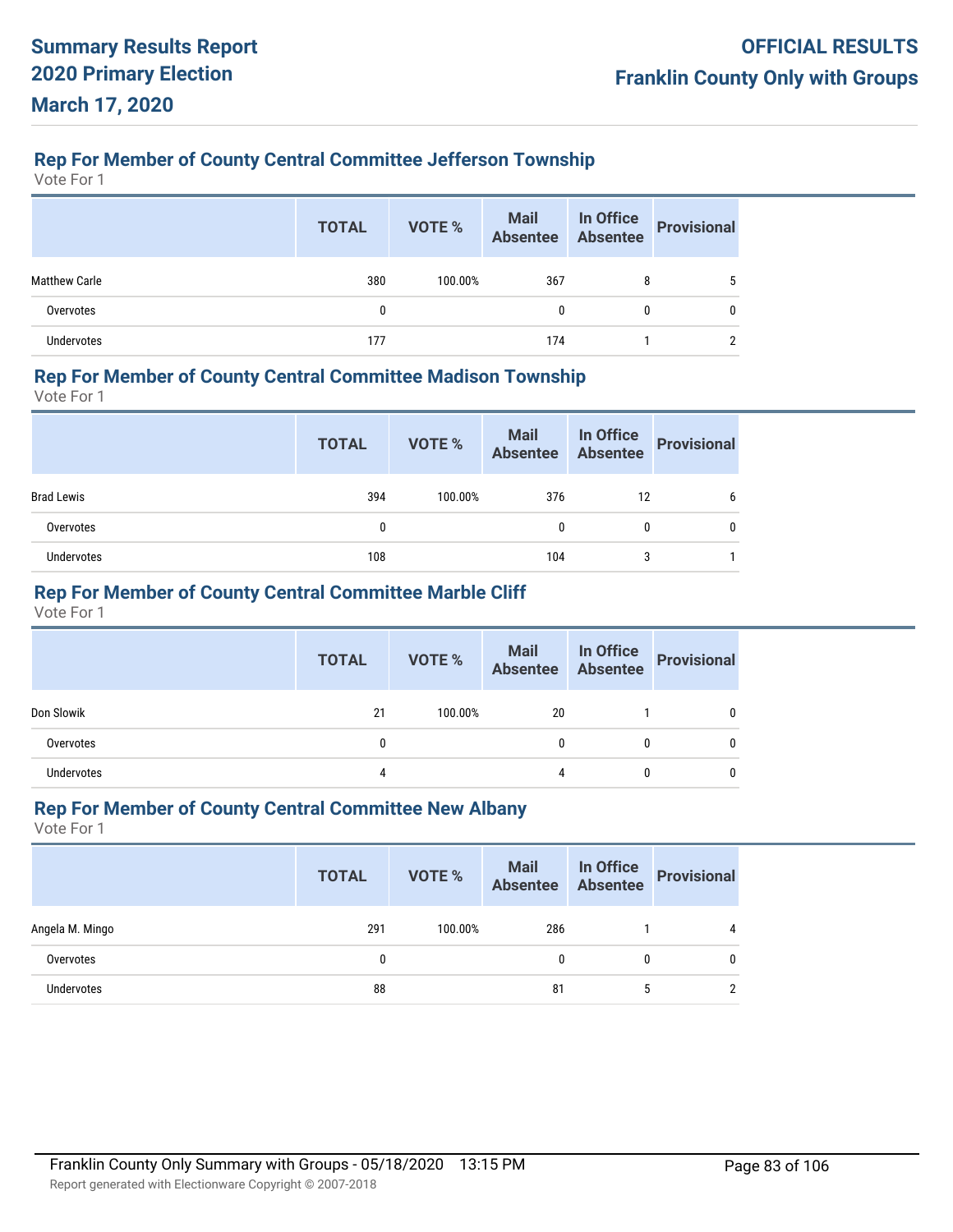### Rep For Member of County Central Committee Jefferson Township

Vote For 1

| | TOTAL | VOTE % | Mail Absentee | In Office Absentee | Provisional |
|---|---|---|---|---|---|
| Matthew Carle | 380 | 100.00% | 367 | 8 | 5 |
| Overvotes | 0 | | 0 | 0 | 0 |
| Undervotes | 177 | | 174 | 1 | 2 |

### Rep For Member of County Central Committee Madison Township

Vote For 1

| | TOTAL | VOTE % | Mail Absentee | In Office Absentee | Provisional |
|---|---|---|---|---|---|
| Brad Lewis | 394 | 100.00% | 376 | 12 | 6 |
| Overvotes | 0 | | 0 | 0 | 0 |
| Undervotes | 108 | | 104 | 3 | 1 |

### Rep For Member of County Central Committee Marble Cliff

Vote For 1

| | TOTAL | VOTE % | Mail Absentee | In Office Absentee | Provisional |
|---|---|---|---|---|---|
| Don Slowik | 21 | 100.00% | 20 | 1 | 0 |
| Overvotes | 0 | | 0 | 0 | 0 |
| Undervotes | 4 | | 4 | 0 | 0 |

### Rep For Member of County Central Committee New Albany

Vote For 1

| | TOTAL | VOTE % | Mail Absentee | In Office Absentee | Provisional |
|---|---|---|---|---|---|
| Angela M. Mingo | 291 | 100.00% | 286 | 1 | 4 |
| Overvotes | 0 | | 0 | 0 | 0 |
| Undervotes | 88 | | 81 | 5 | 2 |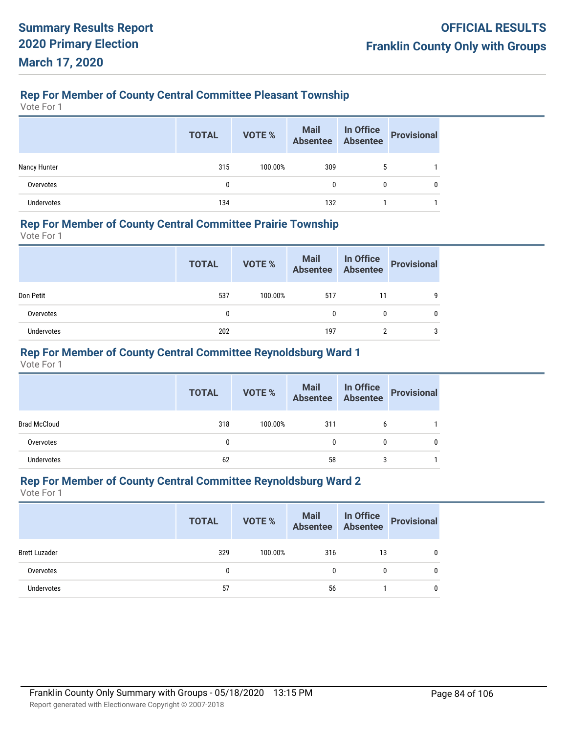## Rep For Member of County Central Committee Pleasant Township

Vote For 1

| | TOTAL | VOTE % | Mail Absentee | In Office Absentee | Provisional |
|---|---|---|---|---|---|
| Nancy Hunter | 315 | 100.00% | 309 | 5 | 1 |
| Overvotes | 0 | | 0 | 0 | 0 |
| Undervotes | 134 | | 132 | 1 | 1 |

## Rep For Member of County Central Committee Prairie Township

Vote For 1

| | TOTAL | VOTE % | Mail Absentee | In Office Absentee | Provisional |
|---|---|---|---|---|---|
| Don Petit | 537 | 100.00% | 517 | 11 | 9 |
| Overvotes | 0 | | 0 | 0 | 0 |
| Undervotes | 202 | | 197 | 2 | 3 |

## Rep For Member of County Central Committee Reynoldsburg Ward 1

Vote For 1

| | TOTAL | VOTE % | Mail Absentee | In Office Absentee | Provisional |
|---|---|---|---|---|---|
| Brad McCloud | 318 | 100.00% | 311 | 6 | 1 |
| Overvotes | 0 | | 0 | 0 | 0 |
| Undervotes | 62 | | 58 | 3 | 1 |

## Rep For Member of County Central Committee Reynoldsburg Ward 2

Vote For 1

| | TOTAL | VOTE % | Mail Absentee | In Office Absentee | Provisional |
|---|---|---|---|---|---|
| Brett Luzader | 329 | 100.00% | 316 | 13 | 0 |
| Overvotes | 0 | | 0 | 0 | 0 |
| Undervotes | 57 | | 56 | 1 | 0 |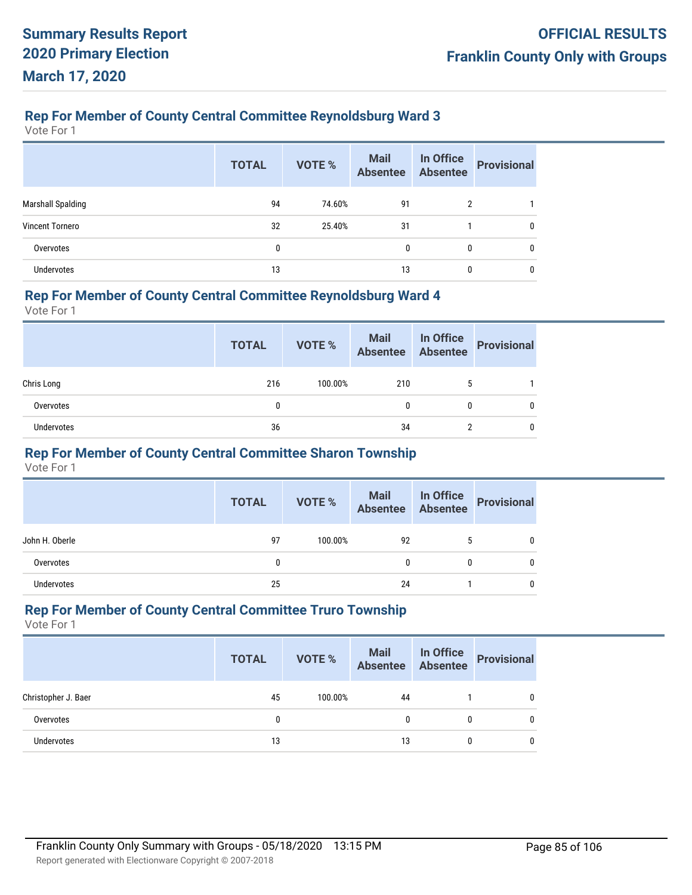## Rep For Member of County Central Committee Reynoldsburg Ward 3

Vote For 1

| | TOTAL | VOTE % | Mail Absentee | In Office Absentee | Provisional |
|---|---|---|---|---|---|
| Marshall Spalding | 94 | 74.60% | 91 | 2 | 1 |
| Vincent Tornero | 32 | 25.40% | 31 | 1 | 0 |
| Overvotes | 0 | | 0 | 0 | 0 |
| Undervotes | 13 | | 13 | 0 | 0 |

## Rep For Member of County Central Committee Reynoldsburg Ward 4

Vote For 1

| | TOTAL | VOTE % | Mail Absentee | In Office Absentee | Provisional |
|---|---|---|---|---|---|
| Chris Long | 216 | 100.00% | 210 | 5 | 1 |
| Overvotes | 0 | | 0 | 0 | 0 |
| Undervotes | 36 | | 34 | 2 | 0 |

## Rep For Member of County Central Committee Sharon Township

Vote For 1

| | TOTAL | VOTE % | Mail Absentee | In Office Absentee | Provisional |
|---|---|---|---|---|---|
| John H. Oberle | 97 | 100.00% | 92 | 5 | 0 |
| Overvotes | 0 | | 0 | 0 | 0 |
| Undervotes | 25 | | 24 | 1 | 0 |

## Rep For Member of County Central Committee Truro Township

Vote For 1

| | TOTAL | VOTE % | Mail Absentee | In Office Absentee | Provisional |
|---|---|---|---|---|---|
| Christopher J. Baer | 45 | 100.00% | 44 | 1 | 0 |
| Overvotes | 0 | | 0 | 0 | 0 |
| Undervotes | 13 | | 13 | 0 | 0 |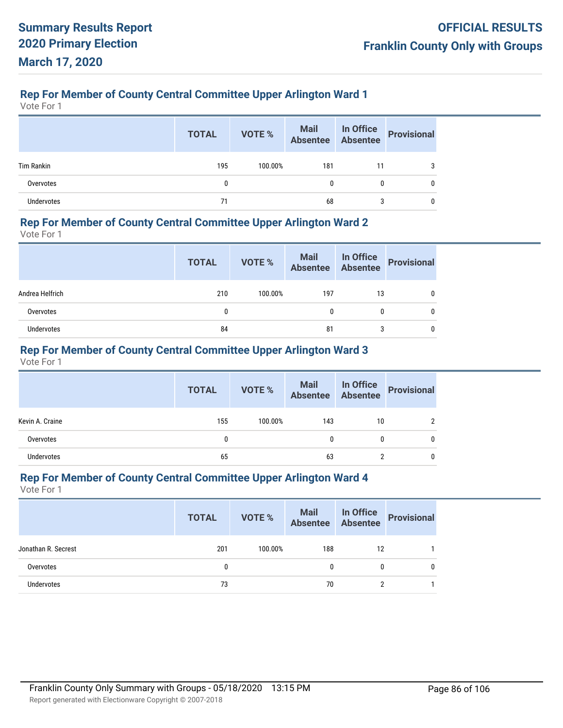**Summary Results Report**
**2020 Primary Election**
**March 17, 2020**

**OFFICIAL RESULTS**
**Franklin County Only with Groups**

### Rep For Member of County Central Committee Upper Arlington Ward 1

Vote For 1

| | TOTAL | VOTE % | Mail Absentee | In Office Absentee | Provisional |
|---|---|---|---|---|---|
| Tim Rankin | 195 | 100.00% | 181 | 11 | 3 |
| Overvotes | 0 | | 0 | 0 | 0 |
| Undervotes | 71 | | 68 | 3 | 0 |

### Rep For Member of County Central Committee Upper Arlington Ward 2

Vote For 1

| | TOTAL | VOTE % | Mail Absentee | In Office Absentee | Provisional |
|---|---|---|---|---|---|
| Andrea Helfrich | 210 | 100.00% | 197 | 13 | 0 |
| Overvotes | 0 | | 0 | 0 | 0 |
| Undervotes | 84 | | 81 | 3 | 0 |

### Rep For Member of County Central Committee Upper Arlington Ward 3

Vote For 1

| | TOTAL | VOTE % | Mail Absentee | In Office Absentee | Provisional |
|---|---|---|---|---|---|
| Kevin A. Craine | 155 | 100.00% | 143 | 10 | 2 |
| Overvotes | 0 | | 0 | 0 | 0 |
| Undervotes | 65 | | 63 | 2 | 0 |

### Rep For Member of County Central Committee Upper Arlington Ward 4

Vote For 1

| | TOTAL | VOTE % | Mail Absentee | In Office Absentee | Provisional |
|---|---|---|---|---|---|
| Jonathan R. Secrest | 201 | 100.00% | 188 | 12 | 1 |
| Overvotes | 0 | | 0 | 0 | 0 |
| Undervotes | 73 | | 70 | 2 | 1 |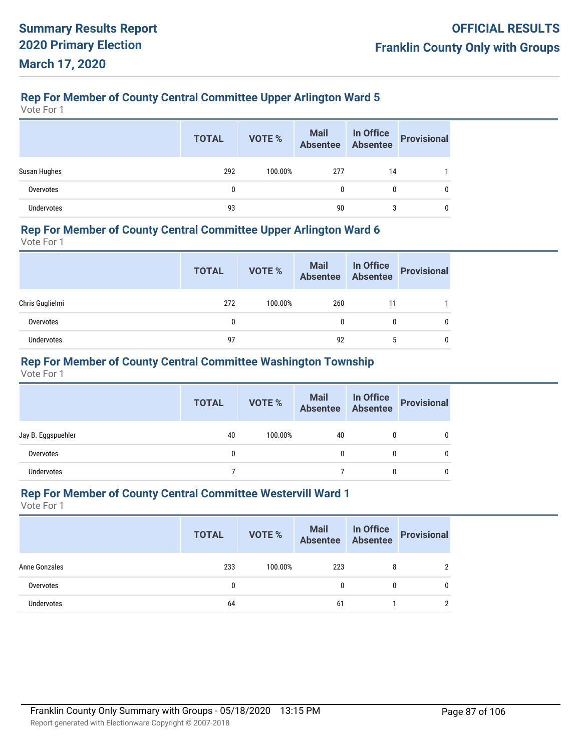### Rep For Member of County Central Committee Upper Arlington Ward 5

Vote For 1

| | TOTAL | VOTE % | Mail Absentee | In Office Absentee | Provisional |
|---|---|---|---|---|---|
| Susan Hughes | 292 | 100.00% | 277 | 14 | 1 |
| Overvotes | 0 | | 0 | 0 | 0 |
| Undervotes | 93 | | 90 | 3 | 0 |

### Rep For Member of County Central Committee Upper Arlington Ward 6

Vote For 1

| | TOTAL | VOTE % | Mail Absentee | In Office Absentee | Provisional |
|---|---|---|---|---|---|
| Chris Guglielmi | 272 | 100.00% | 260 | 11 | 1 |
| Overvotes | 0 | | 0 | 0 | 0 |
| Undervotes | 97 | | 92 | 5 | 0 |

### Rep For Member of County Central Committee Washington Township

Vote For 1

| | TOTAL | VOTE % | Mail Absentee | In Office Absentee | Provisional |
|---|---|---|---|---|---|
| Jay B. Eggspuehler | 40 | 100.00% | 40 | 0 | 0 |
| Overvotes | 0 | | 0 | 0 | 0 |
| Undervotes | 7 | | 7 | 0 | 0 |

### Rep For Member of County Central Committee Westervill Ward 1

Vote For 1

| | TOTAL | VOTE % | Mail Absentee | In Office Absentee | Provisional |
|---|---|---|---|---|---|
| Anne Gonzales | 233 | 100.00% | 223 | 8 | 2 |
| Overvotes | 0 | | 0 | 0 | 0 |
| Undervotes | 64 | | 61 | 1 | 2 |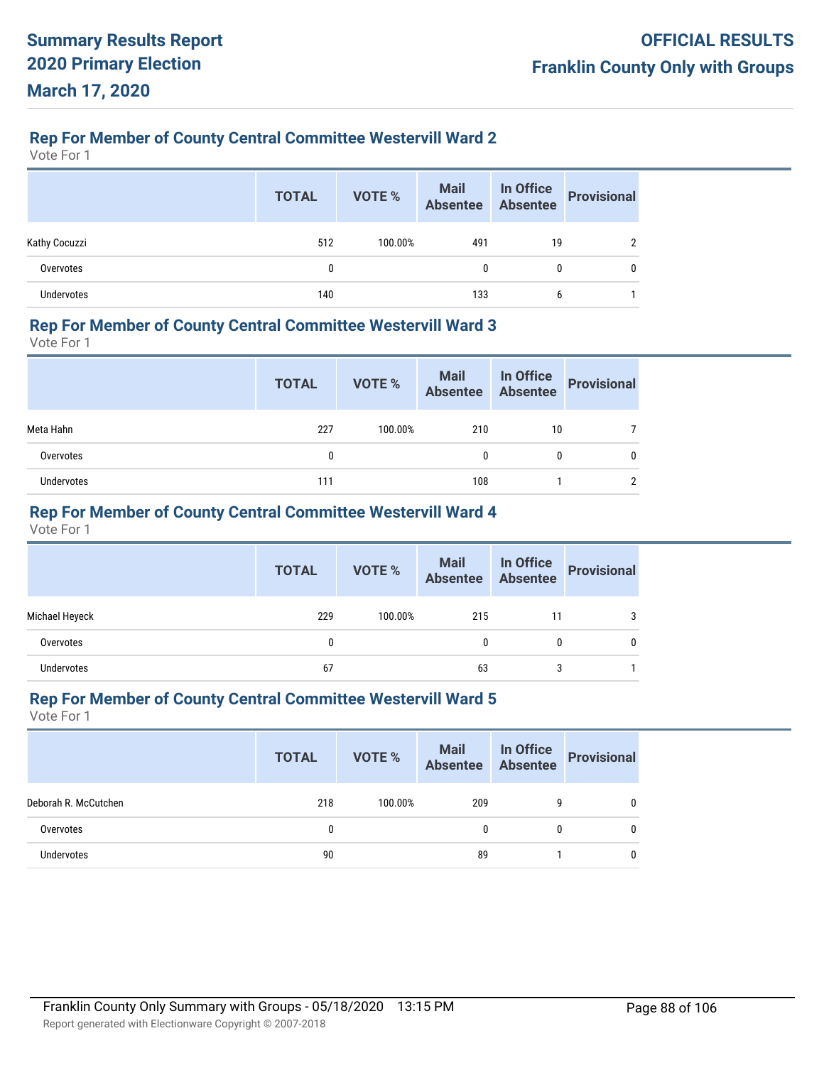### Rep For Member of County Central Committee Westervill Ward 2

Vote For 1

| | TOTAL | VOTE % | Mail Absentee | In Office Absentee | Provisional |
|---|---|---|---|---|---|
| Kathy Cocuzzi | 512 | 100.00% | 491 | 19 | 2 |
| Overvotes | 0 | | 0 | 0 | 0 |
| Undervotes | 140 | | 133 | 6 | 1 |

### Rep For Member of County Central Committee Westervill Ward 3

Vote For 1

| | TOTAL | VOTE % | Mail Absentee | In Office Absentee | Provisional |
|---|---|---|---|---|---|
| Meta Hahn | 227 | 100.00% | 210 | 10 | 7 |
| Overvotes | 0 | | 0 | 0 | 0 |
| Undervotes | 111 | | 108 | 1 | 2 |

### Rep For Member of County Central Committee Westervill Ward 4

Vote For 1

| | TOTAL | VOTE % | Mail Absentee | In Office Absentee | Provisional |
|---|---|---|---|---|---|
| Michael Heyeck | 229 | 100.00% | 215 | 11 | 3 |
| Overvotes | 0 | | 0 | 0 | 0 |
| Undervotes | 67 | | 63 | 3 | 1 |

### Rep For Member of County Central Committee Westervill Ward 5

Vote For 1

| | TOTAL | VOTE % | Mail Absentee | In Office Absentee | Provisional |
|---|---|---|---|---|---|
| Deborah R. McCutchen | 218 | 100.00% | 209 | 9 | 0 |
| Overvotes | 0 | | 0 | 0 | 0 |
| Undervotes | 90 | | 89 | 1 | 0 |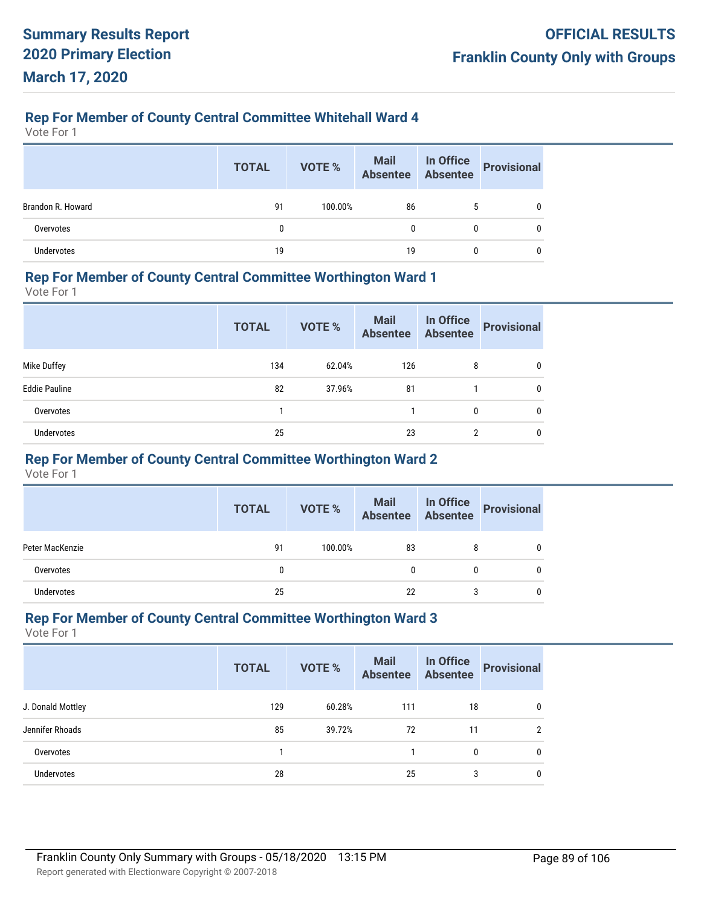## Rep For Member of County Central Committee Whitehall Ward 4

Vote For 1

| | TOTAL | VOTE % | Mail Absentee | In Office Absentee | Provisional |
|---|---|---|---|---|---|
| Brandon R. Howard | 91 | 100.00% | 86 | 5 | 0 |
| Overvotes | 0 | | 0 | 0 | 0 |
| Undervotes | 19 | | 19 | 0 | 0 |

## Rep For Member of County Central Committee Worthington Ward 1

Vote For 1

| | TOTAL | VOTE % | Mail Absentee | In Office Absentee | Provisional |
|---|---|---|---|---|---|
| Mike Duffey | 134 | 62.04% | 126 | 8 | 0 |
| Eddie Pauline | 82 | 37.96% | 81 | 1 | 0 |
| Overvotes | 1 | | 1 | 0 | 0 |
| Undervotes | 25 | | 23 | 2 | 0 |

## Rep For Member of County Central Committee Worthington Ward 2

Vote For 1

| | TOTAL | VOTE % | Mail Absentee | In Office Absentee | Provisional |
|---|---|---|---|---|---|
| Peter MacKenzie | 91 | 100.00% | 83 | 8 | 0 |
| Overvotes | 0 | | 0 | 0 | 0 |
| Undervotes | 25 | | 22 | 3 | 0 |

## Rep For Member of County Central Committee Worthington Ward 3

Vote For 1

| | TOTAL | VOTE % | Mail Absentee | In Office Absentee | Provisional |
|---|---|---|---|---|---|
| J. Donald Mottley | 129 | 60.28% | 111 | 18 | 0 |
| Jennifer Rhoads | 85 | 39.72% | 72 | 11 | 2 |
| Overvotes | 1 | | 1 | 0 | 0 |
| Undervotes | 28 | | 25 | 3 | 0 |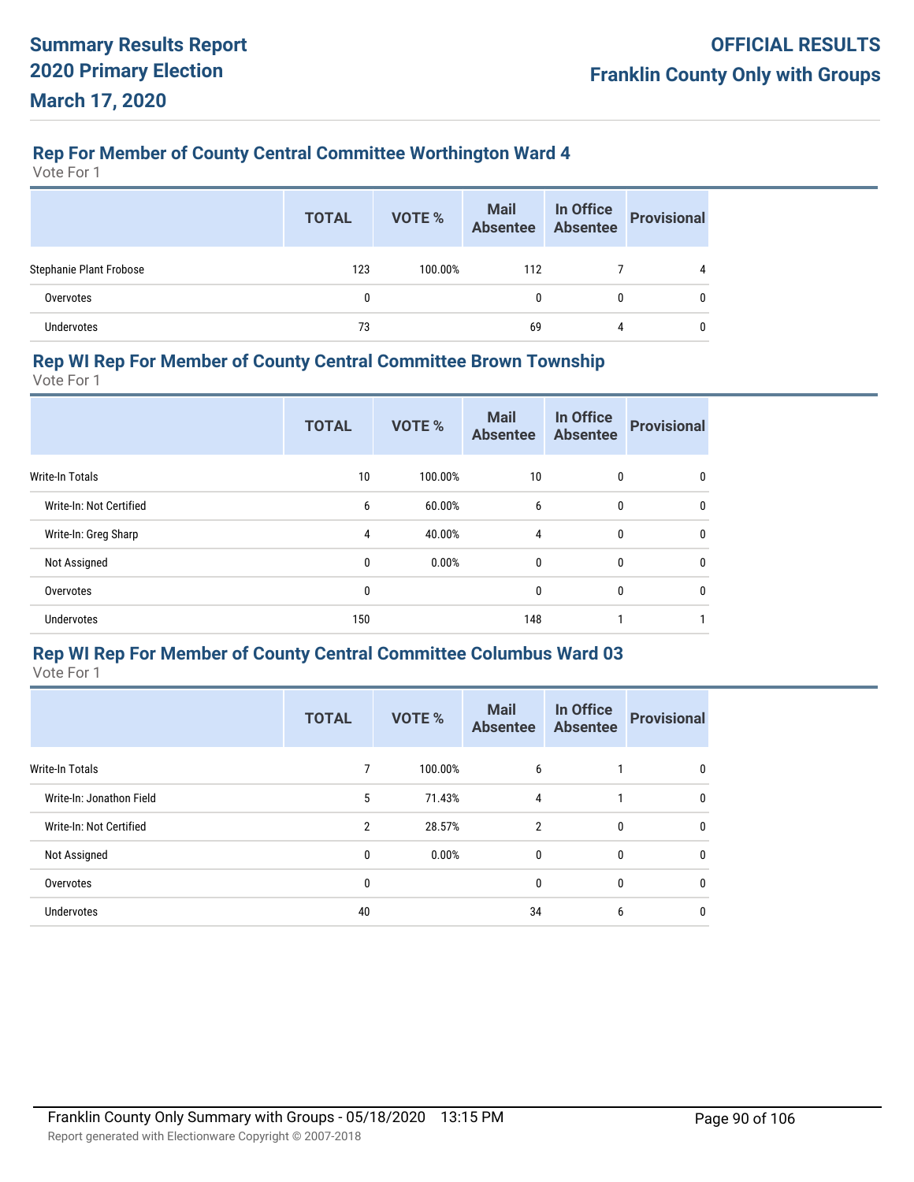## Rep For Member of County Central Committee Worthington Ward 4

Vote For 1

| | TOTAL | VOTE % | Mail Absentee | In Office Absentee | Provisional |
|---|---|---|---|---|---|
| Stephanie Plant Frobose | 123 | 100.00% | 112 | 7 | 4 |
| Overvotes | 0 | | 0 | 0 | 0 |
| Undervotes | 73 | | 69 | 4 | 0 |

## Rep WI Rep For Member of County Central Committee Brown Township

Vote For 1

| | TOTAL | VOTE % | Mail Absentee | In Office Absentee | Provisional |
|---|---|---|---|---|---|
| Write-In Totals | 10 | 100.00% | 10 | 0 | 0 |
| Write-In: Not Certified | 6 | 60.00% | 6 | 0 | 0 |
| Write-In: Greg Sharp | 4 | 40.00% | 4 | 0 | 0 |
| Not Assigned | 0 | 0.00% | 0 | 0 | 0 |
| Overvotes | 0 | | 0 | 0 | 0 |
| Undervotes | 150 | | 148 | 1 | 1 |

## Rep WI Rep For Member of County Central Committee Columbus Ward 03

Vote For 1

| | TOTAL | VOTE % | Mail Absentee | In Office Absentee | Provisional |
|---|---|---|---|---|---|
| Write-In Totals | 7 | 100.00% | 6 | 1 | 0 |
| Write-In: Jonathon Field | 5 | 71.43% | 4 | 1 | 0 |
| Write-In: Not Certified | 2 | 28.57% | 2 | 0 | 0 |
| Not Assigned | 0 | 0.00% | 0 | 0 | 0 |
| Overvotes | 0 | | 0 | 0 | 0 |
| Undervotes | 40 | | 34 | 6 | 0 |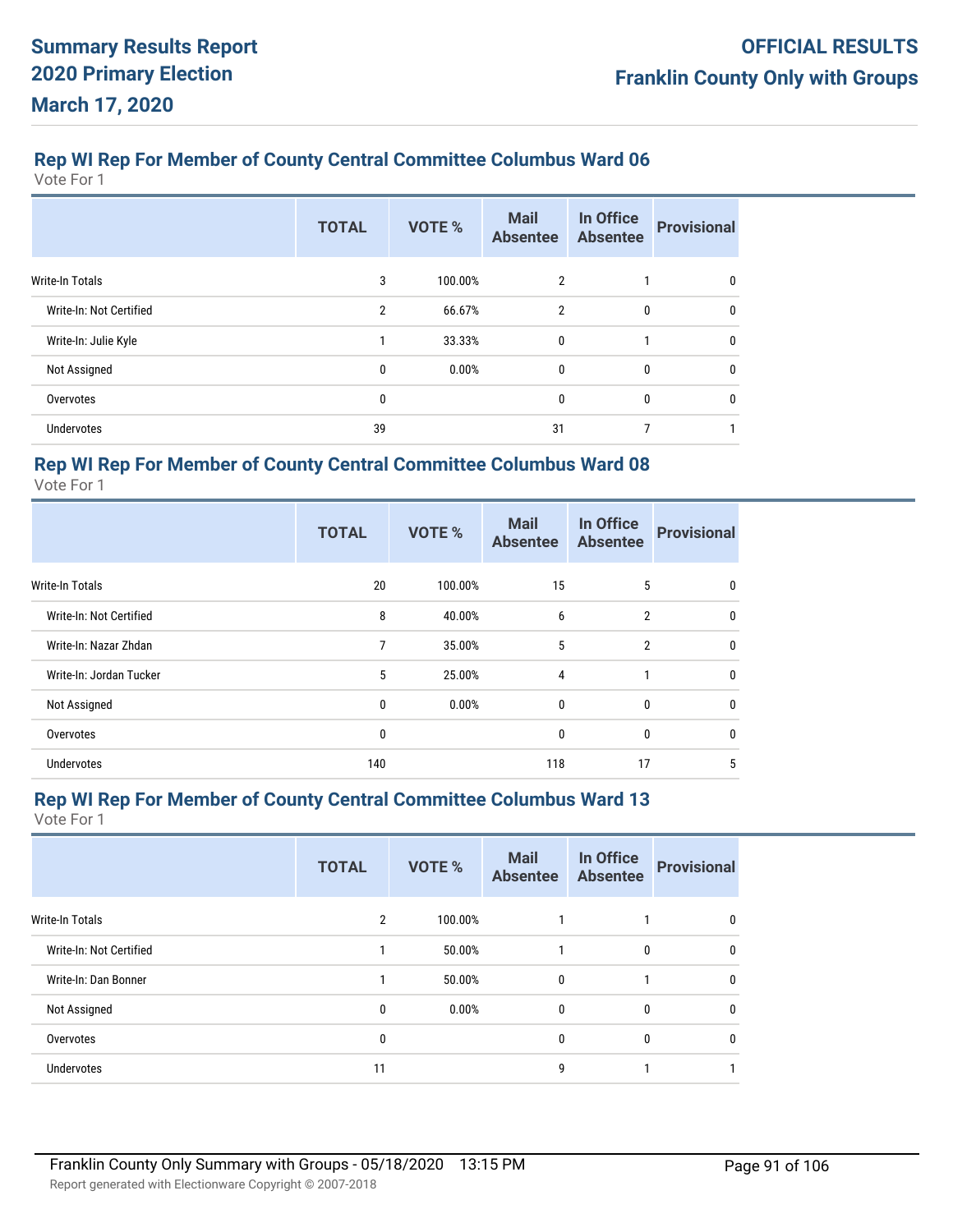## Rep WI Rep For Member of County Central Committee Columbus Ward 06

Vote For 1

| | TOTAL | VOTE % | Mail Absentee | In Office Absentee | Provisional |
|---|---|---|---|---|---|
| Write-In Totals | 3 | 100.00% | 2 | 1 | 0 |
| Write-In: Not Certified | 2 | 66.67% | 2 | 0 | 0 |
| Write-In: Julie Kyle | 1 | 33.33% | 0 | 1 | 0 |
| Not Assigned | 0 | 0.00% | 0 | 0 | 0 |
| Overvotes | 0 | | 0 | 0 | 0 |
| Undervotes | 39 | | 31 | 7 | 1 |

## Rep WI Rep For Member of County Central Committee Columbus Ward 08

Vote For 1

| | TOTAL | VOTE % | Mail Absentee | In Office Absentee | Provisional |
|---|---|---|---|---|---|
| Write-In Totals | 20 | 100.00% | 15 | 5 | 0 |
| Write-In: Not Certified | 8 | 40.00% | 6 | 2 | 0 |
| Write-In: Nazar Zhdan | 7 | 35.00% | 5 | 2 | 0 |
| Write-In: Jordan Tucker | 5 | 25.00% | 4 | 1 | 0 |
| Not Assigned | 0 | 0.00% | 0 | 0 | 0 |
| Overvotes | 0 | | 0 | 0 | 0 |
| Undervotes | 140 | | 118 | 17 | 5 |

## Rep WI Rep For Member of County Central Committee Columbus Ward 13

Vote For 1

| | TOTAL | VOTE % | Mail Absentee | In Office Absentee | Provisional |
|---|---|---|---|---|---|
| Write-In Totals | 2 | 100.00% | 1 | 1 | 0 |
| Write-In: Not Certified | 1 | 50.00% | 1 | 0 | 0 |
| Write-In: Dan Bonner | 1 | 50.00% | 0 | 1 | 0 |
| Not Assigned | 0 | 0.00% | 0 | 0 | 0 |
| Overvotes | 0 | | 0 | 0 | 0 |
| Undervotes | 11 | | 9 | 1 | 1 |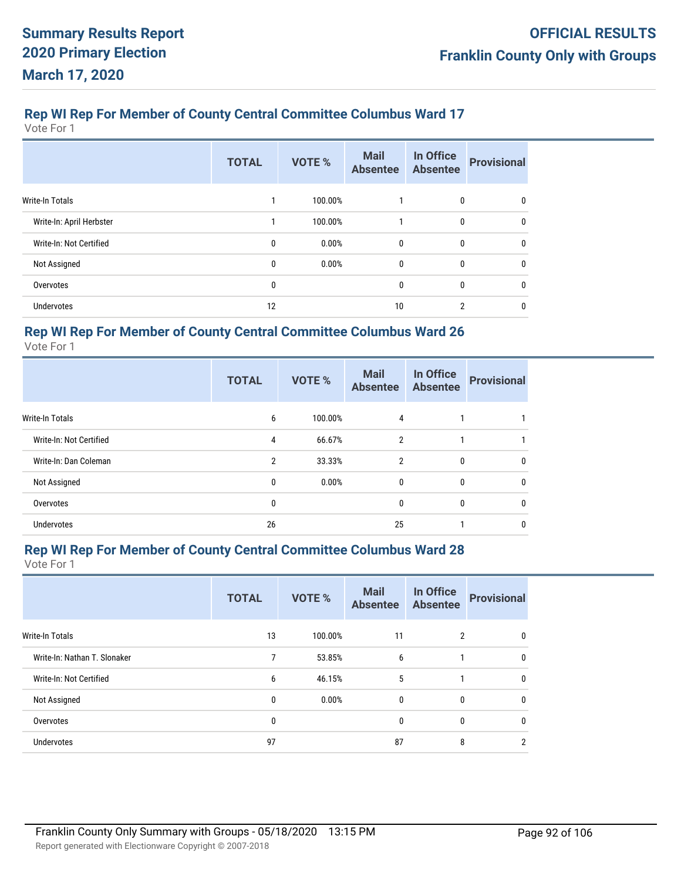## Rep WI Rep For Member of County Central Committee Columbus Ward 17

Vote For 1

| | TOTAL | VOTE % | Mail Absentee | In Office Absentee | Provisional |
|---|---|---|---|---|---|
| Write-In Totals | 1 | 100.00% | 1 | 0 | 0 |
| Write-In: April Herbster | 1 | 100.00% | 1 | 0 | 0 |
| Write-In: Not Certified | 0 | 0.00% | 0 | 0 | 0 |
| Not Assigned | 0 | 0.00% | 0 | 0 | 0 |
| Overvotes | 0 | | 0 | 0 | 0 |
| Undervotes | 12 | | 10 | 2 | 0 |

## Rep WI Rep For Member of County Central Committee Columbus Ward 26

Vote For 1

| | TOTAL | VOTE % | Mail Absentee | In Office Absentee | Provisional |
|---|---|---|---|---|---|
| Write-In Totals | 6 | 100.00% | 4 | 1 | 1 |
| Write-In: Not Certified | 4 | 66.67% | 2 | 1 | 1 |
| Write-In: Dan Coleman | 2 | 33.33% | 2 | 0 | 0 |
| Not Assigned | 0 | 0.00% | 0 | 0 | 0 |
| Overvotes | 0 | | 0 | 0 | 0 |
| Undervotes | 26 | | 25 | 1 | 0 |

## Rep WI Rep For Member of County Central Committee Columbus Ward 28

Vote For 1

| | TOTAL | VOTE % | Mail Absentee | In Office Absentee | Provisional |
|---|---|---|---|---|---|
| Write-In Totals | 13 | 100.00% | 11 | 2 | 0 |
| Write-In: Nathan T. Slonaker | 7 | 53.85% | 6 | 1 | 0 |
| Write-In: Not Certified | 6 | 46.15% | 5 | 1 | 0 |
| Not Assigned | 0 | 0.00% | 0 | 0 | 0 |
| Overvotes | 0 | | 0 | 0 | 0 |
| Undervotes | 97 | | 87 | 8 | 2 |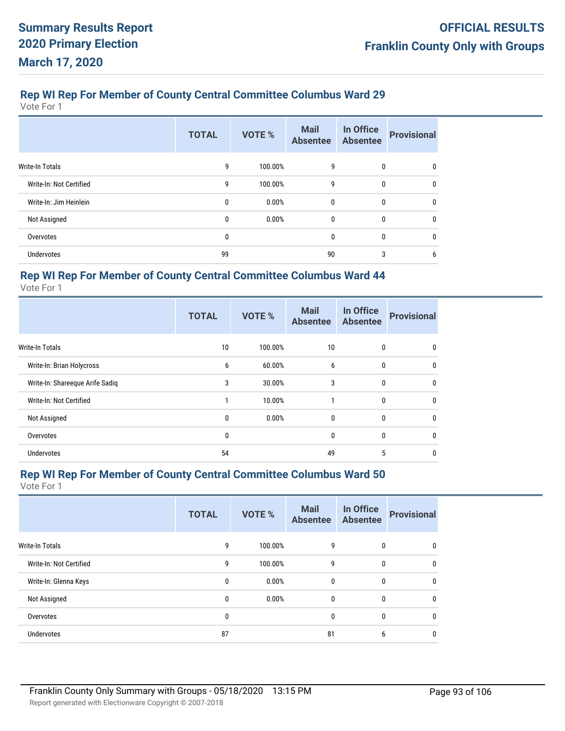# Summary Results Report
# 2020 Primary Election
# March 17, 2020

**OFFICIAL RESULTS**
**Franklin County Only with Groups**

## Rep WI Rep For Member of County Central Committee Columbus Ward 29

Vote For 1

| | TOTAL | VOTE % | Mail Absentee | In Office Absentee | Provisional |
|---|---|---|---|---|---|
| Write-In Totals | 9 | 100.00% | 9 | 0 | 0 |
| Write-In: Not Certified | 9 | 100.00% | 9 | 0 | 0 |
| Write-In: Jim Heinlein | 0 | 0.00% | 0 | 0 | 0 |
| Not Assigned | 0 | 0.00% | 0 | 0 | 0 |
| Overvotes | 0 | | 0 | 0 | 0 |
| Undervotes | 99 | | 90 | 3 | 6 |

## Rep WI Rep For Member of County Central Committee Columbus Ward 44

Vote For 1

| | TOTAL | VOTE % | Mail Absentee | In Office Absentee | Provisional |
|---|---|---|---|---|---|
| Write-In Totals | 10 | 100.00% | 10 | 0 | 0 |
| Write-In: Brian Holycross | 6 | 60.00% | 6 | 0 | 0 |
| Write-In: Shareeque Arife Sadiq | 3 | 30.00% | 3 | 0 | 0 |
| Write-In: Not Certified | 1 | 10.00% | 1 | 0 | 0 |
| Not Assigned | 0 | 0.00% | 0 | 0 | 0 |
| Overvotes | 0 | | 0 | 0 | 0 |
| Undervotes | 54 | | 49 | 5 | 0 |

## Rep WI Rep For Member of County Central Committee Columbus Ward 50

Vote For 1

| | TOTAL | VOTE % | Mail Absentee | In Office Absentee | Provisional |
|---|---|---|---|---|---|
| Write-In Totals | 9 | 100.00% | 9 | 0 | 0 |
| Write-In: Not Certified | 9 | 100.00% | 9 | 0 | 0 |
| Write-In: Glenna Keys | 0 | 0.00% | 0 | 0 | 0 |
| Not Assigned | 0 | 0.00% | 0 | 0 | 0 |
| Overvotes | 0 | | 0 | 0 | 0 |
| Undervotes | 87 | | 81 | 6 | 0 |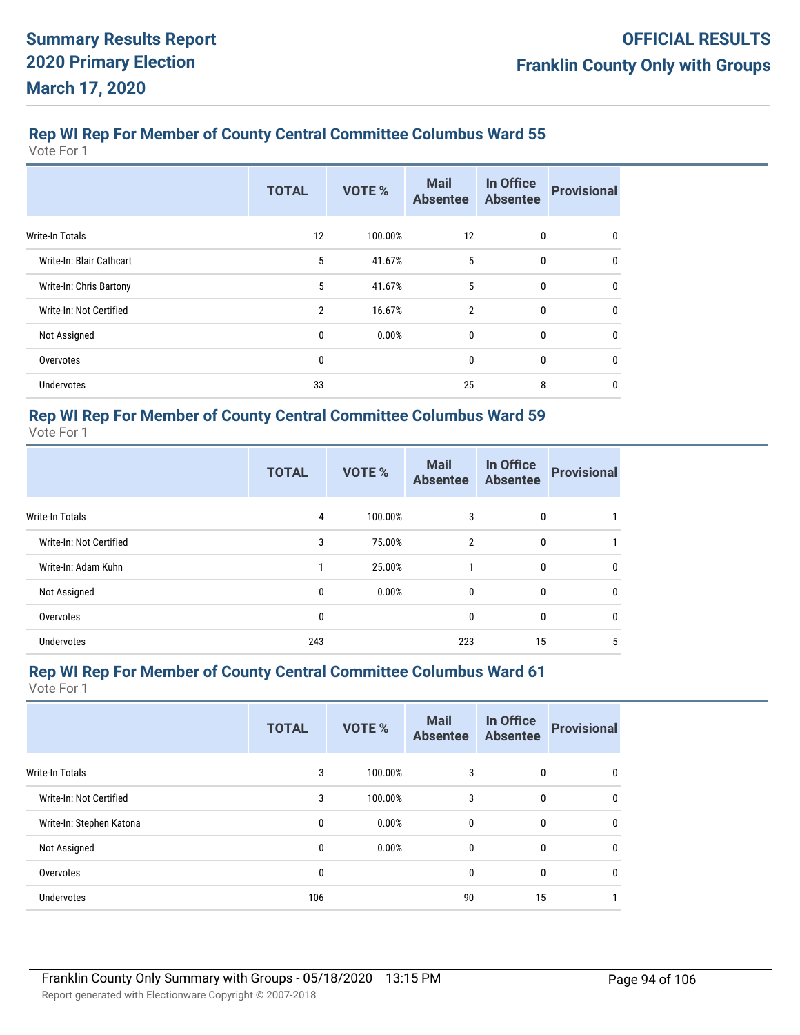## Rep WI Rep For Member of County Central Committee Columbus Ward 55

Vote For 1

| | TOTAL | VOTE % | Mail Absentee | In Office Absentee | Provisional |
|---|---|---|---|---|---|
| Write-In Totals | 12 | 100.00% | 12 | 0 | 0 |
| Write-In: Blair Cathcart | 5 | 41.67% | 5 | 0 | 0 |
| Write-In: Chris Bartony | 5 | 41.67% | 5 | 0 | 0 |
| Write-In: Not Certified | 2 | 16.67% | 2 | 0 | 0 |
| Not Assigned | 0 | 0.00% | 0 | 0 | 0 |
| Overvotes | 0 | | 0 | 0 | 0 |
| Undervotes | 33 | | 25 | 8 | 0 |

## Rep WI Rep For Member of County Central Committee Columbus Ward 59

Vote For 1

| | TOTAL | VOTE % | Mail Absentee | In Office Absentee | Provisional |
|---|---|---|---|---|---|
| Write-In Totals | 4 | 100.00% | 3 | 0 | 1 |
| Write-In: Not Certified | 3 | 75.00% | 2 | 0 | 1 |
| Write-In: Adam Kuhn | 1 | 25.00% | 1 | 0 | 0 |
| Not Assigned | 0 | 0.00% | 0 | 0 | 0 |
| Overvotes | 0 | | 0 | 0 | 0 |
| Undervotes | 243 | | 223 | 15 | 5 |

## Rep WI Rep For Member of County Central Committee Columbus Ward 61

Vote For 1

| | TOTAL | VOTE % | Mail Absentee | In Office Absentee | Provisional |
|---|---|---|---|---|---|
| Write-In Totals | 3 | 100.00% | 3 | 0 | 0 |
| Write-In: Not Certified | 3 | 100.00% | 3 | 0 | 0 |
| Write-In: Stephen Katona | 0 | 0.00% | 0 | 0 | 0 |
| Not Assigned | 0 | 0.00% | 0 | 0 | 0 |
| Overvotes | 0 | | 0 | 0 | 0 |
| Undervotes | 106 | | 90 | 15 | 1 |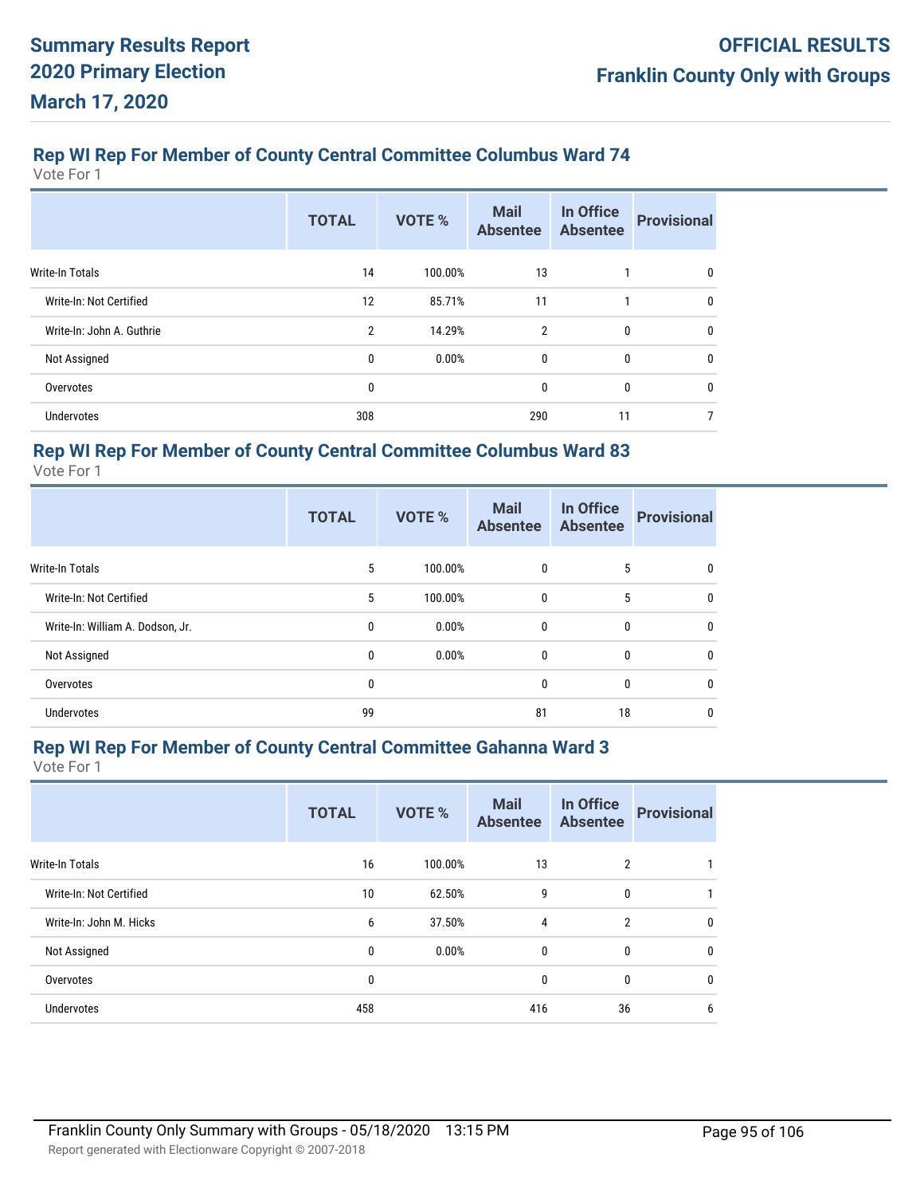## Rep WI Rep For Member of County Central Committee Columbus Ward 74

Vote For 1

| | TOTAL | VOTE % | Mail Absentee | In Office Absentee | Provisional |
|---|---|---|---|---|---|
| Write-In Totals | 14 | 100.00% | 13 | 1 | 0 |
| Write-In: Not Certified | 12 | 85.71% | 11 | 1 | 0 |
| Write-In: John A. Guthrie | 2 | 14.29% | 2 | 0 | 0 |
| Not Assigned | 0 | 0.00% | 0 | 0 | 0 |
| Overvotes | 0 | | 0 | 0 | 0 |
| Undervotes | 308 | | 290 | 11 | 7 |

## Rep WI Rep For Member of County Central Committee Columbus Ward 83

Vote For 1

| | TOTAL | VOTE % | Mail Absentee | In Office Absentee | Provisional |
|---|---|---|---|---|---|
| Write-In Totals | 5 | 100.00% | 0 | 5 | 0 |
| Write-In: Not Certified | 5 | 100.00% | 0 | 5 | 0 |
| Write-In: William A. Dodson, Jr. | 0 | 0.00% | 0 | 0 | 0 |
| Not Assigned | 0 | 0.00% | 0 | 0 | 0 |
| Overvotes | 0 | | 0 | 0 | 0 |
| Undervotes | 99 | | 81 | 18 | 0 |

## Rep WI Rep For Member of County Central Committee Gahanna Ward 3

Vote For 1

| | TOTAL | VOTE % | Mail Absentee | In Office Absentee | Provisional |
|---|---|---|---|---|---|
| Write-In Totals | 16 | 100.00% | 13 | 2 | 1 |
| Write-In: Not Certified | 10 | 62.50% | 9 | 0 | 1 |
| Write-In: John M. Hicks | 6 | 37.50% | 4 | 2 | 0 |
| Not Assigned | 0 | 0.00% | 0 | 0 | 0 |
| Overvotes | 0 | | 0 | 0 | 0 |
| Undervotes | 458 | | 416 | 36 | 6 |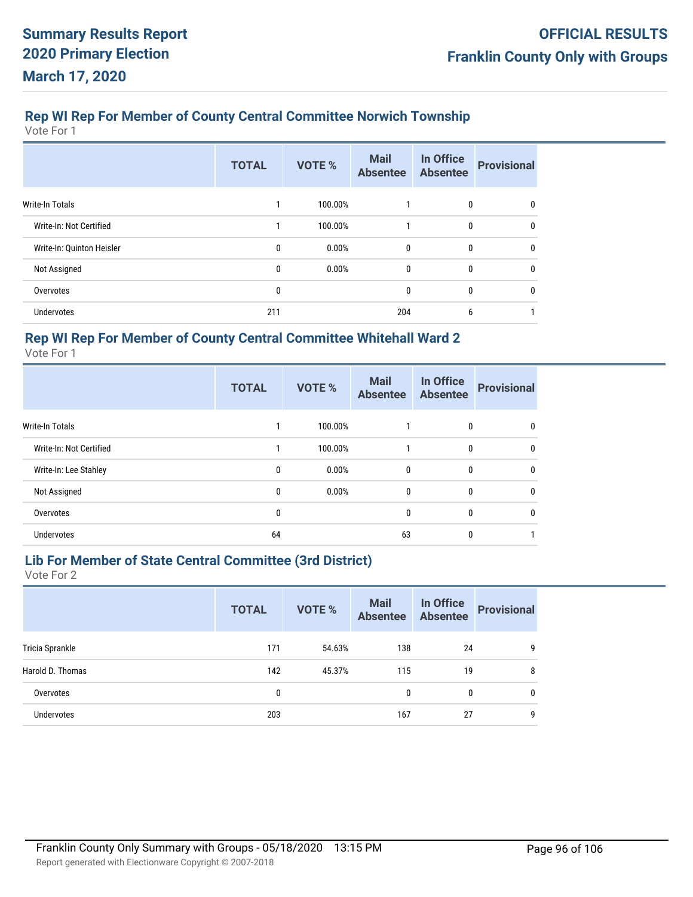## Rep WI Rep For Member of County Central Committee Norwich Township

Vote For 1

| | TOTAL | VOTE % | Mail Absentee | In Office Absentee | Provisional |
|---|---|---|---|---|---|
| Write-In Totals | 1 | 100.00% | 1 | 0 | 0 |
| Write-In: Not Certified | 1 | 100.00% | 1 | 0 | 0 |
| Write-In: Quinton Heisler | 0 | 0.00% | 0 | 0 | 0 |
| Not Assigned | 0 | 0.00% | 0 | 0 | 0 |
| Overvotes | 0 | | 0 | 0 | 0 |
| Undervotes | 211 | | 204 | 6 | 1 |

## Rep WI Rep For Member of County Central Committee Whitehall Ward 2

Vote For 1

| | TOTAL | VOTE % | Mail Absentee | In Office Absentee | Provisional |
|---|---|---|---|---|---|
| Write-In Totals | 1 | 100.00% | 1 | 0 | 0 |
| Write-In: Not Certified | 1 | 100.00% | 1 | 0 | 0 |
| Write-In: Lee Stahley | 0 | 0.00% | 0 | 0 | 0 |
| Not Assigned | 0 | 0.00% | 0 | 0 | 0 |
| Overvotes | 0 | | 0 | 0 | 0 |
| Undervotes | 64 | | 63 | 0 | 1 |

## Lib For Member of State Central Committee (3rd District)

Vote For 2

| | TOTAL | VOTE % | Mail Absentee | In Office Absentee | Provisional |
|---|---|---|---|---|---|
| Tricia Sprankle | 171 | 54.63% | 138 | 24 | 9 |
| Harold D. Thomas | 142 | 45.37% | 115 | 19 | 8 |
| Overvotes | 0 | | 0 | 0 | 0 |
| Undervotes | 203 | | 167 | 27 | 9 |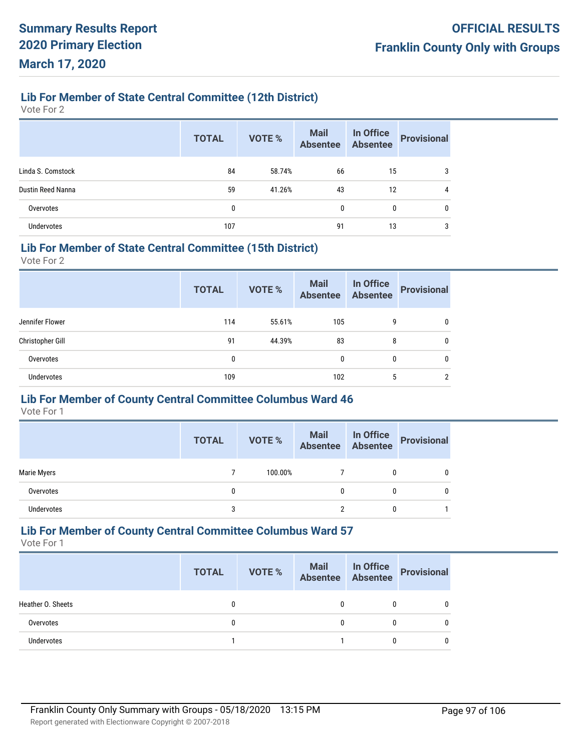### Lib For Member of State Central Committee (12th District)

Vote For 2

| | TOTAL | VOTE % | Mail Absentee | In Office Absentee | Provisional |
|---|---|---|---|---|---|
| Linda S. Comstock | 84 | 58.74% | 66 | 15 | 3 |
| Dustin Reed Nanna | 59 | 41.26% | 43 | 12 | 4 |
| Overvotes | 0 | | 0 | 0 | 0 |
| Undervotes | 107 | | 91 | 13 | 3 |

### Lib For Member of State Central Committee (15th District)

Vote For 2

| | TOTAL | VOTE % | Mail Absentee | In Office Absentee | Provisional |
|---|---|---|---|---|---|
| Jennifer Flower | 114 | 55.61% | 105 | 9 | 0 |
| Christopher Gill | 91 | 44.39% | 83 | 8 | 0 |
| Overvotes | 0 | | 0 | 0 | 0 |
| Undervotes | 109 | | 102 | 5 | 2 |

### Lib For Member of County Central Committee Columbus Ward 46

Vote For 1

| | TOTAL | VOTE % | Mail Absentee | In Office Absentee | Provisional |
|---|---|---|---|---|---|
| Marie Myers | 7 | 100.00% | 7 | 0 | 0 |
| Overvotes | 0 | | 0 | 0 | 0 |
| Undervotes | 3 | | 2 | 0 | 1 |

### Lib For Member of County Central Committee Columbus Ward 57

Vote For 1

| | TOTAL | VOTE % | Mail Absentee | In Office Absentee | Provisional |
|---|---|---|---|---|---|
| Heather O. Sheets | 0 | | 0 | 0 | 0 |
| Overvotes | 0 | | 0 | 0 | 0 |
| Undervotes | 1 | | 1 | 0 | 0 |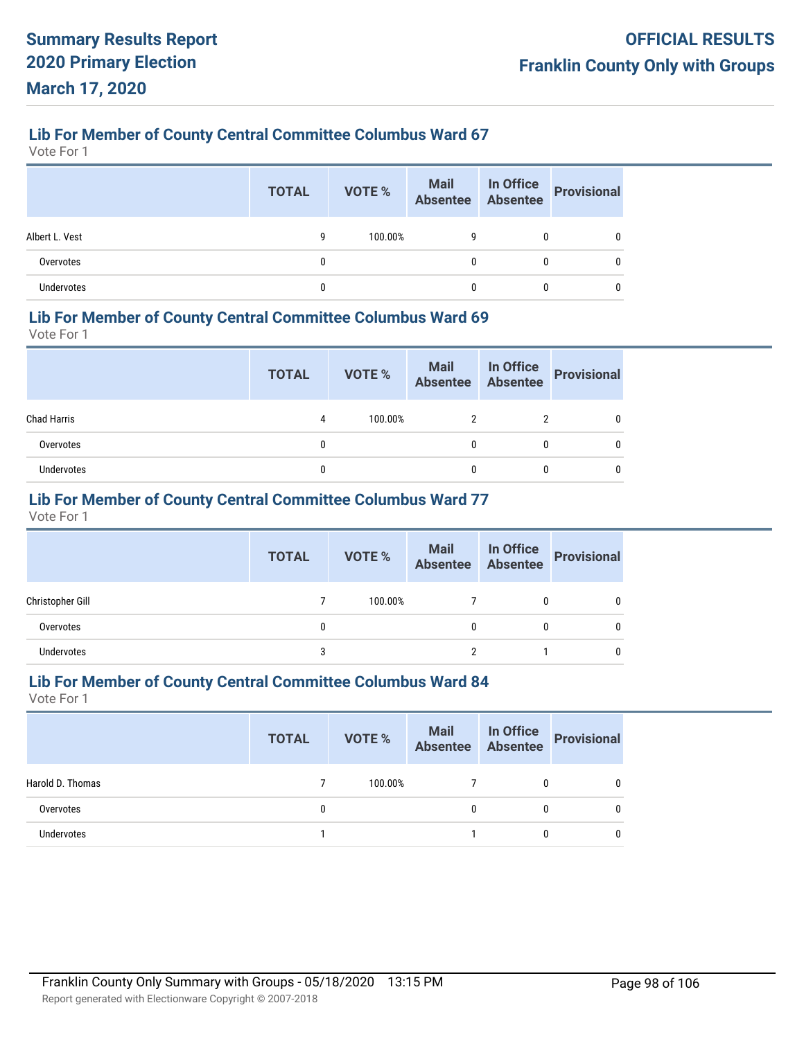### Lib For Member of County Central Committee Columbus Ward 67

Vote For 1

| | TOTAL | VOTE % | Mail Absentee | In Office Absentee | Provisional |
|---|---|---|---|---|---|
| Albert L. Vest | 9 | 100.00% | 9 | 0 | 0 |
| Overvotes | 0 | | 0 | 0 | 0 |
| Undervotes | 0 | | 0 | 0 | 0 |

### Lib For Member of County Central Committee Columbus Ward 69

Vote For 1

| | TOTAL | VOTE % | Mail Absentee | In Office Absentee | Provisional |
|---|---|---|---|---|---|
| Chad Harris | 4 | 100.00% | 2 | 2 | 0 |
| Overvotes | 0 | | 0 | 0 | 0 |
| Undervotes | 0 | | 0 | 0 | 0 |

### Lib For Member of County Central Committee Columbus Ward 77

Vote For 1

| | TOTAL | VOTE % | Mail Absentee | In Office Absentee | Provisional |
|---|---|---|---|---|---|
| Christopher Gill | 7 | 100.00% | 7 | 0 | 0 |
| Overvotes | 0 | | 0 | 0 | 0 |
| Undervotes | 3 | | 2 | 1 | 0 |

### Lib For Member of County Central Committee Columbus Ward 84

Vote For 1

| | TOTAL | VOTE % | Mail Absentee | In Office Absentee | Provisional |
|---|---|---|---|---|---|
| Harold D. Thomas | 7 | 100.00% | 7 | 0 | 0 |
| Overvotes | 0 | | 0 | 0 | 0 |
| Undervotes | 1 | | 1 | 0 | 0 |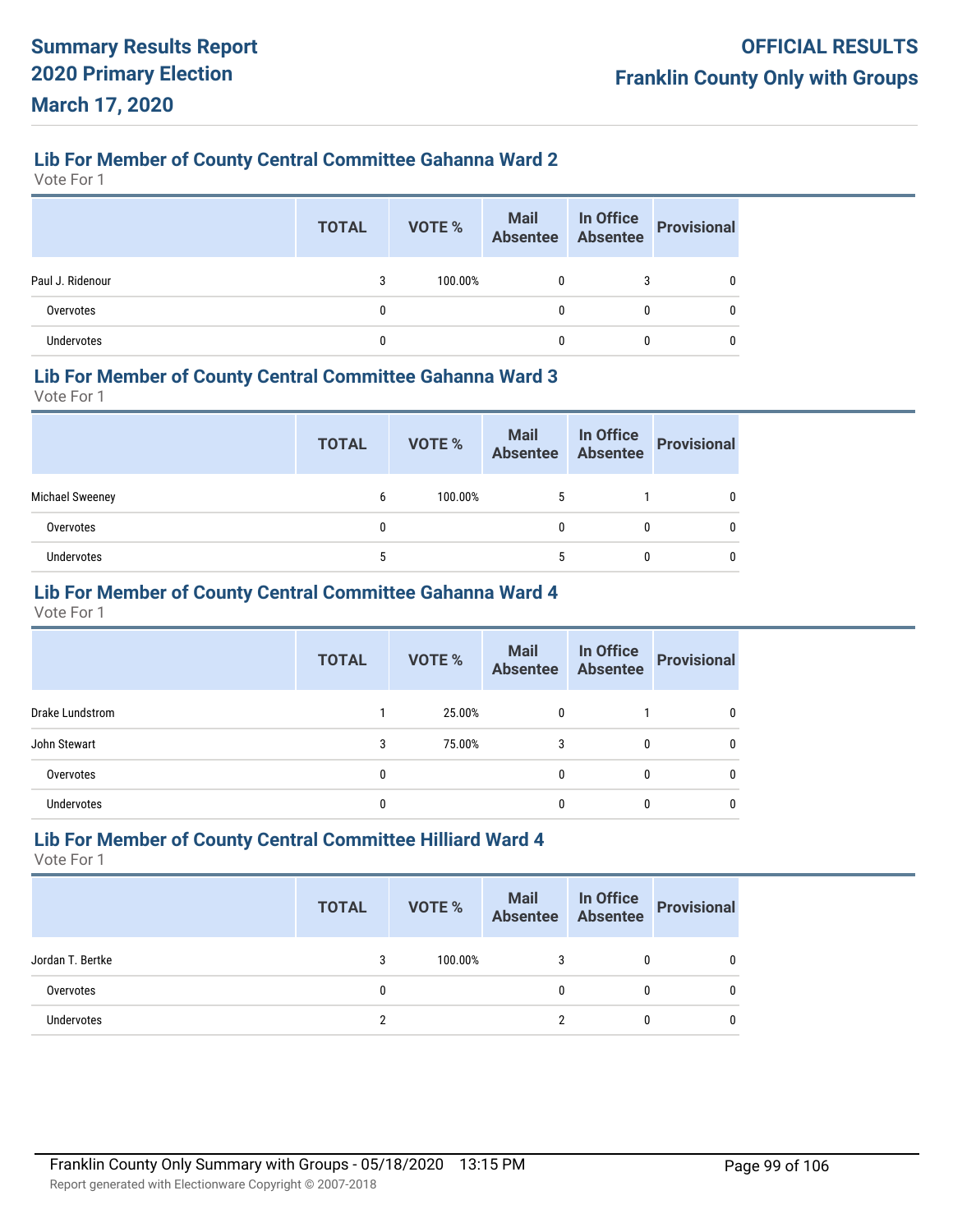## Lib For Member of County Central Committee Gahanna Ward 2

Vote For 1

| | TOTAL | VOTE % | Mail Absentee | In Office Absentee | Provisional |
|---|---|---|---|---|---|
| Paul J. Ridenour | 3 | 100.00% | 0 | 3 | 0 |
| Overvotes | 0 | | 0 | 0 | 0 |
| Undervotes | 0 | | 0 | 0 | 0 |

## Lib For Member of County Central Committee Gahanna Ward 3

Vote For 1

| | TOTAL | VOTE % | Mail Absentee | In Office Absentee | Provisional |
|---|---|---|---|---|---|
| Michael Sweeney | 6 | 100.00% | 5 | 1 | 0 |
| Overvotes | 0 | | 0 | 0 | 0 |
| Undervotes | 5 | | 5 | 0 | 0 |

## Lib For Member of County Central Committee Gahanna Ward 4

Vote For 1

| | TOTAL | VOTE % | Mail Absentee | In Office Absentee | Provisional |
|---|---|---|---|---|---|
| Drake Lundstrom | 1 | 25.00% | 0 | 1 | 0 |
| John Stewart | 3 | 75.00% | 3 | 0 | 0 |
| Overvotes | 0 | | 0 | 0 | 0 |
| Undervotes | 0 | | 0 | 0 | 0 |

## Lib For Member of County Central Committee Hilliard Ward 4

Vote For 1

| | TOTAL | VOTE % | Mail Absentee | In Office Absentee | Provisional |
|---|---|---|---|---|---|
| Jordan T. Bertke | 3 | 100.00% | 3 | 0 | 0 |
| Overvotes | 0 | | 0 | 0 | 0 |
| Undervotes | 2 | | 2 | 0 | 0 |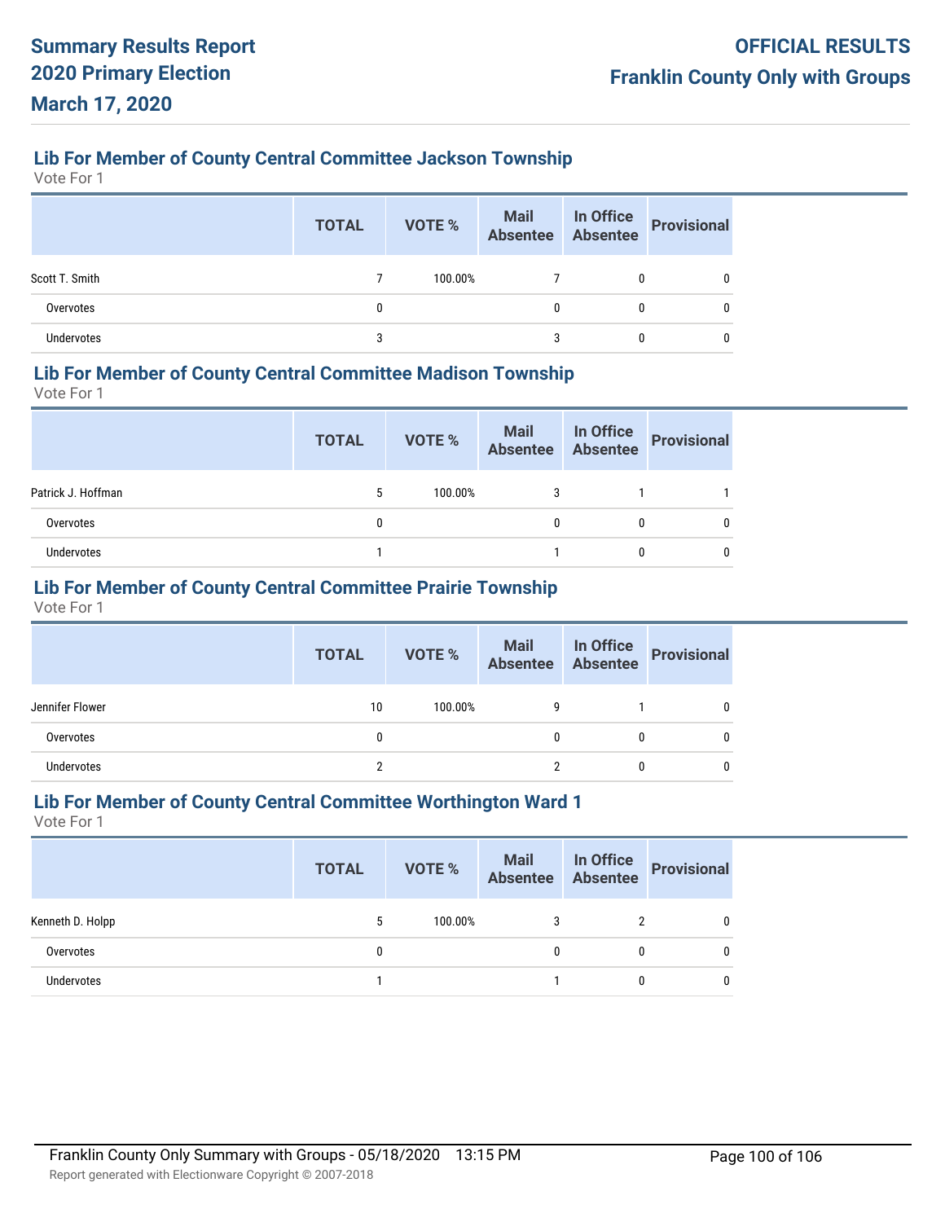## Lib For Member of County Central Committee Jackson Township

Vote For 1

| | TOTAL | VOTE % | Mail Absentee | In Office Absentee | Provisional |
|---|---|---|---|---|---|
| Scott T. Smith | 7 | 100.00% | 7 | 0 | 0 |
| Overvotes | 0 | | 0 | 0 | 0 |
| Undervotes | 3 | | 3 | 0 | 0 |

## Lib For Member of County Central Committee Madison Township

Vote For 1

| | TOTAL | VOTE % | Mail Absentee | In Office Absentee | Provisional |
|---|---|---|---|---|---|
| Patrick J. Hoffman | 5 | 100.00% | 3 | 1 | 1 |
| Overvotes | 0 | | 0 | 0 | 0 |
| Undervotes | 1 | | 1 | 0 | 0 |

## Lib For Member of County Central Committee Prairie Township

Vote For 1

| | TOTAL | VOTE % | Mail Absentee | In Office Absentee | Provisional |
|---|---|---|---|---|---|
| Jennifer Flower | 10 | 100.00% | 9 | 1 | 0 |
| Overvotes | 0 | | 0 | 0 | 0 |
| Undervotes | 2 | | 2 | 0 | 0 |

## Lib For Member of County Central Committee Worthington Ward 1

Vote For 1

| | TOTAL | VOTE % | Mail Absentee | In Office Absentee | Provisional |
|---|---|---|---|---|---|
| Kenneth D. Holpp | 5 | 100.00% | 3 | 2 | 0 |
| Overvotes | 0 | | 0 | 0 | 0 |
| Undervotes | 1 | | 1 | 0 | 0 |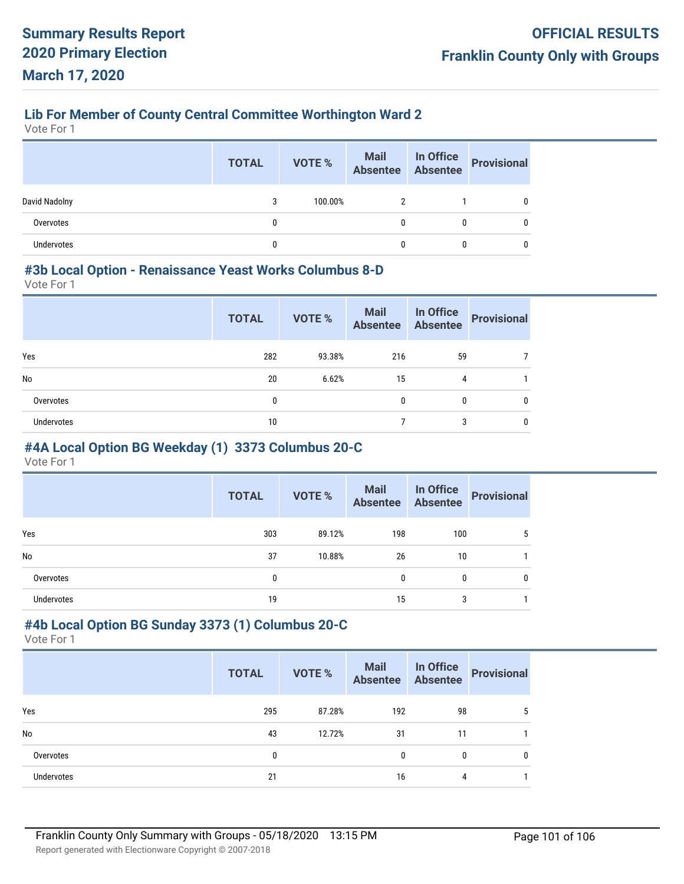### Lib For Member of County Central Committee Worthington Ward 2

Vote For 1

| | TOTAL | VOTE % | Mail Absentee | In Office Absentee | Provisional |
|---|---|---|---|---|---|
| David Nadolny | 3 | 100.00% | 2 | 1 | 0 |
| Overvotes | 0 | | 0 | 0 | 0 |
| Undervotes | 0 | | 0 | 0 | 0 |

### #3b Local Option - Renaissance Yeast Works Columbus 8-D

Vote For 1

| | TOTAL | VOTE % | Mail Absentee | In Office Absentee | Provisional |
|---|---|---|---|---|---|
| Yes | 282 | 93.38% | 216 | 59 | 7 |
| No | 20 | 6.62% | 15 | 4 | 1 |
| Overvotes | 0 | | 0 | 0 | 0 |
| Undervotes | 10 | | 7 | 3 | 0 |

### #4A Local Option BG Weekday (1) 3373 Columbus 20-C

Vote For 1

| | TOTAL | VOTE % | Mail Absentee | In Office Absentee | Provisional |
|---|---|---|---|---|---|
| Yes | 303 | 89.12% | 198 | 100 | 5 |
| No | 37 | 10.88% | 26 | 10 | 1 |
| Overvotes | 0 | | 0 | 0 | 0 |
| Undervotes | 19 | | 15 | 3 | 1 |

### #4b Local Option BG Sunday 3373 (1) Columbus 20-C

Vote For 1

| | TOTAL | VOTE % | Mail Absentee | In Office Absentee | Provisional |
|---|---|---|---|---|---|
| Yes | 295 | 87.28% | 192 | 98 | 5 |
| No | 43 | 12.72% | 31 | 11 | 1 |
| Overvotes | 0 | | 0 | 0 | 0 |
| Undervotes | 21 | | 16 | 4 | 1 |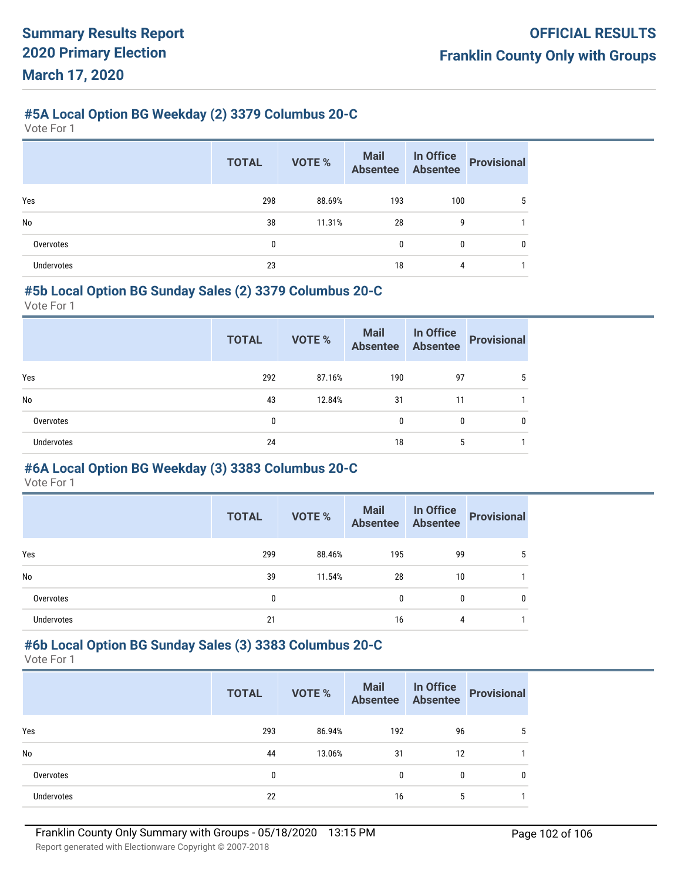## #5A Local Option BG Weekday (2) 3379 Columbus 20-C

Vote For 1

| | TOTAL | VOTE % | Mail Absentee | In Office Absentee | Provisional |
|---|---|---|---|---|---|
| Yes | 298 | 88.69% | 193 | 100 | 5 |
| No | 38 | 11.31% | 28 | 9 | 1 |
| Overvotes | 0 | | 0 | 0 | 0 |
| Undervotes | 23 | | 18 | 4 | 1 |

## #5b Local Option BG Sunday Sales (2) 3379 Columbus 20-C

Vote For 1

| | TOTAL | VOTE % | Mail Absentee | In Office Absentee | Provisional |
|---|---|---|---|---|---|
| Yes | 292 | 87.16% | 190 | 97 | 5 |
| No | 43 | 12.84% | 31 | 11 | 1 |
| Overvotes | 0 | | 0 | 0 | 0 |
| Undervotes | 24 | | 18 | 5 | 1 |

## #6A Local Option BG Weekday (3) 3383 Columbus 20-C

Vote For 1

| | TOTAL | VOTE % | Mail Absentee | In Office Absentee | Provisional |
|---|---|---|---|---|---|
| Yes | 299 | 88.46% | 195 | 99 | 5 |
| No | 39 | 11.54% | 28 | 10 | 1 |
| Overvotes | 0 | | 0 | 0 | 0 |
| Undervotes | 21 | | 16 | 4 | 1 |

## #6b Local Option BG Sunday Sales (3) 3383 Columbus 20-C

Vote For 1

| | TOTAL | VOTE % | Mail Absentee | In Office Absentee | Provisional |
|---|---|---|---|---|---|
| Yes | 293 | 86.94% | 192 | 96 | 5 |
| No | 44 | 13.06% | 31 | 12 | 1 |
| Overvotes | 0 | | 0 | 0 | 0 |
| Undervotes | 22 | | 16 | 5 | 1 |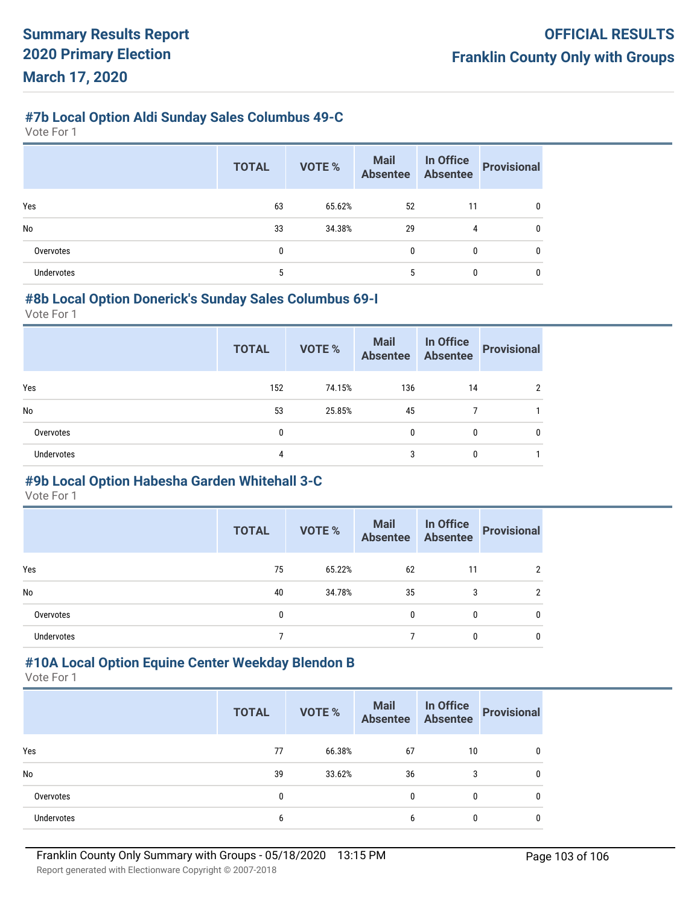## #7b Local Option Aldi Sunday Sales Columbus 49-C

Vote For 1

| | TOTAL | VOTE % | Mail Absentee | In Office Absentee | Provisional |
|---|---|---|---|---|---|
| Yes | 63 | 65.62% | 52 | 11 | 0 |
| No | 33 | 34.38% | 29 | 4 | 0 |
| Overvotes | 0 | | 0 | 0 | 0 |
| Undervotes | 5 | | 5 | 0 | 0 |

## #8b Local Option Donerick's Sunday Sales Columbus 69-I

Vote For 1

| | TOTAL | VOTE % | Mail Absentee | In Office Absentee | Provisional |
|---|---|---|---|---|---|
| Yes | 152 | 74.15% | 136 | 14 | 2 |
| No | 53 | 25.85% | 45 | 7 | 1 |
| Overvotes | 0 | | 0 | 0 | 0 |
| Undervotes | 4 | | 3 | 0 | 1 |

## #9b Local Option Habesha Garden Whitehall 3-C

Vote For 1

| | TOTAL | VOTE % | Mail Absentee | In Office Absentee | Provisional |
|---|---|---|---|---|---|
| Yes | 75 | 65.22% | 62 | 11 | 2 |
| No | 40 | 34.78% | 35 | 3 | 2 |
| Overvotes | 0 | | 0 | 0 | 0 |
| Undervotes | 7 | | 7 | 0 | 0 |

## #10A Local Option Equine Center Weekday Blendon B

Vote For 1

| | TOTAL | VOTE % | Mail Absentee | In Office Absentee | Provisional |
|---|---|---|---|---|---|
| Yes | 77 | 66.38% | 67 | 10 | 0 |
| No | 39 | 33.62% | 36 | 3 | 0 |
| Overvotes | 0 | | 0 | 0 | 0 |
| Undervotes | 6 | | 6 | 0 | 0 |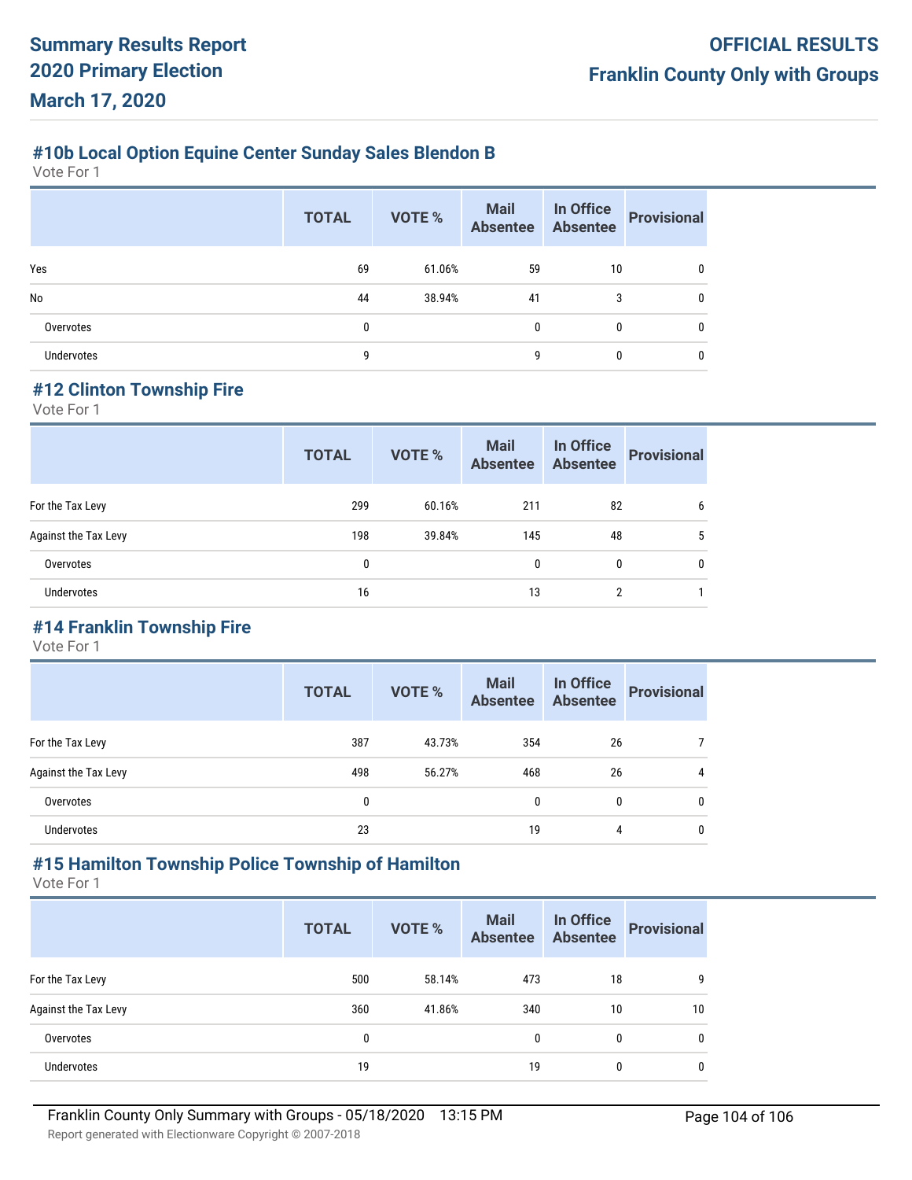## #10b Local Option Equine Center Sunday Sales Blendon B

Vote For 1

| | TOTAL | VOTE % | Mail Absentee | In Office Absentee | Provisional |
|---|---|---|---|---|---|
| Yes | 69 | 61.06% | 59 | 10 | 0 |
| No | 44 | 38.94% | 41 | 3 | 0 |
| Overvotes | 0 | | 0 | 0 | 0 |
| Undervotes | 9 | | 9 | 0 | 0 |

## #12 Clinton Township Fire

Vote For 1

| | TOTAL | VOTE % | Mail Absentee | In Office Absentee | Provisional |
|---|---|---|---|---|---|
| For the Tax Levy | 299 | 60.16% | 211 | 82 | 6 |
| Against the Tax Levy | 198 | 39.84% | 145 | 48 | 5 |
| Overvotes | 0 | | 0 | 0 | 0 |
| Undervotes | 16 | | 13 | 2 | 1 |

## #14 Franklin Township Fire

Vote For 1

| | TOTAL | VOTE % | Mail Absentee | In Office Absentee | Provisional |
|---|---|---|---|---|---|
| For the Tax Levy | 387 | 43.73% | 354 | 26 | 7 |
| Against the Tax Levy | 498 | 56.27% | 468 | 26 | 4 |
| Overvotes | 0 | | 0 | 0 | 0 |
| Undervotes | 23 | | 19 | 4 | 0 |

## #15 Hamilton Township Police Township of Hamilton

Vote For 1

| | TOTAL | VOTE % | Mail Absentee | In Office Absentee | Provisional |
|---|---|---|---|---|---|
| For the Tax Levy | 500 | 58.14% | 473 | 18 | 9 |
| Against the Tax Levy | 360 | 41.86% | 340 | 10 | 10 |
| Overvotes | 0 | | 0 | 0 | 0 |
| Undervotes | 19 | | 19 | 0 | 0 |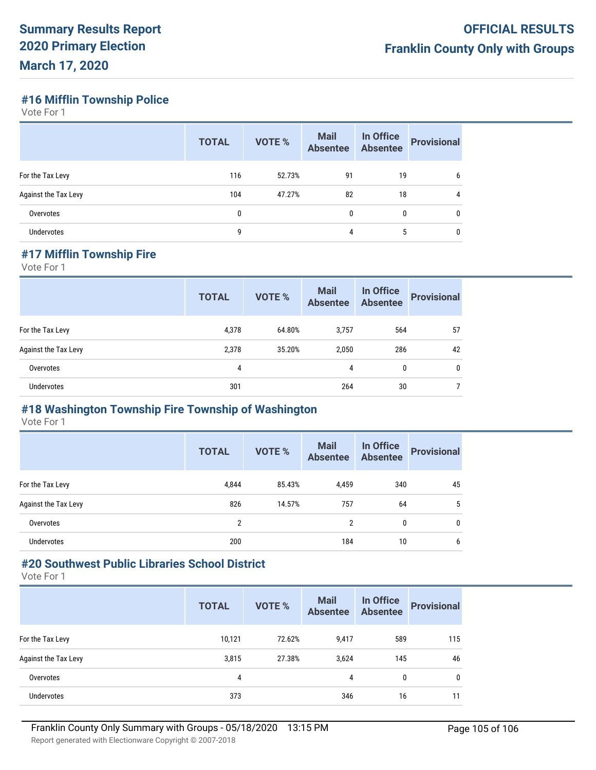## #16 Mifflin Township Police

Vote For 1

| | TOTAL | VOTE % | Mail Absentee | In Office Absentee | Provisional |
|---|---|---|---|---|---|
| For the Tax Levy | 116 | 52.73% | 91 | 19 | 6 |
| Against the Tax Levy | 104 | 47.27% | 82 | 18 | 4 |
| Overvotes | 0 | | 0 | 0 | 0 |
| Undervotes | 9 | | 4 | 5 | 0 |

## #17 Mifflin Township Fire

Vote For 1

| | TOTAL | VOTE % | Mail Absentee | In Office Absentee | Provisional |
|---|---|---|---|---|---|
| For the Tax Levy | 4,378 | 64.80% | 3,757 | 564 | 57 |
| Against the Tax Levy | 2,378 | 35.20% | 2,050 | 286 | 42 |
| Overvotes | 4 | | 4 | 0 | 0 |
| Undervotes | 301 | | 264 | 30 | 7 |

## #18 Washington Township Fire Township of Washington

Vote For 1

| | TOTAL | VOTE % | Mail Absentee | In Office Absentee | Provisional |
|---|---|---|---|---|---|
| For the Tax Levy | 4,844 | 85.43% | 4,459 | 340 | 45 |
| Against the Tax Levy | 826 | 14.57% | 757 | 64 | 5 |
| Overvotes | 2 | | 2 | 0 | 0 |
| Undervotes | 200 | | 184 | 10 | 6 |

## #20 Southwest Public Libraries School District

Vote For 1

| | TOTAL | VOTE % | Mail Absentee | In Office Absentee | Provisional |
|---|---|---|---|---|---|
| For the Tax Levy | 10,121 | 72.62% | 9,417 | 589 | 115 |
| Against the Tax Levy | 3,815 | 27.38% | 3,624 | 145 | 46 |
| Overvotes | 4 | | 4 | 0 | 0 |
| Undervotes | 373 | | 346 | 16 | 11 |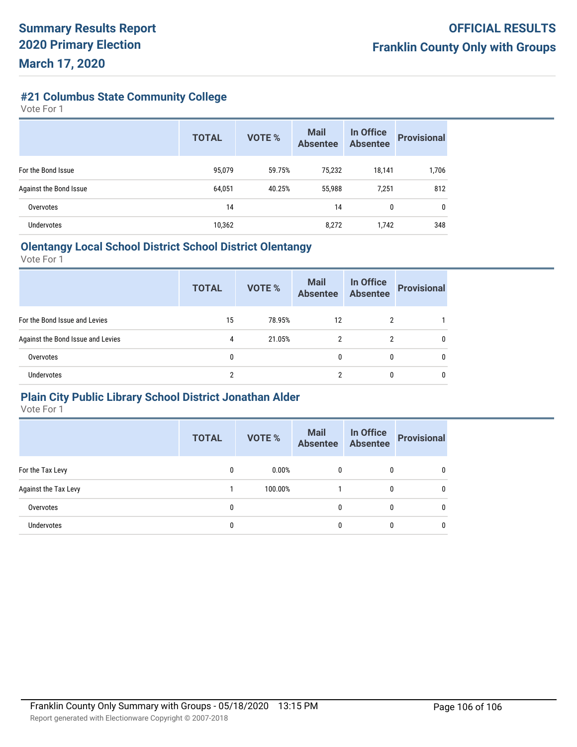## #21 Columbus State Community College

Vote For 1

| | TOTAL | VOTE % | Mail Absentee | In Office Absentee | Provisional |
|---|---|---|---|---|---|
| For the Bond Issue | 95,079 | 59.75% | 75,232 | 18,141 | 1,706 |
| Against the Bond Issue | 64,051 | 40.25% | 55,988 | 7,251 | 812 |
| Overvotes | 14 | | 14 | 0 | 0 |
| Undervotes | 10,362 | | 8,272 | 1,742 | 348 |

## Olentangy Local School District School District Olentangy

Vote For 1

| | TOTAL | VOTE % | Mail Absentee | In Office Absentee | Provisional |
|---|---|---|---|---|---|
| For the Bond Issue and Levies | 15 | 78.95% | 12 | 2 | 1 |
| Against the Bond Issue and Levies | 4 | 21.05% | 2 | 2 | 0 |
| Overvotes | 0 | | 0 | 0 | 0 |
| Undervotes | 2 | | 2 | 0 | 0 |

## Plain City Public Library School District Jonathan Alder

Vote For 1

| | TOTAL | VOTE % | Mail Absentee | In Office Absentee | Provisional |
|---|---|---|---|---|---|
| For the Tax Levy | 0 | 0.00% | 0 | 0 | 0 |
| Against the Tax Levy | 1 | 100.00% | 1 | 0 | 0 |
| Overvotes | 0 | | 0 | 0 | 0 |
| Undervotes | 0 | | 0 | 0 | 0 |